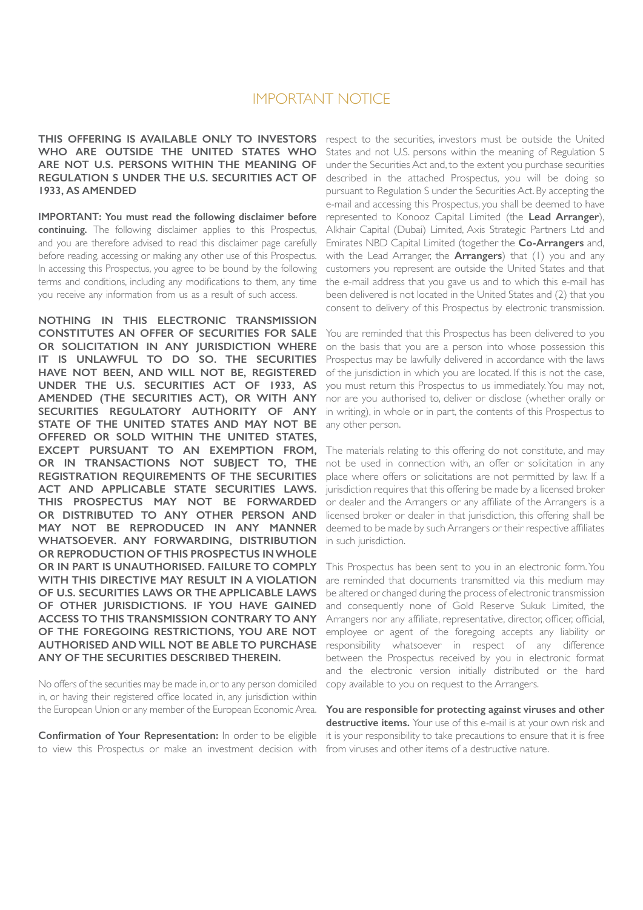# IMPORTANT NOTICE

**THIS OFFERING IS AVAILABLE ONLY TO INVESTORS WHO ARE OUTSIDE THE UNITED STATES WHO ARE NOT U.S. PERSONS WITHIN THE MEANING OF REGULATION S UNDER THE U.S. SECURITIES ACT OF 1933, AS AMENDED**

**IMPORTANT: You must read the following disclaimer before continuing.** The following disclaimer applies to this Prospectus, and you are therefore advised to read this disclaimer page carefully before reading, accessing or making any other use of this Prospectus. In accessing this Prospectus, you agree to be bound by the following terms and conditions, including any modifications to them, any time you receive any information from us as a result of such access.

**NOTHING IN THIS ELECTRONIC TRANSMISSION CONSTITUTES AN OFFER OF SECURITIES FOR SALE OR SOLICITATION IN ANY JURISDICTION WHERE IT IS UNLAWFUL TO DO SO. THE SECURITIES HAVE NOT BEEN, AND WILL NOT BE, REGISTERED UNDER THE U.S. SECURITIES ACT OF 1933, AS AMENDED (THE SECURITIES ACT), OR WITH ANY SECURITIES REGULATORY AUTHORITY OF ANY STATE OF THE UNITED STATES AND MAY NOT BE OFFERED OR SOLD WITHIN THE UNITED STATES, EXCEPT PURSUANT TO AN EXEMPTION FROM, OR IN TRANSACTIONS NOT SUBJECT TO, THE REGISTRATION REQUIREMENTS OF THE SECURITIES ACT AND APPLICABLE STATE SECURITIES LAWS. THIS PROSPECTUS MAY NOT BE FORWARDED OR DISTRIBUTED TO ANY OTHER PERSON AND MAY NOT BE REPRODUCED IN ANY MANNER WHATSOEVER. ANY FORWARDING, DISTRIBUTION OR REPRODUCTION OF THIS PROSPECTUS IN WHOLE OR IN PART IS UNAUTHORISED. FAILURE TO COMPLY WITH THIS DIRECTIVE MAY RESULT IN A VIOLATION OF U.S. SECURITIES LAWS OR THE APPLICABLE LAWS OF OTHER JURISDICTIONS. IF YOU HAVE GAINED ACCESS TO THIS TRANSMISSION CONTRARY TO ANY OF THE FOREGOING RESTRICTIONS, YOU ARE NOT AUTHORISED AND WILL NOT BE ABLE TO PURCHASE ANY OF THE SECURITIES DESCRIBED THEREIN.**

No offers of the securities may be made in, or to any person domiciled in, or having their registered office located in, any jurisdiction within the European Union or any member of the European Economic Area.

**Confirmation of Your Representation:** In order to be eligible to view this Prospectus or make an investment decision with respect to the securities, investors must be outside the United States and not U.S. persons within the meaning of Regulation S under the Securities Act and, to the extent you purchase securities described in the attached Prospectus, you will be doing so pursuant to Regulation S under the Securities Act. By accepting the e-mail and accessing this Prospectus, you shall be deemed to have represented to Konooz Capital Limited (the **Lead Arranger**), Alkhair Capital (Dubai) Limited, Axis Strategic Partners Ltd and Emirates NBD Capital Limited (together the **Co-Arrangers** and, with the Lead Arranger, the **Arrangers**) that (1) you and any customers you represent are outside the United States and that the e-mail address that you gave us and to which this e-mail has been delivered is not located in the United States and (2) that you consent to delivery of this Prospectus by electronic transmission.

You are reminded that this Prospectus has been delivered to you on the basis that you are a person into whose possession this Prospectus may be lawfully delivered in accordance with the laws of the jurisdiction in which you are located. If this is not the case, you must return this Prospectus to us immediately. You may not, nor are you authorised to, deliver or disclose (whether orally or in writing), in whole or in part, the contents of this Prospectus to any other person.

The materials relating to this offering do not constitute, and may not be used in connection with, an offer or solicitation in any place where offers or solicitations are not permitted by law. If a jurisdiction requires that this offering be made by a licensed broker or dealer and the Arrangers or any affiliate of the Arrangers is a licensed broker or dealer in that jurisdiction, this offering shall be deemed to be made by such Arrangers or their respective affiliates in such jurisdiction.

This Prospectus has been sent to you in an electronic form. You are reminded that documents transmitted via this medium may be altered or changed during the process of electronic transmission and consequently none of Gold Reserve Sukuk Limited, the Arrangers nor any affiliate, representative, director, officer, official, employee or agent of the foregoing accepts any liability or responsibility whatsoever in respect of any difference between the Prospectus received by you in electronic format and the electronic version initially distributed or the hard copy available to you on request to the Arrangers.

**You are responsible for protecting against viruses and other destructive items.** Your use of this e-mail is at your own risk and it is your responsibility to take precautions to ensure that it is free from viruses and other items of a destructive nature.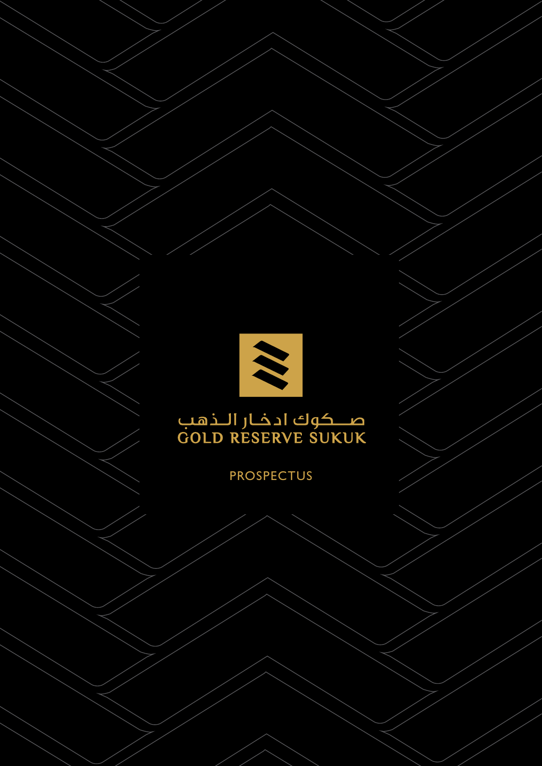صــكوك ادخـار الـذهب

# GOLD RESERVE SUKUK

PROSPECTUS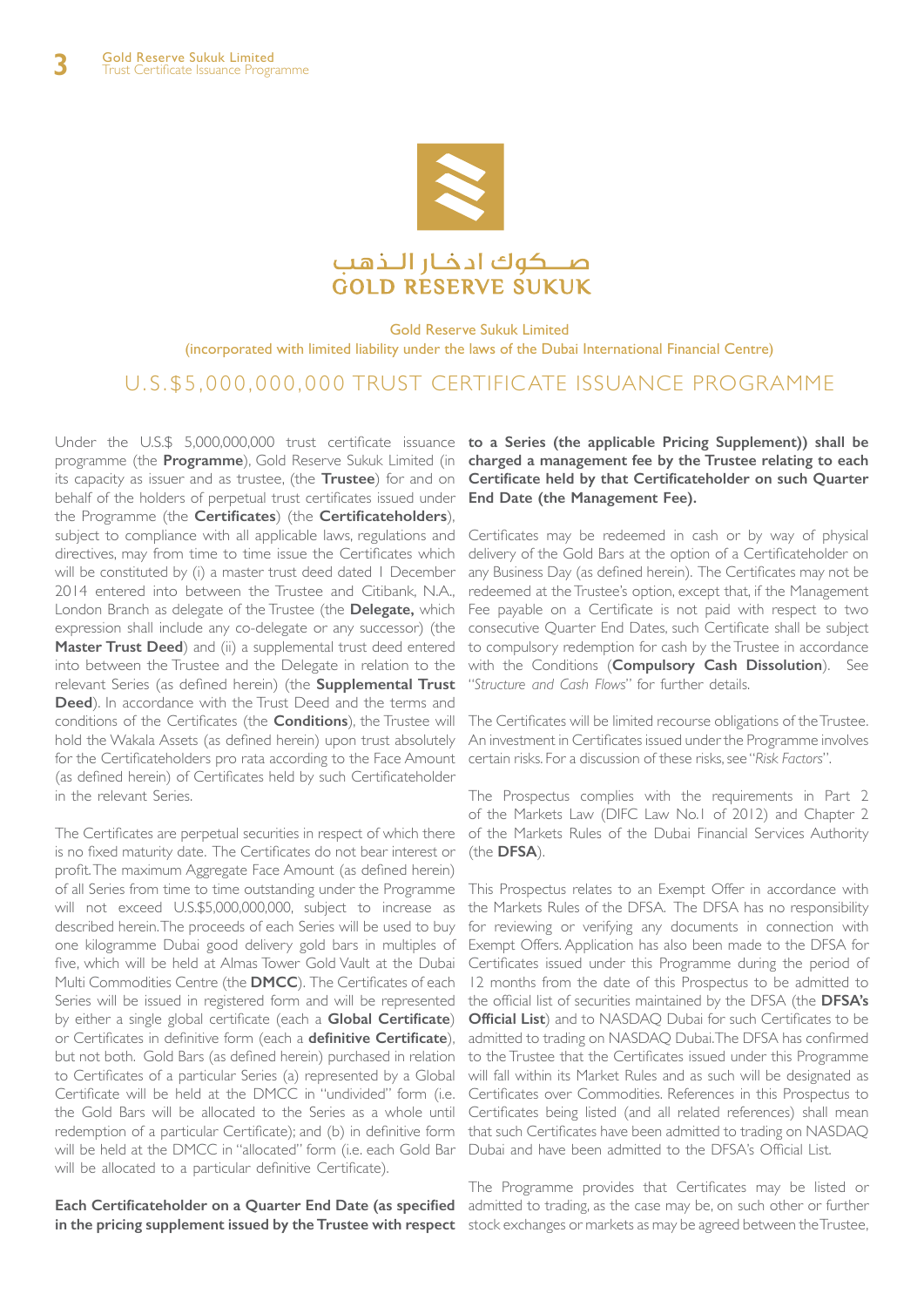صـــكوك ادخـار الـذهـب
GOLD RESERVE SUKUK

Gold Reserve Sukuk Limited
(incorporated with limited liability under the laws of the Dubai International Financial Centre)

# U.S.$5,000,000,000 TRUST CERTIFICATE ISSUANCE PROGRAMME

Under the U.S.$ 5,000,000,000 trust certificate issuance programme (the **Programme**), Gold Reserve Sukuk Limited (in its capacity as issuer and as trustee, (the **Trustee**) for and on behalf of the holders of perpetual trust certificates issued under the Programme (the **Certificates**) (the **Certificateholders**), subject to compliance with all applicable laws, regulations and directives, may from time to time issue the Certificates which will be constituted by (i) a master trust deed dated 1 December 2014 entered into between the Trustee and Citibank, N.A., London Branch as delegate of the Trustee (the **Delegate,** which expression shall include any co-delegate or any successor) (the **Master Trust Deed**) and (ii) a supplemental trust deed entered into between the Trustee and the Delegate in relation to the relevant Series (as defined herein) (the **Supplemental Trust Deed**). In accordance with the Trust Deed and the terms and conditions of the Certificates (the **Conditions**), the Trustee will hold the Wakala Assets (as defined herein) upon trust absolutely for the Certificateholders pro rata according to the Face Amount (as defined herein) of Certificates held by such Certificateholder in the relevant Series.

The Certificates are perpetual securities in respect of which there is no fixed maturity date. The Certificates do not bear interest or profit. The maximum Aggregate Face Amount (as defined herein) of all Series from time to time outstanding under the Programme will not exceed U.S.$5,000,000,000, subject to increase as described herein. The proceeds of each Series will be used to buy one kilogramme Dubai good delivery gold bars in multiples of five, which will be held at Almas Tower Gold Vault at the Dubai Multi Commodities Centre (the **DMCC**). The Certificates of each Series will be issued in registered form and will be represented by either a single global certificate (each a **Global Certificate**) or Certificates in definitive form (each a **definitive Certificate**), but not both. Gold Bars (as defined herein) purchased in relation to Certificates of a particular Series (a) represented by a Global Certificate will be held at the DMCC in "undivided" form (i.e. the Gold Bars will be allocated to the Series as a whole until redemption of a particular Certificate); and (b) in definitive form will be held at the DMCC in "allocated" form (i.e. each Gold Bar will be allocated to a particular definitive Certificate).

**Each Certificateholder on a Quarter End Date (as specified in the pricing supplement issued by the Trustee with respect to a Series (the applicable Pricing Supplement)) shall be charged a management fee by the Trustee relating to each Certificate held by that Certificateholder on such Quarter End Date (the Management Fee).**

Certificates may be redeemed in cash or by way of physical delivery of the Gold Bars at the option of a Certificateholder on any Business Day (as defined herein). The Certificates may not be redeemed at the Trustee's option, except that, if the Management Fee payable on a Certificate is not paid with respect to two consecutive Quarter End Dates, such Certificate shall be subject to compulsory redemption for cash by the Trustee in accordance with the Conditions (**Compulsory Cash Dissolution**). See "*Structure and Cash Flows*" for further details.

The Certificates will be limited recourse obligations of the Trustee. An investment in Certificates issued under the Programme involves certain risks. For a discussion of these risks, see "*Risk Factors*".

The Prospectus complies with the requirements in Part 2 of the Markets Law (DIFC Law No.1 of 2012) and Chapter 2 of the Markets Rules of the Dubai Financial Services Authority (the **DFSA**).

This Prospectus relates to an Exempt Offer in accordance with the Markets Rules of the DFSA. The DFSA has no responsibility for reviewing or verifying any documents in connection with Exempt Offers. Application has also been made to the DFSA for Certificates issued under this Programme during the period of 12 months from the date of this Prospectus to be admitted to the official list of securities maintained by the DFSA (the **DFSA's Official List**) and to NASDAQ Dubai for such Certificates to be admitted to trading on NASDAQ Dubai. The DFSA has confirmed to the Trustee that the Certificates issued under this Programme will fall within its Market Rules and as such will be designated as Certificates over Commodities. References in this Prospectus to Certificates being listed (and all related references) shall mean that such Certificates have been admitted to trading on NASDAQ Dubai and have been admitted to the DFSA's Official List.

The Programme provides that Certificates may be listed or admitted to trading, as the case may be, on such other or further stock exchanges or markets as may be agreed between the Trustee,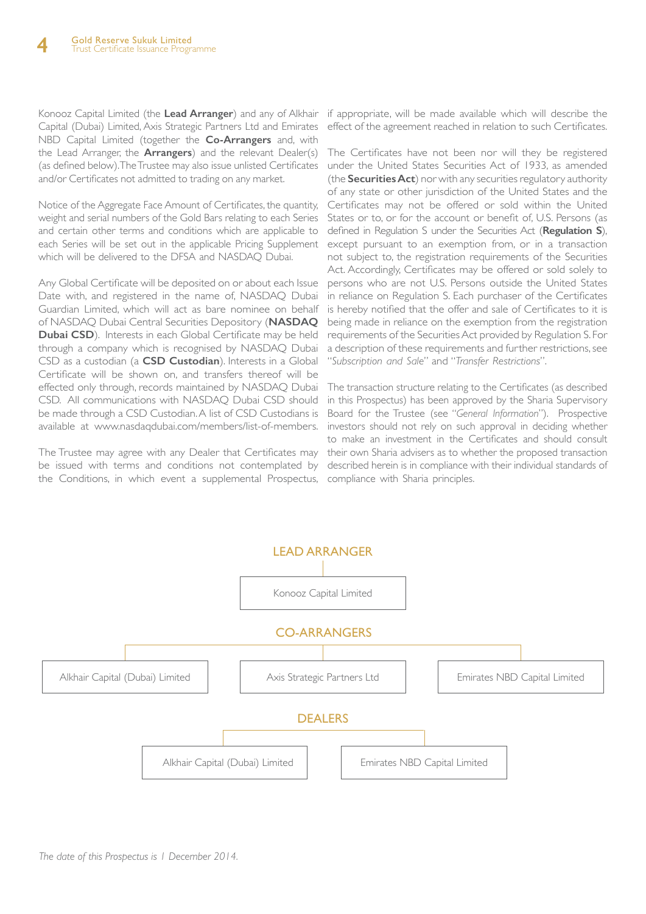Konooz Capital Limited (the **Lead Arranger**) and any of Alkhair Capital (Dubai) Limited, Axis Strategic Partners Ltd and Emirates NBD Capital Limited (together the **Co-Arrangers** and, with the Lead Arranger, the **Arrangers**) and the relevant Dealer(s) (as defined below). The Trustee may also issue unlisted Certificates and/or Certificates not admitted to trading on any market.

Notice of the Aggregate Face Amount of Certificates, the quantity, weight and serial numbers of the Gold Bars relating to each Series and certain other terms and conditions which are applicable to each Series will be set out in the applicable Pricing Supplement which will be delivered to the DFSA and NASDAQ Dubai.

Any Global Certificate will be deposited on or about each Issue Date with, and registered in the name of, NASDAQ Dubai Guardian Limited, which will act as bare nominee on behalf of NASDAQ Dubai Central Securities Depository (**NASDAQ Dubai CSD**). Interests in each Global Certificate may be held through a company which is recognised by NASDAQ Dubai CSD as a custodian (a **CSD Custodian**). Interests in a Global Certificate will be shown on, and transfers thereof will be effected only through, records maintained by NASDAQ Dubai CSD. All communications with NASDAQ Dubai CSD should be made through a CSD Custodian. A list of CSD Custodians is available at www.nasdaqdubai.com/members/list-of-members.

The Trustee may agree with any Dealer that Certificates may be issued with terms and conditions not contemplated by the Conditions, in which event a supplemental Prospectus, if appropriate, will be made available which will describe the effect of the agreement reached in relation to such Certificates.

The Certificates have not been nor will they be registered under the United States Securities Act of 1933, as amended (the **Securities Act**) nor with any securities regulatory authority of any state or other jurisdiction of the United States and the Certificates may not be offered or sold within the United States or to, or for the account or benefit of, U.S. Persons (as defined in Regulation S under the Securities Act (**Regulation S**), except pursuant to an exemption from, or in a transaction not subject to, the registration requirements of the Securities Act. Accordingly, Certificates may be offered or sold solely to persons who are not U.S. Persons outside the United States in reliance on Regulation S. Each purchaser of the Certificates is hereby notified that the offer and sale of Certificates to it is being made in reliance on the exemption from the registration requirements of the Securities Act provided by Regulation S. For a description of these requirements and further restrictions, see "*Subscription and Sale*" and "*Transfer Restrictions*".

The transaction structure relating to the Certificates (as described in this Prospectus) has been approved by the Sharia Supervisory Board for the Trustee (see "*General Information*"). Prospective investors should not rely on such approval in deciding whether to make an investment in the Certificates and should consult their own Sharia advisers as to whether the proposed transaction described herein is in compliance with their individual standards of compliance with Sharia principles.

## LEAD ARRANGER

Konooz Capital Limited

## CO-ARRANGERS

Alkhair Capital (Dubai) Limited

Axis Strategic Partners Ltd

Emirates NBD Capital Limited

## DEALERS

Alkhair Capital (Dubai) Limited

Emirates NBD Capital Limited

*The date of this Prospectus is 1 December 2014.*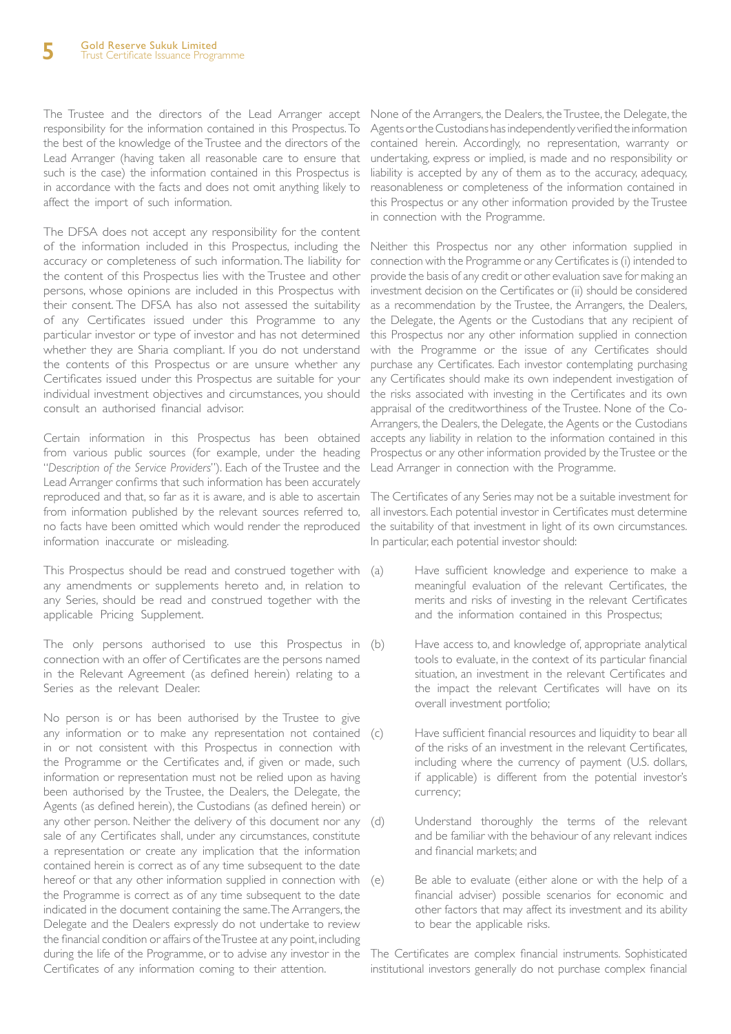The Trustee and the directors of the Lead Arranger accept responsibility for the information contained in this Prospectus. To the best of the knowledge of the Trustee and the directors of the Lead Arranger (having taken all reasonable care to ensure that such is the case) the information contained in this Prospectus is in accordance with the facts and does not omit anything likely to affect the import of such information.

The DFSA does not accept any responsibility for the content of the information included in this Prospectus, including the accuracy or completeness of such information. The liability for the content of this Prospectus lies with the Trustee and other persons, whose opinions are included in this Prospectus with their consent. The DFSA has also not assessed the suitability of any Certificates issued under this Programme to any particular investor or type of investor and has not determined whether they are Sharia compliant. If you do not understand the contents of this Prospectus or are unsure whether any Certificates issued under this Prospectus are suitable for your individual investment objectives and circumstances, you should consult an authorised financial advisor.

Certain information in this Prospectus has been obtained from various public sources (for example, under the heading "*Description of the Service Providers*"). Each of the Trustee and the Lead Arranger confirms that such information has been accurately reproduced and that, so far as it is aware, and is able to ascertain from information published by the relevant sources referred to, no facts have been omitted which would render the reproduced information inaccurate or misleading.

This Prospectus should be read and construed together with any amendments or supplements hereto and, in relation to any Series, should be read and construed together with the applicable Pricing Supplement.

The only persons authorised to use this Prospectus in connection with an offer of Certificates are the persons named in the Relevant Agreement (as defined herein) relating to a Series as the relevant Dealer.

No person is or has been authorised by the Trustee to give any information or to make any representation not contained in or not consistent with this Prospectus in connection with the Programme or the Certificates and, if given or made, such information or representation must not be relied upon as having been authorised by the Trustee, the Dealers, the Delegate, the Agents (as defined herein), the Custodians (as defined herein) or any other person. Neither the delivery of this document nor any sale of any Certificates shall, under any circumstances, constitute a representation or create any implication that the information contained herein is correct as of any time subsequent to the date hereof or that any other information supplied in connection with the Programme is correct as of any time subsequent to the date indicated in the document containing the same. The Arrangers, the Delegate and the Dealers expressly do not undertake to review the financial condition or affairs of the Trustee at any point, including during the life of the Programme, or to advise any investor in the Certificates of any information coming to their attention.

None of the Arrangers, the Dealers, the Trustee, the Delegate, the Agents or the Custodians has independently verified the information contained herein. Accordingly, no representation, warranty or undertaking, express or implied, is made and no responsibility or liability is accepted by any of them as to the accuracy, adequacy, reasonableness or completeness of the information contained in this Prospectus or any other information provided by the Trustee in connection with the Programme.

Neither this Prospectus nor any other information supplied in connection with the Programme or any Certificates is (i) intended to provide the basis of any credit or other evaluation save for making an investment decision on the Certificates or (ii) should be considered as a recommendation by the Trustee, the Arrangers, the Dealers, the Delegate, the Agents or the Custodians that any recipient of this Prospectus nor any other information supplied in connection with the Programme or the issue of any Certificates should purchase any Certificates. Each investor contemplating purchasing any Certificates should make its own independent investigation of the risks associated with investing in the Certificates and its own appraisal of the creditworthiness of the Trustee. None of the Co-Arrangers, the Dealers, the Delegate, the Agents or the Custodians accepts any liability in relation to the information contained in this Prospectus or any other information provided by the Trustee or the Lead Arranger in connection with the Programme.

The Certificates of any Series may not be a suitable investment for all investors. Each potential investor in Certificates must determine the suitability of that investment in light of its own circumstances. In particular, each potential investor should:

(a) Have sufficient knowledge and experience to make a meaningful evaluation of the relevant Certificates, the merits and risks of investing in the relevant Certificates and the information contained in this Prospectus;

(b) Have access to, and knowledge of, appropriate analytical tools to evaluate, in the context of its particular financial situation, an investment in the relevant Certificates and the impact the relevant Certificates will have on its overall investment portfolio;

(c) Have sufficient financial resources and liquidity to bear all of the risks of an investment in the relevant Certificates, including where the currency of payment (U.S. dollars, if applicable) is different from the potential investor's currency;

(d) Understand thoroughly the terms of the relevant and be familiar with the behaviour of any relevant indices and financial markets; and

(e) Be able to evaluate (either alone or with the help of a financial adviser) possible scenarios for economic and other factors that may affect its investment and its ability to bear the applicable risks.

The Certificates are complex financial instruments. Sophisticated institutional investors generally do not purchase complex financial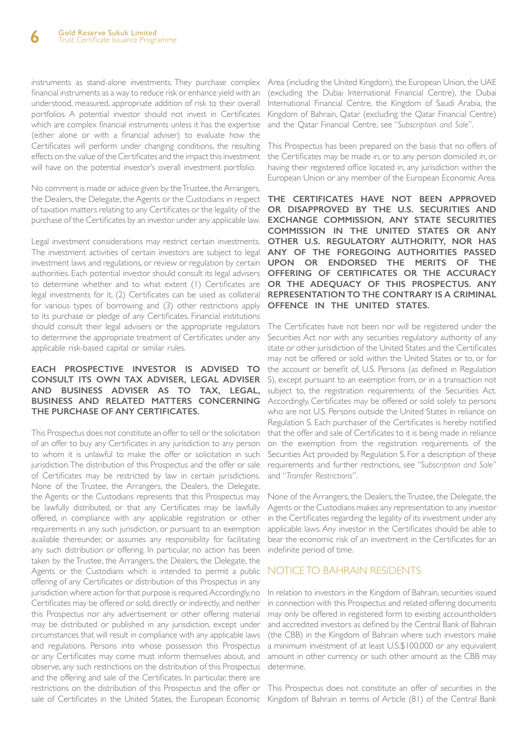instruments as stand-alone investments. They purchase complex financial instruments as a way to reduce risk or enhance yield with an understood, measured, appropriate addition of risk to their overall portfolios. A potential investor should not invest in Certificates which are complex financial instruments unless it has the expertise (either alone or with a financial adviser) to evaluate how the Certificates will perform under changing conditions, the resulting effects on the value of the Certificates and the impact this investment will have on the potential investor's overall investment portfolio.

No comment is made or advice given by the Trustee, the Arrangers, the Dealers, the Delegate, the Agents or the Custodians in respect of taxation matters relating to any Certificates or the legality of the purchase of the Certificates by an investor under any applicable law.

Legal investment considerations may restrict certain investments. The investment activities of certain investors are subject to legal investment laws and regulations, or review or regulation by certain authorities. Each potential investor should consult its legal advisers to determine whether and to what extent (1) Certificates are legal investments for it, (2) Certificates can be used as collateral for various types of borrowing and (3) other restrictions apply to its purchase or pledge of any Certificates. Financial institutions should consult their legal advisers or the appropriate regulators to determine the appropriate treatment of Certificates under any applicable risk-based capital or similar rules.

**EACH PROSPECTIVE INVESTOR IS ADVISED TO CONSULT ITS OWN TAX ADVISER, LEGAL ADVISER AND BUSINESS ADVISER AS TO TAX, LEGAL, BUSINESS AND RELATED MATTERS CONCERNING THE PURCHASE OF ANY CERTIFICATES.**

This Prospectus does not constitute an offer to sell or the solicitation of an offer to buy any Certificates in any jurisdiction to any person to whom it is unlawful to make the offer or solicitation in such jurisdiction. The distribution of this Prospectus and the offer or sale of Certificates may be restricted by law in certain jurisdictions. None of the Trustee, the Arrangers, the Dealers, the Delegate, the Agents or the Custodians represents that this Prospectus may be lawfully distributed, or that any Certificates may be lawfully offered, in compliance with any applicable registration or other requirements in any such jurisdiction, or pursuant to an exemption available thereunder, or assumes any responsibility for facilitating any such distribution or offering. In particular, no action has been taken by the Trustee, the Arrangers, the Dealers, the Delegate, the Agents or the Custodians which is intended to permit a public offering of any Certificates or distribution of this Prospectus in any jurisdiction where action for that purpose is required. Accordingly, no Certificates may be offered or sold, directly or indirectly, and neither this Prospectus nor any advertisement or other offering material may be distributed or published in any jurisdiction, except under circumstances that will result in compliance with any applicable laws and regulations. Persons into whose possession this Prospectus or any Certificates may come must inform themselves about, and observe, any such restrictions on the distribution of this Prospectus and the offering and sale of the Certificates. In particular, there are restrictions on the distribution of this Prospectus and the offer or sale of Certificates in the United States, the European Economic Area (including the United Kingdom), the European Union, the UAE (excluding the Dubai International Financial Centre), the Dubai International Financial Centre, the Kingdom of Saudi Arabia, the Kingdom of Bahrain, Qatar (excluding the Qatar Financial Centre) and the Qatar Financial Centre, see "*Subscription and Sale*".

This Prospectus has been prepared on the basis that no offers of the Certificates may be made in, or to any person domiciled in, or having their registered office located in, any jurisdiction within the European Union or any member of the European Economic Area.

**THE CERTIFICATES HAVE NOT BEEN APPROVED OR DISAPPROVED BY THE U.S. SECURITIES AND EXCHANGE COMMISSION, ANY STATE SECURITIES COMMISSION IN THE UNITED STATES OR ANY OTHER U.S. REGULATORY AUTHORITY, NOR HAS ANY OF THE FOREGOING AUTHORITIES PASSED UPON OR ENDORSED THE MERITS OF THE OFFERING OF CERTIFICATES OR THE ACCURACY OR THE ADEQUACY OF THIS PROSPECTUS. ANY REPRESENTATION TO THE CONTRARY IS A CRIMINAL OFFENCE IN THE UNITED STATES.**

The Certificates have not been nor will be registered under the Securities Act nor with any securities regulatory authority of any state or other jurisdiction of the United States and the Certificates may not be offered or sold within the United States or to, or for the account or benefit of, U.S. Persons (as defined in Regulation S), except pursuant to an exemption from, or in a transaction not subject to, the registration requirements of the Securities Act. Accordingly, Certificates may be offered or sold solely to persons who are not U.S. Persons outside the United States in reliance on Regulation S. Each purchaser of the Certificates is hereby notified that the offer and sale of Certificates to it is being made in reliance on the exemption from the registration requirements of the Securities Act provided by Regulation S. For a description of these requirements and further restrictions, see "*Subscription and Sale*" and "*Transfer Restrictions*".

None of the Arrangers, the Dealers, the Trustee, the Delegate, the Agents or the Custodians makes any representation to any investor in the Certificates regarding the legality of its investment under any applicable laws. Any investor in the Certificates should be able to bear the economic risk of an investment in the Certificates for an indefinite period of time.

## NOTICE TO BAHRAIN RESIDENTS

In relation to investors in the Kingdom of Bahrain, securities issued in connection with this Prospectus and related offering documents may only be offered in registered form to existing accountholders and accredited investors as defined by the Central Bank of Bahrain (the CBB) in the Kingdom of Bahrain where such investors make a minimum investment of at least U.S.$100,000 or any equivalent amount in other currency or such other amount as the CBB may determine.

This Prospectus does not constitute an offer of securities in the Kingdom of Bahrain in terms of Article (81) of the Central Bank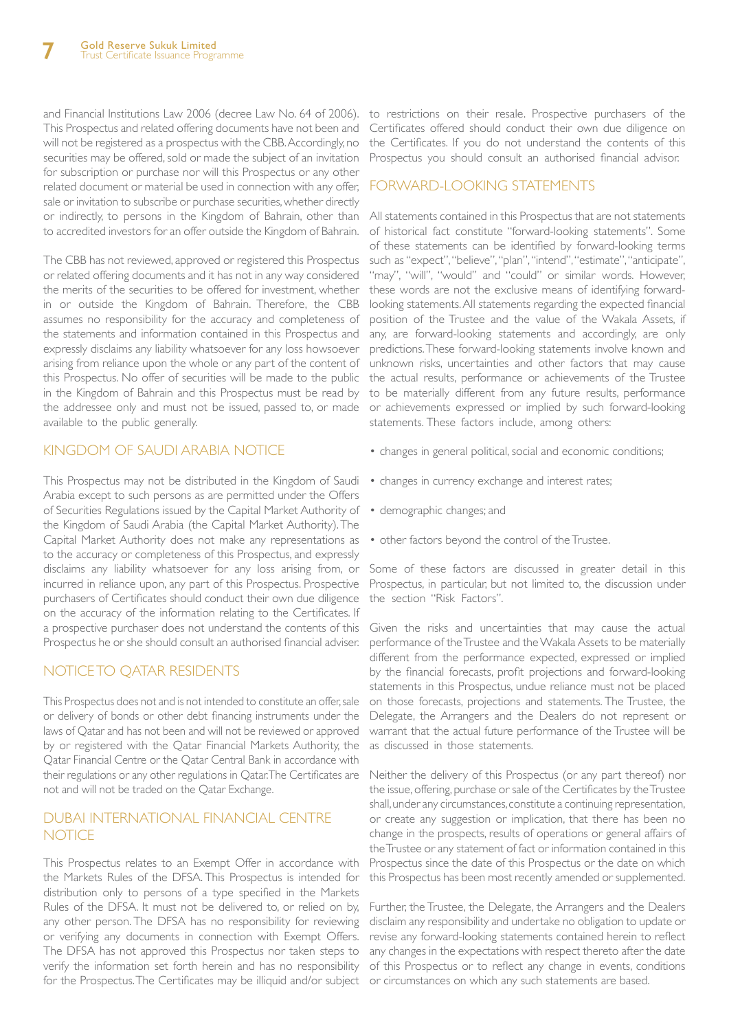and Financial Institutions Law 2006 (decree Law No. 64 of 2006). This Prospectus and related offering documents have not been and will not be registered as a prospectus with the CBB. Accordingly, no securities may be offered, sold or made the subject of an invitation for subscription or purchase nor will this Prospectus or any other related document or material be used in connection with any offer, sale or invitation to subscribe or purchase securities, whether directly or indirectly, to persons in the Kingdom of Bahrain, other than to accredited investors for an offer outside the Kingdom of Bahrain.

The CBB has not reviewed, approved or registered this Prospectus or related offering documents and it has not in any way considered the merits of the securities to be offered for investment, whether in or outside the Kingdom of Bahrain. Therefore, the CBB assumes no responsibility for the accuracy and completeness of the statements and information contained in this Prospectus and expressly disclaims any liability whatsoever for any loss howsoever arising from reliance upon the whole or any part of the content of this Prospectus. No offer of securities will be made to the public in the Kingdom of Bahrain and this Prospectus must be read by the addressee only and must not be issued, passed to, or made available to the public generally.

## KINGDOM OF SAUDI ARABIA NOTICE

This Prospectus may not be distributed in the Kingdom of Saudi Arabia except to such persons as are permitted under the Offers of Securities Regulations issued by the Capital Market Authority of the Kingdom of Saudi Arabia (the Capital Market Authority). The Capital Market Authority does not make any representations as to the accuracy or completeness of this Prospectus, and expressly disclaims any liability whatsoever for any loss arising from, or incurred in reliance upon, any part of this Prospectus. Prospective purchasers of Certificates should conduct their own due diligence on the accuracy of the information relating to the Certificates. If a prospective purchaser does not understand the contents of this Prospectus he or she should consult an authorised financial adviser.

## NOTICE TO QATAR RESIDENTS

This Prospectus does not and is not intended to constitute an offer, sale or delivery of bonds or other debt financing instruments under the laws of Qatar and has not been and will not be reviewed or approved by or registered with the Qatar Financial Markets Authority, the Qatar Financial Centre or the Qatar Central Bank in accordance with their regulations or any other regulations in Qatar. The Certificates are not and will not be traded on the Qatar Exchange.

## DUBAI INTERNATIONAL FINANCIAL CENTRE NOTICE

This Prospectus relates to an Exempt Offer in accordance with the Markets Rules of the DFSA. This Prospectus is intended for distribution only to persons of a type specified in the Markets Rules of the DFSA. It must not be delivered to, or relied on by, any other person. The DFSA has no responsibility for reviewing or verifying any documents in connection with Exempt Offers. The DFSA has not approved this Prospectus nor taken steps to verify the information set forth herein and has no responsibility for the Prospectus. The Certificates may be illiquid and/or subject to restrictions on their resale. Prospective purchasers of the Certificates offered should conduct their own due diligence on the Certificates. If you do not understand the contents of this Prospectus you should consult an authorised financial advisor.

## FORWARD-LOOKING STATEMENTS

All statements contained in this Prospectus that are not statements of historical fact constitute "forward-looking statements". Some of these statements can be identified by forward-looking terms such as "expect", "believe", "plan", "intend", "estimate", "anticipate", "may", "will", "would" and "could" or similar words. However, these words are not the exclusive means of identifying forward-looking statements. All statements regarding the expected financial position of the Trustee and the value of the Wakala Assets, if any, are forward-looking statements and accordingly, are only predictions. These forward-looking statements involve known and unknown risks, uncertainties and other factors that may cause the actual results, performance or achievements of the Trustee to be materially different from any future results, performance or achievements expressed or implied by such forward-looking statements. These factors include, among others:

- changes in general political, social and economic conditions;
- changes in currency exchange and interest rates;
- demographic changes; and
- other factors beyond the control of the Trustee.

Some of these factors are discussed in greater detail in this Prospectus, in particular, but not limited to, the discussion under the section "Risk Factors".

Given the risks and uncertainties that may cause the actual performance of the Trustee and the Wakala Assets to be materially different from the performance expected, expressed or implied by the financial forecasts, profit projections and forward-looking statements in this Prospectus, undue reliance must not be placed on those forecasts, projections and statements. The Trustee, the Delegate, the Arrangers and the Dealers do not represent or warrant that the actual future performance of the Trustee will be as discussed in those statements.

Neither the delivery of this Prospectus (or any part thereof) nor the issue, offering, purchase or sale of the Certificates by the Trustee shall, under any circumstances, constitute a continuing representation, or create any suggestion or implication, that there has been no change in the prospects, results of operations or general affairs of the Trustee or any statement of fact or information contained in this Prospectus since the date of this Prospectus or the date on which this Prospectus has been most recently amended or supplemented.

Further, the Trustee, the Delegate, the Arrangers and the Dealers disclaim any responsibility and undertake no obligation to update or revise any forward-looking statements contained herein to reflect any changes in the expectations with respect thereto after the date of this Prospectus or to reflect any change in events, conditions or circumstances on which any such statements are based.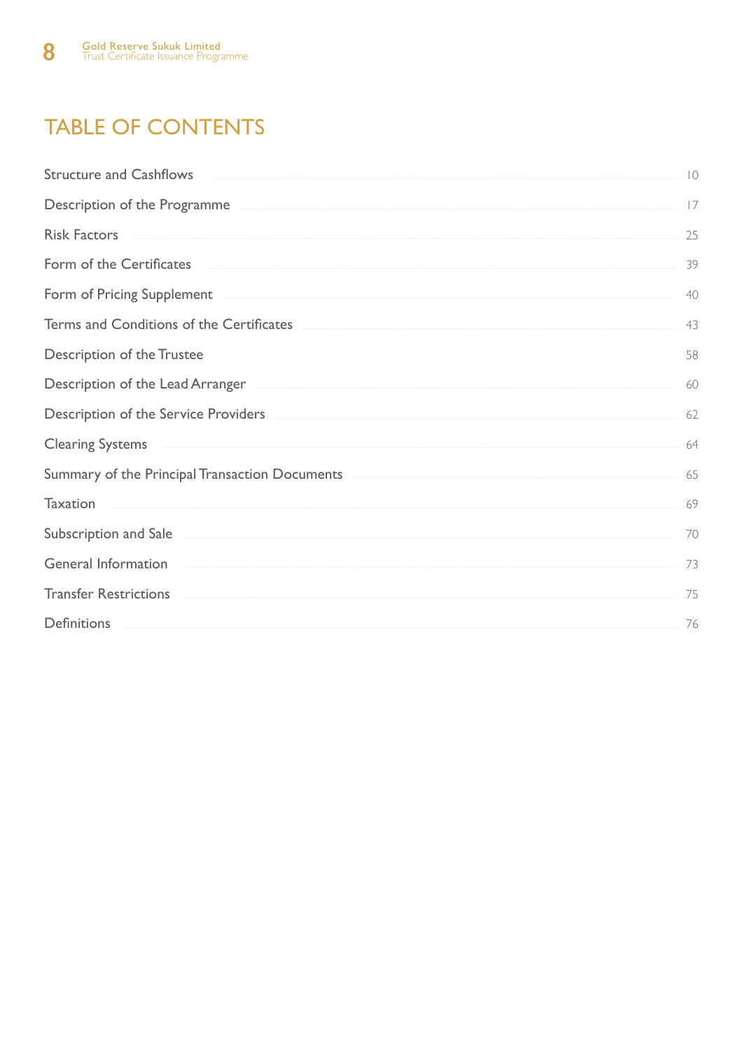# TABLE OF CONTENTS

| | |
|---|---|
| Structure and Cashflows | 10 |
| Description of the Programme | 17 |
| Risk Factors | 25 |
| Form of the Certificates | 39 |
| Form of Pricing Supplement | 40 |
| Terms and Conditions of the Certificates | 43 |
| Description of the Trustee | 58 |
| Description of the Lead Arranger | 60 |
| Description of the Service Providers | 62 |
| Clearing Systems | 64 |
| Summary of the Principal Transaction Documents | 65 |
| Taxation | 69 |
| Subscription and Sale | 70 |
| General Information | 73 |
| Transfer Restrictions | 75 |
| Definitions | 76 |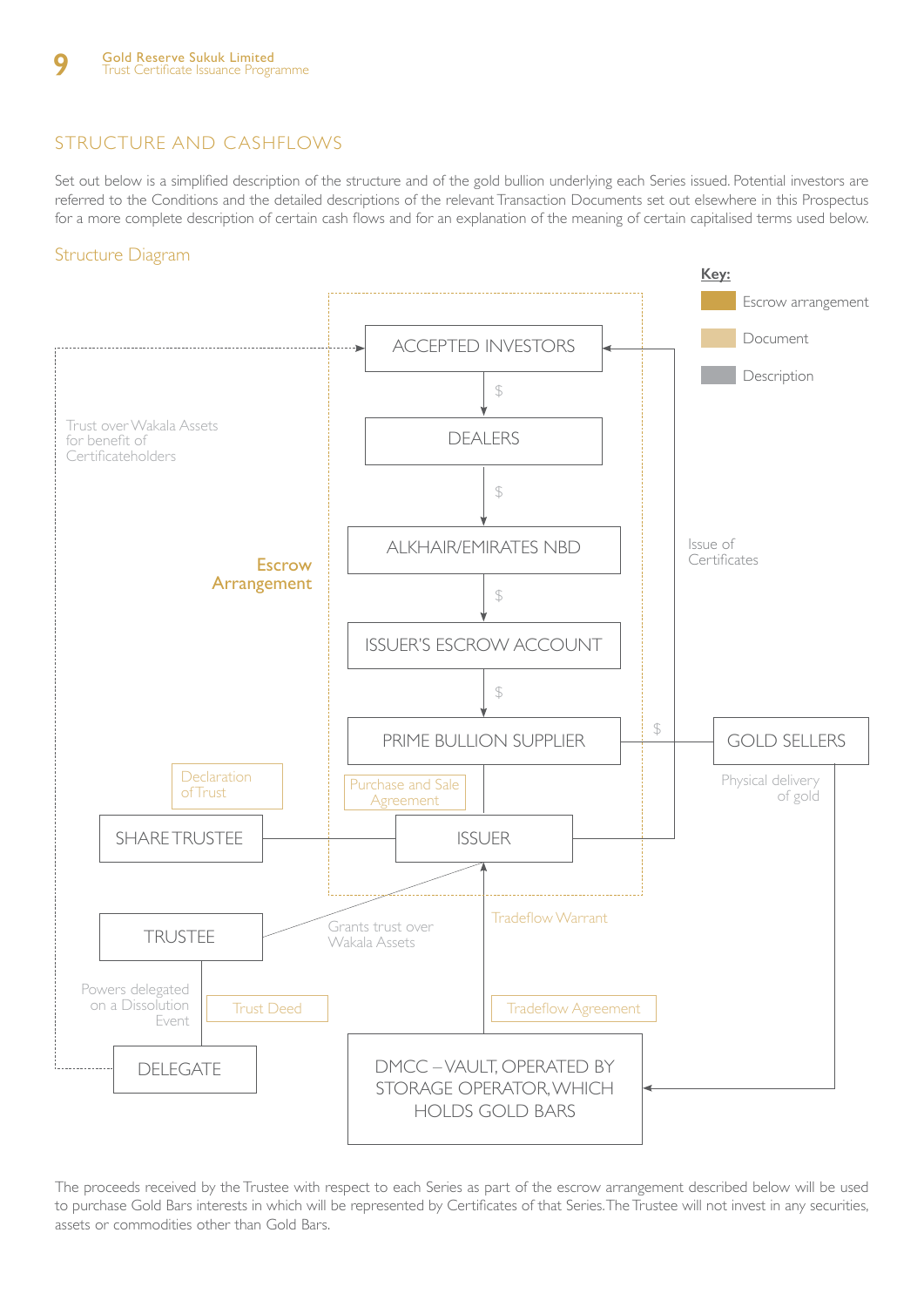## STRUCTURE AND CASHFLOWS

Set out below is a simplified description of the structure and of the gold bullion underlying each Series issued. Potential investors are referred to the Conditions and the detailed descriptions of the relevant Transaction Documents set out elsewhere in this Prospectus for a more complete description of certain cash flows and for an explanation of the meaning of certain capitalised terms used below.

### Structure Diagram

**Key:**

- Escrow arrangement
- Document
- Description

ACCEPTED INVESTORS → $ → DEALERS → $ → ALKHAIR/EMIRATES NBD → $ → ISSUER'S ESCROW ACCOUNT → $ → PRIME BULLION SUPPLIER

Escrow Arrangement

PRIME BULLION SUPPLIER — $ — GOLD SELLERS

Purchase and Sale Agreement

ISSUER — Issue of Certificates → ACCEPTED INVESTORS

SHARE TRUSTEE — Declaration of Trust — ISSUER

TRUSTEE — Grants trust over Wakala Assets — ISSUER

Trust over Wakala Assets for benefit of Certificateholders

TRUSTEE — Powers delegated on a Dissolution Event — Trust Deed — DELEGATE

GOLD SELLERS — Physical delivery of gold → DMCC – VAULT, OPERATED BY STORAGE OPERATOR, WHICH HOLDS GOLD BARS

DMCC – VAULT, OPERATED BY STORAGE OPERATOR, WHICH HOLDS GOLD BARS — Tradeflow Agreement — Tradeflow Warrant → ISSUER

The proceeds received by the Trustee with respect to each Series as part of the escrow arrangement described below will be used to purchase Gold Bars interests in which will be represented by Certificates of that Series. The Trustee will not invest in any securities, assets or commodities other than Gold Bars.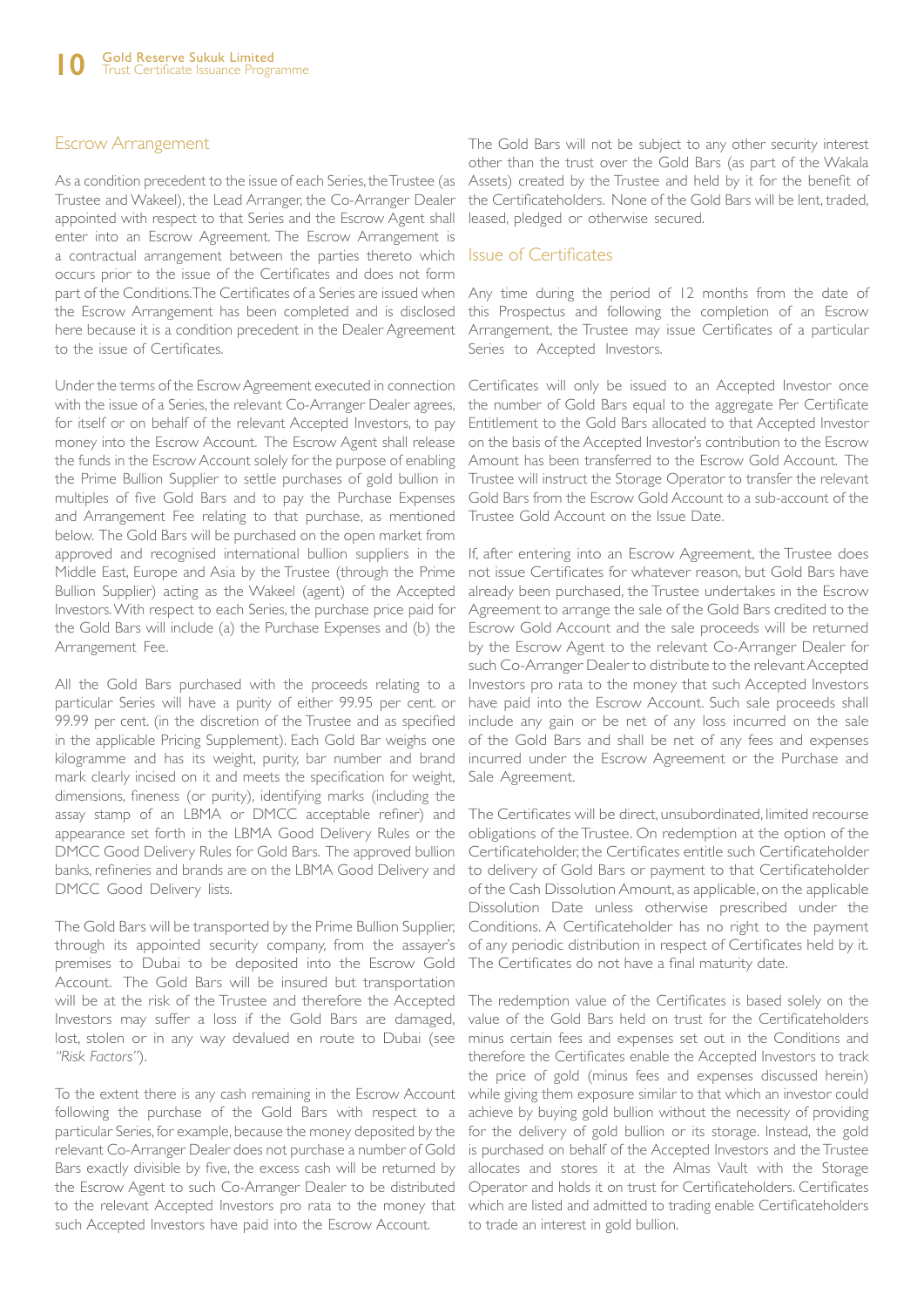## Escrow Arrangement

As a condition precedent to the issue of each Series, the Trustee (as Trustee and Wakeel), the Lead Arranger, the Co-Arranger Dealer appointed with respect to that Series and the Escrow Agent shall enter into an Escrow Agreement. The Escrow Arrangement is a contractual arrangement between the parties thereto which occurs prior to the issue of the Certificates and does not form part of the Conditions. The Certificates of a Series are issued when the Escrow Arrangement has been completed and is disclosed here because it is a condition precedent in the Dealer Agreement to the issue of Certificates.

Under the terms of the Escrow Agreement executed in connection with the issue of a Series, the relevant Co-Arranger Dealer agrees, for itself or on behalf of the relevant Accepted Investors, to pay money into the Escrow Account. The Escrow Agent shall release the funds in the Escrow Account solely for the purpose of enabling the Prime Bullion Supplier to settle purchases of gold bullion in multiples of five Gold Bars and to pay the Purchase Expenses and Arrangement Fee relating to that purchase, as mentioned below. The Gold Bars will be purchased on the open market from approved and recognised international bullion suppliers in the Middle East, Europe and Asia by the Trustee (through the Prime Bullion Supplier) acting as the Wakeel (agent) of the Accepted Investors. With respect to each Series, the purchase price paid for the Gold Bars will include (a) the Purchase Expenses and (b) the Arrangement Fee.

All the Gold Bars purchased with the proceeds relating to a particular Series will have a purity of either 99.95 per cent. or 99.99 per cent. (in the discretion of the Trustee and as specified in the applicable Pricing Supplement). Each Gold Bar weighs one kilogramme and has its weight, purity, bar number and brand mark clearly incised on it and meets the specification for weight, dimensions, fineness (or purity), identifying marks (including the assay stamp of an LBMA or DMCC acceptable refiner) and appearance set forth in the LBMA Good Delivery Rules or the DMCC Good Delivery Rules for Gold Bars. The approved bullion banks, refineries and brands are on the LBMA Good Delivery and DMCC Good Delivery lists.

The Gold Bars will be transported by the Prime Bullion Supplier, through its appointed security company, from the assayer's premises to Dubai to be deposited into the Escrow Gold Account. The Gold Bars will be insured but transportation will be at the risk of the Trustee and therefore the Accepted Investors may suffer a loss if the Gold Bars are damaged, lost, stolen or in any way devalued en route to Dubai (see *"Risk Factors"*).

To the extent there is any cash remaining in the Escrow Account following the purchase of the Gold Bars with respect to a particular Series, for example, because the money deposited by the relevant Co-Arranger Dealer does not purchase a number of Gold Bars exactly divisible by five, the excess cash will be returned by the Escrow Agent to such Co-Arranger Dealer to be distributed to the relevant Accepted Investors pro rata to the money that such Accepted Investors have paid into the Escrow Account.

The Gold Bars will not be subject to any other security interest other than the trust over the Gold Bars (as part of the Wakala Assets) created by the Trustee and held by it for the benefit of the Certificateholders. None of the Gold Bars will be lent, traded, leased, pledged or otherwise secured.

## Issue of Certificates

Any time during the period of 12 months from the date of this Prospectus and following the completion of an Escrow Arrangement, the Trustee may issue Certificates of a particular Series to Accepted Investors.

Certificates will only be issued to an Accepted Investor once the number of Gold Bars equal to the aggregate Per Certificate Entitlement to the Gold Bars allocated to that Accepted Investor on the basis of the Accepted Investor's contribution to the Escrow Amount has been transferred to the Escrow Gold Account. The Trustee will instruct the Storage Operator to transfer the relevant Gold Bars from the Escrow Gold Account to a sub-account of the Trustee Gold Account on the Issue Date.

If, after entering into an Escrow Agreement, the Trustee does not issue Certificates for whatever reason, but Gold Bars have already been purchased, the Trustee undertakes in the Escrow Agreement to arrange the sale of the Gold Bars credited to the Escrow Gold Account and the sale proceeds will be returned by the Escrow Agent to the relevant Co-Arranger Dealer for such Co-Arranger Dealer to distribute to the relevant Accepted Investors pro rata to the money that such Accepted Investors have paid into the Escrow Account. Such sale proceeds shall include any gain or be net of any loss incurred on the sale of the Gold Bars and shall be net of any fees and expenses incurred under the Escrow Agreement or the Purchase and Sale Agreement.

The Certificates will be direct, unsubordinated, limited recourse obligations of the Trustee. On redemption at the option of the Certificateholder, the Certificates entitle such Certificateholder to delivery of Gold Bars or payment to that Certificateholder of the Cash Dissolution Amount, as applicable, on the applicable Dissolution Date unless otherwise prescribed under the Conditions. A Certificateholder has no right to the payment of any periodic distribution in respect of Certificates held by it. The Certificates do not have a final maturity date.

The redemption value of the Certificates is based solely on the value of the Gold Bars held on trust for the Certificateholders minus certain fees and expenses set out in the Conditions and therefore the Certificates enable the Accepted Investors to track the price of gold (minus fees and expenses discussed herein) while giving them exposure similar to that which an investor could achieve by buying gold bullion without the necessity of providing for the delivery of gold bullion or its storage. Instead, the gold is purchased on behalf of the Accepted Investors and the Trustee allocates and stores it at the Almas Vault with the Storage Operator and holds it on trust for Certificateholders. Certificates which are listed and admitted to trading enable Certificateholders to trade an interest in gold bullion.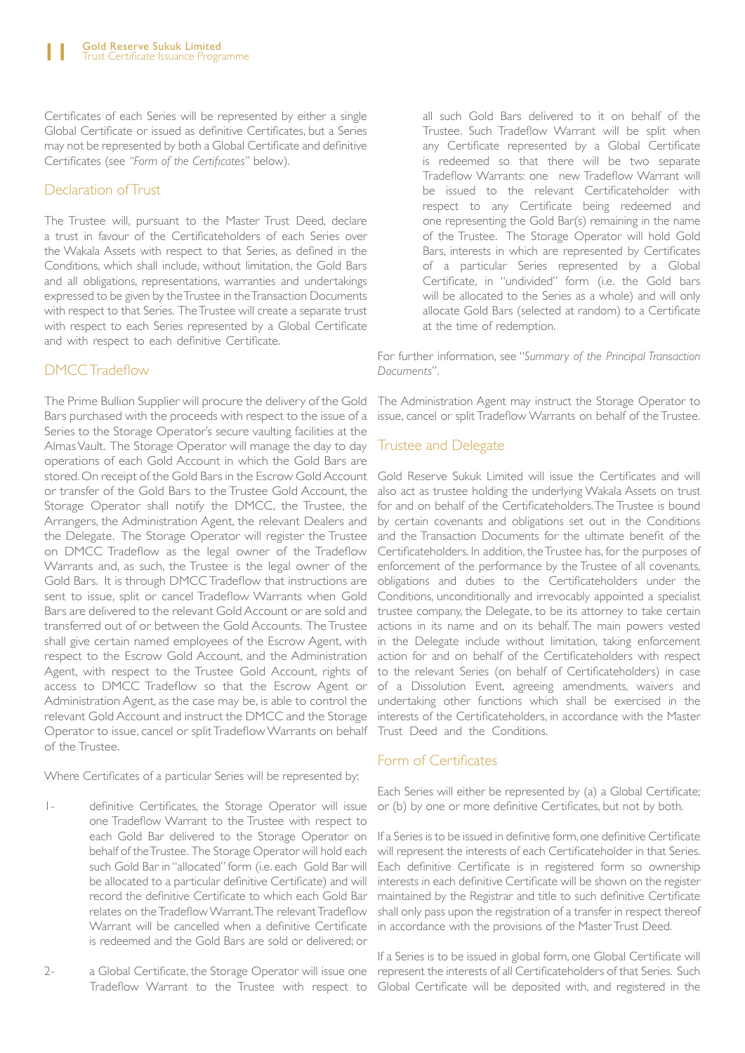Certificates of each Series will be represented by either a single Global Certificate or issued as definitive Certificates, but a Series may not be represented by both a Global Certificate and definitive Certificates (see *"Form of the Certificates"* below).

## Declaration of Trust

The Trustee will, pursuant to the Master Trust Deed, declare a trust in favour of the Certificateholders of each Series over the Wakala Assets with respect to that Series, as defined in the Conditions, which shall include, without limitation, the Gold Bars and all obligations, representations, warranties and undertakings expressed to be given by the Trustee in the Transaction Documents with respect to that Series. The Trustee will create a separate trust with respect to each Series represented by a Global Certificate and with respect to each definitive Certificate.

## DMCC Tradeflow

The Prime Bullion Supplier will procure the delivery of the Gold Bars purchased with the proceeds with respect to the issue of a Series to the Storage Operator's secure vaulting facilities at the Almas Vault. The Storage Operator will manage the day to day operations of each Gold Account in which the Gold Bars are stored. On receipt of the Gold Bars in the Escrow Gold Account or transfer of the Gold Bars to the Trustee Gold Account, the Storage Operator shall notify the DMCC, the Trustee, the Arrangers, the Administration Agent, the relevant Dealers and the Delegate. The Storage Operator will register the Trustee on DMCC Tradeflow as the legal owner of the Tradeflow Warrants and, as such, the Trustee is the legal owner of the Gold Bars. It is through DMCC Tradeflow that instructions are sent to issue, split or cancel Tradeflow Warrants when Gold Bars are delivered to the relevant Gold Account or are sold and transferred out of or between the Gold Accounts. The Trustee shall give certain named employees of the Escrow Agent, with respect to the Escrow Gold Account, and the Administration Agent, with respect to the Trustee Gold Account, rights of access to DMCC Tradeflow so that the Escrow Agent or Administration Agent, as the case may be, is able to control the relevant Gold Account and instruct the DMCC and the Storage Operator to issue, cancel or split Tradeflow Warrants on behalf of the Trustee.

Where Certificates of a particular Series will be represented by:

1- definitive Certificates, the Storage Operator will issue one Tradeflow Warrant to the Trustee with respect to each Gold Bar delivered to the Storage Operator on behalf of the Trustee. The Storage Operator will hold each such Gold Bar in "allocated" form (i.e. each Gold Bar will be allocated to a particular definitive Certificate) and will record the definitive Certificate to which each Gold Bar relates on the Tradeflow Warrant. The relevant Tradeflow Warrant will be cancelled when a definitive Certificate is redeemed and the Gold Bars are sold or delivered; or

2- a Global Certificate, the Storage Operator will issue one Tradeflow Warrant to the Trustee with respect to all such Gold Bars delivered to it on behalf of the Trustee. Such Tradeflow Warrant will be split when any Certificate represented by a Global Certificate is redeemed so that there will be two separate Tradeflow Warrants: one new Tradeflow Warrant will be issued to the relevant Certificateholder with respect to any Certificate being redeemed and one representing the Gold Bar(s) remaining in the name of the Trustee. The Storage Operator will hold Gold Bars, interests in which are represented by Certificates of a particular Series represented by a Global Certificate, in "undivided" form (i.e. the Gold bars will be allocated to the Series as a whole) and will only allocate Gold Bars (selected at random) to a Certificate at the time of redemption.

For further information, see "*Summary of the Principal Transaction Documents*".

The Administration Agent may instruct the Storage Operator to issue, cancel or split Tradeflow Warrants on behalf of the Trustee.

## Trustee and Delegate

Gold Reserve Sukuk Limited will issue the Certificates and will also act as trustee holding the underlying Wakala Assets on trust for and on behalf of the Certificateholders. The Trustee is bound by certain covenants and obligations set out in the Conditions and the Transaction Documents for the ultimate benefit of the Certificateholders. In addition, the Trustee has, for the purposes of enforcement of the performance by the Trustee of all covenants, obligations and duties to the Certificateholders under the Conditions, unconditionally and irrevocably appointed a specialist trustee company, the Delegate, to be its attorney to take certain actions in its name and on its behalf. The main powers vested in the Delegate include without limitation, taking enforcement action for and on behalf of the Certificateholders with respect to the relevant Series (on behalf of Certificateholders) in case of a Dissolution Event, agreeing amendments, waivers and undertaking other functions which shall be exercised in the interests of the Certificateholders, in accordance with the Master Trust Deed and the Conditions.

## Form of Certificates

Each Series will either be represented by (a) a Global Certificate; or (b) by one or more definitive Certificates, but not by both.

If a Series is to be issued in definitive form, one definitive Certificate will represent the interests of each Certificateholder in that Series. Each definitive Certificate is in registered form so ownership interests in each definitive Certificate will be shown on the register maintained by the Registrar and title to such definitive Certificate shall only pass upon the registration of a transfer in respect thereof in accordance with the provisions of the Master Trust Deed.

If a Series is to be issued in global form, one Global Certificate will represent the interests of all Certificateholders of that Series. Such Global Certificate will be deposited with, and registered in the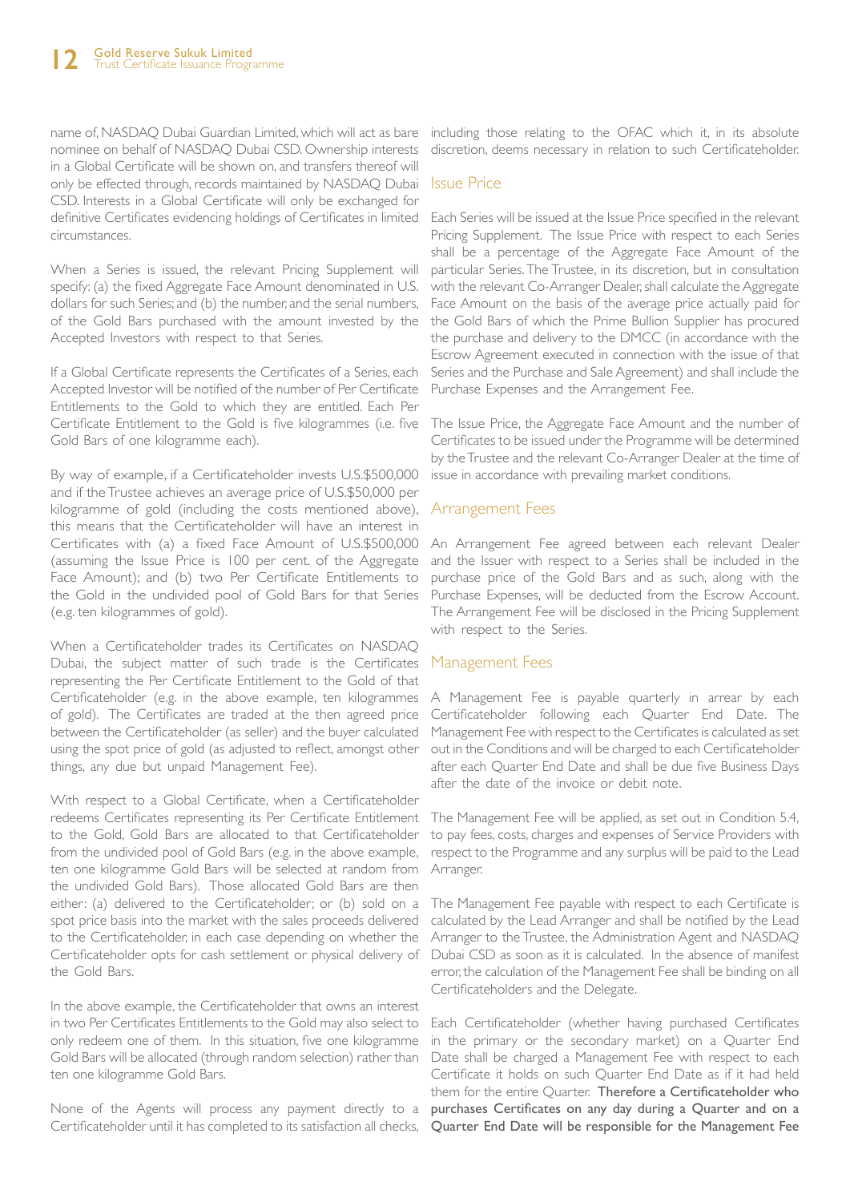name of, NASDAQ Dubai Guardian Limited, which will act as bare nominee on behalf of NASDAQ Dubai CSD. Ownership interests in a Global Certificate will be shown on, and transfers thereof will only be effected through, records maintained by NASDAQ Dubai CSD. Interests in a Global Certificate will only be exchanged for definitive Certificates evidencing holdings of Certificates in limited circumstances.

When a Series is issued, the relevant Pricing Supplement will specify: (a) the fixed Aggregate Face Amount denominated in U.S. dollars for such Series; and (b) the number, and the serial numbers, of the Gold Bars purchased with the amount invested by the Accepted Investors with respect to that Series.

If a Global Certificate represents the Certificates of a Series, each Accepted Investor will be notified of the number of Per Certificate Entitlements to the Gold to which they are entitled. Each Per Certificate Entitlement to the Gold is five kilogrammes (i.e. five Gold Bars of one kilogramme each).

By way of example, if a Certificateholder invests U.S.$500,000 and if the Trustee achieves an average price of U.S.$50,000 per kilogramme of gold (including the costs mentioned above), this means that the Certificateholder will have an interest in Certificates with (a) a fixed Face Amount of U.S.$500,000 (assuming the Issue Price is 100 per cent. of the Aggregate Face Amount); and (b) two Per Certificate Entitlements to the Gold in the undivided pool of Gold Bars for that Series (e.g. ten kilogrammes of gold).

When a Certificateholder trades its Certificates on NASDAQ Dubai, the subject matter of such trade is the Certificates representing the Per Certificate Entitlement to the Gold of that Certificateholder (e.g. in the above example, ten kilogrammes of gold). The Certificates are traded at the then agreed price between the Certificateholder (as seller) and the buyer calculated using the spot price of gold (as adjusted to reflect, amongst other things, any due but unpaid Management Fee).

With respect to a Global Certificate, when a Certificateholder redeems Certificates representing its Per Certificate Entitlement to the Gold, Gold Bars are allocated to that Certificateholder from the undivided pool of Gold Bars (e.g. in the above example, ten one kilogramme Gold Bars will be selected at random from the undivided Gold Bars). Those allocated Gold Bars are then either: (a) delivered to the Certificateholder; or (b) sold on a spot price basis into the market with the sales proceeds delivered to the Certificateholder, in each case depending on whether the Certificateholder opts for cash settlement or physical delivery of the Gold Bars.

In the above example, the Certificateholder that owns an interest in two Per Certificates Entitlements to the Gold may also select to only redeem one of them. In this situation, five one kilogramme Gold Bars will be allocated (through random selection) rather than ten one kilogramme Gold Bars.

None of the Agents will process any payment directly to a Certificateholder until it has completed to its satisfaction all checks, including those relating to the OFAC which it, in its absolute discretion, deems necessary in relation to such Certificateholder.

## Issue Price

Each Series will be issued at the Issue Price specified in the relevant Pricing Supplement. The Issue Price with respect to each Series shall be a percentage of the Aggregate Face Amount of the particular Series. The Trustee, in its discretion, but in consultation with the relevant Co-Arranger Dealer, shall calculate the Aggregate Face Amount on the basis of the average price actually paid for the Gold Bars of which the Prime Bullion Supplier has procured the purchase and delivery to the DMCC (in accordance with the Escrow Agreement executed in connection with the issue of that Series and the Purchase and Sale Agreement) and shall include the Purchase Expenses and the Arrangement Fee.

The Issue Price, the Aggregate Face Amount and the number of Certificates to be issued under the Programme will be determined by the Trustee and the relevant Co-Arranger Dealer at the time of issue in accordance with prevailing market conditions.

## Arrangement Fees

An Arrangement Fee agreed between each relevant Dealer and the Issuer with respect to a Series shall be included in the purchase price of the Gold Bars and as such, along with the Purchase Expenses, will be deducted from the Escrow Account. The Arrangement Fee will be disclosed in the Pricing Supplement with respect to the Series.

## Management Fees

A Management Fee is payable quarterly in arrear by each Certificateholder following each Quarter End Date. The Management Fee with respect to the Certificates is calculated as set out in the Conditions and will be charged to each Certificateholder after each Quarter End Date and shall be due five Business Days after the date of the invoice or debit note.

The Management Fee will be applied, as set out in Condition 5.4, to pay fees, costs, charges and expenses of Service Providers with respect to the Programme and any surplus will be paid to the Lead Arranger.

The Management Fee payable with respect to each Certificate is calculated by the Lead Arranger and shall be notified by the Lead Arranger to the Trustee, the Administration Agent and NASDAQ Dubai CSD as soon as it is calculated. In the absence of manifest error, the calculation of the Management Fee shall be binding on all Certificateholders and the Delegate.

Each Certificateholder (whether having purchased Certificates in the primary or the secondary market) on a Quarter End Date shall be charged a Management Fee with respect to each Certificate it holds on such Quarter End Date as if it had held them for the entire Quarter. **Therefore a Certificateholder who purchases Certificates on any day during a Quarter and on a Quarter End Date will be responsible for the Management Fee**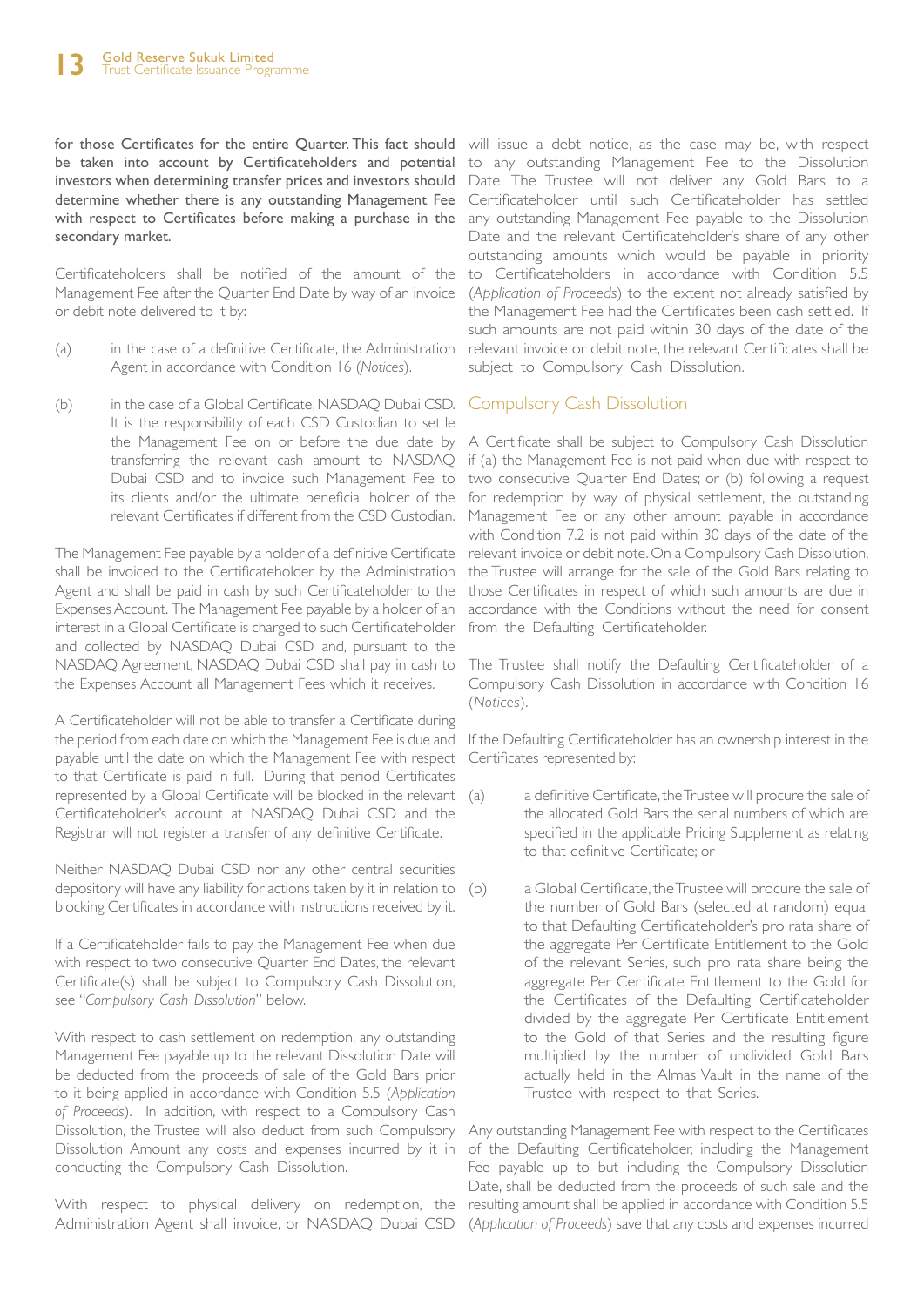**for those Certificates for the entire Quarter. This fact should be taken into account by Certificateholders and potential investors when determining transfer prices and investors should determine whether there is any outstanding Management Fee with respect to Certificates before making a purchase in the secondary market.**

Certificateholders shall be notified of the amount of the Management Fee after the Quarter End Date by way of an invoice or debit note delivered to it by:

(a) in the case of a definitive Certificate, the Administration Agent in accordance with Condition 16 (*Notices*).

(b) in the case of a Global Certificate, NASDAQ Dubai CSD. It is the responsibility of each CSD Custodian to settle the Management Fee on or before the due date by transferring the relevant cash amount to NASDAQ Dubai CSD and to invoice such Management Fee to its clients and/or the ultimate beneficial holder of the relevant Certificates if different from the CSD Custodian.

The Management Fee payable by a holder of a definitive Certificate shall be invoiced to the Certificateholder by the Administration Agent and shall be paid in cash by such Certificateholder to the Expenses Account. The Management Fee payable by a holder of an interest in a Global Certificate is charged to such Certificateholder and collected by NASDAQ Dubai CSD and, pursuant to the NASDAQ Agreement, NASDAQ Dubai CSD shall pay in cash to the Expenses Account all Management Fees which it receives.

A Certificateholder will not be able to transfer a Certificate during the period from each date on which the Management Fee is due and payable until the date on which the Management Fee with respect to that Certificate is paid in full. During that period Certificates represented by a Global Certificate will be blocked in the relevant Certificateholder's account at NASDAQ Dubai CSD and the Registrar will not register a transfer of any definitive Certificate.

Neither NASDAQ Dubai CSD nor any other central securities depository will have any liability for actions taken by it in relation to blocking Certificates in accordance with instructions received by it.

If a Certificateholder fails to pay the Management Fee when due with respect to two consecutive Quarter End Dates, the relevant Certificate(s) shall be subject to Compulsory Cash Dissolution, see "*Compulsory Cash Dissolution*" below.

With respect to cash settlement on redemption, any outstanding Management Fee payable up to the relevant Dissolution Date will be deducted from the proceeds of sale of the Gold Bars prior to it being applied in accordance with Condition 5.5 (*Application of Proceeds*). In addition, with respect to a Compulsory Cash Dissolution, the Trustee will also deduct from such Compulsory Dissolution Amount any costs and expenses incurred by it in conducting the Compulsory Cash Dissolution.

With respect to physical delivery on redemption, the Administration Agent shall invoice, or NASDAQ Dubai CSD will issue a debt notice, as the case may be, with respect to any outstanding Management Fee to the Dissolution Date. The Trustee will not deliver any Gold Bars to a Certificateholder until such Certificateholder has settled any outstanding Management Fee payable to the Dissolution Date and the relevant Certificateholder's share of any other outstanding amounts which would be payable in priority to Certificateholders in accordance with Condition 5.5 (*Application of Proceeds*) to the extent not already satisfied by the Management Fee had the Certificates been cash settled. If such amounts are not paid within 30 days of the date of the relevant invoice or debit note, the relevant Certificates shall be subject to Compulsory Cash Dissolution.

## Compulsory Cash Dissolution

A Certificate shall be subject to Compulsory Cash Dissolution if (a) the Management Fee is not paid when due with respect to two consecutive Quarter End Dates; or (b) following a request for redemption by way of physical settlement, the outstanding Management Fee or any other amount payable in accordance with Condition 7.2 is not paid within 30 days of the date of the relevant invoice or debit note. On a Compulsory Cash Dissolution, the Trustee will arrange for the sale of the Gold Bars relating to those Certificates in respect of which such amounts are due in accordance with the Conditions without the need for consent from the Defaulting Certificateholder.

The Trustee shall notify the Defaulting Certificateholder of a Compulsory Cash Dissolution in accordance with Condition 16 (*Notices*).

If the Defaulting Certificateholder has an ownership interest in the Certificates represented by:

(a) a definitive Certificate, the Trustee will procure the sale of the allocated Gold Bars the serial numbers of which are specified in the applicable Pricing Supplement as relating to that definitive Certificate; or

(b) a Global Certificate, the Trustee will procure the sale of the number of Gold Bars (selected at random) equal to that Defaulting Certificateholder's pro rata share of the aggregate Per Certificate Entitlement to the Gold of the relevant Series, such pro rata share being the aggregate Per Certificate Entitlement to the Gold for the Certificates of the Defaulting Certificateholder divided by the aggregate Per Certificate Entitlement to the Gold of that Series and the resulting figure multiplied by the number of undivided Gold Bars actually held in the Almas Vault in the name of the Trustee with respect to that Series.

Any outstanding Management Fee with respect to the Certificates of the Defaulting Certificateholder, including the Management Fee payable up to but including the Compulsory Dissolution Date, shall be deducted from the proceeds of such sale and the resulting amount shall be applied in accordance with Condition 5.5 (*Application of Proceeds*) save that any costs and expenses incurred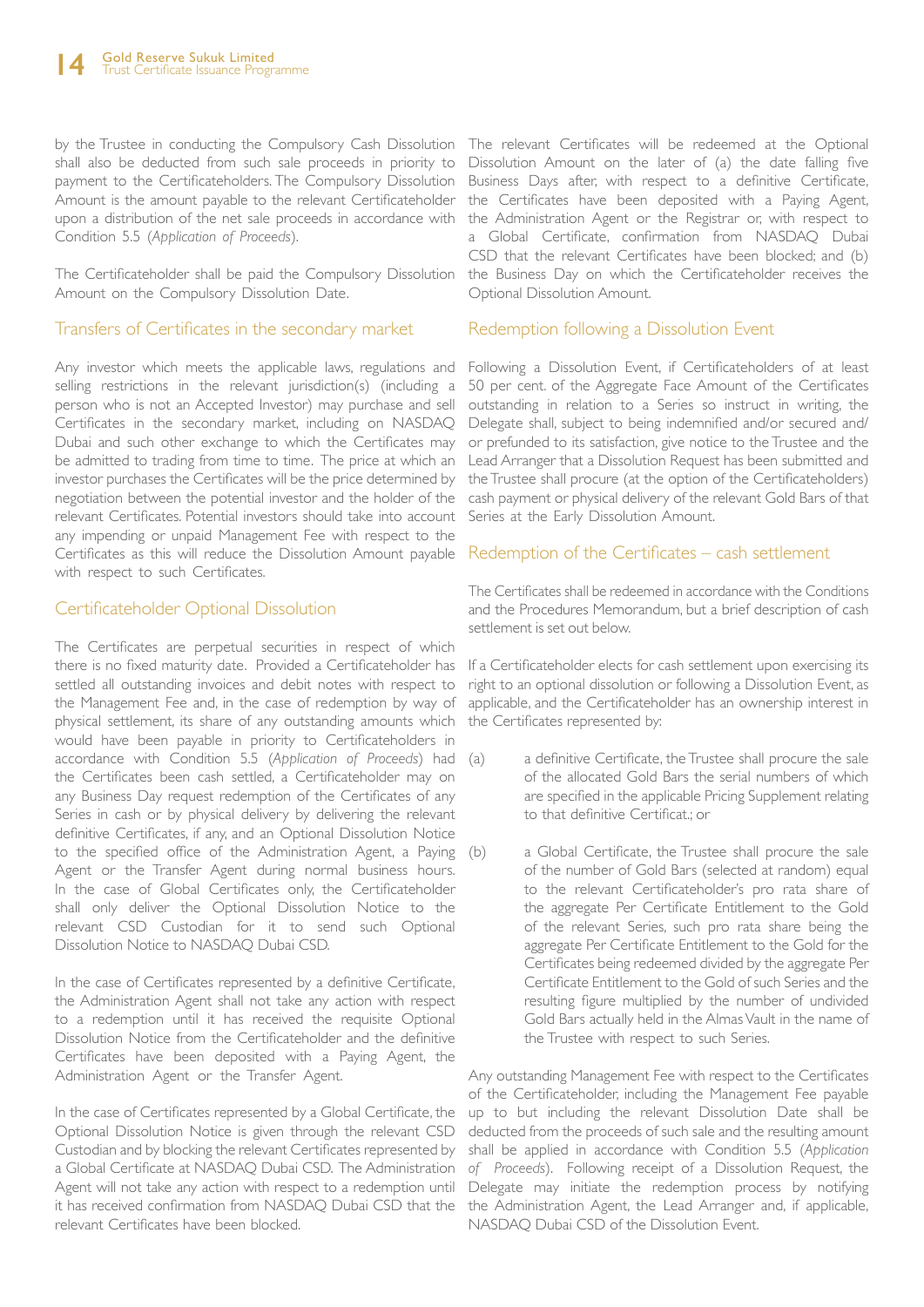by the Trustee in conducting the Compulsory Cash Dissolution shall also be deducted from such sale proceeds in priority to payment to the Certificateholders. The Compulsory Dissolution Amount is the amount payable to the relevant Certificateholder upon a distribution of the net sale proceeds in accordance with Condition 5.5 (*Application of Proceeds*).

The Certificateholder shall be paid the Compulsory Dissolution Amount on the Compulsory Dissolution Date.

## Transfers of Certificates in the secondary market

Any investor which meets the applicable laws, regulations and selling restrictions in the relevant jurisdiction(s) (including a person who is not an Accepted Investor) may purchase and sell Certificates in the secondary market, including on NASDAQ Dubai and such other exchange to which the Certificates may be admitted to trading from time to time. The price at which an investor purchases the Certificates will be the price determined by negotiation between the potential investor and the holder of the relevant Certificates. Potential investors should take into account any impending or unpaid Management Fee with respect to the Certificates as this will reduce the Dissolution Amount payable with respect to such Certificates.

## Certificateholder Optional Dissolution

The Certificates are perpetual securities in respect of which there is no fixed maturity date. Provided a Certificateholder has settled all outstanding invoices and debit notes with respect to the Management Fee and, in the case of redemption by way of physical settlement, its share of any outstanding amounts which would have been payable in priority to Certificateholders in accordance with Condition 5.5 (*Application of Proceeds*) had the Certificates been cash settled, a Certificateholder may on any Business Day request redemption of the Certificates of any Series in cash or by physical delivery by delivering the relevant definitive Certificates, if any, and an Optional Dissolution Notice to the specified office of the Administration Agent, a Paying Agent or the Transfer Agent during normal business hours. In the case of Global Certificates only, the Certificateholder shall only deliver the Optional Dissolution Notice to the relevant CSD Custodian for it to send such Optional Dissolution Notice to NASDAQ Dubai CSD.

In the case of Certificates represented by a definitive Certificate, the Administration Agent shall not take any action with respect to a redemption until it has received the requisite Optional Dissolution Notice from the Certificateholder and the definitive Certificates have been deposited with a Paying Agent, the Administration Agent or the Transfer Agent.

In the case of Certificates represented by a Global Certificate, the Optional Dissolution Notice is given through the relevant CSD Custodian and by blocking the relevant Certificates represented by a Global Certificate at NASDAQ Dubai CSD. The Administration Agent will not take any action with respect to a redemption until it has received confirmation from NASDAQ Dubai CSD that the relevant Certificates have been blocked.

The relevant Certificates will be redeemed at the Optional Dissolution Amount on the later of (a) the date falling five Business Days after, with respect to a definitive Certificate, the Certificates have been deposited with a Paying Agent, the Administration Agent or the Registrar or, with respect to a Global Certificate, confirmation from NASDAQ Dubai CSD that the relevant Certificates have been blocked; and (b) the Business Day on which the Certificateholder receives the Optional Dissolution Amount.

## Redemption following a Dissolution Event

Following a Dissolution Event, if Certificateholders of at least 50 per cent. of the Aggregate Face Amount of the Certificates outstanding in relation to a Series so instruct in writing, the Delegate shall, subject to being indemnified and/or secured and/or prefunded to its satisfaction, give notice to the Trustee and the Lead Arranger that a Dissolution Request has been submitted and the Trustee shall procure (at the option of the Certificateholders) cash payment or physical delivery of the relevant Gold Bars of that Series at the Early Dissolution Amount.

## Redemption of the Certificates – cash settlement

The Certificates shall be redeemed in accordance with the Conditions and the Procedures Memorandum, but a brief description of cash settlement is set out below.

If a Certificateholder elects for cash settlement upon exercising its right to an optional dissolution or following a Dissolution Event, as applicable, and the Certificateholder has an ownership interest in the Certificates represented by:

(a) a definitive Certificate, the Trustee shall procure the sale of the allocated Gold Bars the serial numbers of which are specified in the applicable Pricing Supplement relating to that definitive Certificat.; or

(b) a Global Certificate, the Trustee shall procure the sale of the number of Gold Bars (selected at random) equal to the relevant Certificateholder's pro rata share of the aggregate Per Certificate Entitlement to the Gold of the relevant Series, such pro rata share being the aggregate Per Certificate Entitlement to the Gold for the Certificates being redeemed divided by the aggregate Per Certificate Entitlement to the Gold of such Series and the resulting figure multiplied by the number of undivided Gold Bars actually held in the Almas Vault in the name of the Trustee with respect to such Series.

Any outstanding Management Fee with respect to the Certificates of the Certificateholder, including the Management Fee payable up to but including the relevant Dissolution Date shall be deducted from the proceeds of such sale and the resulting amount shall be applied in accordance with Condition 5.5 (*Application of Proceeds*). Following receipt of a Dissolution Request, the Delegate may initiate the redemption process by notifying the Administration Agent, the Lead Arranger and, if applicable, NASDAQ Dubai CSD of the Dissolution Event.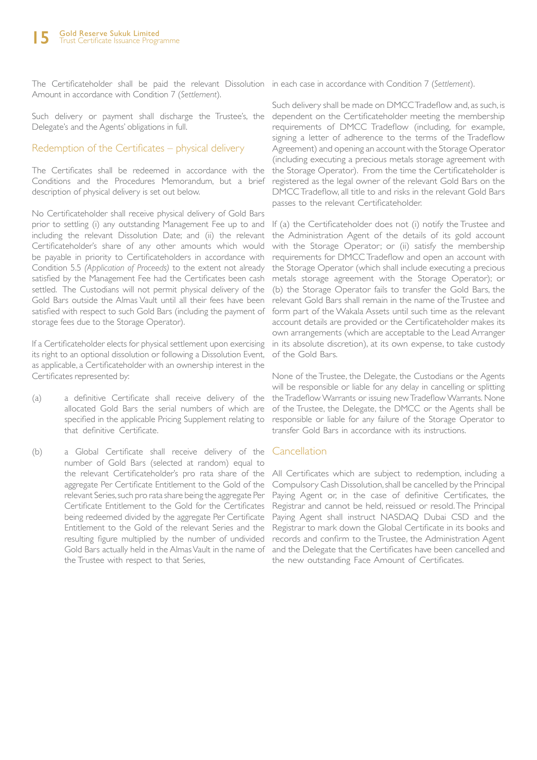The Certificateholder shall be paid the relevant Dissolution Amount in accordance with Condition 7 (*Settlement*).

Such delivery or payment shall discharge the Trustee's, the Delegate's and the Agents' obligations in full.

## Redemption of the Certificates – physical delivery

The Certificates shall be redeemed in accordance with the Conditions and the Procedures Memorandum, but a brief description of physical delivery is set out below.

No Certificateholder shall receive physical delivery of Gold Bars prior to settling (i) any outstanding Management Fee up to and including the relevant Dissolution Date; and (ii) the relevant Certificateholder's share of any other amounts which would be payable in priority to Certificateholders in accordance with Condition 5.5 *(Application of Proceeds)* to the extent not already satisfied by the Management Fee had the Certificates been cash settled. The Custodians will not permit physical delivery of the Gold Bars outside the Almas Vault until all their fees have been satisfied with respect to such Gold Bars (including the payment of storage fees due to the Storage Operator).

If a Certificateholder elects for physical settlement upon exercising its right to an optional dissolution or following a Dissolution Event, as applicable, a Certificateholder with an ownership interest in the Certificates represented by:

(a) a definitive Certificate shall receive delivery of the allocated Gold Bars the serial numbers of which are specified in the applicable Pricing Supplement relating to that definitive Certificate.

(b) a Global Certificate shall receive delivery of the number of Gold Bars (selected at random) equal to the relevant Certificateholder's pro rata share of the aggregate Per Certificate Entitlement to the Gold of the relevant Series, such pro rata share being the aggregate Per Certificate Entitlement to the Gold for the Certificates being redeemed divided by the aggregate Per Certificate Entitlement to the Gold of the relevant Series and the resulting figure multiplied by the number of undivided Gold Bars actually held in the Almas Vault in the name of the Trustee with respect to that Series,

in each case in accordance with Condition 7 (*Settlement*).

Such delivery shall be made on DMCC Tradeflow and, as such, is dependent on the Certificateholder meeting the membership requirements of DMCC Tradeflow (including, for example, signing a letter of adherence to the terms of the Tradeflow Agreement) and opening an account with the Storage Operator (including executing a precious metals storage agreement with the Storage Operator). From the time the Certificateholder is registered as the legal owner of the relevant Gold Bars on the DMCC Tradeflow, all title to and risks in the relevant Gold Bars passes to the relevant Certificateholder.

If (a) the Certificateholder does not (i) notify the Trustee and the Administration Agent of the details of its gold account with the Storage Operator; or (ii) satisfy the membership requirements for DMCC Tradeflow and open an account with the Storage Operator (which shall include executing a precious metals storage agreement with the Storage Operator); or (b) the Storage Operator fails to transfer the Gold Bars, the relevant Gold Bars shall remain in the name of the Trustee and form part of the Wakala Assets until such time as the relevant account details are provided or the Certificateholder makes its own arrangements (which are acceptable to the Lead Arranger in its absolute discretion), at its own expense, to take custody of the Gold Bars.

None of the Trustee, the Delegate, the Custodians or the Agents will be responsible or liable for any delay in cancelling or splitting the Tradeflow Warrants or issuing new Tradeflow Warrants. None of the Trustee, the Delegate, the DMCC or the Agents shall be responsible or liable for any failure of the Storage Operator to transfer Gold Bars in accordance with its instructions.

## Cancellation

All Certificates which are subject to redemption, including a Compulsory Cash Dissolution, shall be cancelled by the Principal Paying Agent or, in the case of definitive Certificates, the Registrar and cannot be held, reissued or resold. The Principal Paying Agent shall instruct NASDAQ Dubai CSD and the Registrar to mark down the Global Certificate in its books and records and confirm to the Trustee, the Administration Agent and the Delegate that the Certificates have been cancelled and the new outstanding Face Amount of Certificates.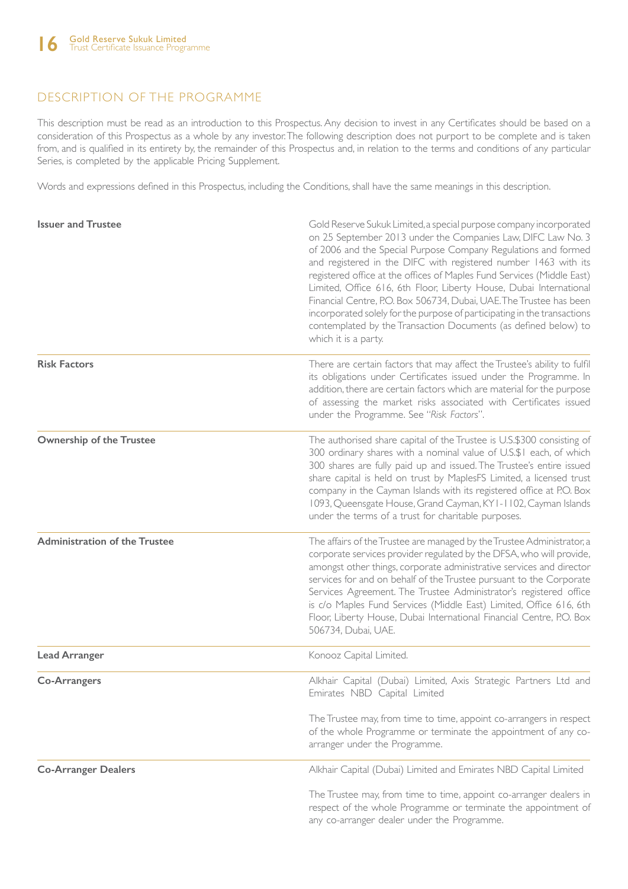## DESCRIPTION OF THE PROGRAMME

This description must be read as an introduction to this Prospectus. Any decision to invest in any Certificates should be based on a consideration of this Prospectus as a whole by any investor. The following description does not purport to be complete and is taken from, and is qualified in its entirety by, the remainder of this Prospectus and, in relation to the terms and conditions of any particular Series, is completed by the applicable Pricing Supplement.

Words and expressions defined in this Prospectus, including the Conditions, shall have the same meanings in this description.

| | |
|---|---|
| **Issuer and Trustee** | Gold Reserve Sukuk Limited, a special purpose company incorporated on 25 September 2013 under the Companies Law, DIFC Law No. 3 of 2006 and the Special Purpose Company Regulations and formed and registered in the DIFC with registered number 1463 with its registered office at the offices of Maples Fund Services (Middle East) Limited, Office 616, 6th Floor, Liberty House, Dubai International Financial Centre, P.O. Box 506734, Dubai, UAE. The Trustee has been incorporated solely for the purpose of participating in the transactions contemplated by the Transaction Documents (as defined below) to which it is a party. |
| **Risk Factors** | There are certain factors that may affect the Trustee's ability to fulfil its obligations under Certificates issued under the Programme. In addition, there are certain factors which are material for the purpose of assessing the market risks associated with Certificates issued under the Programme. See "*Risk Factors*". |
| **Ownership of the Trustee** | The authorised share capital of the Trustee is U.S.$300 consisting of 300 ordinary shares with a nominal value of U.S.$1 each, of which 300 shares are fully paid up and issued. The Trustee's entire issued share capital is held on trust by MaplesFS Limited, a licensed trust company in the Cayman Islands with its registered office at P.O. Box 1093, Queensgate House, Grand Cayman, KY1-1102, Cayman Islands under the terms of a trust for charitable purposes. |
| **Administration of the Trustee** | The affairs of the Trustee are managed by the Trustee Administrator, a corporate services provider regulated by the DFSA, who will provide, amongst other things, corporate administrative services and director services for and on behalf of the Trustee pursuant to the Corporate Services Agreement. The Trustee Administrator's registered office is c/o Maples Fund Services (Middle East) Limited, Office 616, 6th Floor, Liberty House, Dubai International Financial Centre, P.O. Box 506734, Dubai, UAE. |
| **Lead Arranger** | Konooz Capital Limited. |
| **Co-Arrangers** | Alkhair Capital (Dubai) Limited, Axis Strategic Partners Ltd and Emirates NBD Capital Limited<br><br>The Trustee may, from time to time, appoint co-arrangers in respect of the whole Programme or terminate the appointment of any co-arranger under the Programme. |
| **Co-Arranger Dealers** | Alkhair Capital (Dubai) Limited and Emirates NBD Capital Limited<br><br>The Trustee may, from time to time, appoint co-arranger dealers in respect of the whole Programme or terminate the appointment of any co-arranger dealer under the Programme. |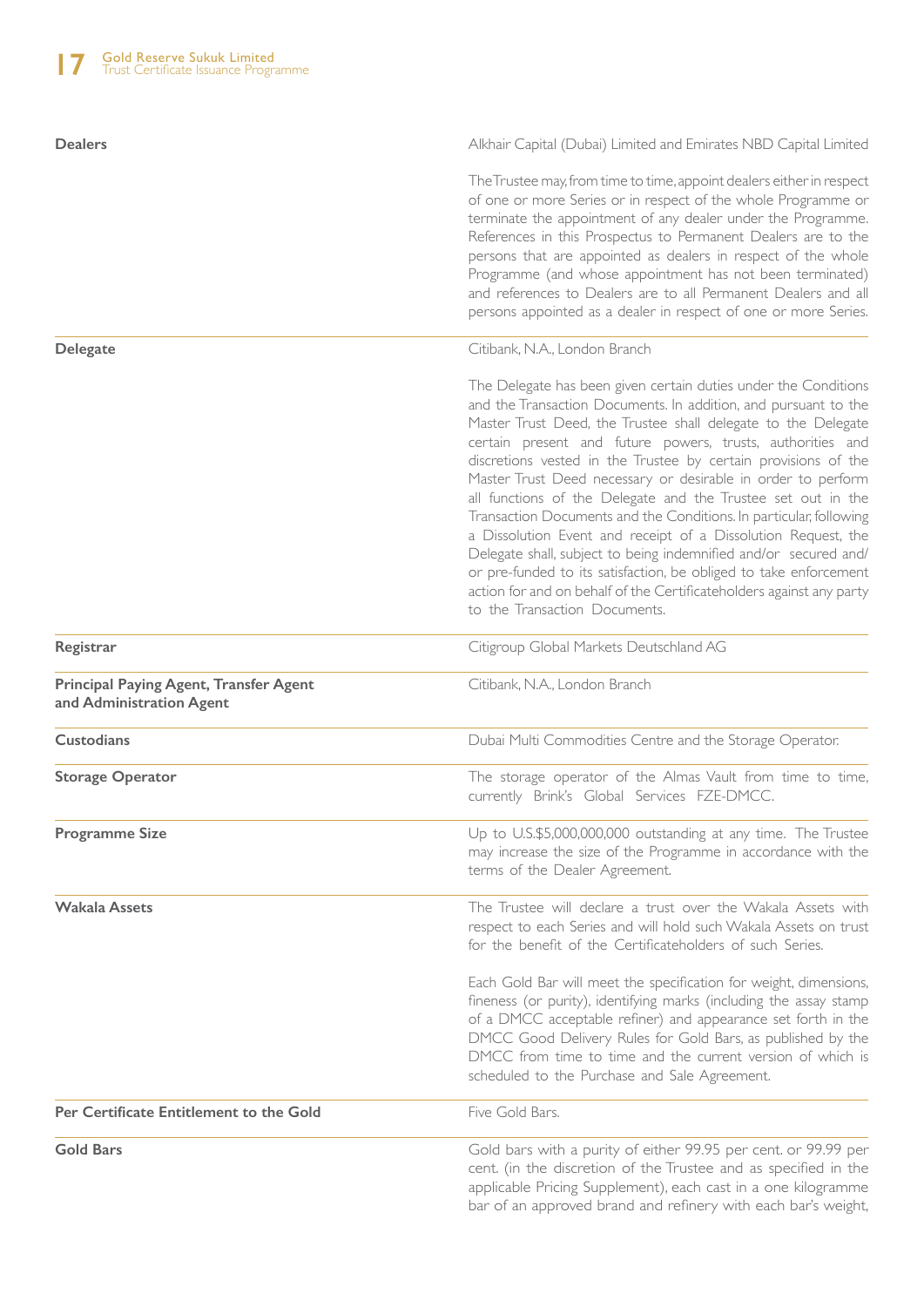| | |
|---|---|
| **Dealers** | Alkhair Capital (Dubai) Limited and Emirates NBD Capital Limited<br><br>The Trustee may, from time to time, appoint dealers either in respect of one or more Series or in respect of the whole Programme or terminate the appointment of any dealer under the Programme. References in this Prospectus to Permanent Dealers are to the persons that are appointed as dealers in respect of the whole Programme (and whose appointment has not been terminated) and references to Dealers are to all Permanent Dealers and all persons appointed as a dealer in respect of one or more Series. |
| **Delegate** | Citibank, N.A., London Branch<br><br>The Delegate has been given certain duties under the Conditions and the Transaction Documents. In addition, and pursuant to the Master Trust Deed, the Trustee shall delegate to the Delegate certain present and future powers, trusts, authorities and discretions vested in the Trustee by certain provisions of the Master Trust Deed necessary or desirable in order to perform all functions of the Delegate and the Trustee set out in the Transaction Documents and the Conditions. In particular, following a Dissolution Event and receipt of a Dissolution Request, the Delegate shall, subject to being indemnified and/or secured and/ or pre-funded to its satisfaction, be obliged to take enforcement action for and on behalf of the Certificateholders against any party to the Transaction Documents. |
| **Registrar** | Citigroup Global Markets Deutschland AG |
| **Principal Paying Agent, Transfer Agent and Administration Agent** | Citibank, N.A., London Branch |
| **Custodians** | Dubai Multi Commodities Centre and the Storage Operator. |
| **Storage Operator** | The storage operator of the Almas Vault from time to time, currently Brink's Global Services FZE-DMCC. |
| **Programme Size** | Up to U.S.$5,000,000,000 outstanding at any time. The Trustee may increase the size of the Programme in accordance with the terms of the Dealer Agreement. |
| **Wakala Assets** | The Trustee will declare a trust over the Wakala Assets with respect to each Series and will hold such Wakala Assets on trust for the benefit of the Certificateholders of such Series.<br><br>Each Gold Bar will meet the specification for weight, dimensions, fineness (or purity), identifying marks (including the assay stamp of a DMCC acceptable refiner) and appearance set forth in the DMCC Good Delivery Rules for Gold Bars, as published by the DMCC from time to time and the current version of which is scheduled to the Purchase and Sale Agreement. |
| **Per Certificate Entitlement to the Gold** | Five Gold Bars. |
| **Gold Bars** | Gold bars with a purity of either 99.95 per cent. or 99.99 per cent. (in the discretion of the Trustee and as specified in the applicable Pricing Supplement), each cast in a one kilogramme bar of an approved brand and refinery with each bar's weight, |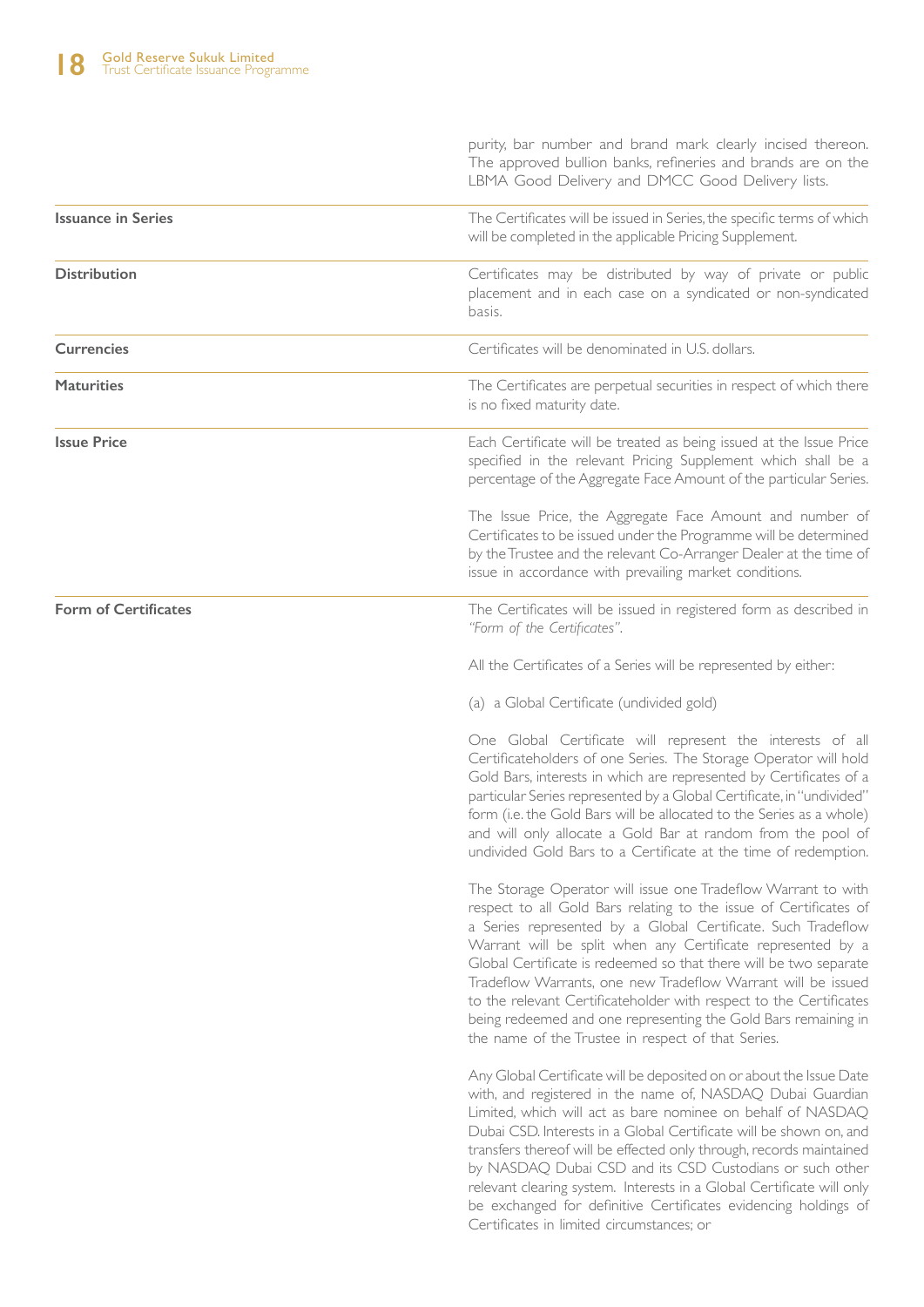| | |
|---|---|
| | purity, bar number and brand mark clearly incised thereon. The approved bullion banks, refineries and brands are on the LBMA Good Delivery and DMCC Good Delivery lists. |
| **Issuance in Series** | The Certificates will be issued in Series, the specific terms of which will be completed in the applicable Pricing Supplement. |
| **Distribution** | Certificates may be distributed by way of private or public placement and in each case on a syndicated or non-syndicated basis. |
| **Currencies** | Certificates will be denominated in U.S. dollars. |
| **Maturities** | The Certificates are perpetual securities in respect of which there is no fixed maturity date. |
| **Issue Price** | Each Certificate will be treated as being issued at the Issue Price specified in the relevant Pricing Supplement which shall be a percentage of the Aggregate Face Amount of the particular Series.<br><br>The Issue Price, the Aggregate Face Amount and number of Certificates to be issued under the Programme will be determined by the Trustee and the relevant Co-Arranger Dealer at the time of issue in accordance with prevailing market conditions. |
| **Form of Certificates** | The Certificates will be issued in registered form as described in *"Form of the Certificates"*.<br><br>All the Certificates of a Series will be represented by either:<br><br>(a) a Global Certificate (undivided gold)<br><br>One Global Certificate will represent the interests of all Certificateholders of one Series. The Storage Operator will hold Gold Bars, interests in which are represented by Certificates of a particular Series represented by a Global Certificate, in "undivided" form (i.e. the Gold Bars will be allocated to the Series as a whole) and will only allocate a Gold Bar at random from the pool of undivided Gold Bars to a Certificate at the time of redemption.<br><br>The Storage Operator will issue one Tradeflow Warrant to with respect to all Gold Bars relating to the issue of Certificates of a Series represented by a Global Certificate. Such Tradeflow Warrant will be split when any Certificate represented by a Global Certificate is redeemed so that there will be two separate Tradeflow Warrants, one new Tradeflow Warrant will be issued to the relevant Certificateholder with respect to the Certificates being redeemed and one representing the Gold Bars remaining in the name of the Trustee in respect of that Series.<br><br>Any Global Certificate will be deposited on or about the Issue Date with, and registered in the name of, NASDAQ Dubai Guardian Limited, which will act as bare nominee on behalf of NASDAQ Dubai CSD. Interests in a Global Certificate will be shown on, and transfers thereof will be effected only through, records maintained by NASDAQ Dubai CSD and its CSD Custodians or such other relevant clearing system. Interests in a Global Certificate will only be exchanged for definitive Certificates evidencing holdings of Certificates in limited circumstances; or |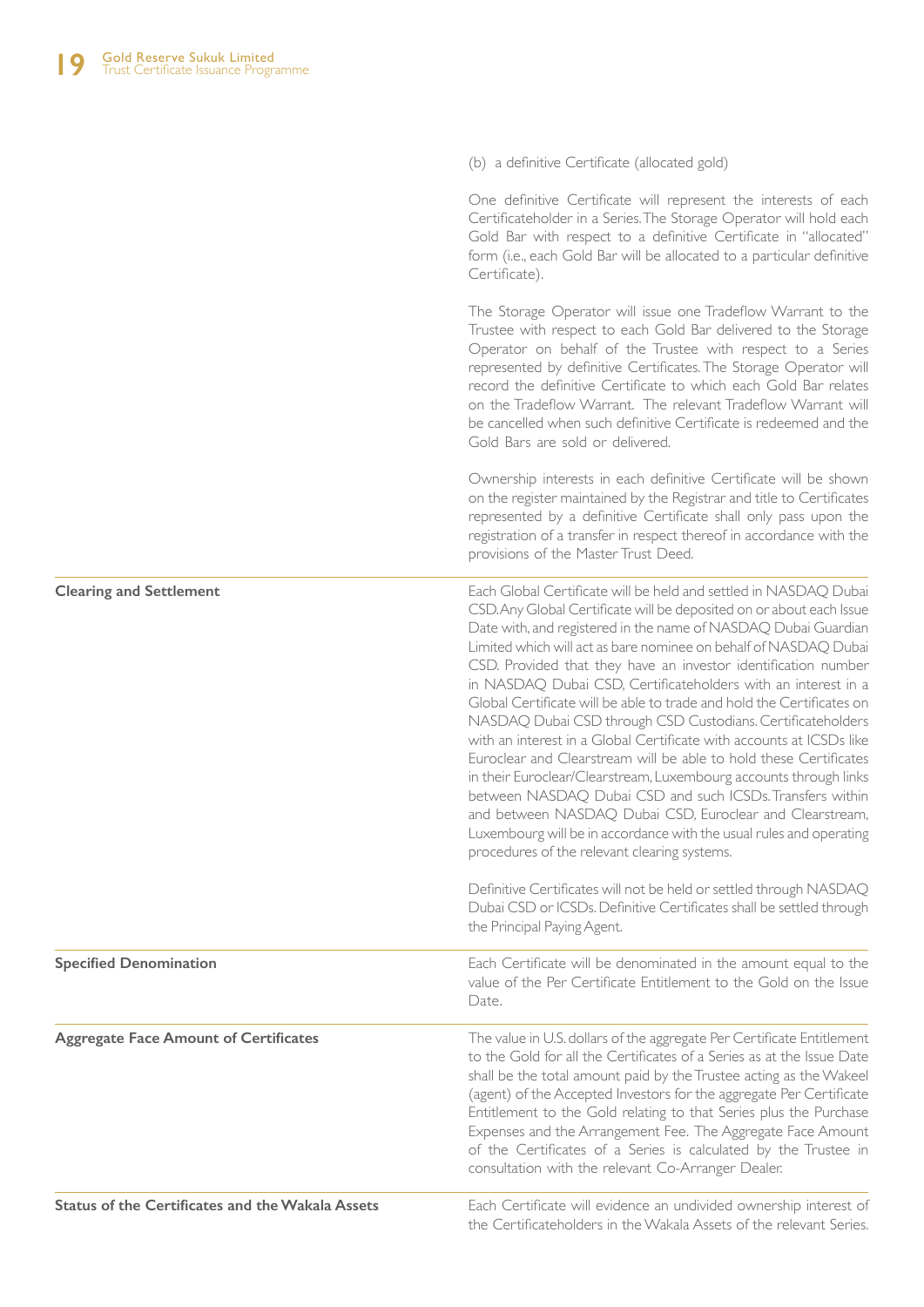(b) a definitive Certificate (allocated gold)

One definitive Certificate will represent the interests of each Certificateholder in a Series. The Storage Operator will hold each Gold Bar with respect to a definitive Certificate in "allocated" form (i.e., each Gold Bar will be allocated to a particular definitive Certificate).

The Storage Operator will issue one Tradeflow Warrant to the Trustee with respect to each Gold Bar delivered to the Storage Operator on behalf of the Trustee with respect to a Series represented by definitive Certificates. The Storage Operator will record the definitive Certificate to which each Gold Bar relates on the Tradeflow Warrant. The relevant Tradeflow Warrant will be cancelled when such definitive Certificate is redeemed and the Gold Bars are sold or delivered.

Ownership interests in each definitive Certificate will be shown on the register maintained by the Registrar and title to Certificates represented by a definitive Certificate shall only pass upon the registration of a transfer in respect thereof in accordance with the provisions of the Master Trust Deed.

| | |
|---|---|
| **Clearing and Settlement** | Each Global Certificate will be held and settled in NASDAQ Dubai CSD. Any Global Certificate will be deposited on or about each Issue Date with, and registered in the name of NASDAQ Dubai Guardian Limited which will act as bare nominee on behalf of NASDAQ Dubai CSD. Provided that they have an investor identification number in NASDAQ Dubai CSD, Certificateholders with an interest in a Global Certificate will be able to trade and hold the Certificates on NASDAQ Dubai CSD through CSD Custodians. Certificateholders with an interest in a Global Certificate with accounts at ICSDs like Euroclear and Clearstream will be able to hold these Certificates in their Euroclear/Clearstream, Luxembourg accounts through links between NASDAQ Dubai CSD and such ICSDs. Transfers within and between NASDAQ Dubai CSD, Euroclear and Clearstream, Luxembourg will be in accordance with the usual rules and operating procedures of the relevant clearing systems.<br><br>Definitive Certificates will not be held or settled through NASDAQ Dubai CSD or ICSDs. Definitive Certificates shall be settled through the Principal Paying Agent. |
| **Specified Denomination** | Each Certificate will be denominated in the amount equal to the value of the Per Certificate Entitlement to the Gold on the Issue Date. |
| **Aggregate Face Amount of Certificates** | The value in U.S. dollars of the aggregate Per Certificate Entitlement to the Gold for all the Certificates of a Series as at the Issue Date shall be the total amount paid by the Trustee acting as the Wakeel (agent) of the Accepted Investors for the aggregate Per Certificate Entitlement to the Gold relating to that Series plus the Purchase Expenses and the Arrangement Fee. The Aggregate Face Amount of the Certificates of a Series is calculated by the Trustee in consultation with the relevant Co-Arranger Dealer. |
| **Status of the Certificates and the Wakala Assets** | Each Certificate will evidence an undivided ownership interest of the Certificateholders in the Wakala Assets of the relevant Series. |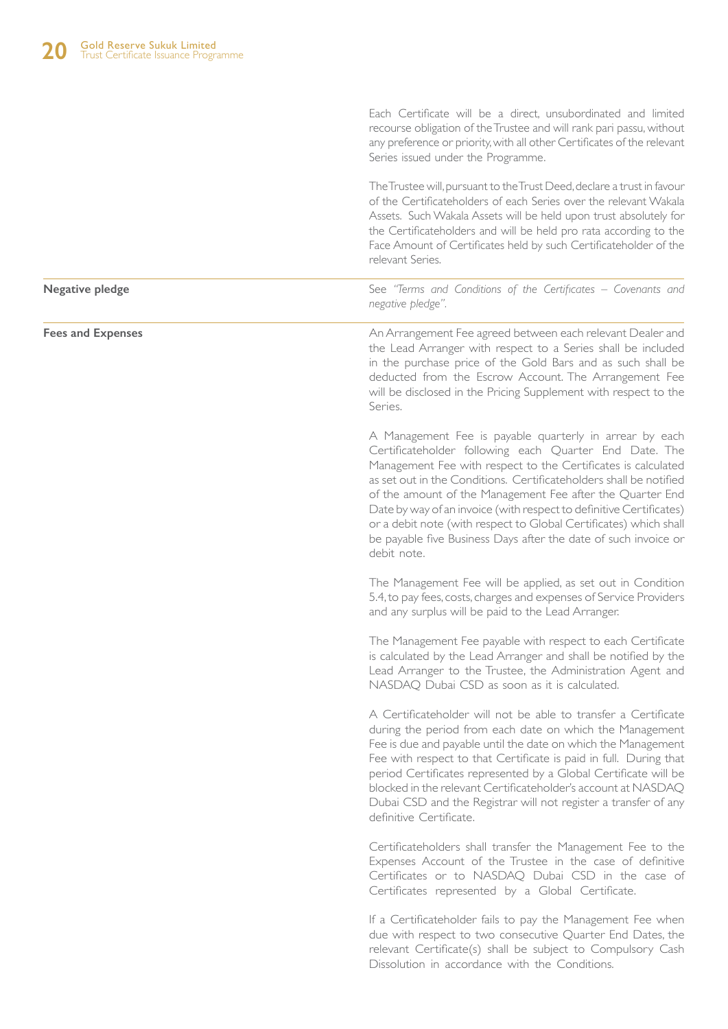Each Certificate will be a direct, unsubordinated and limited recourse obligation of the Trustee and will rank pari passu, without any preference or priority, with all other Certificates of the relevant Series issued under the Programme.

The Trustee will, pursuant to the Trust Deed, declare a trust in favour of the Certificateholders of each Series over the relevant Wakala Assets. Such Wakala Assets will be held upon trust absolutely for the Certificateholders and will be held pro rata according to the Face Amount of Certificates held by such Certificateholder of the relevant Series.

| | |
|---|---|
| **Negative pledge** | See *"Terms and Conditions of the Certificates – Covenants and negative pledge"*. |
| **Fees and Expenses** | An Arrangement Fee agreed between each relevant Dealer and the Lead Arranger with respect to a Series shall be included in the purchase price of the Gold Bars and as such shall be deducted from the Escrow Account. The Arrangement Fee will be disclosed in the Pricing Supplement with respect to the Series. |

A Management Fee is payable quarterly in arrear by each Certificateholder following each Quarter End Date. The Management Fee with respect to the Certificates is calculated as set out in the Conditions. Certificateholders shall be notified of the amount of the Management Fee after the Quarter End Date by way of an invoice (with respect to definitive Certificates) or a debit note (with respect to Global Certificates) which shall be payable five Business Days after the date of such invoice or debit note.

The Management Fee will be applied, as set out in Condition 5.4, to pay fees, costs, charges and expenses of Service Providers and any surplus will be paid to the Lead Arranger.

The Management Fee payable with respect to each Certificate is calculated by the Lead Arranger and shall be notified by the Lead Arranger to the Trustee, the Administration Agent and NASDAQ Dubai CSD as soon as it is calculated.

A Certificateholder will not be able to transfer a Certificate during the period from each date on which the Management Fee is due and payable until the date on which the Management Fee with respect to that Certificate is paid in full. During that period Certificates represented by a Global Certificate will be blocked in the relevant Certificateholder's account at NASDAQ Dubai CSD and the Registrar will not register a transfer of any definitive Certificate.

Certificateholders shall transfer the Management Fee to the Expenses Account of the Trustee in the case of definitive Certificates or to NASDAQ Dubai CSD in the case of Certificates represented by a Global Certificate.

If a Certificateholder fails to pay the Management Fee when due with respect to two consecutive Quarter End Dates, the relevant Certificate(s) shall be subject to Compulsory Cash Dissolution in accordance with the Conditions.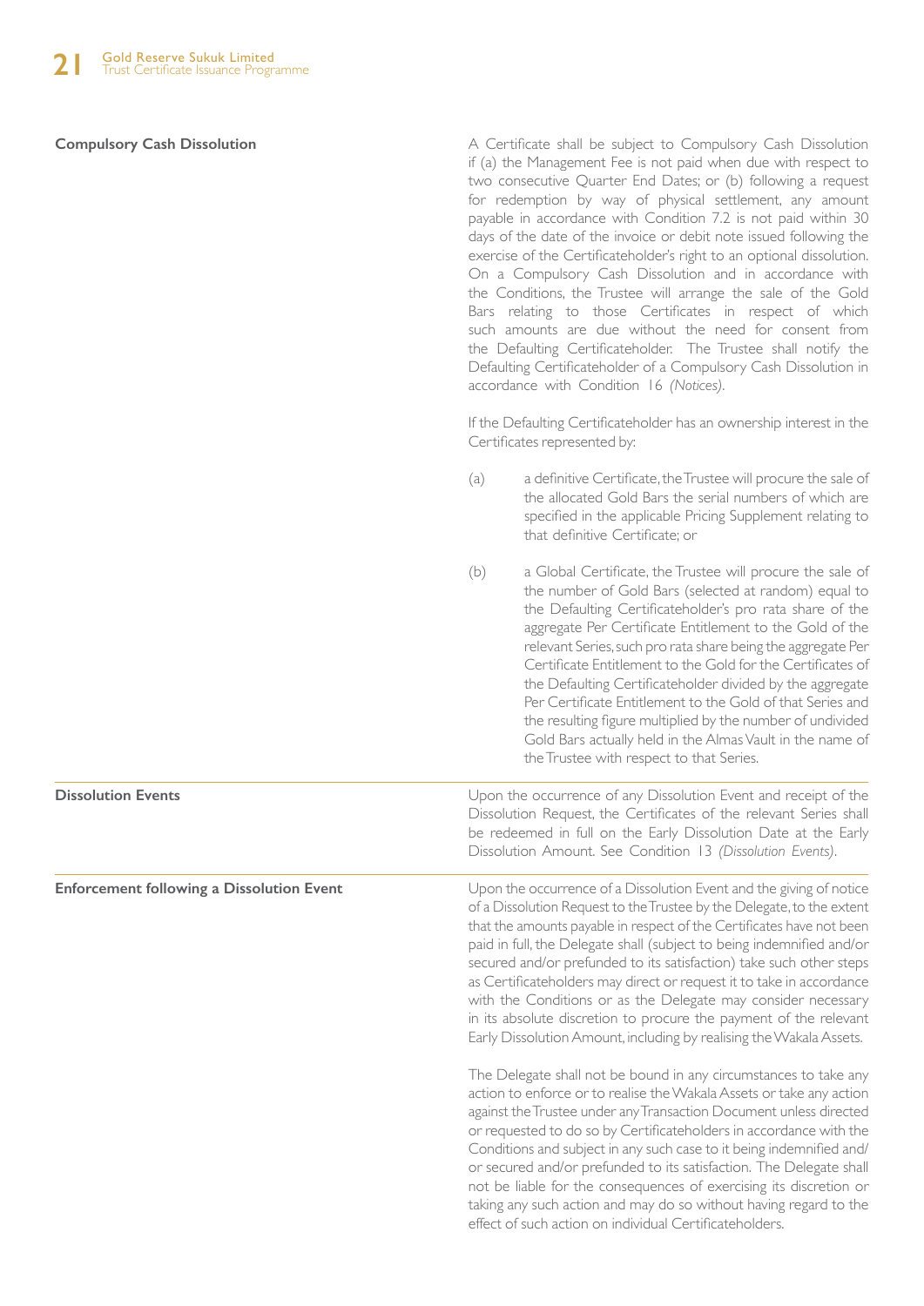**Compulsory Cash Dissolution**

A Certificate shall be subject to Compulsory Cash Dissolution if (a) the Management Fee is not paid when due with respect to two consecutive Quarter End Dates; or (b) following a request for redemption by way of physical settlement, any amount payable in accordance with Condition 7.2 is not paid within 30 days of the date of the invoice or debit note issued following the exercise of the Certificateholder's right to an optional dissolution. On a Compulsory Cash Dissolution and in accordance with the Conditions, the Trustee will arrange the sale of the Gold Bars relating to those Certificates in respect of which such amounts are due without the need for consent from the Defaulting Certificateholder. The Trustee shall notify the Defaulting Certificateholder of a Compulsory Cash Dissolution in accordance with Condition 16 *(Notices)*.

If the Defaulting Certificateholder has an ownership interest in the Certificates represented by:

(a) a definitive Certificate, the Trustee will procure the sale of the allocated Gold Bars the serial numbers of which are specified in the applicable Pricing Supplement relating to that definitive Certificate; or

(b) a Global Certificate, the Trustee will procure the sale of the number of Gold Bars (selected at random) equal to the Defaulting Certificateholder's pro rata share of the aggregate Per Certificate Entitlement to the Gold of the relevant Series, such pro rata share being the aggregate Per Certificate Entitlement to the Gold for the Certificates of the Defaulting Certificateholder divided by the aggregate Per Certificate Entitlement to the Gold of that Series and the resulting figure multiplied by the number of undivided Gold Bars actually held in the Almas Vault in the name of the Trustee with respect to that Series.

**Dissolution Events**

Upon the occurrence of any Dissolution Event and receipt of the Dissolution Request, the Certificates of the relevant Series shall be redeemed in full on the Early Dissolution Date at the Early Dissolution Amount. See Condition 13 *(Dissolution Events)*.

**Enforcement following a Dissolution Event**

Upon the occurrence of a Dissolution Event and the giving of notice of a Dissolution Request to the Trustee by the Delegate, to the extent that the amounts payable in respect of the Certificates have not been paid in full, the Delegate shall (subject to being indemnified and/or secured and/or prefunded to its satisfaction) take such other steps as Certificateholders may direct or request it to take in accordance with the Conditions or as the Delegate may consider necessary in its absolute discretion to procure the payment of the relevant Early Dissolution Amount, including by realising the Wakala Assets.

The Delegate shall not be bound in any circumstances to take any action to enforce or to realise the Wakala Assets or take any action against the Trustee under any Transaction Document unless directed or requested to do so by Certificateholders in accordance with the Conditions and subject in any such case to it being indemnified and/or secured and/or prefunded to its satisfaction. The Delegate shall not be liable for the consequences of exercising its discretion or taking any such action and may do so without having regard to the effect of such action on individual Certificateholders.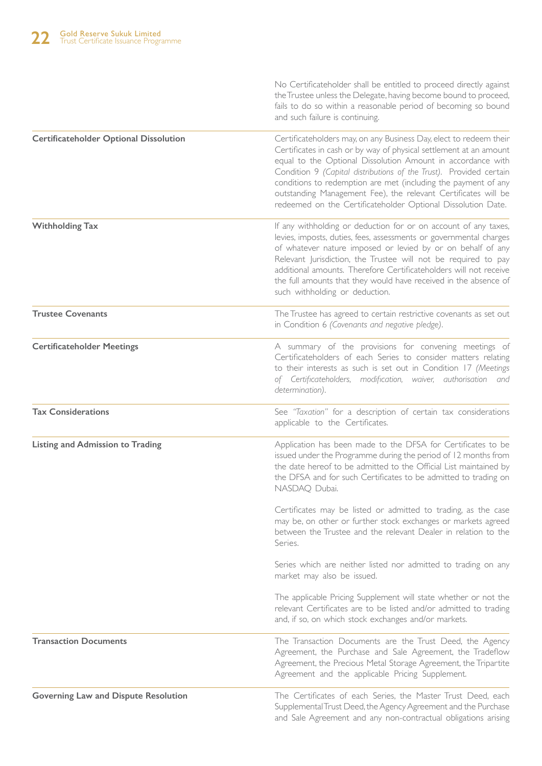| | |
|---|---|
| | No Certificateholder shall be entitled to proceed directly against the Trustee unless the Delegate, having become bound to proceed, fails to do so within a reasonable period of becoming so bound and such failure is continuing. |
| **Certificateholder Optional Dissolution** | Certificateholders may, on any Business Day, elect to redeem their Certificates in cash or by way of physical settlement at an amount equal to the Optional Dissolution Amount in accordance with Condition 9 *(Capital distributions of the Trust)*. Provided certain conditions to redemption are met (including the payment of any outstanding Management Fee), the relevant Certificates will be redeemed on the Certificateholder Optional Dissolution Date. |
| **Withholding Tax** | If any withholding or deduction for or on account of any taxes, levies, imposts, duties, fees, assessments or governmental charges of whatever nature imposed or levied by or on behalf of any Relevant Jurisdiction, the Trustee will not be required to pay additional amounts. Therefore Certificateholders will not receive the full amounts that they would have received in the absence of such withholding or deduction. |
| **Trustee Covenants** | The Trustee has agreed to certain restrictive covenants as set out in Condition 6 *(Covenants and negative pledge)*. |
| **Certificateholder Meetings** | A summary of the provisions for convening meetings of Certificateholders of each Series to consider matters relating to their interests as such is set out in Condition 17 *(Meetings of Certificateholders, modification, waiver, authorisation and determination)*. |
| **Tax Considerations** | See *"Taxation"* for a description of certain tax considerations applicable to the Certificates. |
| **Listing and Admission to Trading** | Application has been made to the DFSA for Certificates to be issued under the Programme during the period of 12 months from the date hereof to be admitted to the Official List maintained by the DFSA and for such Certificates to be admitted to trading on NASDAQ Dubai.<br><br>Certificates may be listed or admitted to trading, as the case may be, on other or further stock exchanges or markets agreed between the Trustee and the relevant Dealer in relation to the Series.<br><br>Series which are neither listed nor admitted to trading on any market may also be issued.<br><br>The applicable Pricing Supplement will state whether or not the relevant Certificates are to be listed and/or admitted to trading and, if so, on which stock exchanges and/or markets. |
| **Transaction Documents** | The Transaction Documents are the Trust Deed, the Agency Agreement, the Purchase and Sale Agreement, the Tradeflow Agreement, the Precious Metal Storage Agreement, the Tripartite Agreement and the applicable Pricing Supplement. |
| **Governing Law and Dispute Resolution** | The Certificates of each Series, the Master Trust Deed, each Supplemental Trust Deed, the Agency Agreement and the Purchase and Sale Agreement and any non-contractual obligations arising |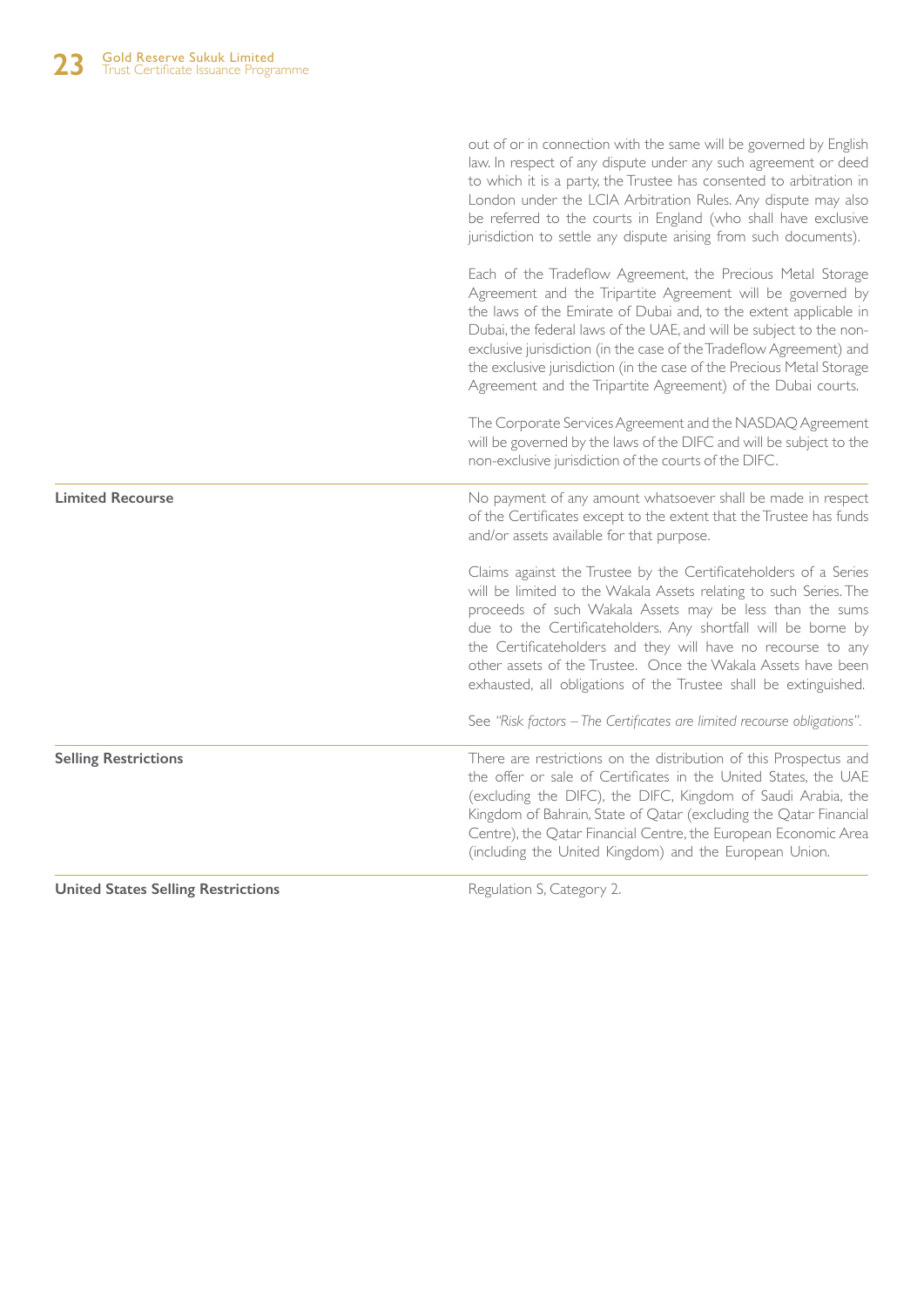| | |
|---|---|
| | out of or in connection with the same will be governed by English law. In respect of any dispute under any such agreement or deed to which it is a party, the Trustee has consented to arbitration in London under the LCIA Arbitration Rules. Any dispute may also be referred to the courts in England (who shall have exclusive jurisdiction to settle any dispute arising from such documents).<br><br>Each of the Tradeflow Agreement, the Precious Metal Storage Agreement and the Tripartite Agreement will be governed by the laws of the Emirate of Dubai and, to the extent applicable in Dubai, the federal laws of the UAE, and will be subject to the non-exclusive jurisdiction (in the case of the Tradeflow Agreement) and the exclusive jurisdiction (in the case of the Precious Metal Storage Agreement and the Tripartite Agreement) of the Dubai courts.<br><br>The Corporate Services Agreement and the NASDAQ Agreement will be governed by the laws of the DIFC and will be subject to the non-exclusive jurisdiction of the courts of the DIFC. |
| **Limited Recourse** | No payment of any amount whatsoever shall be made in respect of the Certificates except to the extent that the Trustee has funds and/or assets available for that purpose.<br><br>Claims against the Trustee by the Certificateholders of a Series will be limited to the Wakala Assets relating to such Series. The proceeds of such Wakala Assets may be less than the sums due to the Certificateholders. Any shortfall will be borne by the Certificateholders and they will have no recourse to any other assets of the Trustee. Once the Wakala Assets have been exhausted, all obligations of the Trustee shall be extinguished.<br><br>See *"Risk factors – The Certificates are limited recourse obligations"*. |
| **Selling Restrictions** | There are restrictions on the distribution of this Prospectus and the offer or sale of Certificates in the United States, the UAE (excluding the DIFC), the DIFC, Kingdom of Saudi Arabia, the Kingdom of Bahrain, State of Qatar (excluding the Qatar Financial Centre), the Qatar Financial Centre, the European Economic Area (including the United Kingdom) and the European Union. |
| **United States Selling Restrictions** | Regulation S, Category 2. |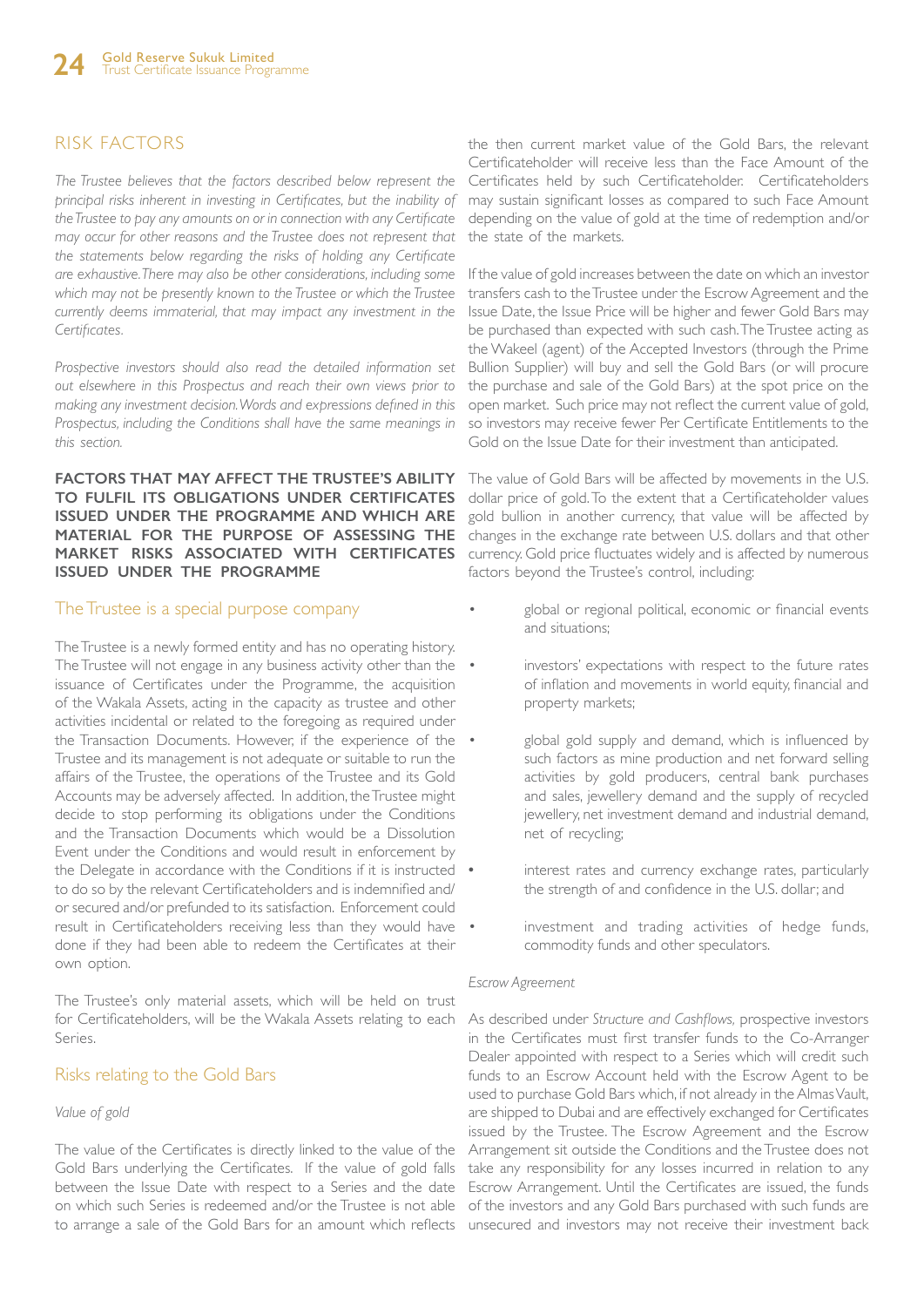## RISK FACTORS

*The Trustee believes that the factors described below represent the principal risks inherent in investing in Certificates, but the inability of the Trustee to pay any amounts on or in connection with any Certificate may occur for other reasons and the Trustee does not represent that the statements below regarding the risks of holding any Certificate are exhaustive. There may also be other considerations, including some which may not be presently known to the Trustee or which the Trustee currently deems immaterial, that may impact any investment in the Certificates.*

*Prospective investors should also read the detailed information set out elsewhere in this Prospectus and reach their own views prior to making any investment decision. Words and expressions defined in this Prospectus, including the Conditions shall have the same meanings in this section.*

**FACTORS THAT MAY AFFECT THE TRUSTEE'S ABILITY TO FULFIL ITS OBLIGATIONS UNDER CERTIFICATES ISSUED UNDER THE PROGRAMME AND WHICH ARE MATERIAL FOR THE PURPOSE OF ASSESSING THE MARKET RISKS ASSOCIATED WITH CERTIFICATES ISSUED UNDER THE PROGRAMME**

### The Trustee is a special purpose company

The Trustee is a newly formed entity and has no operating history. The Trustee will not engage in any business activity other than the issuance of Certificates under the Programme, the acquisition of the Wakala Assets, acting in the capacity as trustee and other activities incidental or related to the foregoing as required under the Transaction Documents. However, if the experience of the Trustee and its management is not adequate or suitable to run the affairs of the Trustee, the operations of the Trustee and its Gold Accounts may be adversely affected. In addition, the Trustee might decide to stop performing its obligations under the Conditions and the Transaction Documents which would be a Dissolution Event under the Conditions and would result in enforcement by the Delegate in accordance with the Conditions if it is instructed to do so by the relevant Certificateholders and is indemnified and/or secured and/or prefunded to its satisfaction. Enforcement could result in Certificateholders receiving less than they would have done if they had been able to redeem the Certificates at their own option.

The Trustee's only material assets, which will be held on trust for Certificateholders, will be the Wakala Assets relating to each Series.

### Risks relating to the Gold Bars

*Value of gold*

The value of the Certificates is directly linked to the value of the Gold Bars underlying the Certificates. If the value of gold falls between the Issue Date with respect to a Series and the date on which such Series is redeemed and/or the Trustee is not able to arrange a sale of the Gold Bars for an amount which reflects the then current market value of the Gold Bars, the relevant Certificateholder will receive less than the Face Amount of the Certificates held by such Certificateholder. Certificateholders may sustain significant losses as compared to such Face Amount depending on the value of gold at the time of redemption and/or the state of the markets.

If the value of gold increases between the date on which an investor transfers cash to the Trustee under the Escrow Agreement and the Issue Date, the Issue Price will be higher and fewer Gold Bars may be purchased than expected with such cash. The Trustee acting as the Wakeel (agent) of the Accepted Investors (through the Prime Bullion Supplier) will buy and sell the Gold Bars (or will procure the purchase and sale of the Gold Bars) at the spot price on the open market. Such price may not reflect the current value of gold, so investors may receive fewer Per Certificate Entitlements to the Gold on the Issue Date for their investment than anticipated.

The value of Gold Bars will be affected by movements in the U.S. dollar price of gold. To the extent that a Certificateholder values gold bullion in another currency, that value will be affected by changes in the exchange rate between U.S. dollars and that other currency. Gold price fluctuates widely and is affected by numerous factors beyond the Trustee's control, including:

- global or regional political, economic or financial events and situations;
- investors' expectations with respect to the future rates of inflation and movements in world equity, financial and property markets;
- global gold supply and demand, which is influenced by such factors as mine production and net forward selling activities by gold producers, central bank purchases and sales, jewellery demand and the supply of recycled jewellery, net investment demand and industrial demand, net of recycling;
- interest rates and currency exchange rates, particularly the strength of and confidence in the U.S. dollar; and
- investment and trading activities of hedge funds, commodity funds and other speculators.

*Escrow Agreement*

As described under *Structure and Cashflows*, prospective investors in the Certificates must first transfer funds to the Co-Arranger Dealer appointed with respect to a Series which will credit such funds to an Escrow Account held with the Escrow Agent to be used to purchase Gold Bars which, if not already in the Almas Vault, are shipped to Dubai and are effectively exchanged for Certificates issued by the Trustee. The Escrow Agreement and the Escrow Arrangement sit outside the Conditions and the Trustee does not take any responsibility for any losses incurred in relation to any Escrow Arrangement. Until the Certificates are issued, the funds of the investors and any Gold Bars purchased with such funds are unsecured and investors may not receive their investment back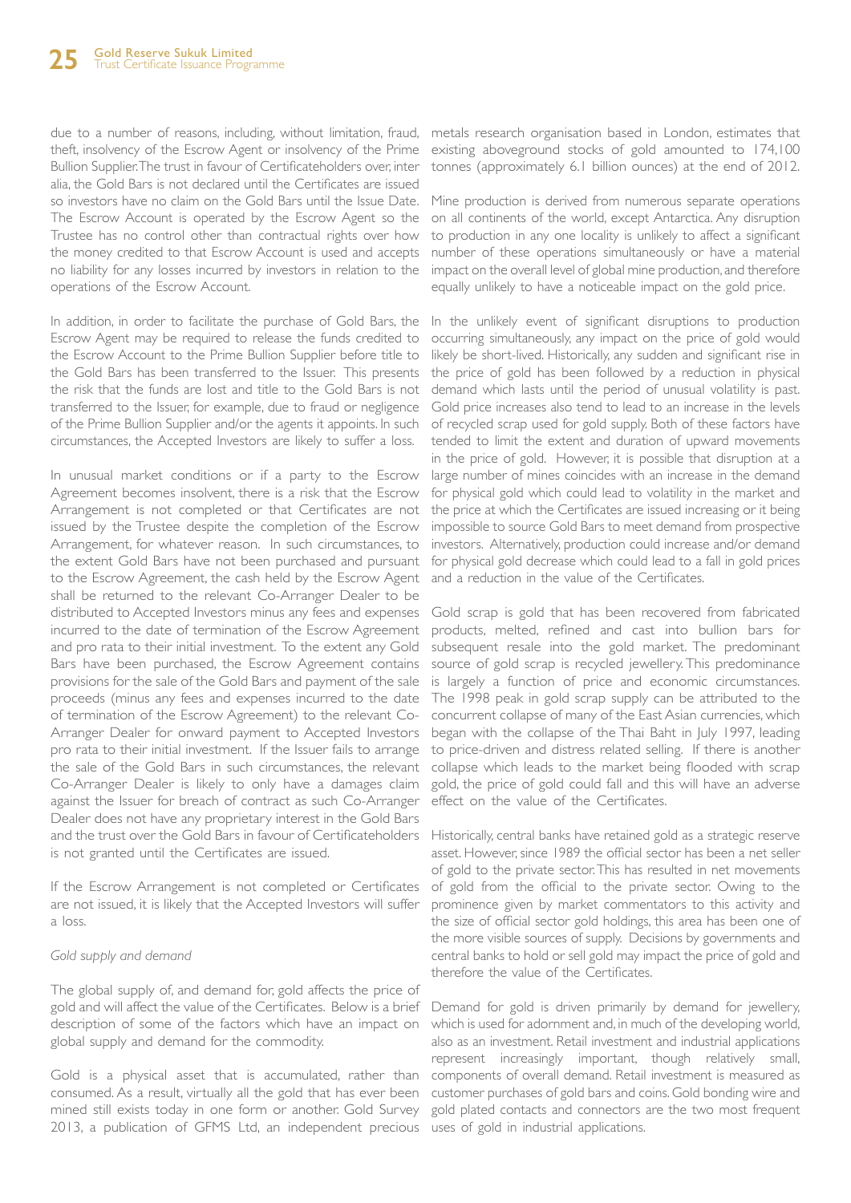due to a number of reasons, including, without limitation, fraud, theft, insolvency of the Escrow Agent or insolvency of the Prime Bullion Supplier. The trust in favour of Certificateholders over, inter alia, the Gold Bars is not declared until the Certificates are issued so investors have no claim on the Gold Bars until the Issue Date. The Escrow Account is operated by the Escrow Agent so the Trustee has no control other than contractual rights over how the money credited to that Escrow Account is used and accepts no liability for any losses incurred by investors in relation to the operations of the Escrow Account.

In addition, in order to facilitate the purchase of Gold Bars, the Escrow Agent may be required to release the funds credited to the Escrow Account to the Prime Bullion Supplier before title to the Gold Bars has been transferred to the Issuer. This presents the risk that the funds are lost and title to the Gold Bars is not transferred to the Issuer, for example, due to fraud or negligence of the Prime Bullion Supplier and/or the agents it appoints. In such circumstances, the Accepted Investors are likely to suffer a loss.

In unusual market conditions or if a party to the Escrow Agreement becomes insolvent, there is a risk that the Escrow Arrangement is not completed or that Certificates are not issued by the Trustee despite the completion of the Escrow Arrangement, for whatever reason. In such circumstances, to the extent Gold Bars have not been purchased and pursuant to the Escrow Agreement, the cash held by the Escrow Agent shall be returned to the relevant Co-Arranger Dealer to be distributed to Accepted Investors minus any fees and expenses incurred to the date of termination of the Escrow Agreement and pro rata to their initial investment. To the extent any Gold Bars have been purchased, the Escrow Agreement contains provisions for the sale of the Gold Bars and payment of the sale proceeds (minus any fees and expenses incurred to the date of termination of the Escrow Agreement) to the relevant Co-Arranger Dealer for onward payment to Accepted Investors pro rata to their initial investment. If the Issuer fails to arrange the sale of the Gold Bars in such circumstances, the relevant Co-Arranger Dealer is likely to only have a damages claim against the Issuer for breach of contract as such Co-Arranger Dealer does not have any proprietary interest in the Gold Bars and the trust over the Gold Bars in favour of Certificateholders is not granted until the Certificates are issued.

If the Escrow Arrangement is not completed or Certificates are not issued, it is likely that the Accepted Investors will suffer a loss.

*Gold supply and demand*

The global supply of, and demand for, gold affects the price of gold and will affect the value of the Certificates. Below is a brief description of some of the factors which have an impact on global supply and demand for the commodity.

Gold is a physical asset that is accumulated, rather than consumed. As a result, virtually all the gold that has ever been mined still exists today in one form or another. Gold Survey 2013, a publication of GFMS Ltd, an independent precious metals research organisation based in London, estimates that existing aboveground stocks of gold amounted to 174,100 tonnes (approximately 6.1 billion ounces) at the end of 2012.

Mine production is derived from numerous separate operations on all continents of the world, except Antarctica. Any disruption to production in any one locality is unlikely to affect a significant number of these operations simultaneously or have a material impact on the overall level of global mine production, and therefore equally unlikely to have a noticeable impact on the gold price.

In the unlikely event of significant disruptions to production occurring simultaneously, any impact on the price of gold would likely be short-lived. Historically, any sudden and significant rise in the price of gold has been followed by a reduction in physical demand which lasts until the period of unusual volatility is past. Gold price increases also tend to lead to an increase in the levels of recycled scrap used for gold supply. Both of these factors have tended to limit the extent and duration of upward movements in the price of gold. However, it is possible that disruption at a large number of mines coincides with an increase in the demand for physical gold which could lead to volatility in the market and the price at which the Certificates are issued increasing or it being impossible to source Gold Bars to meet demand from prospective investors. Alternatively, production could increase and/or demand for physical gold decrease which could lead to a fall in gold prices and a reduction in the value of the Certificates.

Gold scrap is gold that has been recovered from fabricated products, melted, refined and cast into bullion bars for subsequent resale into the gold market. The predominant source of gold scrap is recycled jewellery. This predominance is largely a function of price and economic circumstances. The 1998 peak in gold scrap supply can be attributed to the concurrent collapse of many of the East Asian currencies, which began with the collapse of the Thai Baht in July 1997, leading to price-driven and distress related selling. If there is another collapse which leads to the market being flooded with scrap gold, the price of gold could fall and this will have an adverse effect on the value of the Certificates.

Historically, central banks have retained gold as a strategic reserve asset. However, since 1989 the official sector has been a net seller of gold to the private sector. This has resulted in net movements of gold from the official to the private sector. Owing to the prominence given by market commentators to this activity and the size of official sector gold holdings, this area has been one of the more visible sources of supply. Decisions by governments and central banks to hold or sell gold may impact the price of gold and therefore the value of the Certificates.

Demand for gold is driven primarily by demand for jewellery, which is used for adornment and, in much of the developing world, also as an investment. Retail investment and industrial applications represent increasingly important, though relatively small, components of overall demand. Retail investment is measured as customer purchases of gold bars and coins. Gold bonding wire and gold plated contacts and connectors are the two most frequent uses of gold in industrial applications.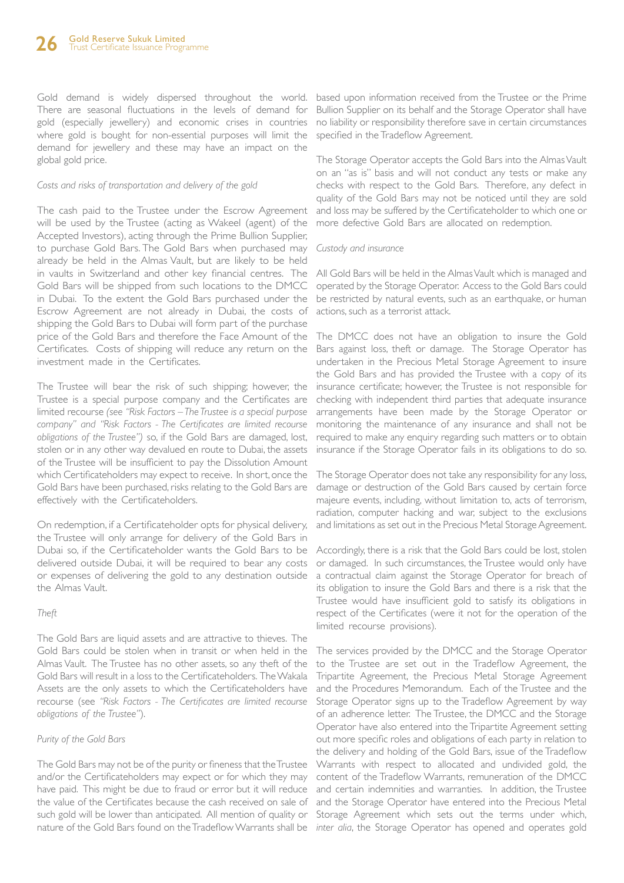Gold demand is widely dispersed throughout the world. There are seasonal fluctuations in the levels of demand for gold (especially jewellery) and economic crises in countries where gold is bought for non-essential purposes will limit the demand for jewellery and these may have an impact on the global gold price.

*Costs and risks of transportation and delivery of the gold*

The cash paid to the Trustee under the Escrow Agreement will be used by the Trustee (acting as Wakeel (agent) of the Accepted Investors), acting through the Prime Bullion Supplier, to purchase Gold Bars. The Gold Bars when purchased may already be held in the Almas Vault, but are likely to be held in vaults in Switzerland and other key financial centres. The Gold Bars will be shipped from such locations to the DMCC in Dubai. To the extent the Gold Bars purchased under the Escrow Agreement are not already in Dubai, the costs of shipping the Gold Bars to Dubai will form part of the purchase price of the Gold Bars and therefore the Face Amount of the Certificates. Costs of shipping will reduce any return on the investment made in the Certificates.

The Trustee will bear the risk of such shipping; however, the Trustee is a special purpose company and the Certificates are limited recourse *(see "Risk Factors – The Trustee is a special purpose company" and "Risk Factors - The Certificates are limited recourse obligations of the Trustee")* so, if the Gold Bars are damaged, lost, stolen or in any other way devalued en route to Dubai, the assets of the Trustee will be insufficient to pay the Dissolution Amount which Certificateholders may expect to receive. In short, once the Gold Bars have been purchased, risks relating to the Gold Bars are effectively with the Certificateholders.

On redemption, if a Certificateholder opts for physical delivery, the Trustee will only arrange for delivery of the Gold Bars in Dubai so, if the Certificateholder wants the Gold Bars to be delivered outside Dubai, it will be required to bear any costs or expenses of delivering the gold to any destination outside the Almas Vault.

*Theft*

The Gold Bars are liquid assets and are attractive to thieves. The Gold Bars could be stolen when in transit or when held in the Almas Vault. The Trustee has no other assets, so any theft of the Gold Bars will result in a loss to the Certificateholders. The Wakala Assets are the only assets to which the Certificateholders have recourse (see *"Risk Factors - The Certificates are limited recourse obligations of the Trustee"*).

*Purity of the Gold Bars*

The Gold Bars may not be of the purity or fineness that the Trustee and/or the Certificateholders may expect or for which they may have paid. This might be due to fraud or error but it will reduce the value of the Certificates because the cash received on sale of such gold will be lower than anticipated. All mention of quality or nature of the Gold Bars found on the Tradeflow Warrants shall be based upon information received from the Trustee or the Prime Bullion Supplier on its behalf and the Storage Operator shall have no liability or responsibility therefore save in certain circumstances specified in the Tradeflow Agreement.

The Storage Operator accepts the Gold Bars into the Almas Vault on an "as is" basis and will not conduct any tests or make any checks with respect to the Gold Bars. Therefore, any defect in quality of the Gold Bars may not be noticed until they are sold and loss may be suffered by the Certificateholder to which one or more defective Gold Bars are allocated on redemption.

*Custody and insurance*

All Gold Bars will be held in the Almas Vault which is managed and operated by the Storage Operator. Access to the Gold Bars could be restricted by natural events, such as an earthquake, or human actions, such as a terrorist attack.

The DMCC does not have an obligation to insure the Gold Bars against loss, theft or damage. The Storage Operator has undertaken in the Precious Metal Storage Agreement to insure the Gold Bars and has provided the Trustee with a copy of its insurance certificate; however, the Trustee is not responsible for checking with independent third parties that adequate insurance arrangements have been made by the Storage Operator or monitoring the maintenance of any insurance and shall not be required to make any enquiry regarding such matters or to obtain insurance if the Storage Operator fails in its obligations to do so.

The Storage Operator does not take any responsibility for any loss, damage or destruction of the Gold Bars caused by certain force majeure events, including, without limitation to, acts of terrorism, radiation, computer hacking and war, subject to the exclusions and limitations as set out in the Precious Metal Storage Agreement.

Accordingly, there is a risk that the Gold Bars could be lost, stolen or damaged. In such circumstances, the Trustee would only have a contractual claim against the Storage Operator for breach of its obligation to insure the Gold Bars and there is a risk that the Trustee would have insufficient gold to satisfy its obligations in respect of the Certificates (were it not for the operation of the limited recourse provisions).

The services provided by the DMCC and the Storage Operator to the Trustee are set out in the Tradeflow Agreement, the Tripartite Agreement, the Precious Metal Storage Agreement and the Procedures Memorandum. Each of the Trustee and the Storage Operator signs up to the Tradeflow Agreement by way of an adherence letter. The Trustee, the DMCC and the Storage Operator have also entered into the Tripartite Agreement setting out more specific roles and obligations of each party in relation to the delivery and holding of the Gold Bars, issue of the Tradeflow Warrants with respect to allocated and undivided gold, the content of the Tradeflow Warrants, remuneration of the DMCC and certain indemnities and warranties. In addition, the Trustee and the Storage Operator have entered into the Precious Metal Storage Agreement which sets out the terms under which, *inter alia*, the Storage Operator has opened and operates gold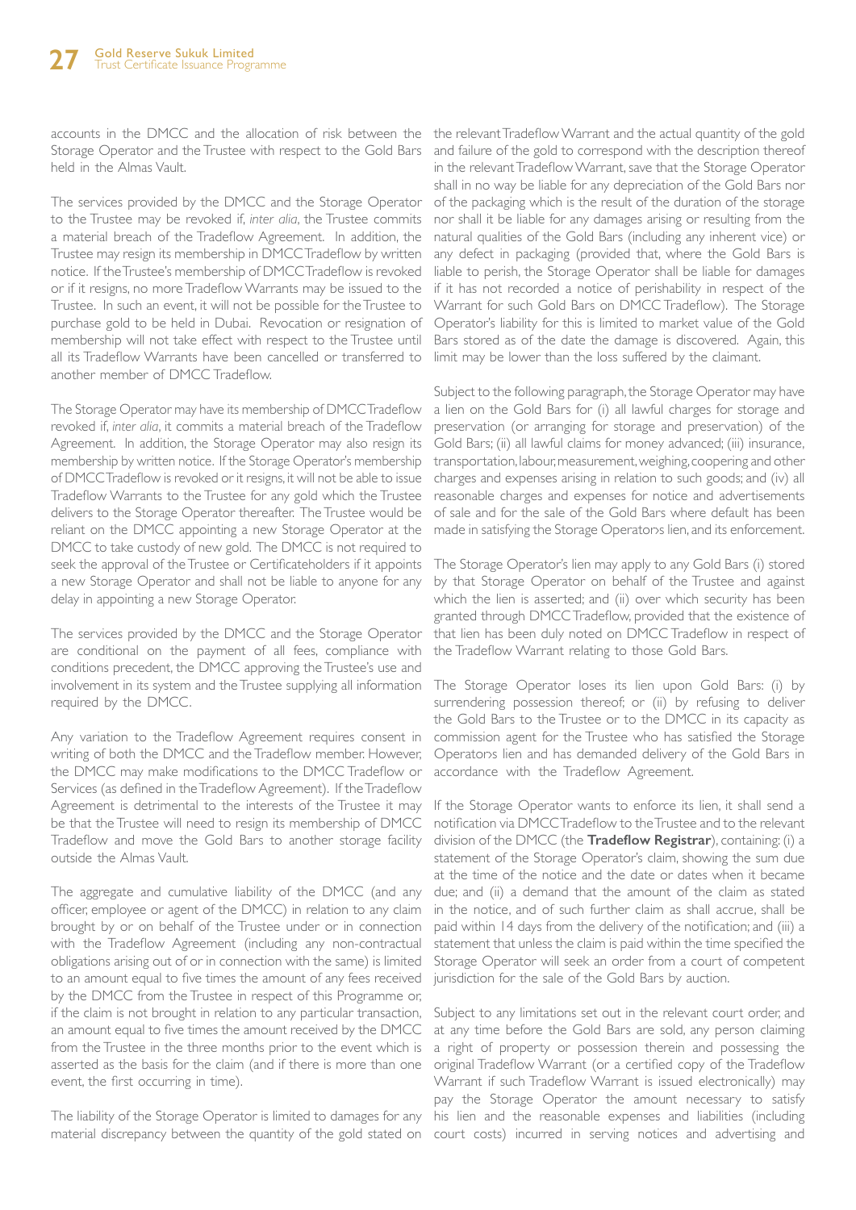accounts in the DMCC and the allocation of risk between the Storage Operator and the Trustee with respect to the Gold Bars held in the Almas Vault.

The services provided by the DMCC and the Storage Operator to the Trustee may be revoked if, *inter alia*, the Trustee commits a material breach of the Tradeflow Agreement. In addition, the Trustee may resign its membership in DMCC Tradeflow by written notice. If the Trustee's membership of DMCC Tradeflow is revoked or if it resigns, no more Tradeflow Warrants may be issued to the Trustee. In such an event, it will not be possible for the Trustee to purchase gold to be held in Dubai. Revocation or resignation of membership will not take effect with respect to the Trustee until all its Tradeflow Warrants have been cancelled or transferred to another member of DMCC Tradeflow.

The Storage Operator may have its membership of DMCC Tradeflow revoked if, *inter alia*, it commits a material breach of the Tradeflow Agreement. In addition, the Storage Operator may also resign its membership by written notice. If the Storage Operator's membership of DMCC Tradeflow is revoked or it resigns, it will not be able to issue Tradeflow Warrants to the Trustee for any gold which the Trustee delivers to the Storage Operator thereafter. The Trustee would be reliant on the DMCC appointing a new Storage Operator at the DMCC to take custody of new gold. The DMCC is not required to seek the approval of the Trustee or Certificateholders if it appoints a new Storage Operator and shall not be liable to anyone for any delay in appointing a new Storage Operator.

The services provided by the DMCC and the Storage Operator are conditional on the payment of all fees, compliance with conditions precedent, the DMCC approving the Trustee's use and involvement in its system and the Trustee supplying all information required by the DMCC.

Any variation to the Tradeflow Agreement requires consent in writing of both the DMCC and the Tradeflow member. However, the DMCC may make modifications to the DMCC Tradeflow or Services (as defined in the Tradeflow Agreement). If the Tradeflow Agreement is detrimental to the interests of the Trustee it may be that the Trustee will need to resign its membership of DMCC Tradeflow and move the Gold Bars to another storage facility outside the Almas Vault.

The aggregate and cumulative liability of the DMCC (and any officer, employee or agent of the DMCC) in relation to any claim brought by or on behalf of the Trustee under or in connection with the Tradeflow Agreement (including any non-contractual obligations arising out of or in connection with the same) is limited to an amount equal to five times the amount of any fees received by the DMCC from the Trustee in respect of this Programme or, if the claim is not brought in relation to any particular transaction, an amount equal to five times the amount received by the DMCC from the Trustee in the three months prior to the event which is asserted as the basis for the claim (and if there is more than one event, the first occurring in time).

The liability of the Storage Operator is limited to damages for any material discrepancy between the quantity of the gold stated on the relevant Tradeflow Warrant and the actual quantity of the gold and failure of the gold to correspond with the description thereof in the relevant Tradeflow Warrant, save that the Storage Operator shall in no way be liable for any depreciation of the Gold Bars nor of the packaging which is the result of the duration of the storage nor shall it be liable for any damages arising or resulting from the natural qualities of the Gold Bars (including any inherent vice) or any defect in packaging (provided that, where the Gold Bars is liable to perish, the Storage Operator shall be liable for damages if it has not recorded a notice of perishability in respect of the Warrant for such Gold Bars on DMCC Tradeflow). The Storage Operator's liability for this is limited to market value of the Gold Bars stored as of the date the damage is discovered. Again, this limit may be lower than the loss suffered by the claimant.

Subject to the following paragraph, the Storage Operator may have a lien on the Gold Bars for (i) all lawful charges for storage and preservation (or arranging for storage and preservation) of the Gold Bars; (ii) all lawful claims for money advanced; (iii) insurance, transportation, labour, measurement, weighing, coopering and other charges and expenses arising in relation to such goods; and (iv) all reasonable charges and expenses for notice and advertisements of sale and for the sale of the Gold Bars where default has been made in satisfying the Storage Operator›s lien, and its enforcement.

The Storage Operator's lien may apply to any Gold Bars (i) stored by that Storage Operator on behalf of the Trustee and against which the lien is asserted; and (ii) over which security has been granted through DMCC Tradeflow, provided that the existence of that lien has been duly noted on DMCC Tradeflow in respect of the Tradeflow Warrant relating to those Gold Bars.

The Storage Operator loses its lien upon Gold Bars: (i) by surrendering possession thereof; or (ii) by refusing to deliver the Gold Bars to the Trustee or to the DMCC in its capacity as commission agent for the Trustee who has satisfied the Storage Operator›s lien and has demanded delivery of the Gold Bars in accordance with the Tradeflow Agreement.

If the Storage Operator wants to enforce its lien, it shall send a notification via DMCC Tradeflow to the Trustee and to the relevant division of the DMCC (the **Tradeflow Registrar**), containing: (i) a statement of the Storage Operator's claim, showing the sum due at the time of the notice and the date or dates when it became due; and (ii) a demand that the amount of the claim as stated in the notice, and of such further claim as shall accrue, shall be paid within 14 days from the delivery of the notification; and (iii) a statement that unless the claim is paid within the time specified the Storage Operator will seek an order from a court of competent jurisdiction for the sale of the Gold Bars by auction.

Subject to any limitations set out in the relevant court order, and at any time before the Gold Bars are sold, any person claiming a right of property or possession therein and possessing the original Tradeflow Warrant (or a certified copy of the Tradeflow Warrant if such Tradeflow Warrant is issued electronically) may pay the Storage Operator the amount necessary to satisfy his lien and the reasonable expenses and liabilities (including court costs) incurred in serving notices and advertising and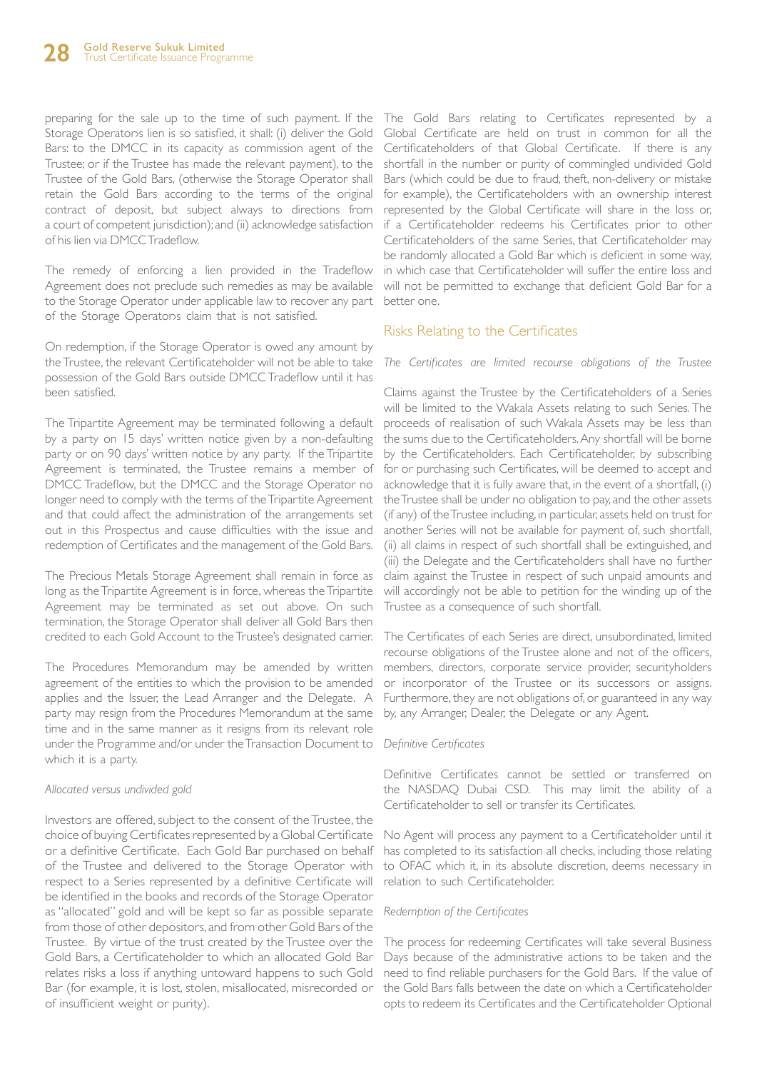preparing for the sale up to the time of such payment. If the Storage Operator›s lien is so satisfied, it shall: (i) deliver the Gold Bars: to the DMCC in its capacity as commission agent of the Trustee; or if the Trustee has made the relevant payment), to the Trustee of the Gold Bars, (otherwise the Storage Operator shall retain the Gold Bars according to the terms of the original contract of deposit, but subject always to directions from a court of competent jurisdiction); and (ii) acknowledge satisfaction of his lien via DMCC Tradeflow.

The remedy of enforcing a lien provided in the Tradeflow Agreement does not preclude such remedies as may be available to the Storage Operator under applicable law to recover any part of the Storage Operator›s claim that is not satisfied.

On redemption, if the Storage Operator is owed any amount by the Trustee, the relevant Certificateholder will not be able to take possession of the Gold Bars outside DMCC Tradeflow until it has been satisfied.

The Tripartite Agreement may be terminated following a default by a party on 15 days' written notice given by a non-defaulting party or on 90 days' written notice by any party. If the Tripartite Agreement is terminated, the Trustee remains a member of DMCC Tradeflow, but the DMCC and the Storage Operator no longer need to comply with the terms of the Tripartite Agreement and that could affect the administration of the arrangements set out in this Prospectus and cause difficulties with the issue and redemption of Certificates and the management of the Gold Bars.

The Precious Metals Storage Agreement shall remain in force as long as the Tripartite Agreement is in force, whereas the Tripartite Agreement may be terminated as set out above. On such termination, the Storage Operator shall deliver all Gold Bars then credited to each Gold Account to the Trustee's designated carrier.

The Procedures Memorandum may be amended by written agreement of the entities to which the provision to be amended applies and the Issuer, the Lead Arranger and the Delegate. A party may resign from the Procedures Memorandum at the same time and in the same manner as it resigns from its relevant role under the Programme and/or under the Transaction Document to which it is a party.

*Allocated versus undivided gold*

Investors are offered, subject to the consent of the Trustee, the choice of buying Certificates represented by a Global Certificate or a definitive Certificate. Each Gold Bar purchased on behalf of the Trustee and delivered to the Storage Operator with respect to a Series represented by a definitive Certificate will be identified in the books and records of the Storage Operator as "allocated" gold and will be kept so far as possible separate from those of other depositors, and from other Gold Bars of the Trustee. By virtue of the trust created by the Trustee over the Gold Bars, a Certificateholder to which an allocated Gold Bar relates risks a loss if anything untoward happens to such Gold Bar (for example, it is lost, stolen, misallocated, misrecorded or of insufficient weight or purity).

The Gold Bars relating to Certificates represented by a Global Certificate are held on trust in common for all the Certificateholders of that Global Certificate. If there is any shortfall in the number or purity of commingled undivided Gold Bars (which could be due to fraud, theft, non-delivery or mistake for example), the Certificateholders with an ownership interest represented by the Global Certificate will share in the loss or, if a Certificateholder redeems his Certificates prior to other Certificateholders of the same Series, that Certificateholder may be randomly allocated a Gold Bar which is deficient in some way, in which case that Certificateholder will suffer the entire loss and will not be permitted to exchange that deficient Gold Bar for a better one.

## Risks Relating to the Certificates

*The Certificates are limited recourse obligations of the Trustee*

Claims against the Trustee by the Certificateholders of a Series will be limited to the Wakala Assets relating to such Series. The proceeds of realisation of such Wakala Assets may be less than the sums due to the Certificateholders. Any shortfall will be borne by the Certificateholders. Each Certificateholder, by subscribing for or purchasing such Certificates, will be deemed to accept and acknowledge that it is fully aware that, in the event of a shortfall, (i) the Trustee shall be under no obligation to pay, and the other assets (if any) of the Trustee including, in particular, assets held on trust for another Series will not be available for payment of, such shortfall, (ii) all claims in respect of such shortfall shall be extinguished, and (iii) the Delegate and the Certificateholders shall have no further claim against the Trustee in respect of such unpaid amounts and will accordingly not be able to petition for the winding up of the Trustee as a consequence of such shortfall.

The Certificates of each Series are direct, unsubordinated, limited recourse obligations of the Trustee alone and not of the officers, members, directors, corporate service provider, securityholders or incorporator of the Trustee or its successors or assigns. Furthermore, they are not obligations of, or guaranteed in any way by, any Arranger, Dealer, the Delegate or any Agent.

*Definitive Certificates*

Definitive Certificates cannot be settled or transferred on the NASDAQ Dubai CSD. This may limit the ability of a Certificateholder to sell or transfer its Certificates.

No Agent will process any payment to a Certificateholder until it has completed to its satisfaction all checks, including those relating to OFAC which it, in its absolute discretion, deems necessary in relation to such Certificateholder.

*Redemption of the Certificates*

The process for redeeming Certificates will take several Business Days because of the administrative actions to be taken and the need to find reliable purchasers for the Gold Bars. If the value of the Gold Bars falls between the date on which a Certificateholder opts to redeem its Certificates and the Certificateholder Optional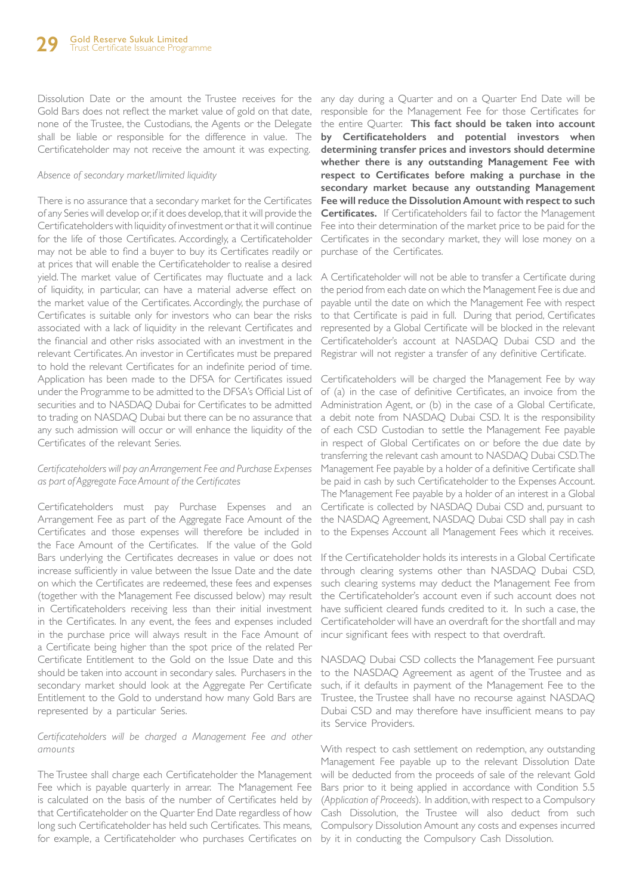Dissolution Date or the amount the Trustee receives for the Gold Bars does not reflect the market value of gold on that date, none of the Trustee, the Custodians, the Agents or the Delegate shall be liable or responsible for the difference in value. The Certificateholder may not receive the amount it was expecting.

*Absence of secondary market/limited liquidity*

There is no assurance that a secondary market for the Certificates of any Series will develop or, if it does develop, that it will provide the Certificateholders with liquidity of investment or that it will continue for the life of those Certificates. Accordingly, a Certificateholder may not be able to find a buyer to buy its Certificates readily or at prices that will enable the Certificateholder to realise a desired yield. The market value of Certificates may fluctuate and a lack of liquidity, in particular, can have a material adverse effect on the market value of the Certificates. Accordingly, the purchase of Certificates is suitable only for investors who can bear the risks associated with a lack of liquidity in the relevant Certificates and the financial and other risks associated with an investment in the relevant Certificates. An investor in Certificates must be prepared to hold the relevant Certificates for an indefinite period of time. Application has been made to the DFSA for Certificates issued under the Programme to be admitted to the DFSA's Official List of securities and to NASDAQ Dubai for Certificates to be admitted to trading on NASDAQ Dubai but there can be no assurance that any such admission will occur or will enhance the liquidity of the Certificates of the relevant Series.

*Certificateholders will pay an Arrangement Fee and Purchase Expenses as part of Aggregate Face Amount of the Certificates*

Certificateholders must pay Purchase Expenses and an Arrangement Fee as part of the Aggregate Face Amount of the Certificates and those expenses will therefore be included in the Face Amount of the Certificates. If the value of the Gold Bars underlying the Certificates decreases in value or does not increase sufficiently in value between the Issue Date and the date on which the Certificates are redeemed, these fees and expenses (together with the Management Fee discussed below) may result in Certificateholders receiving less than their initial investment in the Certificates. In any event, the fees and expenses included in the purchase price will always result in the Face Amount of a Certificate being higher than the spot price of the related Per Certificate Entitlement to the Gold on the Issue Date and this should be taken into account in secondary sales. Purchasers in the secondary market should look at the Aggregate Per Certificate Entitlement to the Gold to understand how many Gold Bars are represented by a particular Series.

*Certificateholders will be charged a Management Fee and other amounts*

The Trustee shall charge each Certificateholder the Management Fee which is payable quarterly in arrear. The Management Fee is calculated on the basis of the number of Certificates held by that Certificateholder on the Quarter End Date regardless of how long such Certificateholder has held such Certificates. This means, for example, a Certificateholder who purchases Certificates on any day during a Quarter and on a Quarter End Date will be responsible for the Management Fee for those Certificates for the entire Quarter. **This fact should be taken into account by Certificateholders and potential investors when determining transfer prices and investors should determine whether there is any outstanding Management Fee with respect to Certificates before making a purchase in the secondary market because any outstanding Management Fee will reduce the Dissolution Amount with respect to such Certificates.** If Certificateholders fail to factor the Management Fee into their determination of the market price to be paid for the Certificates in the secondary market, they will lose money on a purchase of the Certificates.

A Certificateholder will not be able to transfer a Certificate during the period from each date on which the Management Fee is due and payable until the date on which the Management Fee with respect to that Certificate is paid in full. During that period, Certificates represented by a Global Certificate will be blocked in the relevant Certificateholder's account at NASDAQ Dubai CSD and the Registrar will not register a transfer of any definitive Certificate.

Certificateholders will be charged the Management Fee by way of (a) in the case of definitive Certificates, an invoice from the Administration Agent, or (b) in the case of a Global Certificate, a debit note from NASDAQ Dubai CSD. It is the responsibility of each CSD Custodian to settle the Management Fee payable in respect of Global Certificates on or before the due date by transferring the relevant cash amount to NASDAQ Dubai CSD. The Management Fee payable by a holder of a definitive Certificate shall be paid in cash by such Certificateholder to the Expenses Account. The Management Fee payable by a holder of an interest in a Global Certificate is collected by NASDAQ Dubai CSD and, pursuant to the NASDAQ Agreement, NASDAQ Dubai CSD shall pay in cash to the Expenses Account all Management Fees which it receives.

If the Certificateholder holds its interests in a Global Certificate through clearing systems other than NASDAQ Dubai CSD, such clearing systems may deduct the Management Fee from the Certificateholder's account even if such account does not have sufficient cleared funds credited to it. In such a case, the Certificateholder will have an overdraft for the shortfall and may incur significant fees with respect to that overdraft.

NASDAQ Dubai CSD collects the Management Fee pursuant to the NASDAQ Agreement as agent of the Trustee and as such, if it defaults in payment of the Management Fee to the Trustee, the Trustee shall have no recourse against NASDAQ Dubai CSD and may therefore have insufficient means to pay its Service Providers.

With respect to cash settlement on redemption, any outstanding Management Fee payable up to the relevant Dissolution Date will be deducted from the proceeds of sale of the relevant Gold Bars prior to it being applied in accordance with Condition 5.5 (*Application of Proceeds*). In addition, with respect to a Compulsory Cash Dissolution, the Trustee will also deduct from such Compulsory Dissolution Amount any costs and expenses incurred by it in conducting the Compulsory Cash Dissolution.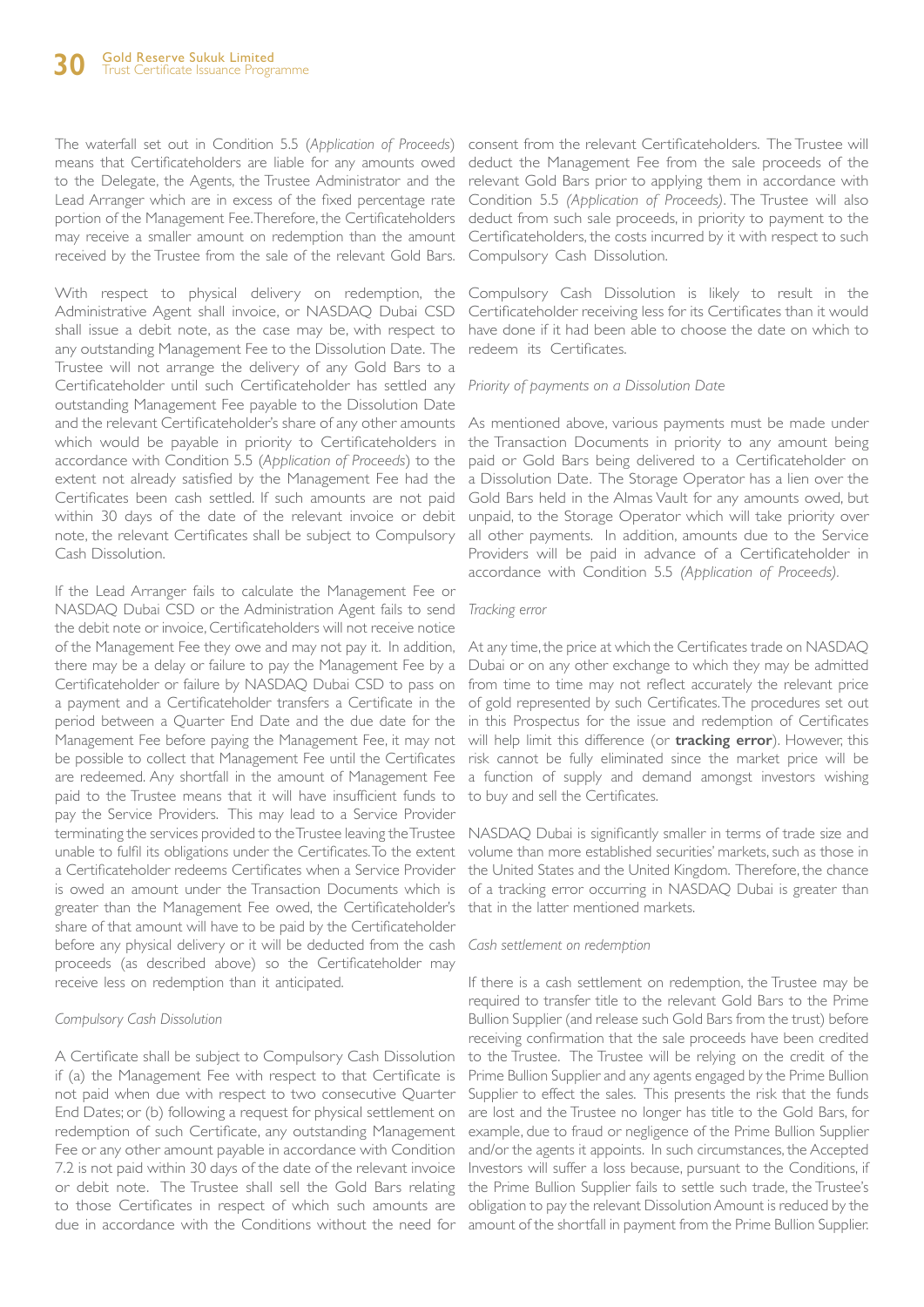The waterfall set out in Condition 5.5 (*Application of Proceeds*) means that Certificateholders are liable for any amounts owed to the Delegate, the Agents, the Trustee Administrator and the Lead Arranger which are in excess of the fixed percentage rate portion of the Management Fee. Therefore, the Certificateholders may receive a smaller amount on redemption than the amount received by the Trustee from the sale of the relevant Gold Bars.

With respect to physical delivery on redemption, the Administrative Agent shall invoice, or NASDAQ Dubai CSD shall issue a debit note, as the case may be, with respect to any outstanding Management Fee to the Dissolution Date. The Trustee will not arrange the delivery of any Gold Bars to a Certificateholder until such Certificateholder has settled any outstanding Management Fee payable to the Dissolution Date and the relevant Certificateholder's share of any other amounts which would be payable in priority to Certificateholders in accordance with Condition 5.5 (*Application of Proceeds*) to the extent not already satisfied by the Management Fee had the Certificates been cash settled. If such amounts are not paid within 30 days of the date of the relevant invoice or debit note, the relevant Certificates shall be subject to Compulsory Cash Dissolution.

If the Lead Arranger fails to calculate the Management Fee or NASDAQ Dubai CSD or the Administration Agent fails to send the debit note or invoice, Certificateholders will not receive notice of the Management Fee they owe and may not pay it. In addition, there may be a delay or failure to pay the Management Fee by a Certificateholder or failure by NASDAQ Dubai CSD to pass on a payment and a Certificateholder transfers a Certificate in the period between a Quarter End Date and the due date for the Management Fee before paying the Management Fee, it may not be possible to collect that Management Fee until the Certificates are redeemed. Any shortfall in the amount of Management Fee paid to the Trustee means that it will have insufficient funds to pay the Service Providers. This may lead to a Service Provider terminating the services provided to the Trustee leaving the Trustee unable to fulfil its obligations under the Certificates. To the extent a Certificateholder redeems Certificates when a Service Provider is owed an amount under the Transaction Documents which is greater than the Management Fee owed, the Certificateholder's share of that amount will have to be paid by the Certificateholder before any physical delivery or it will be deducted from the cash proceeds (as described above) so the Certificateholder may receive less on redemption than it anticipated.

*Compulsory Cash Dissolution*

A Certificate shall be subject to Compulsory Cash Dissolution if (a) the Management Fee with respect to that Certificate is not paid when due with respect to two consecutive Quarter End Dates; or (b) following a request for physical settlement on redemption of such Certificate, any outstanding Management Fee or any other amount payable in accordance with Condition 7.2 is not paid within 30 days of the date of the relevant invoice or debit note. The Trustee shall sell the Gold Bars relating to those Certificates in respect of which such amounts are due in accordance with the Conditions without the need for consent from the relevant Certificateholders. The Trustee will deduct the Management Fee from the sale proceeds of the relevant Gold Bars prior to applying them in accordance with Condition 5.5 *(Application of Proceeds)*. The Trustee will also deduct from such sale proceeds, in priority to payment to the Certificateholders, the costs incurred by it with respect to such Compulsory Cash Dissolution.

Compulsory Cash Dissolution is likely to result in the Certificateholder receiving less for its Certificates than it would have done if it had been able to choose the date on which to redeem its Certificates.

*Priority of payments on a Dissolution Date*

As mentioned above, various payments must be made under the Transaction Documents in priority to any amount being paid or Gold Bars being delivered to a Certificateholder on a Dissolution Date. The Storage Operator has a lien over the Gold Bars held in the Almas Vault for any amounts owed, but unpaid, to the Storage Operator which will take priority over all other payments. In addition, amounts due to the Service Providers will be paid in advance of a Certificateholder in accordance with Condition 5.5 *(Application of Proceeds)*.

*Tracking error*

At any time, the price at which the Certificates trade on NASDAQ Dubai or on any other exchange to which they may be admitted from time to time may not reflect accurately the relevant price of gold represented by such Certificates. The procedures set out in this Prospectus for the issue and redemption of Certificates will help limit this difference (or **tracking error**). However, this risk cannot be fully eliminated since the market price will be a function of supply and demand amongst investors wishing to buy and sell the Certificates.

NASDAQ Dubai is significantly smaller in terms of trade size and volume than more established securities' markets, such as those in the United States and the United Kingdom. Therefore, the chance of a tracking error occurring in NASDAQ Dubai is greater than that in the latter mentioned markets.

*Cash settlement on redemption*

If there is a cash settlement on redemption, the Trustee may be required to transfer title to the relevant Gold Bars to the Prime Bullion Supplier (and release such Gold Bars from the trust) before receiving confirmation that the sale proceeds have been credited to the Trustee. The Trustee will be relying on the credit of the Prime Bullion Supplier and any agents engaged by the Prime Bullion Supplier to effect the sales. This presents the risk that the funds are lost and the Trustee no longer has title to the Gold Bars, for example, due to fraud or negligence of the Prime Bullion Supplier and/or the agents it appoints. In such circumstances, the Accepted Investors will suffer a loss because, pursuant to the Conditions, if the Prime Bullion Supplier fails to settle such trade, the Trustee's obligation to pay the relevant Dissolution Amount is reduced by the amount of the shortfall in payment from the Prime Bullion Supplier.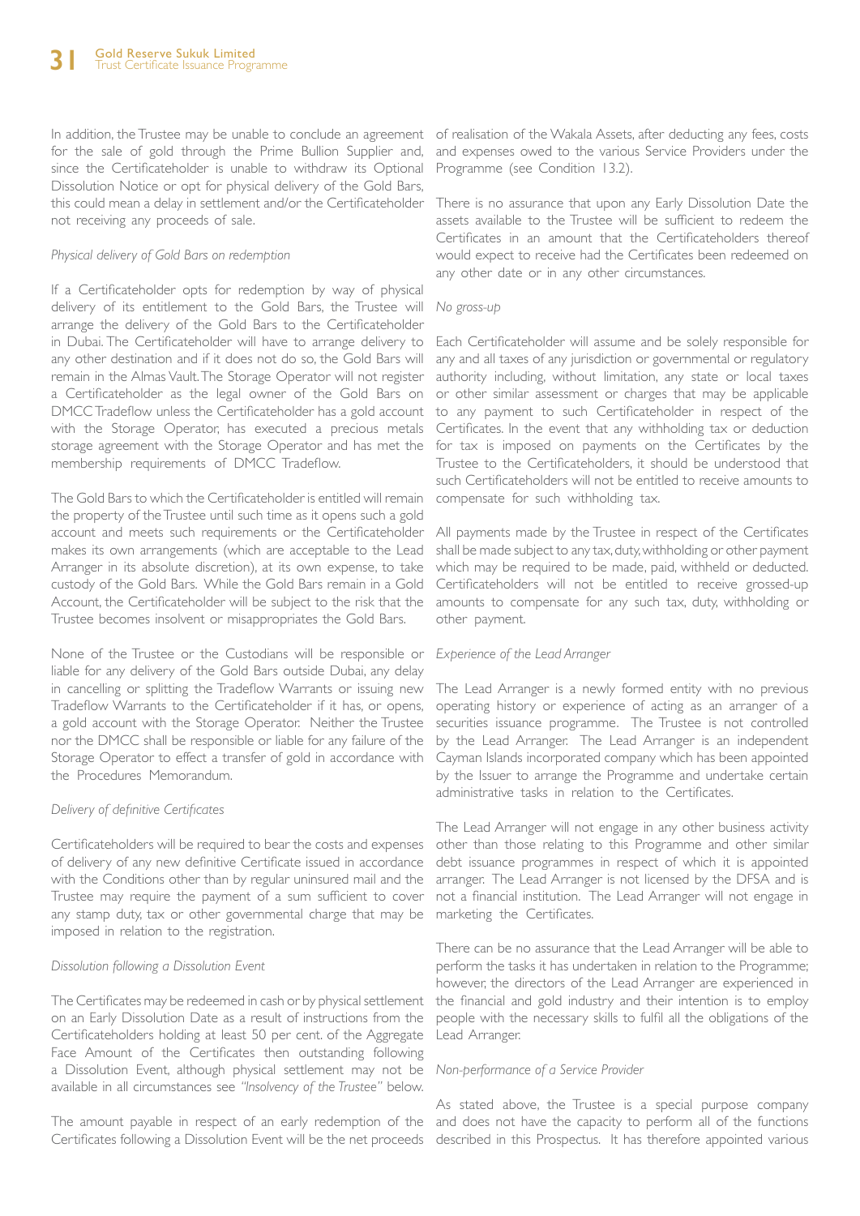In addition, the Trustee may be unable to conclude an agreement for the sale of gold through the Prime Bullion Supplier and, since the Certificateholder is unable to withdraw its Optional Dissolution Notice or opt for physical delivery of the Gold Bars, this could mean a delay in settlement and/or the Certificateholder not receiving any proceeds of sale.

*Physical delivery of Gold Bars on redemption*

If a Certificateholder opts for redemption by way of physical delivery of its entitlement to the Gold Bars, the Trustee will arrange the delivery of the Gold Bars to the Certificateholder in Dubai. The Certificateholder will have to arrange delivery to any other destination and if it does not do so, the Gold Bars will remain in the Almas Vault. The Storage Operator will not register a Certificateholder as the legal owner of the Gold Bars on DMCC Tradeflow unless the Certificateholder has a gold account with the Storage Operator, has executed a precious metals storage agreement with the Storage Operator and has met the membership requirements of DMCC Tradeflow.

The Gold Bars to which the Certificateholder is entitled will remain the property of the Trustee until such time as it opens such a gold account and meets such requirements or the Certificateholder makes its own arrangements (which are acceptable to the Lead Arranger in its absolute discretion), at its own expense, to take custody of the Gold Bars. While the Gold Bars remain in a Gold Account, the Certificateholder will be subject to the risk that the Trustee becomes insolvent or misappropriates the Gold Bars.

None of the Trustee or the Custodians will be responsible or liable for any delivery of the Gold Bars outside Dubai, any delay in cancelling or splitting the Tradeflow Warrants or issuing new Tradeflow Warrants to the Certificateholder if it has, or opens, a gold account with the Storage Operator. Neither the Trustee nor the DMCC shall be responsible or liable for any failure of the Storage Operator to effect a transfer of gold in accordance with the Procedures Memorandum.

*Delivery of definitive Certificates*

Certificateholders will be required to bear the costs and expenses of delivery of any new definitive Certificate issued in accordance with the Conditions other than by regular uninsured mail and the Trustee may require the payment of a sum sufficient to cover any stamp duty, tax or other governmental charge that may be imposed in relation to the registration.

*Dissolution following a Dissolution Event*

The Certificates may be redeemed in cash or by physical settlement on an Early Dissolution Date as a result of instructions from the Certificateholders holding at least 50 per cent. of the Aggregate Face Amount of the Certificates then outstanding following a Dissolution Event, although physical settlement may not be available in all circumstances see *"Insolvency of the Trustee"* below.

The amount payable in respect of an early redemption of the Certificates following a Dissolution Event will be the net proceeds of realisation of the Wakala Assets, after deducting any fees, costs and expenses owed to the various Service Providers under the Programme (see Condition 13.2).

There is no assurance that upon any Early Dissolution Date the assets available to the Trustee will be sufficient to redeem the Certificates in an amount that the Certificateholders thereof would expect to receive had the Certificates been redeemed on any other date or in any other circumstances.

*No gross-up*

Each Certificateholder will assume and be solely responsible for any and all taxes of any jurisdiction or governmental or regulatory authority including, without limitation, any state or local taxes or other similar assessment or charges that may be applicable to any payment to such Certificateholder in respect of the Certificates. In the event that any withholding tax or deduction for tax is imposed on payments on the Certificates by the Trustee to the Certificateholders, it should be understood that such Certificateholders will not be entitled to receive amounts to compensate for such withholding tax.

All payments made by the Trustee in respect of the Certificates shall be made subject to any tax, duty, withholding or other payment which may be required to be made, paid, withheld or deducted. Certificateholders will not be entitled to receive grossed-up amounts to compensate for any such tax, duty, withholding or other payment.

*Experience of the Lead Arranger*

The Lead Arranger is a newly formed entity with no previous operating history or experience of acting as an arranger of a securities issuance programme. The Trustee is not controlled by the Lead Arranger. The Lead Arranger is an independent Cayman Islands incorporated company which has been appointed by the Issuer to arrange the Programme and undertake certain administrative tasks in relation to the Certificates.

The Lead Arranger will not engage in any other business activity other than those relating to this Programme and other similar debt issuance programmes in respect of which it is appointed arranger. The Lead Arranger is not licensed by the DFSA and is not a financial institution. The Lead Arranger will not engage in marketing the Certificates.

There can be no assurance that the Lead Arranger will be able to perform the tasks it has undertaken in relation to the Programme; however, the directors of the Lead Arranger are experienced in the financial and gold industry and their intention is to employ people with the necessary skills to fulfil all the obligations of the Lead Arranger.

*Non-performance of a Service Provider*

As stated above, the Trustee is a special purpose company and does not have the capacity to perform all of the functions described in this Prospectus. It has therefore appointed various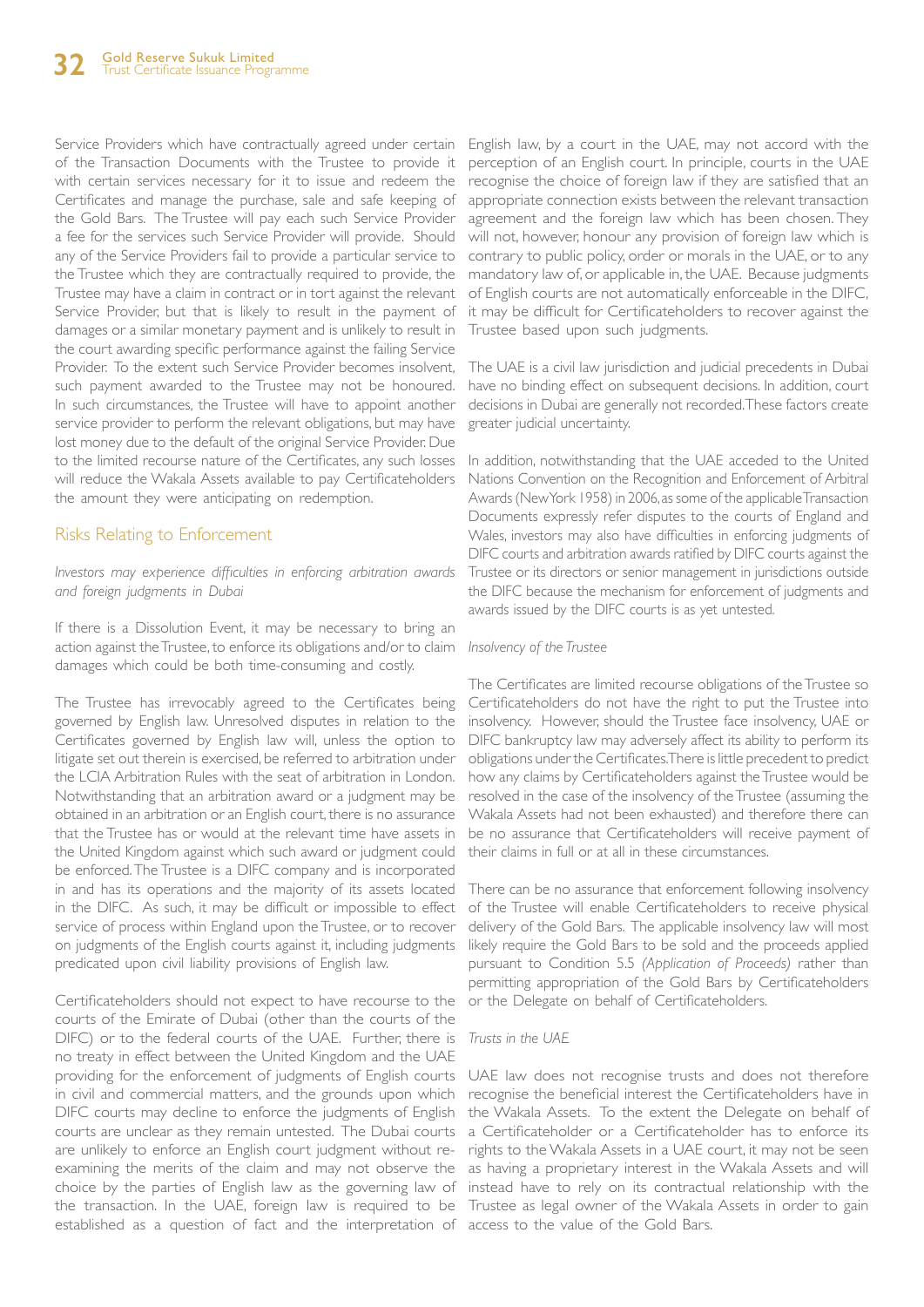Service Providers which have contractually agreed under certain of the Transaction Documents with the Trustee to provide it with certain services necessary for it to issue and redeem the Certificates and manage the purchase, sale and safe keeping of the Gold Bars. The Trustee will pay each such Service Provider a fee for the services such Service Provider will provide. Should any of the Service Providers fail to provide a particular service to the Trustee which they are contractually required to provide, the Trustee may have a claim in contract or in tort against the relevant Service Provider, but that is likely to result in the payment of damages or a similar monetary payment and is unlikely to result in the court awarding specific performance against the failing Service Provider. To the extent such Service Provider becomes insolvent, such payment awarded to the Trustee may not be honoured. In such circumstances, the Trustee will have to appoint another service provider to perform the relevant obligations, but may have lost money due to the default of the original Service Provider. Due to the limited recourse nature of the Certificates, any such losses will reduce the Wakala Assets available to pay Certificateholders the amount they were anticipating on redemption.

## Risks Relating to Enforcement

*Investors may experience difficulties in enforcing arbitration awards and foreign judgments in Dubai*

If there is a Dissolution Event, it may be necessary to bring an action against the Trustee, to enforce its obligations and/or to claim damages which could be both time-consuming and costly.

The Trustee has irrevocably agreed to the Certificates being governed by English law. Unresolved disputes in relation to the Certificates governed by English law will, unless the option to litigate set out therein is exercised, be referred to arbitration under the LCIA Arbitration Rules with the seat of arbitration in London. Notwithstanding that an arbitration award or a judgment may be obtained in an arbitration or an English court, there is no assurance that the Trustee has or would at the relevant time have assets in the United Kingdom against which such award or judgment could be enforced. The Trustee is a DIFC company and is incorporated in and has its operations and the majority of its assets located in the DIFC. As such, it may be difficult or impossible to effect service of process within England upon the Trustee, or to recover on judgments of the English courts against it, including judgments predicated upon civil liability provisions of English law.

Certificateholders should not expect to have recourse to the courts of the Emirate of Dubai (other than the courts of the DIFC) or to the federal courts of the UAE. Further, there is no treaty in effect between the United Kingdom and the UAE providing for the enforcement of judgments of English courts in civil and commercial matters, and the grounds upon which DIFC courts may decline to enforce the judgments of English courts are unclear as they remain untested. The Dubai courts are unlikely to enforce an English court judgment without re-examining the merits of the claim and may not observe the choice by the parties of English law as the governing law of the transaction. In the UAE, foreign law is required to be established as a question of fact and the interpretation of English law, by a court in the UAE, may not accord with the perception of an English court. In principle, courts in the UAE recognise the choice of foreign law if they are satisfied that an appropriate connection exists between the relevant transaction agreement and the foreign law which has been chosen. They will not, however, honour any provision of foreign law which is contrary to public policy, order or morals in the UAE, or to any mandatory law of, or applicable in, the UAE. Because judgments of English courts are not automatically enforceable in the DIFC, it may be difficult for Certificateholders to recover against the Trustee based upon such judgments.

The UAE is a civil law jurisdiction and judicial precedents in Dubai have no binding effect on subsequent decisions. In addition, court decisions in Dubai are generally not recorded. These factors create greater judicial uncertainty.

In addition, notwithstanding that the UAE acceded to the United Nations Convention on the Recognition and Enforcement of Arbitral Awards (New York 1958) in 2006, as some of the applicable Transaction Documents expressly refer disputes to the courts of England and Wales, investors may also have difficulties in enforcing judgments of DIFC courts and arbitration awards ratified by DIFC courts against the Trustee or its directors or senior management in jurisdictions outside the DIFC because the mechanism for enforcement of judgments and awards issued by the DIFC courts is as yet untested.

*Insolvency of the Trustee*

The Certificates are limited recourse obligations of the Trustee so Certificateholders do not have the right to put the Trustee into insolvency. However, should the Trustee face insolvency, UAE or DIFC bankruptcy law may adversely affect its ability to perform its obligations under the Certificates. There is little precedent to predict how any claims by Certificateholders against the Trustee would be resolved in the case of the insolvency of the Trustee (assuming the Wakala Assets had not been exhausted) and therefore there can be no assurance that Certificateholders will receive payment of their claims in full or at all in these circumstances.

There can be no assurance that enforcement following insolvency of the Trustee will enable Certificateholders to receive physical delivery of the Gold Bars. The applicable insolvency law will most likely require the Gold Bars to be sold and the proceeds applied pursuant to Condition 5.5 *(Application of Proceeds)* rather than permitting appropriation of the Gold Bars by Certificateholders or the Delegate on behalf of Certificateholders.

*Trusts in the UAE*

UAE law does not recognise trusts and does not therefore recognise the beneficial interest the Certificateholders have in the Wakala Assets. To the extent the Delegate on behalf of a Certificateholder or a Certificateholder has to enforce its rights to the Wakala Assets in a UAE court, it may not be seen as having a proprietary interest in the Wakala Assets and will instead have to rely on its contractual relationship with the Trustee as legal owner of the Wakala Assets in order to gain access to the value of the Gold Bars.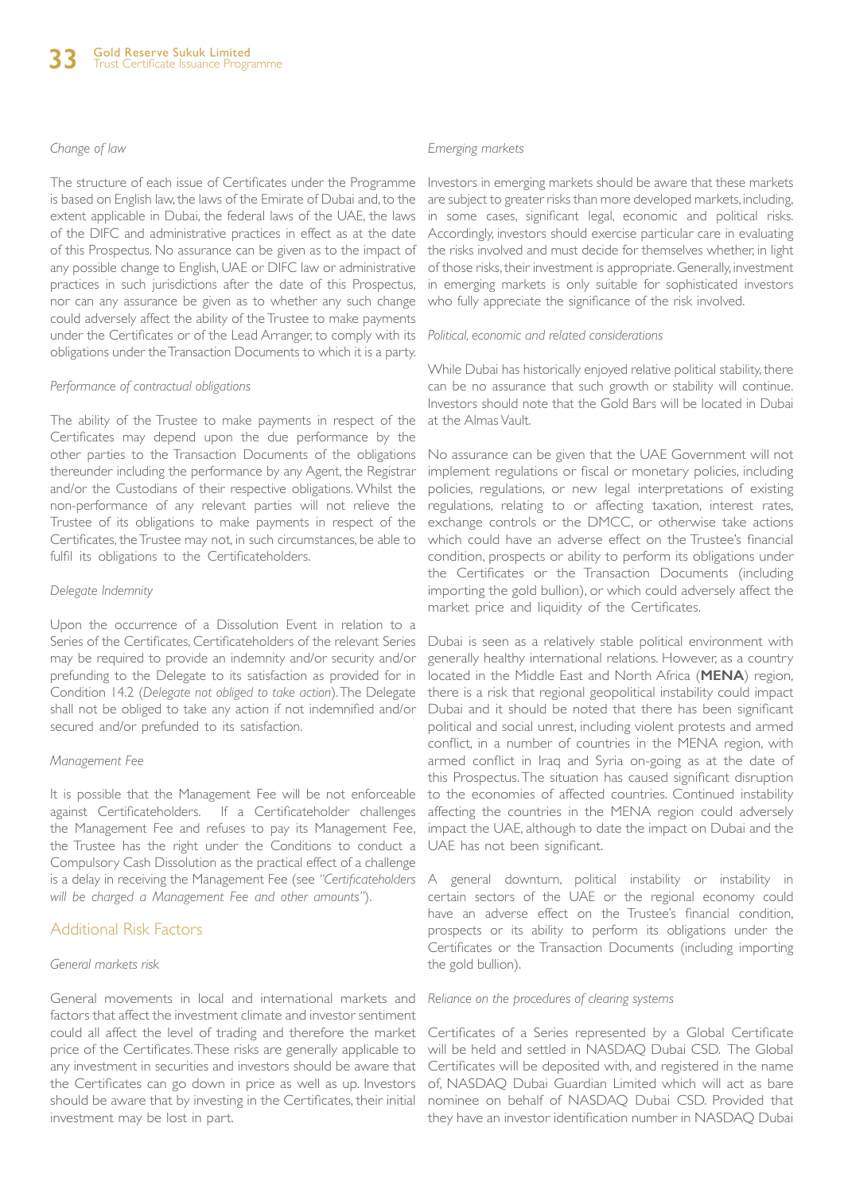*Change of law*

The structure of each issue of Certificates under the Programme is based on English law, the laws of the Emirate of Dubai and, to the extent applicable in Dubai, the federal laws of the UAE, the laws of the DIFC and administrative practices in effect as at the date of this Prospectus. No assurance can be given as to the impact of any possible change to English, UAE or DIFC law or administrative practices in such jurisdictions after the date of this Prospectus, nor can any assurance be given as to whether any such change could adversely affect the ability of the Trustee to make payments under the Certificates or of the Lead Arranger, to comply with its obligations under the Transaction Documents to which it is a party.

*Performance of contractual obligations*

The ability of the Trustee to make payments in respect of the Certificates may depend upon the due performance by the other parties to the Transaction Documents of the obligations thereunder including the performance by any Agent, the Registrar and/or the Custodians of their respective obligations. Whilst the non-performance of any relevant parties will not relieve the Trustee of its obligations to make payments in respect of the Certificates, the Trustee may not, in such circumstances, be able to fulfil its obligations to the Certificateholders.

*Delegate Indemnity*

Upon the occurrence of a Dissolution Event in relation to a Series of the Certificates, Certificateholders of the relevant Series may be required to provide an indemnity and/or security and/or prefunding to the Delegate to its satisfaction as provided for in Condition 14.2 (*Delegate not obliged to take action*). The Delegate shall not be obliged to take any action if not indemnified and/or secured and/or prefunded to its satisfaction.

*Management Fee*

It is possible that the Management Fee will be not enforceable against Certificateholders. If a Certificateholder challenges the Management Fee and refuses to pay its Management Fee, the Trustee has the right under the Conditions to conduct a Compulsory Cash Dissolution as the practical effect of a challenge is a delay in receiving the Management Fee (see *"Certificateholders will be charged a Management Fee and other amounts"*).

## Additional Risk Factors

*General markets risk*

General movements in local and international markets and factors that affect the investment climate and investor sentiment could all affect the level of trading and therefore the market price of the Certificates. These risks are generally applicable to any investment in securities and investors should be aware that the Certificates can go down in price as well as up. Investors should be aware that by investing in the Certificates, their initial investment may be lost in part.

*Emerging markets*

Investors in emerging markets should be aware that these markets are subject to greater risks than more developed markets, including, in some cases, significant legal, economic and political risks. Accordingly, investors should exercise particular care in evaluating the risks involved and must decide for themselves whether, in light of those risks, their investment is appropriate. Generally, investment in emerging markets is only suitable for sophisticated investors who fully appreciate the significance of the risk involved.

*Political, economic and related considerations*

While Dubai has historically enjoyed relative political stability, there can be no assurance that such growth or stability will continue. Investors should note that the Gold Bars will be located in Dubai at the Almas Vault.

No assurance can be given that the UAE Government will not implement regulations or fiscal or monetary policies, including policies, regulations, or new legal interpretations of existing regulations, relating to or affecting taxation, interest rates, exchange controls or the DMCC, or otherwise take actions which could have an adverse effect on the Trustee's financial condition, prospects or ability to perform its obligations under the Certificates or the Transaction Documents (including importing the gold bullion), or which could adversely affect the market price and liquidity of the Certificates.

Dubai is seen as a relatively stable political environment with generally healthy international relations. However, as a country located in the Middle East and North Africa (**MENA**) region, there is a risk that regional geopolitical instability could impact Dubai and it should be noted that there has been significant political and social unrest, including violent protests and armed conflict, in a number of countries in the MENA region, with armed conflict in Iraq and Syria on-going as at the date of this Prospectus. The situation has caused significant disruption to the economies of affected countries. Continued instability affecting the countries in the MENA region could adversely impact the UAE, although to date the impact on Dubai and the UAE has not been significant.

A general downturn, political instability or instability in certain sectors of the UAE or the regional economy could have an adverse effect on the Trustee's financial condition, prospects or its ability to perform its obligations under the Certificates or the Transaction Documents (including importing the gold bullion).

*Reliance on the procedures of clearing systems*

Certificates of a Series represented by a Global Certificate will be held and settled in NASDAQ Dubai CSD. The Global Certificates will be deposited with, and registered in the name of, NASDAQ Dubai Guardian Limited which will act as bare nominee on behalf of NASDAQ Dubai CSD. Provided that they have an investor identification number in NASDAQ Dubai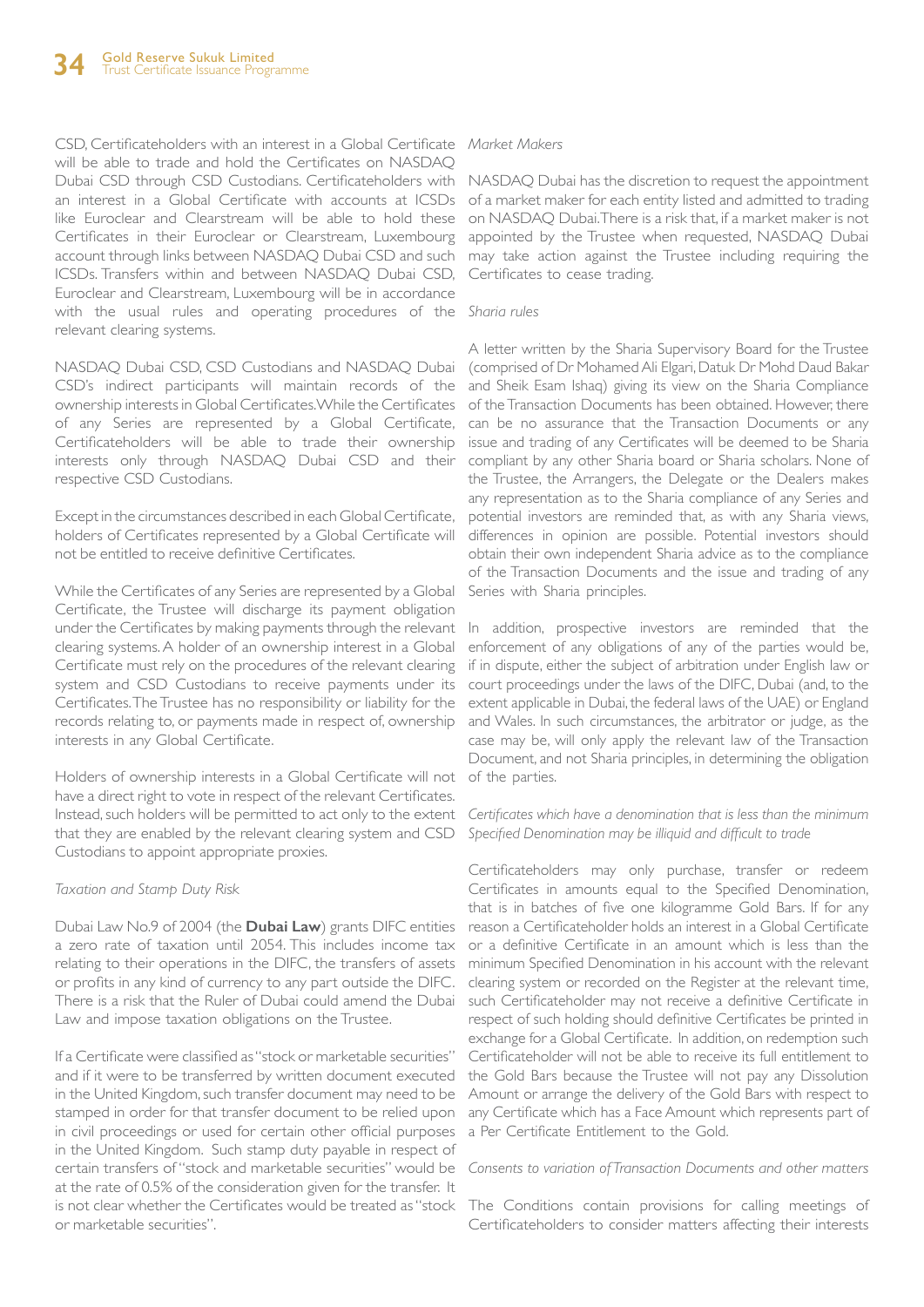CSD, Certificateholders with an interest in a Global Certificate will be able to trade and hold the Certificates on NASDAQ Dubai CSD through CSD Custodians. Certificateholders with an interest in a Global Certificate with accounts at ICSDs like Euroclear and Clearstream will be able to hold these Certificates in their Euroclear or Clearstream, Luxembourg account through links between NASDAQ Dubai CSD and such ICSDs. Transfers within and between NASDAQ Dubai CSD, Euroclear and Clearstream, Luxembourg will be in accordance with the usual rules and operating procedures of the relevant clearing systems.

NASDAQ Dubai CSD, CSD Custodians and NASDAQ Dubai CSD's indirect participants will maintain records of the ownership interests in Global Certificates. While the Certificates of any Series are represented by a Global Certificate, Certificateholders will be able to trade their ownership interests only through NASDAQ Dubai CSD and their respective CSD Custodians.

Except in the circumstances described in each Global Certificate, holders of Certificates represented by a Global Certificate will not be entitled to receive definitive Certificates.

While the Certificates of any Series are represented by a Global Certificate, the Trustee will discharge its payment obligation under the Certificates by making payments through the relevant clearing systems. A holder of an ownership interest in a Global Certificate must rely on the procedures of the relevant clearing system and CSD Custodians to receive payments under its Certificates. The Trustee has no responsibility or liability for the records relating to, or payments made in respect of, ownership interests in any Global Certificate.

Holders of ownership interests in a Global Certificate will not have a direct right to vote in respect of the relevant Certificates. Instead, such holders will be permitted to act only to the extent that they are enabled by the relevant clearing system and CSD Custodians to appoint appropriate proxies.

*Taxation and Stamp Duty Risk*

Dubai Law No.9 of 2004 (the **Dubai Law**) grants DIFC entities a zero rate of taxation until 2054. This includes income tax relating to their operations in the DIFC, the transfers of assets or profits in any kind of currency to any part outside the DIFC. There is a risk that the Ruler of Dubai could amend the Dubai Law and impose taxation obligations on the Trustee.

If a Certificate were classified as "stock or marketable securities" and if it were to be transferred by written document executed in the United Kingdom, such transfer document may need to be stamped in order for that transfer document to be relied upon in civil proceedings or used for certain other official purposes in the United Kingdom. Such stamp duty payable in respect of certain transfers of "stock and marketable securities" would be at the rate of 0.5% of the consideration given for the transfer. It is not clear whether the Certificates would be treated as "stock or marketable securities".

*Market Makers*

NASDAQ Dubai has the discretion to request the appointment of a market maker for each entity listed and admitted to trading on NASDAQ Dubai. There is a risk that, if a market maker is not appointed by the Trustee when requested, NASDAQ Dubai may take action against the Trustee including requiring the Certificates to cease trading.

*Sharia rules*

A letter written by the Sharia Supervisory Board for the Trustee (comprised of Dr Mohamed Ali Elgari, Datuk Dr Mohd Daud Bakar and Sheik Esam Ishaq) giving its view on the Sharia Compliance of the Transaction Documents has been obtained. However, there can be no assurance that the Transaction Documents or any issue and trading of any Certificates will be deemed to be Sharia compliant by any other Sharia board or Sharia scholars. None of the Trustee, the Arrangers, the Delegate or the Dealers makes any representation as to the Sharia compliance of any Series and potential investors are reminded that, as with any Sharia views, differences in opinion are possible. Potential investors should obtain their own independent Sharia advice as to the compliance of the Transaction Documents and the issue and trading of any Series with Sharia principles.

In addition, prospective investors are reminded that the enforcement of any obligations of any of the parties would be, if in dispute, either the subject of arbitration under English law or court proceedings under the laws of the DIFC, Dubai (and, to the extent applicable in Dubai, the federal laws of the UAE) or England and Wales. In such circumstances, the arbitrator or judge, as the case may be, will only apply the relevant law of the Transaction Document, and not Sharia principles, in determining the obligation of the parties.

*Certificates which have a denomination that is less than the minimum Specified Denomination may be illiquid and difficult to trade*

Certificateholders may only purchase, transfer or redeem Certificates in amounts equal to the Specified Denomination, that is in batches of five one kilogramme Gold Bars. If for any reason a Certificateholder holds an interest in a Global Certificate or a definitive Certificate in an amount which is less than the minimum Specified Denomination in his account with the relevant clearing system or recorded on the Register at the relevant time, such Certificateholder may not receive a definitive Certificate in respect of such holding should definitive Certificates be printed in exchange for a Global Certificate. In addition, on redemption such Certificateholder will not be able to receive its full entitlement to the Gold Bars because the Trustee will not pay any Dissolution Amount or arrange the delivery of the Gold Bars with respect to any Certificate which has a Face Amount which represents part of a Per Certificate Entitlement to the Gold.

*Consents to variation of Transaction Documents and other matters*

The Conditions contain provisions for calling meetings of Certificateholders to consider matters affecting their interests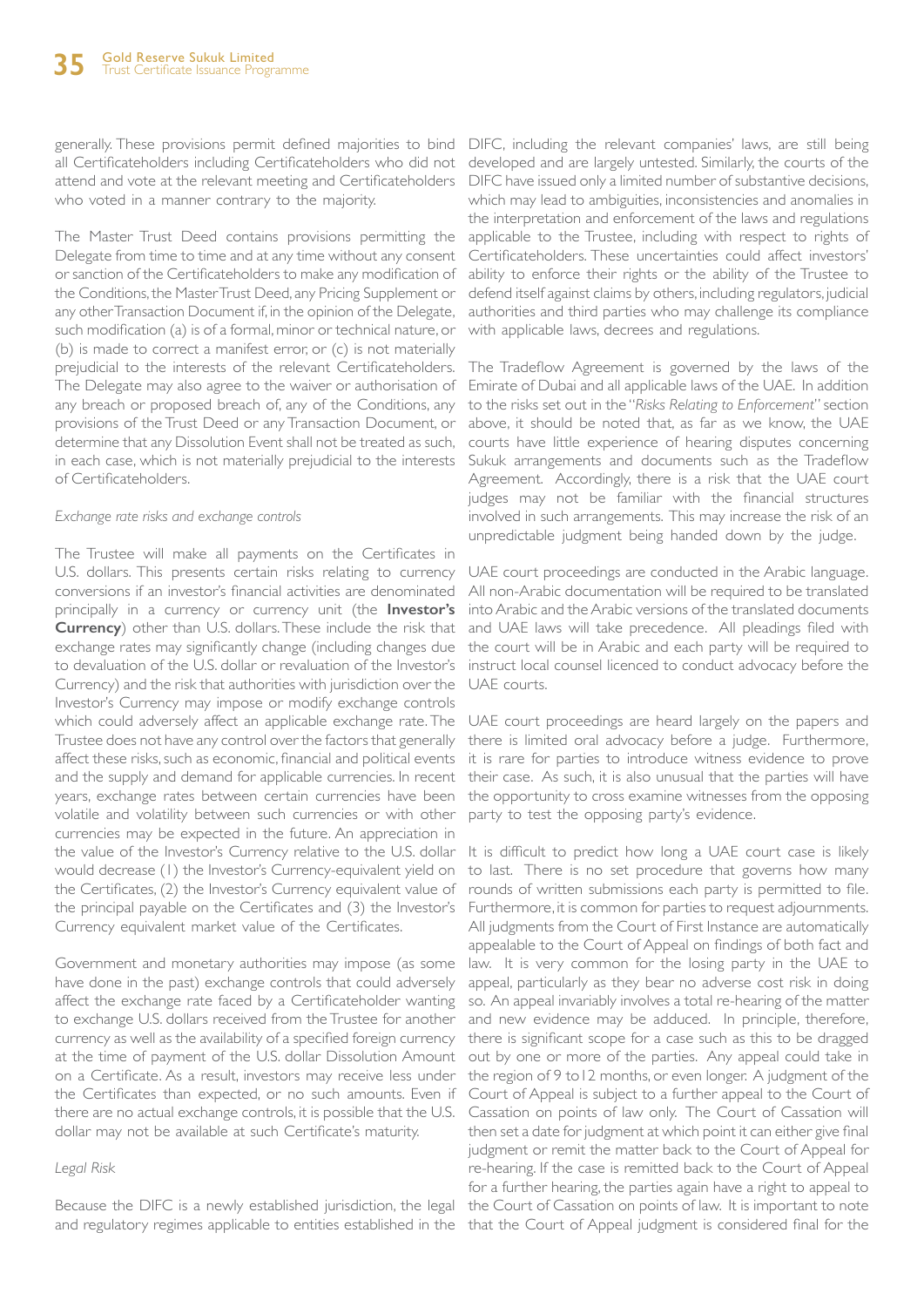generally. These provisions permit defined majorities to bind all Certificateholders including Certificateholders who did not attend and vote at the relevant meeting and Certificateholders who voted in a manner contrary to the majority.

The Master Trust Deed contains provisions permitting the Delegate from time to time and at any time without any consent or sanction of the Certificateholders to make any modification of the Conditions, the Master Trust Deed, any Pricing Supplement or any other Transaction Document if, in the opinion of the Delegate, such modification (a) is of a formal, minor or technical nature, or (b) is made to correct a manifest error, or (c) is not materially prejudicial to the interests of the relevant Certificateholders. The Delegate may also agree to the waiver or authorisation of any breach or proposed breach of, any of the Conditions, any provisions of the Trust Deed or any Transaction Document, or determine that any Dissolution Event shall not be treated as such, in each case, which is not materially prejudicial to the interests of Certificateholders.

*Exchange rate risks and exchange controls*

The Trustee will make all payments on the Certificates in U.S. dollars. This presents certain risks relating to currency conversions if an investor's financial activities are denominated principally in a currency or currency unit (the **Investor's Currency**) other than U.S. dollars. These include the risk that exchange rates may significantly change (including changes due to devaluation of the U.S. dollar or revaluation of the Investor's Currency) and the risk that authorities with jurisdiction over the Investor's Currency may impose or modify exchange controls which could adversely affect an applicable exchange rate. The Trustee does not have any control over the factors that generally affect these risks, such as economic, financial and political events and the supply and demand for applicable currencies. In recent years, exchange rates between certain currencies have been volatile and volatility between such currencies or with other currencies may be expected in the future. An appreciation in the value of the Investor's Currency relative to the U.S. dollar would decrease (1) the Investor's Currency-equivalent yield on the Certificates, (2) the Investor's Currency equivalent value of the principal payable on the Certificates and (3) the Investor's Currency equivalent market value of the Certificates.

Government and monetary authorities may impose (as some have done in the past) exchange controls that could adversely affect the exchange rate faced by a Certificateholder wanting to exchange U.S. dollars received from the Trustee for another currency as well as the availability of a specified foreign currency at the time of payment of the U.S. dollar Dissolution Amount on a Certificate. As a result, investors may receive less under the Certificates than expected, or no such amounts. Even if there are no actual exchange controls, it is possible that the U.S. dollar may not be available at such Certificate's maturity.

*Legal Risk*

Because the DIFC is a newly established jurisdiction, the legal and regulatory regimes applicable to entities established in the DIFC, including the relevant companies' laws, are still being developed and are largely untested. Similarly, the courts of the DIFC have issued only a limited number of substantive decisions, which may lead to ambiguities, inconsistencies and anomalies in the interpretation and enforcement of the laws and regulations applicable to the Trustee, including with respect to rights of Certificateholders. These uncertainties could affect investors' ability to enforce their rights or the ability of the Trustee to defend itself against claims by others, including regulators, judicial authorities and third parties who may challenge its compliance with applicable laws, decrees and regulations.

The Tradeflow Agreement is governed by the laws of the Emirate of Dubai and all applicable laws of the UAE. In addition to the risks set out in the "*Risks Relating to Enforcement*" section above, it should be noted that, as far as we know, the UAE courts have little experience of hearing disputes concerning Sukuk arrangements and documents such as the Tradeflow Agreement. Accordingly, there is a risk that the UAE court judges may not be familiar with the financial structures involved in such arrangements. This may increase the risk of an unpredictable judgment being handed down by the judge.

UAE court proceedings are conducted in the Arabic language. All non-Arabic documentation will be required to be translated into Arabic and the Arabic versions of the translated documents and UAE laws will take precedence. All pleadings filed with the court will be in Arabic and each party will be required to instruct local counsel licenced to conduct advocacy before the UAE courts.

UAE court proceedings are heard largely on the papers and there is limited oral advocacy before a judge. Furthermore, it is rare for parties to introduce witness evidence to prove their case. As such, it is also unusual that the parties will have the opportunity to cross examine witnesses from the opposing party to test the opposing party's evidence.

It is difficult to predict how long a UAE court case is likely to last. There is no set procedure that governs how many rounds of written submissions each party is permitted to file. Furthermore, it is common for parties to request adjournments. All judgments from the Court of First Instance are automatically appealable to the Court of Appeal on findings of both fact and law. It is very common for the losing party in the UAE to appeal, particularly as they bear no adverse cost risk in doing so. An appeal invariably involves a total re-hearing of the matter and new evidence may be adduced. In principle, therefore, there is significant scope for a case such as this to be dragged out by one or more of the parties. Any appeal could take in the region of 9 to12 months, or even longer. A judgment of the Court of Appeal is subject to a further appeal to the Court of Cassation on points of law only. The Court of Cassation will then set a date for judgment at which point it can either give final judgment or remit the matter back to the Court of Appeal for re-hearing. If the case is remitted back to the Court of Appeal for a further hearing, the parties again have a right to appeal to the Court of Cassation on points of law. It is important to note that the Court of Appeal judgment is considered final for the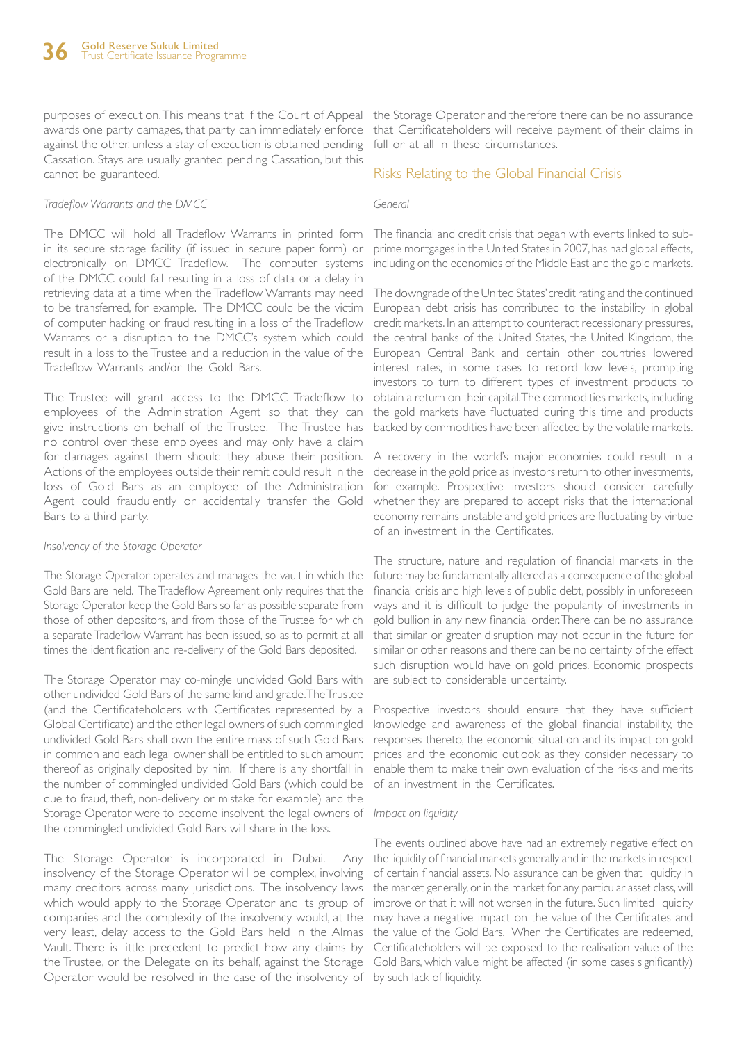purposes of execution. This means that if the Court of Appeal awards one party damages, that party can immediately enforce against the other, unless a stay of execution is obtained pending Cassation. Stays are usually granted pending Cassation, but this cannot be guaranteed.

*Tradeflow Warrants and the DMCC*

The DMCC will hold all Tradeflow Warrants in printed form in its secure storage facility (if issued in secure paper form) or electronically on DMCC Tradeflow. The computer systems of the DMCC could fail resulting in a loss of data or a delay in retrieving data at a time when the Tradeflow Warrants may need to be transferred, for example. The DMCC could be the victim of computer hacking or fraud resulting in a loss of the Tradeflow Warrants or a disruption to the DMCC's system which could result in a loss to the Trustee and a reduction in the value of the Tradeflow Warrants and/or the Gold Bars.

The Trustee will grant access to the DMCC Tradeflow to employees of the Administration Agent so that they can give instructions on behalf of the Trustee. The Trustee has no control over these employees and may only have a claim for damages against them should they abuse their position. Actions of the employees outside their remit could result in the loss of Gold Bars as an employee of the Administration Agent could fraudulently or accidentally transfer the Gold Bars to a third party.

*Insolvency of the Storage Operator*

The Storage Operator operates and manages the vault in which the Gold Bars are held. The Tradeflow Agreement only requires that the Storage Operator keep the Gold Bars so far as possible separate from those of other depositors, and from those of the Trustee for which a separate Tradeflow Warrant has been issued, so as to permit at all times the identification and re-delivery of the Gold Bars deposited.

The Storage Operator may co-mingle undivided Gold Bars with other undivided Gold Bars of the same kind and grade. The Trustee (and the Certificateholders with Certificates represented by a Global Certificate) and the other legal owners of such commingled undivided Gold Bars shall own the entire mass of such Gold Bars in common and each legal owner shall be entitled to such amount thereof as originally deposited by him. If there is any shortfall in the number of commingled undivided Gold Bars (which could be due to fraud, theft, non-delivery or mistake for example) and the Storage Operator were to become insolvent, the legal owners of the commingled undivided Gold Bars will share in the loss.

The Storage Operator is incorporated in Dubai. Any insolvency of the Storage Operator will be complex, involving many creditors across many jurisdictions. The insolvency laws which would apply to the Storage Operator and its group of companies and the complexity of the insolvency would, at the very least, delay access to the Gold Bars held in the Almas Vault. There is little precedent to predict how any claims by the Trustee, or the Delegate on its behalf, against the Storage Operator would be resolved in the case of the insolvency of the Storage Operator and therefore there can be no assurance that Certificateholders will receive payment of their claims in full or at all in these circumstances.

## Risks Relating to the Global Financial Crisis

*General*

The financial and credit crisis that began with events linked to sub-prime mortgages in the United States in 2007, has had global effects, including on the economies of the Middle East and the gold markets.

The downgrade of the United States' credit rating and the continued European debt crisis has contributed to the instability in global credit markets. In an attempt to counteract recessionary pressures, the central banks of the United States, the United Kingdom, the European Central Bank and certain other countries lowered interest rates, in some cases to record low levels, prompting investors to turn to different types of investment products to obtain a return on their capital. The commodities markets, including the gold markets have fluctuated during this time and products backed by commodities have been affected by the volatile markets.

A recovery in the world's major economies could result in a decrease in the gold price as investors return to other investments, for example. Prospective investors should consider carefully whether they are prepared to accept risks that the international economy remains unstable and gold prices are fluctuating by virtue of an investment in the Certificates.

The structure, nature and regulation of financial markets in the future may be fundamentally altered as a consequence of the global financial crisis and high levels of public debt, possibly in unforeseen ways and it is difficult to judge the popularity of investments in gold bullion in any new financial order. There can be no assurance that similar or greater disruption may not occur in the future for similar or other reasons and there can be no certainty of the effect such disruption would have on gold prices. Economic prospects are subject to considerable uncertainty.

Prospective investors should ensure that they have sufficient knowledge and awareness of the global financial instability, the responses thereto, the economic situation and its impact on gold prices and the economic outlook as they consider necessary to enable them to make their own evaluation of the risks and merits of an investment in the Certificates.

*Impact on liquidity*

The events outlined above have had an extremely negative effect on the liquidity of financial markets generally and in the markets in respect of certain financial assets. No assurance can be given that liquidity in the market generally, or in the market for any particular asset class, will improve or that it will not worsen in the future. Such limited liquidity may have a negative impact on the value of the Certificates and the value of the Gold Bars. When the Certificates are redeemed, Certificateholders will be exposed to the realisation value of the Gold Bars, which value might be affected (in some cases significantly) by such lack of liquidity.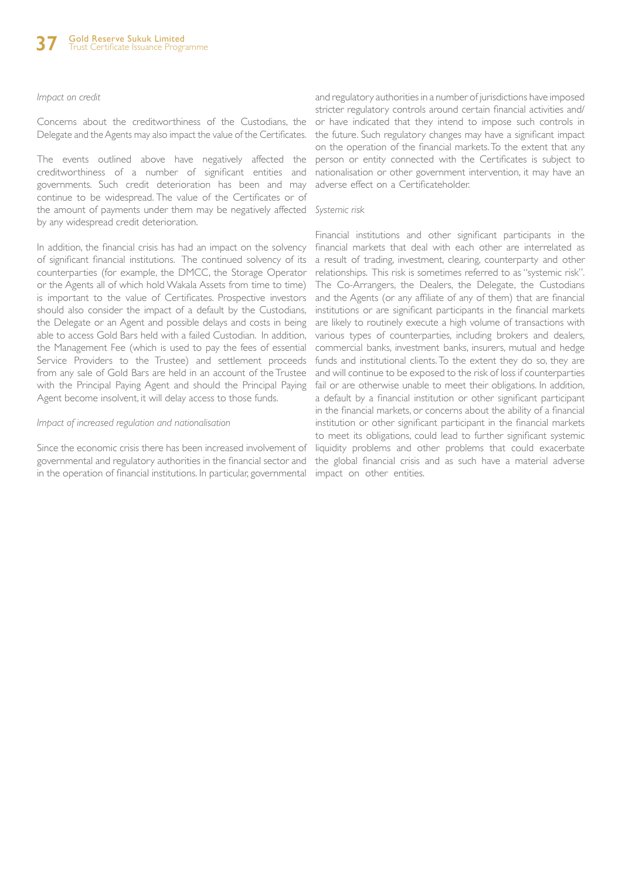*Impact on credit*

Concerns about the creditworthiness of the Custodians, the Delegate and the Agents may also impact the value of the Certificates.

The events outlined above have negatively affected the creditworthiness of a number of significant entities and governments. Such credit deterioration has been and may continue to be widespread. The value of the Certificates or of the amount of payments under them may be negatively affected by any widespread credit deterioration.

In addition, the financial crisis has had an impact on the solvency of significant financial institutions. The continued solvency of its counterparties (for example, the DMCC, the Storage Operator or the Agents all of which hold Wakala Assets from time to time) is important to the value of Certificates. Prospective investors should also consider the impact of a default by the Custodians, the Delegate or an Agent and possible delays and costs in being able to access Gold Bars held with a failed Custodian. In addition, the Management Fee (which is used to pay the fees of essential Service Providers to the Trustee) and settlement proceeds from any sale of Gold Bars are held in an account of the Trustee with the Principal Paying Agent and should the Principal Paying Agent become insolvent, it will delay access to those funds.

*Impact of increased regulation and nationalisation*

Since the economic crisis there has been increased involvement of governmental and regulatory authorities in the financial sector and in the operation of financial institutions. In particular, governmental and regulatory authorities in a number of jurisdictions have imposed stricter regulatory controls around certain financial activities and/or have indicated that they intend to impose such controls in the future. Such regulatory changes may have a significant impact on the operation of the financial markets. To the extent that any person or entity connected with the Certificates is subject to nationalisation or other government intervention, it may have an adverse effect on a Certificateholder.

*Systemic risk*

Financial institutions and other significant participants in the financial markets that deal with each other are interrelated as a result of trading, investment, clearing, counterparty and other relationships. This risk is sometimes referred to as "systemic risk". The Co-Arrangers, the Dealers, the Delegate, the Custodians and the Agents (or any affiliate of any of them) that are financial institutions or are significant participants in the financial markets are likely to routinely execute a high volume of transactions with various types of counterparties, including brokers and dealers, commercial banks, investment banks, insurers, mutual and hedge funds and institutional clients. To the extent they do so, they are and will continue to be exposed to the risk of loss if counterparties fail or are otherwise unable to meet their obligations. In addition, a default by a financial institution or other significant participant in the financial markets, or concerns about the ability of a financial institution or other significant participant in the financial markets to meet its obligations, could lead to further significant systemic liquidity problems and other problems that could exacerbate the global financial crisis and as such have a material adverse impact on other entities.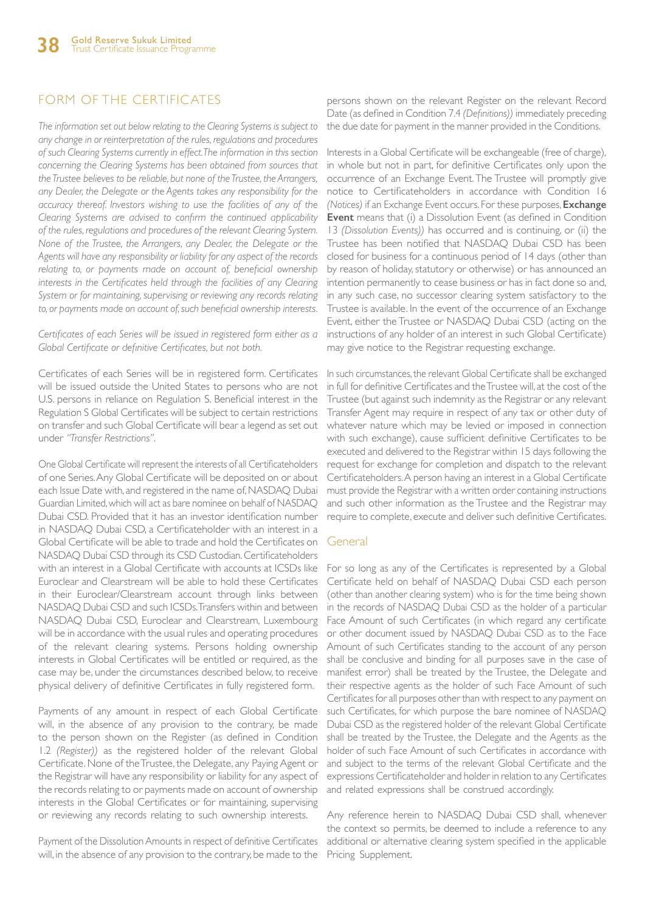## FORM OF THE CERTIFICATES

*The information set out below relating to the Clearing Systems is subject to any change in or reinterpretation of the rules, regulations and procedures of such Clearing Systems currently in effect. The information in this section concerning the Clearing Systems has been obtained from sources that the Trustee believes to be reliable, but none of the Trustee, the Arrangers, any Dealer, the Delegate or the Agents takes any responsibility for the accuracy thereof. Investors wishing to use the facilities of any of the Clearing Systems are advised to confirm the continued applicability of the rules, regulations and procedures of the relevant Clearing System. None of the Trustee, the Arrangers, any Dealer, the Delegate or the Agents will have any responsibility or liability for any aspect of the records relating to, or payments made on account of, beneficial ownership interests in the Certificates held through the facilities of any Clearing System or for maintaining, supervising or reviewing any records relating to, or payments made on account of, such beneficial ownership interests.*

*Certificates of each Series will be issued in registered form either as a Global Certificate or definitive Certificates, but not both.*

Certificates of each Series will be in registered form. Certificates will be issued outside the United States to persons who are not U.S. persons in reliance on Regulation S. Beneficial interest in the Regulation S Global Certificates will be subject to certain restrictions on transfer and such Global Certificate will bear a legend as set out under *"Transfer Restrictions"*.

One Global Certificate will represent the interests of all Certificateholders of one Series. Any Global Certificate will be deposited on or about each Issue Date with, and registered in the name of, NASDAQ Dubai Guardian Limited, which will act as bare nominee on behalf of NASDAQ Dubai CSD. Provided that it has an investor identification number in NASDAQ Dubai CSD, a Certificateholder with an interest in a Global Certificate will be able to trade and hold the Certificates on NASDAQ Dubai CSD through its CSD Custodian. Certificateholders with an interest in a Global Certificate with accounts at ICSDs like Euroclear and Clearstream will be able to hold these Certificates in their Euroclear/Clearstream account through links between NASDAQ Dubai CSD and such ICSDs. Transfers within and between NASDAQ Dubai CSD, Euroclear and Clearstream, Luxembourg will be in accordance with the usual rules and operating procedures of the relevant clearing systems. Persons holding ownership interests in Global Certificates will be entitled or required, as the case may be, under the circumstances described below, to receive physical delivery of definitive Certificates in fully registered form.

Payments of any amount in respect of each Global Certificate will, in the absence of any provision to the contrary, be made to the person shown on the Register (as defined in Condition 1.2 *(Register)*) as the registered holder of the relevant Global Certificate. None of the Trustee, the Delegate, any Paying Agent or the Registrar will have any responsibility or liability for any aspect of the records relating to or payments made on account of ownership interests in the Global Certificates or for maintaining, supervising or reviewing any records relating to such ownership interests.

Payment of the Dissolution Amounts in respect of definitive Certificates will, in the absence of any provision to the contrary, be made to the persons shown on the relevant Register on the relevant Record Date (as defined in Condition 7.4 *(Definitions)*) immediately preceding the due date for payment in the manner provided in the Conditions.

Interests in a Global Certificate will be exchangeable (free of charge), in whole but not in part, for definitive Certificates only upon the occurrence of an Exchange Event. The Trustee will promptly give notice to Certificateholders in accordance with Condition 16 *(Notices)* if an Exchange Event occurs. For these purposes, **Exchange Event** means that (i) a Dissolution Event (as defined in Condition 13 *(Dissolution Events)*) has occurred and is continuing, or (ii) the Trustee has been notified that NASDAQ Dubai CSD has been closed for business for a continuous period of 14 days (other than by reason of holiday, statutory or otherwise) or has announced an intention permanently to cease business or has in fact done so and, in any such case, no successor clearing system satisfactory to the Trustee is available. In the event of the occurrence of an Exchange Event, either the Trustee or NASDAQ Dubai CSD (acting on the instructions of any holder of an interest in such Global Certificate) may give notice to the Registrar requesting exchange.

In such circumstances, the relevant Global Certificate shall be exchanged in full for definitive Certificates and the Trustee will, at the cost of the Trustee (but against such indemnity as the Registrar or any relevant Transfer Agent may require in respect of any tax or other duty of whatever nature which may be levied or imposed in connection with such exchange), cause sufficient definitive Certificates to be executed and delivered to the Registrar within 15 days following the request for exchange for completion and dispatch to the relevant Certificateholders. A person having an interest in a Global Certificate must provide the Registrar with a written order containing instructions and such other information as the Trustee and the Registrar may require to complete, execute and deliver such definitive Certificates.

### General

For so long as any of the Certificates is represented by a Global Certificate held on behalf of NASDAQ Dubai CSD each person (other than another clearing system) who is for the time being shown in the records of NASDAQ Dubai CSD as the holder of a particular Face Amount of such Certificates (in which regard any certificate or other document issued by NASDAQ Dubai CSD as to the Face Amount of such Certificates standing to the account of any person shall be conclusive and binding for all purposes save in the case of manifest error) shall be treated by the Trustee, the Delegate and their respective agents as the holder of such Face Amount of such Certificates for all purposes other than with respect to any payment on such Certificates, for which purpose the bare nominee of NASDAQ Dubai CSD as the registered holder of the relevant Global Certificate shall be treated by the Trustee, the Delegate and the Agents as the holder of such Face Amount of such Certificates in accordance with and subject to the terms of the relevant Global Certificate and the expressions Certificateholder and holder in relation to any Certificates and related expressions shall be construed accordingly.

Any reference herein to NASDAQ Dubai CSD shall, whenever the context so permits, be deemed to include a reference to any additional or alternative clearing system specified in the applicable Pricing Supplement.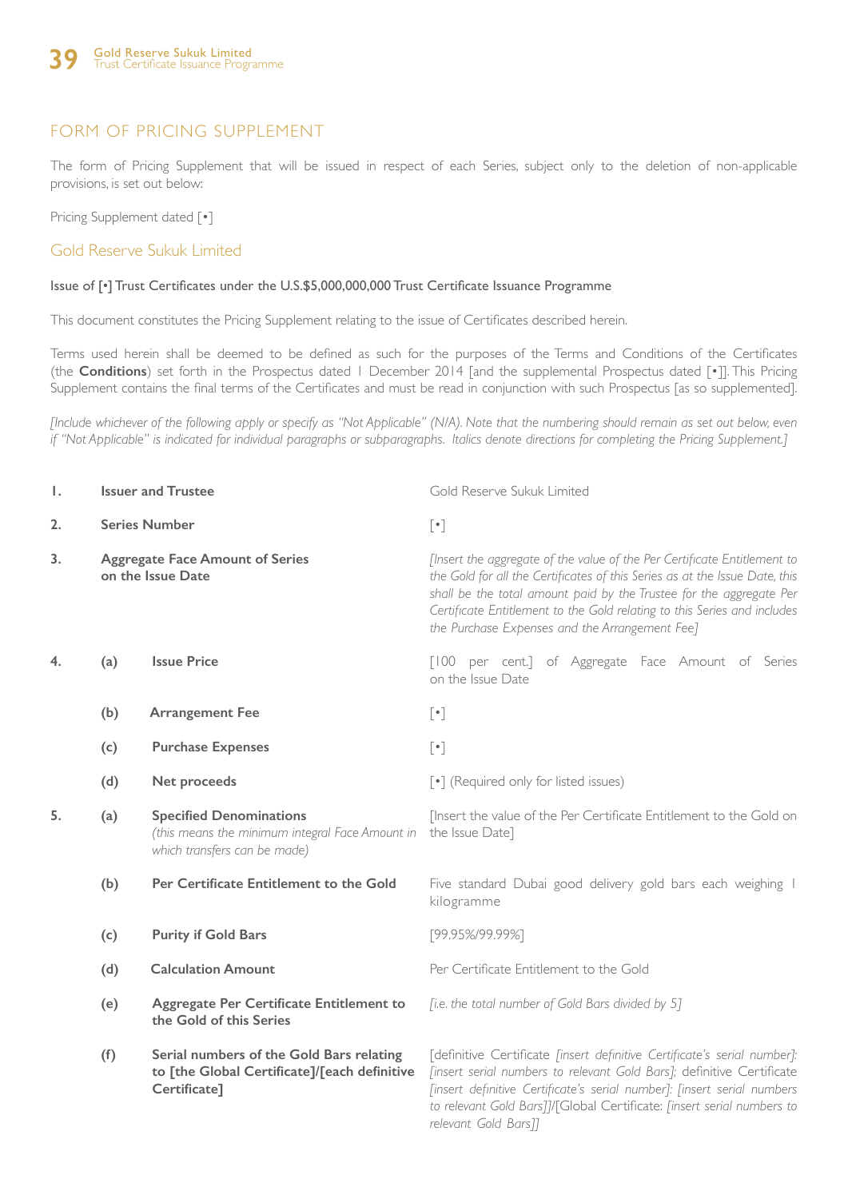## FORM OF PRICING SUPPLEMENT

The form of Pricing Supplement that will be issued in respect of each Series, subject only to the deletion of non-applicable provisions, is set out below:

Pricing Supplement dated [•]

### Gold Reserve Sukuk Limited

**Issue of [•] Trust Certificates under the U.S.$5,000,000,000 Trust Certificate Issuance Programme**

This document constitutes the Pricing Supplement relating to the issue of Certificates described herein.

Terms used herein shall be deemed to be defined as such for the purposes of the Terms and Conditions of the Certificates (the **Conditions**) set forth in the Prospectus dated 1 December 2014 [and the supplemental Prospectus dated [•]]. This Pricing Supplement contains the final terms of the Certificates and must be read in conjunction with such Prospectus [as so supplemented].

*[Include whichever of the following apply or specify as "Not Applicable" (N/A). Note that the numbering should remain as set out below, even if "Not Applicable" is indicated for individual paragraphs or subparagraphs. Italics denote directions for completing the Pricing Supplement.]*

| | | | |
|---|---|---|---|
| 1. | | **Issuer and Trustee** | Gold Reserve Sukuk Limited |
| 2. | | **Series Number** | [•] |
| 3. | | **Aggregate Face Amount of Series on the Issue Date** | *[Insert the aggregate of the value of the Per Certificate Entitlement to the Gold for all the Certificates of this Series as at the Issue Date, this shall be the total amount paid by the Trustee for the aggregate Per Certificate Entitlement to the Gold relating to this Series and includes the Purchase Expenses and the Arrangement Fee]* |
| 4. | (a) | **Issue Price** | [100 per cent.] of Aggregate Face Amount of Series on the Issue Date |
| | (b) | **Arrangement Fee** | [•] |
| | (c) | **Purchase Expenses** | [•] |
| | (d) | **Net proceeds** | [•] (Required only for listed issues) |
| 5. | (a) | **Specified Denominations** *(this means the minimum integral Face Amount in which transfers can be made)* | [Insert the value of the Per Certificate Entitlement to the Gold on the Issue Date] |
| | (b) | **Per Certificate Entitlement to the Gold** | Five standard Dubai good delivery gold bars each weighing 1 kilogramme |
| | (c) | **Purity if Gold Bars** | [99.95%/99.99%] |
| | (d) | **Calculation Amount** | Per Certificate Entitlement to the Gold |
| | (e) | **Aggregate Per Certificate Entitlement to the Gold of this Series** | *[i.e. the total number of Gold Bars divided by 5]* |
| | (f) | **Serial numbers of the Gold Bars relating to [the Global Certificate]/[each definitive Certificate]** | [definitive Certificate *[insert definitive Certificate's serial number]: [insert serial numbers to relevant Gold Bars];* definitive Certificate *[insert definitive Certificate's serial number]: [insert serial numbers to relevant Gold Bars]]*/[Global Certificate: *[insert serial numbers to relevant Gold Bars]]* |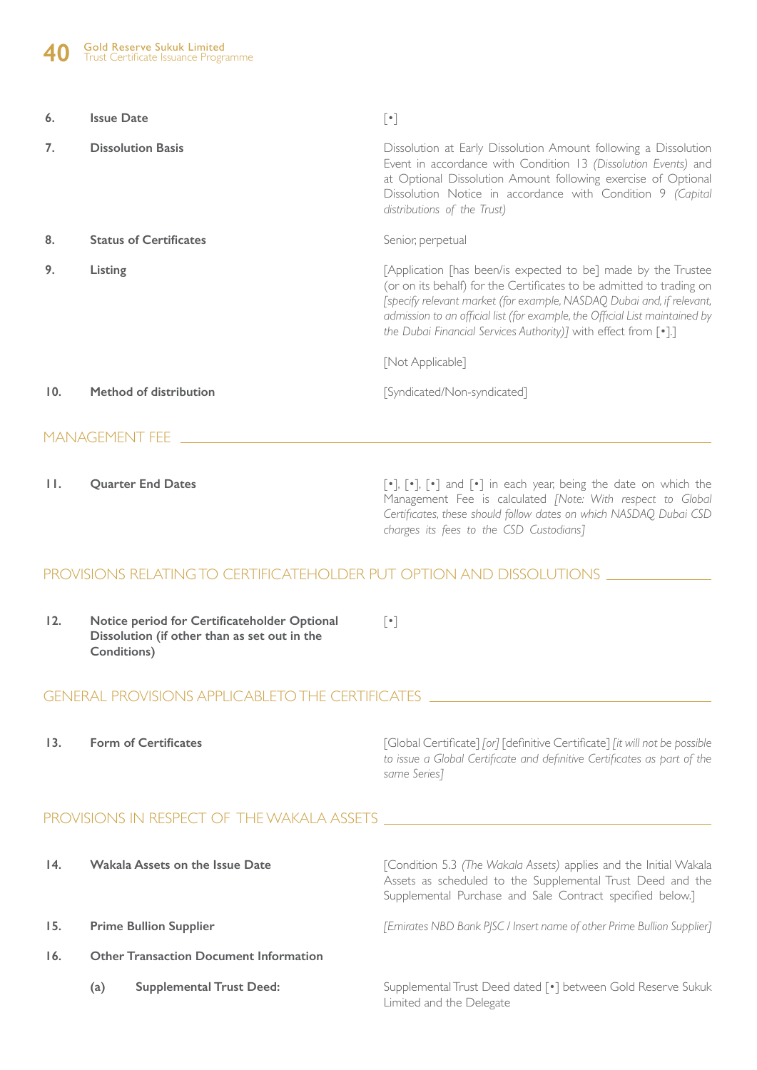| | | |
|---|---|---|
| 6. | **Issue Date** | [•] |
| 7. | **Dissolution Basis** | Dissolution at Early Dissolution Amount following a Dissolution Event in accordance with Condition 13 *(Dissolution Events)* and at Optional Dissolution Amount following exercise of Optional Dissolution Notice in accordance with Condition 9 *(Capital distributions of the Trust)* |
| 8. | **Status of Certificates** | Senior, perpetual |
| 9. | **Listing** | [Application [has been/is expected to be] made by the Trustee (or on its behalf) for the Certificates to be admitted to trading on *[specify relevant market (for example, NASDAQ Dubai and, if relevant, admission to an official list (for example, the Official List maintained by the Dubai Financial Services Authority)]* with effect from [•].]<br><br>[Not Applicable] |
| 10. | **Method of distribution** | [Syndicated/Non-syndicated] |

## MANAGEMENT FEE

| | | |
|---|---|---|
| 11. | **Quarter End Dates** | [•], [•], [•] and [•] in each year, being the date on which the Management Fee is calculated *[Note: With respect to Global Certificates, these should follow dates on which NASDAQ Dubai CSD charges its fees to the CSD Custodians]* |

## PROVISIONS RELATING TO CERTIFICATEHOLDER PUT OPTION AND DISSOLUTIONS

| | | |
|---|---|---|
| 12. | **Notice period for Certificateholder Optional Dissolution (if other than as set out in the Conditions)** | [•] |

## GENERAL PROVISIONS APPLICABLE TO THE CERTIFICATES

| | | |
|---|---|---|
| 13. | **Form of Certificates** | [Global Certificate] *[or]* [definitive Certificate] *[it will not be possible to issue a Global Certificate and definitive Certificates as part of the same Series]* |

## PROVISIONS IN RESPECT OF THE WAKALA ASSETS

| | | |
|---|---|---|
| 14. | **Wakala Assets on the Issue Date** | [Condition 5.3 *(The Wakala Assets)* applies and the Initial Wakala Assets as scheduled to the Supplemental Trust Deed and the Supplemental Purchase and Sale Contract specified below.] |
| 15. | **Prime Bullion Supplier** | *[Emirates NBD Bank PJSC / Insert name of other Prime Bullion Supplier]* |
| 16. | **Other Transaction Document Information** | |
| | (a) **Supplemental Trust Deed:** | Supplemental Trust Deed dated [•] between Gold Reserve Sukuk Limited and the Delegate |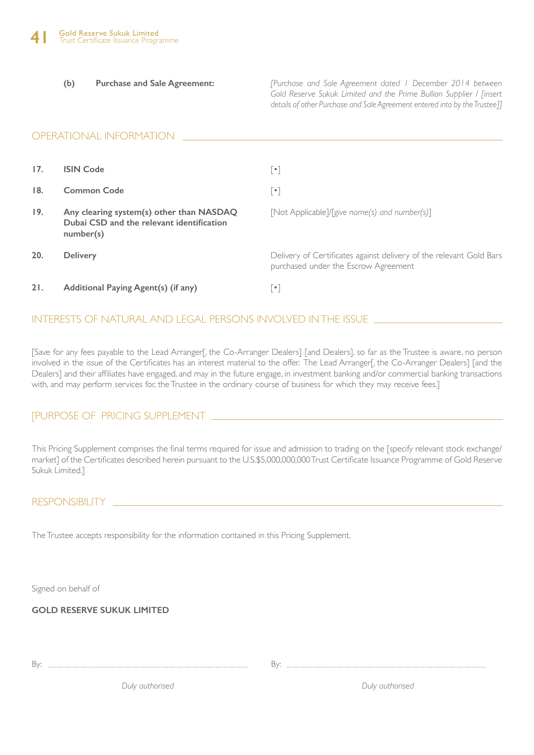| | | |
|---|---|---|
| **(b)** | **Purchase and Sale Agreement:** | *[Purchase and Sale Agreement dated 1 December 2014 between Gold Reserve Sukuk Limited and the Prime Bullion Supplier / [insert details of other Purchase and Sale Agreement entered into by the Trustee]]* |

## OPERATIONAL INFORMATION

| | | |
|---|---|---|
| **17.** | **ISIN Code** | [•] |
| **18.** | **Common Code** | [•] |
| **19.** | **Any clearing system(s) other than NASDAQ Dubai CSD and the relevant identification number(s)** | [Not Applicable]/[*give name(s) and number(s)*] |
| **20.** | **Delivery** | Delivery of Certificates against delivery of the relevant Gold Bars purchased under the Escrow Agreement |
| **21.** | **Additional Paying Agent(s) (if any)** | [•] |

## INTERESTS OF NATURAL AND LEGAL PERSONS INVOLVED IN THE ISSUE

[Save for any fees payable to the Lead Arranger[, the Co-Arranger Dealers] [and Dealers], so far as the Trustee is aware, no person involved in the issue of the Certificates has an interest material to the offer. The Lead Arranger[, the Co-Arranger Dealers] [and the Dealers] and their affiliates have engaged, and may in the future engage, in investment banking and/or commercial banking transactions with, and may perform services for, the Trustee in the ordinary course of business for which they may receive fees.]

## [PURPOSE OF PRICING SUPPLEMENT

This Pricing Supplement comprises the final terms required for issue and admission to trading on the [specify relevant stock exchange/market] of the Certificates described herein pursuant to the U.S.$5,000,000,000 Trust Certificate Issuance Programme of Gold Reserve Sukuk Limited.]

## RESPONSIBILITY

The Trustee accepts responsibility for the information contained in this Pricing Supplement.

Signed on behalf of

**GOLD RESERVE SUKUK LIMITED**

| | |
|---|---|
| By: ........................................ | By: ........................................ |
| *Duly authorised* | *Duly authorised* |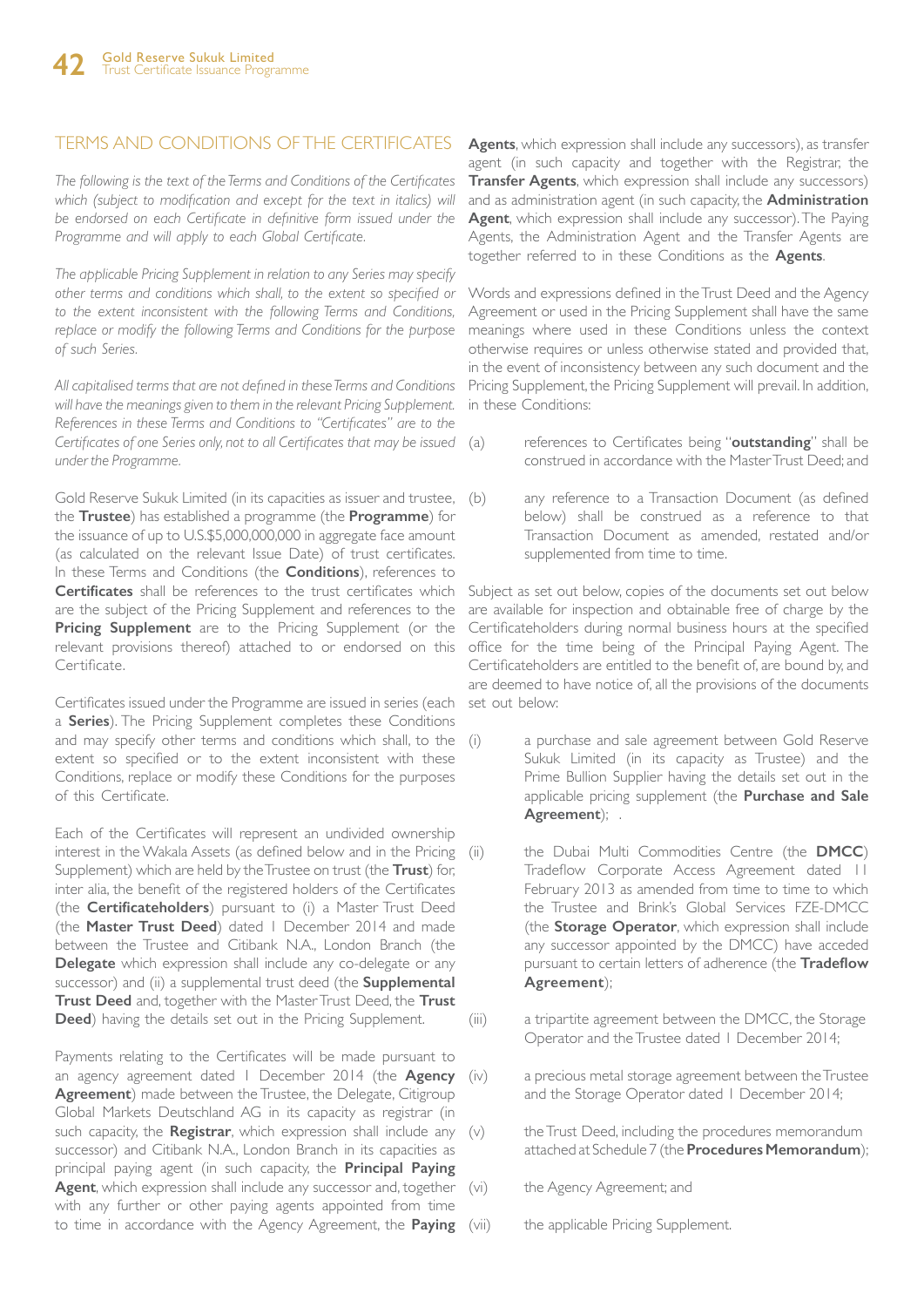## TERMS AND CONDITIONS OF THE CERTIFICATES

*The following is the text of the Terms and Conditions of the Certificates which (subject to modification and except for the text in italics) will be endorsed on each Certificate in definitive form issued under the Programme and will apply to each Global Certificate.*

*The applicable Pricing Supplement in relation to any Series may specify other terms and conditions which shall, to the extent so specified or to the extent inconsistent with the following Terms and Conditions, replace or modify the following Terms and Conditions for the purpose of such Series.*

*All capitalised terms that are not defined in these Terms and Conditions will have the meanings given to them in the relevant Pricing Supplement. References in these Terms and Conditions to "Certificates" are to the Certificates of one Series only, not to all Certificates that may be issued under the Programme.*

Gold Reserve Sukuk Limited (in its capacities as issuer and trustee, the **Trustee**) has established a programme (the **Programme**) for the issuance of up to U.S.$5,000,000,000 in aggregate face amount (as calculated on the relevant Issue Date) of trust certificates. In these Terms and Conditions (the **Conditions**), references to **Certificates** shall be references to the trust certificates which are the subject of the Pricing Supplement and references to the **Pricing Supplement** are to the Pricing Supplement (or the relevant provisions thereof) attached to or endorsed on this Certificate.

Certificates issued under the Programme are issued in series (each a **Series**). The Pricing Supplement completes these Conditions and may specify other terms and conditions which shall, to the extent so specified or to the extent inconsistent with these Conditions, replace or modify these Conditions for the purposes of this Certificate.

Each of the Certificates will represent an undivided ownership interest in the Wakala Assets (as defined below and in the Pricing Supplement) which are held by the Trustee on trust (the **Trust**) for, inter alia, the benefit of the registered holders of the Certificates (the **Certificateholders**) pursuant to (i) a Master Trust Deed (the **Master Trust Deed**) dated 1 December 2014 and made between the Trustee and Citibank N.A., London Branch (the **Delegate** which expression shall include any co-delegate or any successor) and (ii) a supplemental trust deed (the **Supplemental Trust Deed** and, together with the Master Trust Deed, the **Trust Deed**) having the details set out in the Pricing Supplement.

Payments relating to the Certificates will be made pursuant to an agency agreement dated 1 December 2014 (the **Agency Agreement**) made between the Trustee, the Delegate, Citigroup Global Markets Deutschland AG in its capacity as registrar (in such capacity, the **Registrar**, which expression shall include any successor) and Citibank N.A., London Branch in its capacities as principal paying agent (in such capacity, the **Principal Paying Agent**, which expression shall include any successor and, together with any further or other paying agents appointed from time to time in accordance with the Agency Agreement, the **Paying Agents**, which expression shall include any successors), as transfer agent (in such capacity and together with the Registrar, the **Transfer Agents**, which expression shall include any successors) and as administration agent (in such capacity, the **Administration Agent**, which expression shall include any successor). The Paying Agents, the Administration Agent and the Transfer Agents are together referred to in these Conditions as the **Agents**.

Words and expressions defined in the Trust Deed and the Agency Agreement or used in the Pricing Supplement shall have the same meanings where used in these Conditions unless the context otherwise requires or unless otherwise stated and provided that, in the event of inconsistency between any such document and the Pricing Supplement, the Pricing Supplement will prevail. In addition, in these Conditions:

(a) references to Certificates being "**outstanding**" shall be construed in accordance with the Master Trust Deed; and

(b) any reference to a Transaction Document (as defined below) shall be construed as a reference to that Transaction Document as amended, restated and/or supplemented from time to time.

Subject as set out below, copies of the documents set out below are available for inspection and obtainable free of charge by the Certificateholders during normal business hours at the specified office for the time being of the Principal Paying Agent. The Certificateholders are entitled to the benefit of, are bound by, and are deemed to have notice of, all the provisions of the documents set out below:

(i) a purchase and sale agreement between Gold Reserve Sukuk Limited (in its capacity as Trustee) and the Prime Bullion Supplier having the details set out in the applicable pricing supplement (the **Purchase and Sale Agreement**); .

(ii) the Dubai Multi Commodities Centre (the **DMCC**) Tradeflow Corporate Access Agreement dated 11 February 2013 as amended from time to time to which the Trustee and Brink's Global Services FZE-DMCC (the **Storage Operator**, which expression shall include any successor appointed by the DMCC) have acceded pursuant to certain letters of adherence (the **Tradeflow Agreement**);

(iii) a tripartite agreement between the DMCC, the Storage Operator and the Trustee dated 1 December 2014;

(iv) a precious metal storage agreement between the Trustee and the Storage Operator dated 1 December 2014;

(v) the Trust Deed, including the procedures memorandum attached at Schedule 7 (the **Procedures Memorandum**);

(vi) the Agency Agreement; and

(vii) the applicable Pricing Supplement.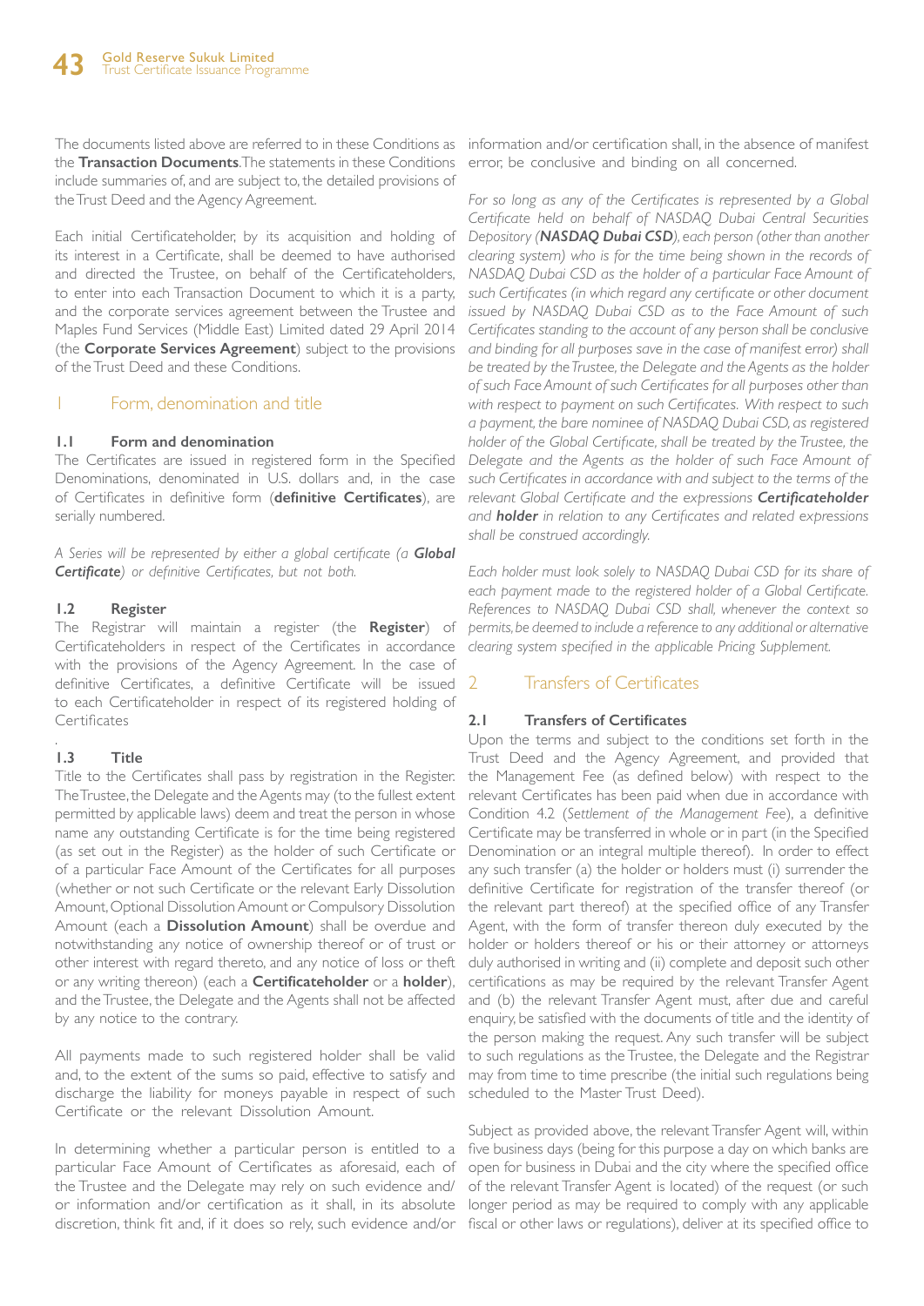The documents listed above are referred to in these Conditions as the **Transaction Documents**.The statements in these Conditions include summaries of, and are subject to, the detailed provisions of the Trust Deed and the Agency Agreement.

Each initial Certificateholder, by its acquisition and holding of its interest in a Certificate, shall be deemed to have authorised and directed the Trustee, on behalf of the Certificateholders, to enter into each Transaction Document to which it is a party, and the corporate services agreement between the Trustee and Maples Fund Services (Middle East) Limited dated 29 April 2014 (the **Corporate Services Agreement**) subject to the provisions of the Trust Deed and these Conditions.

## 1 Form, denomination and title

### 1.1 Form and denomination

The Certificates are issued in registered form in the Specified Denominations, denominated in U.S. dollars and, in the case of Certificates in definitive form (**definitive Certificates**), are serially numbered.

*A Series will be represented by either a global certificate (a **Global Certificate**) or definitive Certificates, but not both.*

### 1.2 Register

The Registrar will maintain a register (the **Register**) of Certificateholders in respect of the Certificates in accordance with the provisions of the Agency Agreement. In the case of definitive Certificates, a definitive Certificate will be issued to each Certificateholder in respect of its registered holding of Certificates

.

### 1.3 Title

Title to the Certificates shall pass by registration in the Register. The Trustee, the Delegate and the Agents may (to the fullest extent permitted by applicable laws) deem and treat the person in whose name any outstanding Certificate is for the time being registered (as set out in the Register) as the holder of such Certificate or of a particular Face Amount of the Certificates for all purposes (whether or not such Certificate or the relevant Early Dissolution Amount, Optional Dissolution Amount or Compulsory Dissolution Amount (each a **Dissolution Amount**) shall be overdue and notwithstanding any notice of ownership thereof or of trust or other interest with regard thereto, and any notice of loss or theft or any writing thereon) (each a **Certificateholder** or a **holder**), and the Trustee, the Delegate and the Agents shall not be affected by any notice to the contrary.

All payments made to such registered holder shall be valid and, to the extent of the sums so paid, effective to satisfy and discharge the liability for moneys payable in respect of such Certificate or the relevant Dissolution Amount.

In determining whether a particular person is entitled to a particular Face Amount of Certificates as aforesaid, each of the Trustee and the Delegate may rely on such evidence and/or information and/or certification as it shall, in its absolute discretion, think fit and, if it does so rely, such evidence and/or information and/or certification shall, in the absence of manifest error, be conclusive and binding on all concerned.

*For so long as any of the Certificates is represented by a Global Certificate held on behalf of NASDAQ Dubai Central Securities Depository (**NASDAQ Dubai CSD**), each person (other than another clearing system) who is for the time being shown in the records of NASDAQ Dubai CSD as the holder of a particular Face Amount of such Certificates (in which regard any certificate or other document issued by NASDAQ Dubai CSD as to the Face Amount of such Certificates standing to the account of any person shall be conclusive and binding for all purposes save in the case of manifest error) shall be treated by the Trustee, the Delegate and the Agents as the holder of such Face Amount of such Certificates for all purposes other than with respect to payment on such Certificates. With respect to such a payment, the bare nominee of NASDAQ Dubai CSD, as registered holder of the Global Certificate, shall be treated by the Trustee, the Delegate and the Agents as the holder of such Face Amount of such Certificates in accordance with and subject to the terms of the relevant Global Certificate and the expressions **Certificateholder** and **holder** in relation to any Certificates and related expressions shall be construed accordingly.*

*Each holder must look solely to NASDAQ Dubai CSD for its share of each payment made to the registered holder of a Global Certificate. References to NASDAQ Dubai CSD shall, whenever the context so permits, be deemed to include a reference to any additional or alternative clearing system specified in the applicable Pricing Supplement.*

## 2 Transfers of Certificates

### 2.1 Transfers of Certificates

Upon the terms and subject to the conditions set forth in the Trust Deed and the Agency Agreement, and provided that the Management Fee (as defined below) with respect to the relevant Certificates has been paid when due in accordance with Condition 4.2 (*Settlement of the Management Fee*), a definitive Certificate may be transferred in whole or in part (in the Specified Denomination or an integral multiple thereof). In order to effect any such transfer (a) the holder or holders must (i) surrender the definitive Certificate for registration of the transfer thereof (or the relevant part thereof) at the specified office of any Transfer Agent, with the form of transfer thereon duly executed by the holder or holders thereof or his or their attorney or attorneys duly authorised in writing and (ii) complete and deposit such other certifications as may be required by the relevant Transfer Agent and (b) the relevant Transfer Agent must, after due and careful enquiry, be satisfied with the documents of title and the identity of the person making the request. Any such transfer will be subject to such regulations as the Trustee, the Delegate and the Registrar may from time to time prescribe (the initial such regulations being scheduled to the Master Trust Deed).

Subject as provided above, the relevant Transfer Agent will, within five business days (being for this purpose a day on which banks are open for business in Dubai and the city where the specified office of the relevant Transfer Agent is located) of the request (or such longer period as may be required to comply with any applicable fiscal or other laws or regulations), deliver at its specified office to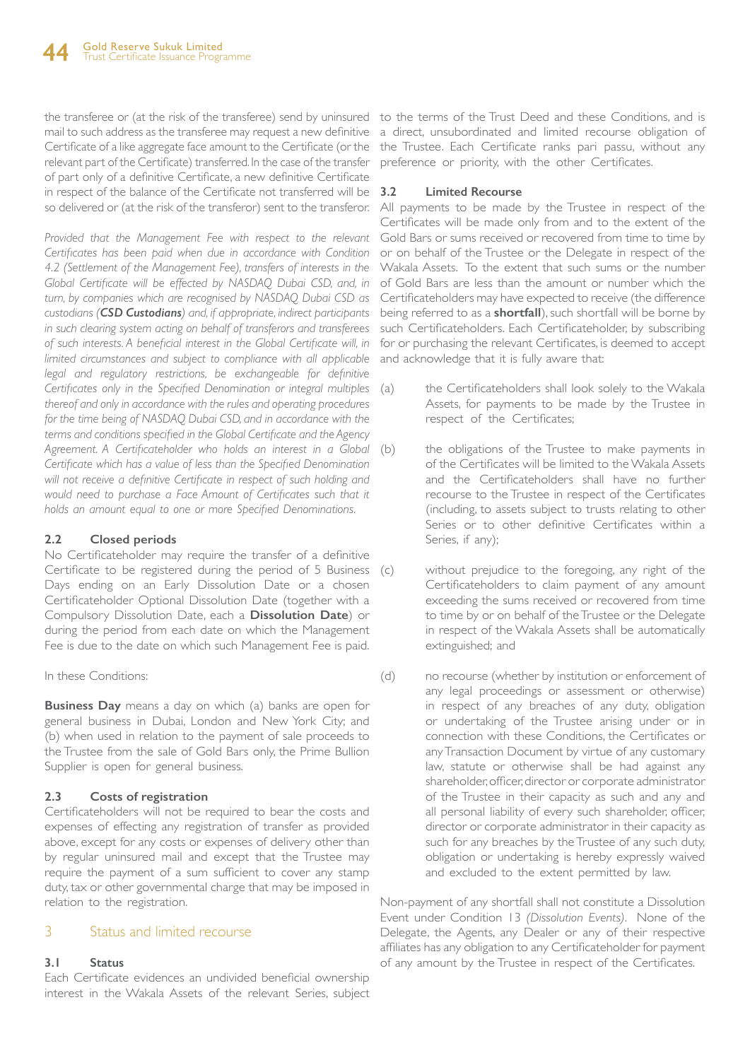the transferee or (at the risk of the transferee) send by uninsured mail to such address as the transferee may request a new definitive Certificate of a like aggregate face amount to the Certificate (or the relevant part of the Certificate) transferred. In the case of the transfer of part only of a definitive Certificate, a new definitive Certificate in respect of the balance of the Certificate not transferred will be so delivered or (at the risk of the transferor) sent to the transferor.

*Provided that the Management Fee with respect to the relevant Certificates has been paid when due in accordance with Condition 4.2 (Settlement of the Management Fee), transfers of interests in the Global Certificate will be effected by NASDAQ Dubai CSD, and, in turn, by companies which are recognised by NASDAQ Dubai CSD as custodians (**CSD Custodians**) and, if appropriate, indirect participants in such clearing system acting on behalf of transferors and transferees of such interests. A beneficial interest in the Global Certificate will, in limited circumstances and subject to compliance with all applicable legal and regulatory restrictions, be exchangeable for definitive Certificates only in the Specified Denomination or integral multiples thereof and only in accordance with the rules and operating procedures for the time being of NASDAQ Dubai CSD, and in accordance with the terms and conditions specified in the Global Certificate and the Agency Agreement. A Certificateholder who holds an interest in a Global Certificate which has a value of less than the Specified Denomination will not receive a definitive Certificate in respect of such holding and would need to purchase a Face Amount of Certificates such that it holds an amount equal to one or more Specified Denominations.*

### 2.2 Closed periods

No Certificateholder may require the transfer of a definitive Certificate to be registered during the period of 5 Business Days ending on an Early Dissolution Date or a chosen Certificateholder Optional Dissolution Date (together with a Compulsory Dissolution Date, each a **Dissolution Date**) or during the period from each date on which the Management Fee is due to the date on which such Management Fee is paid.

In these Conditions:

**Business Day** means a day on which (a) banks are open for general business in Dubai, London and New York City; and (b) when used in relation to the payment of sale proceeds to the Trustee from the sale of Gold Bars only, the Prime Bullion Supplier is open for general business.

### 2.3 Costs of registration

Certificateholders will not be required to bear the costs and expenses of effecting any registration of transfer as provided above, except for any costs or expenses of delivery other than by regular uninsured mail and except that the Trustee may require the payment of a sum sufficient to cover any stamp duty, tax or other governmental charge that may be imposed in relation to the registration.

## 3 Status and limited recourse

### 3.1 Status

Each Certificate evidences an undivided beneficial ownership interest in the Wakala Assets of the relevant Series, subject to the terms of the Trust Deed and these Conditions, and is a direct, unsubordinated and limited recourse obligation of the Trustee. Each Certificate ranks pari passu, without any preference or priority, with the other Certificates.

### 3.2 Limited Recourse

All payments to be made by the Trustee in respect of the Certificates will be made only from and to the extent of the Gold Bars or sums received or recovered from time to time by or on behalf of the Trustee or the Delegate in respect of the Wakala Assets. To the extent that such sums or the number of Gold Bars are less than the amount or number which the Certificateholders may have expected to receive (the difference being referred to as a **shortfall**), such shortfall will be borne by such Certificateholders. Each Certificateholder, by subscribing for or purchasing the relevant Certificates, is deemed to accept and acknowledge that it is fully aware that:

(a) the Certificateholders shall look solely to the Wakala Assets, for payments to be made by the Trustee in respect of the Certificates;

(b) the obligations of the Trustee to make payments in of the Certificates will be limited to the Wakala Assets and the Certificateholders shall have no further recourse to the Trustee in respect of the Certificates (including, to assets subject to trusts relating to other Series or to other definitive Certificates within a Series, if any);

(c) without prejudice to the foregoing, any right of the Certificateholders to claim payment of any amount exceeding the sums received or recovered from time to time by or on behalf of the Trustee or the Delegate in respect of the Wakala Assets shall be automatically extinguished; and

(d) no recourse (whether by institution or enforcement of any legal proceedings or assessment or otherwise) in respect of any breaches of any duty, obligation or undertaking of the Trustee arising under or in connection with these Conditions, the Certificates or any Transaction Document by virtue of any customary law, statute or otherwise shall be had against any shareholder, officer, director or corporate administrator of the Trustee in their capacity as such and any and all personal liability of every such shareholder, officer, director or corporate administrator in their capacity as such for any breaches by the Trustee of any such duty, obligation or undertaking is hereby expressly waived and excluded to the extent permitted by law.

Non-payment of any shortfall shall not constitute a Dissolution Event under Condition 13 *(Dissolution Events)*. None of the Delegate, the Agents, any Dealer or any of their respective affiliates has any obligation to any Certificateholder for payment of any amount by the Trustee in respect of the Certificates.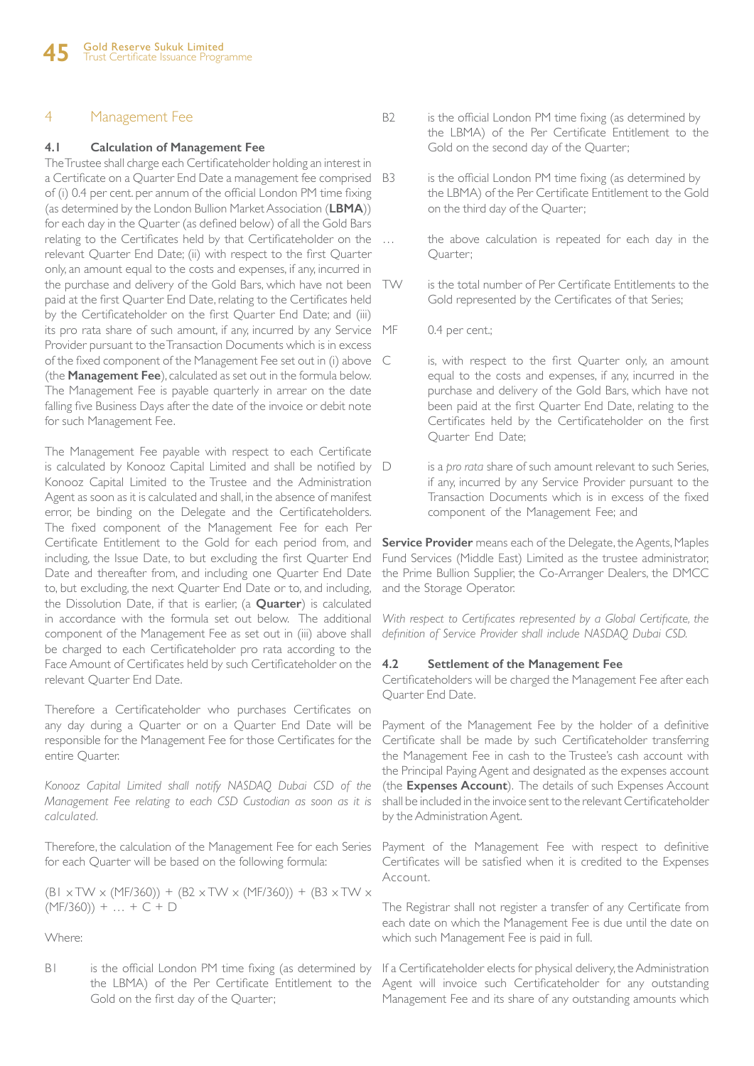## 4 Management Fee

### 4.1 Calculation of Management Fee

The Trustee shall charge each Certificateholder holding an interest in a Certificate on a Quarter End Date a management fee comprised of (i) 0.4 per cent. per annum of the official London PM time fixing (as determined by the London Bullion Market Association (**LBMA**)) for each day in the Quarter (as defined below) of all the Gold Bars relating to the Certificates held by that Certificateholder on the relevant Quarter End Date; (ii) with respect to the first Quarter only, an amount equal to the costs and expenses, if any, incurred in the purchase and delivery of the Gold Bars, which have not been paid at the first Quarter End Date, relating to the Certificates held by the Certificateholder on the first Quarter End Date; and (iii) its pro rata share of such amount, if any, incurred by any Service Provider pursuant to the Transaction Documents which is in excess of the fixed component of the Management Fee set out in (i) above (the **Management Fee**), calculated as set out in the formula below. The Management Fee is payable quarterly in arrear on the date falling five Business Days after the date of the invoice or debit note for such Management Fee.

The Management Fee payable with respect to each Certificate is calculated by Konooz Capital Limited and shall be notified by Konooz Capital Limited to the Trustee and the Administration Agent as soon as it is calculated and shall, in the absence of manifest error, be binding on the Delegate and the Certificateholders. The fixed component of the Management Fee for each Per Certificate Entitlement to the Gold for each period from, and including, the Issue Date, to but excluding the first Quarter End Date and thereafter from, and including one Quarter End Date to, but excluding, the next Quarter End Date or to, and including, the Dissolution Date, if that is earlier, (a **Quarter**) is calculated in accordance with the formula set out below. The additional component of the Management Fee as set out in (iii) above shall be charged to each Certificateholder pro rata according to the Face Amount of Certificates held by such Certificateholder on the relevant Quarter End Date.

Therefore a Certificateholder who purchases Certificates on any day during a Quarter or on a Quarter End Date will be responsible for the Management Fee for those Certificates for the entire Quarter.

*Konooz Capital Limited shall notify NASDAQ Dubai CSD of the Management Fee relating to each CSD Custodian as soon as it is calculated.*

Therefore, the calculation of the Management Fee for each Series for each Quarter will be based on the following formula:

$$(B1 \times TW \times (MF/360)) + (B2 \times TW \times (MF/360)) + (B3 \times TW \times (MF/360)) + \ldots + C + D$$

Where:

B1 is the official London PM time fixing (as determined by the LBMA) of the Per Certificate Entitlement to the Gold on the first day of the Quarter;

B2 is the official London PM time fixing (as determined by the LBMA) of the Per Certificate Entitlement to the Gold on the second day of the Quarter;

B3 is the official London PM time fixing (as determined by the LBMA) of the Per Certificate Entitlement to the Gold on the third day of the Quarter;

… the above calculation is repeated for each day in the Quarter;

TW is the total number of Per Certificate Entitlements to the Gold represented by the Certificates of that Series;

MF 0.4 per cent.;

C is, with respect to the first Quarter only, an amount equal to the costs and expenses, if any, incurred in the purchase and delivery of the Gold Bars, which have not been paid at the first Quarter End Date, relating to the Certificates held by the Certificateholder on the first Quarter End Date;

D is a *pro rata* share of such amount relevant to such Series, if any, incurred by any Service Provider pursuant to the Transaction Documents which is in excess of the fixed component of the Management Fee; and

**Service Provider** means each of the Delegate, the Agents, Maples Fund Services (Middle East) Limited as the trustee administrator, the Prime Bullion Supplier, the Co-Arranger Dealers, the DMCC and the Storage Operator.

*With respect to Certificates represented by a Global Certificate, the definition of Service Provider shall include NASDAQ Dubai CSD.*

### 4.2 Settlement of the Management Fee

Certificateholders will be charged the Management Fee after each Quarter End Date.

Payment of the Management Fee by the holder of a definitive Certificate shall be made by such Certificateholder transferring the Management Fee in cash to the Trustee's cash account with the Principal Paying Agent and designated as the expenses account (the **Expenses Account**). The details of such Expenses Account shall be included in the invoice sent to the relevant Certificateholder by the Administration Agent.

Payment of the Management Fee with respect to definitive Certificates will be satisfied when it is credited to the Expenses Account.

The Registrar shall not register a transfer of any Certificate from each date on which the Management Fee is due until the date on which such Management Fee is paid in full.

If a Certificateholder elects for physical delivery, the Administration Agent will invoice such Certificateholder for any outstanding Management Fee and its share of any outstanding amounts which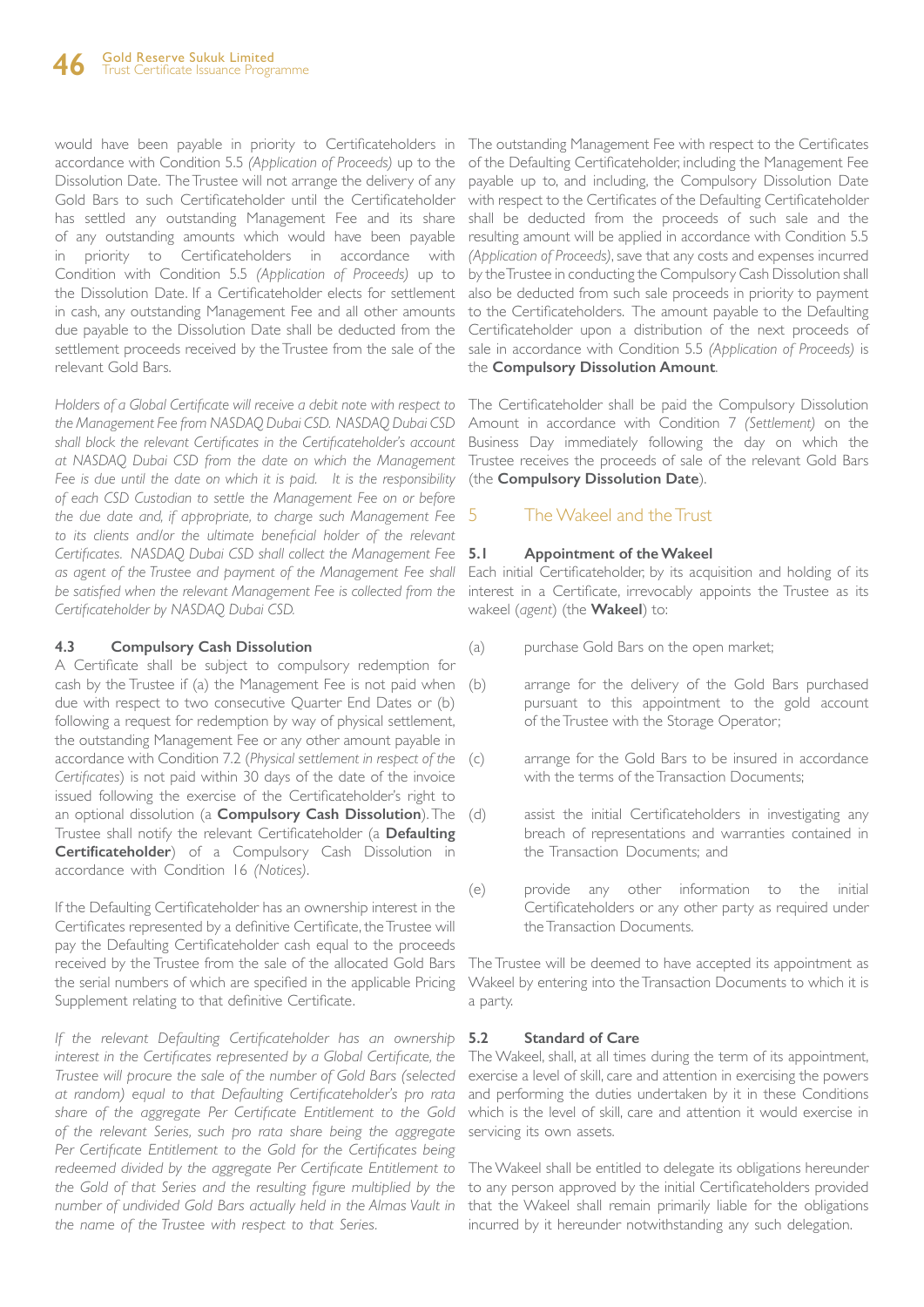would have been payable in priority to Certificateholders in accordance with Condition 5.5 *(Application of Proceeds)* up to the Dissolution Date. The Trustee will not arrange the delivery of any Gold Bars to such Certificateholder until the Certificateholder has settled any outstanding Management Fee and its share of any outstanding amounts which would have been payable in priority to Certificateholders in accordance with Condition with Condition 5.5 *(Application of Proceeds)* up to the Dissolution Date. If a Certificateholder elects for settlement in cash, any outstanding Management Fee and all other amounts due payable to the Dissolution Date shall be deducted from the settlement proceeds received by the Trustee from the sale of the relevant Gold Bars.

*Holders of a Global Certificate will receive a debit note with respect to the Management Fee from NASDAQ Dubai CSD. NASDAQ Dubai CSD shall block the relevant Certificates in the Certificateholder's account at NASDAQ Dubai CSD from the date on which the Management Fee is due until the date on which it is paid. It is the responsibility of each CSD Custodian to settle the Management Fee on or before the due date and, if appropriate, to charge such Management Fee to its clients and/or the ultimate beneficial holder of the relevant Certificates. NASDAQ Dubai CSD shall collect the Management Fee as agent of the Trustee and payment of the Management Fee shall be satisfied when the relevant Management Fee is collected from the Certificateholder by NASDAQ Dubai CSD.*

### 4.3 Compulsory Cash Dissolution

A Certificate shall be subject to compulsory redemption for cash by the Trustee if (a) the Management Fee is not paid when due with respect to two consecutive Quarter End Dates or (b) following a request for redemption by way of physical settlement, the outstanding Management Fee or any other amount payable in accordance with Condition 7.2 (*Physical settlement in respect of the Certificates*) is not paid within 30 days of the date of the invoice issued following the exercise of the Certificateholder's right to an optional dissolution (a **Compulsory Cash Dissolution**). The Trustee shall notify the relevant Certificateholder (a **Defaulting Certificateholder**) of a Compulsory Cash Dissolution in accordance with Condition 16 *(Notices)*.

If the Defaulting Certificateholder has an ownership interest in the Certificates represented by a definitive Certificate, the Trustee will pay the Defaulting Certificateholder cash equal to the proceeds received by the Trustee from the sale of the allocated Gold Bars the serial numbers of which are specified in the applicable Pricing Supplement relating to that definitive Certificate.

*If the relevant Defaulting Certificateholder has an ownership interest in the Certificates represented by a Global Certificate, the Trustee will procure the sale of the number of Gold Bars (selected at random) equal to that Defaulting Certificateholder's pro rata share of the aggregate Per Certificate Entitlement to the Gold of the relevant Series, such pro rata share being the aggregate Per Certificate Entitlement to the Gold for the Certificates being redeemed divided by the aggregate Per Certificate Entitlement to the Gold of that Series and the resulting figure multiplied by the number of undivided Gold Bars actually held in the Almas Vault in the name of the Trustee with respect to that Series.*

The outstanding Management Fee with respect to the Certificates of the Defaulting Certificateholder, including the Management Fee payable up to, and including, the Compulsory Dissolution Date with respect to the Certificates of the Defaulting Certificateholder shall be deducted from the proceeds of such sale and the resulting amount will be applied in accordance with Condition 5.5 *(Application of Proceeds)*, save that any costs and expenses incurred by the Trustee in conducting the Compulsory Cash Dissolution shall also be deducted from such sale proceeds in priority to payment to the Certificateholders. The amount payable to the Defaulting Certificateholder upon a distribution of the next proceeds of sale in accordance with Condition 5.5 *(Application of Proceeds)* is the **Compulsory Dissolution Amount**.

The Certificateholder shall be paid the Compulsory Dissolution Amount in accordance with Condition 7 *(Settlement)* on the Business Day immediately following the day on which the Trustee receives the proceeds of sale of the relevant Gold Bars (the **Compulsory Dissolution Date**).

## 5 The Wakeel and the Trust

### 5.1 Appointment of the Wakeel

Each initial Certificateholder, by its acquisition and holding of its interest in a Certificate, irrevocably appoints the Trustee as its wakeel (*agent*) (the **Wakeel**) to:

(a) purchase Gold Bars on the open market;

(b) arrange for the delivery of the Gold Bars purchased pursuant to this appointment to the gold account of the Trustee with the Storage Operator;

(c) arrange for the Gold Bars to be insured in accordance with the terms of the Transaction Documents;

(d) assist the initial Certificateholders in investigating any breach of representations and warranties contained in the Transaction Documents; and

(e) provide any other information to the initial Certificateholders or any other party as required under the Transaction Documents.

The Trustee will be deemed to have accepted its appointment as Wakeel by entering into the Transaction Documents to which it is a party.

### 5.2 Standard of Care

The Wakeel, shall, at all times during the term of its appointment, exercise a level of skill, care and attention in exercising the powers and performing the duties undertaken by it in these Conditions which is the level of skill, care and attention it would exercise in servicing its own assets.

The Wakeel shall be entitled to delegate its obligations hereunder to any person approved by the initial Certificateholders provided that the Wakeel shall remain primarily liable for the obligations incurred by it hereunder notwithstanding any such delegation.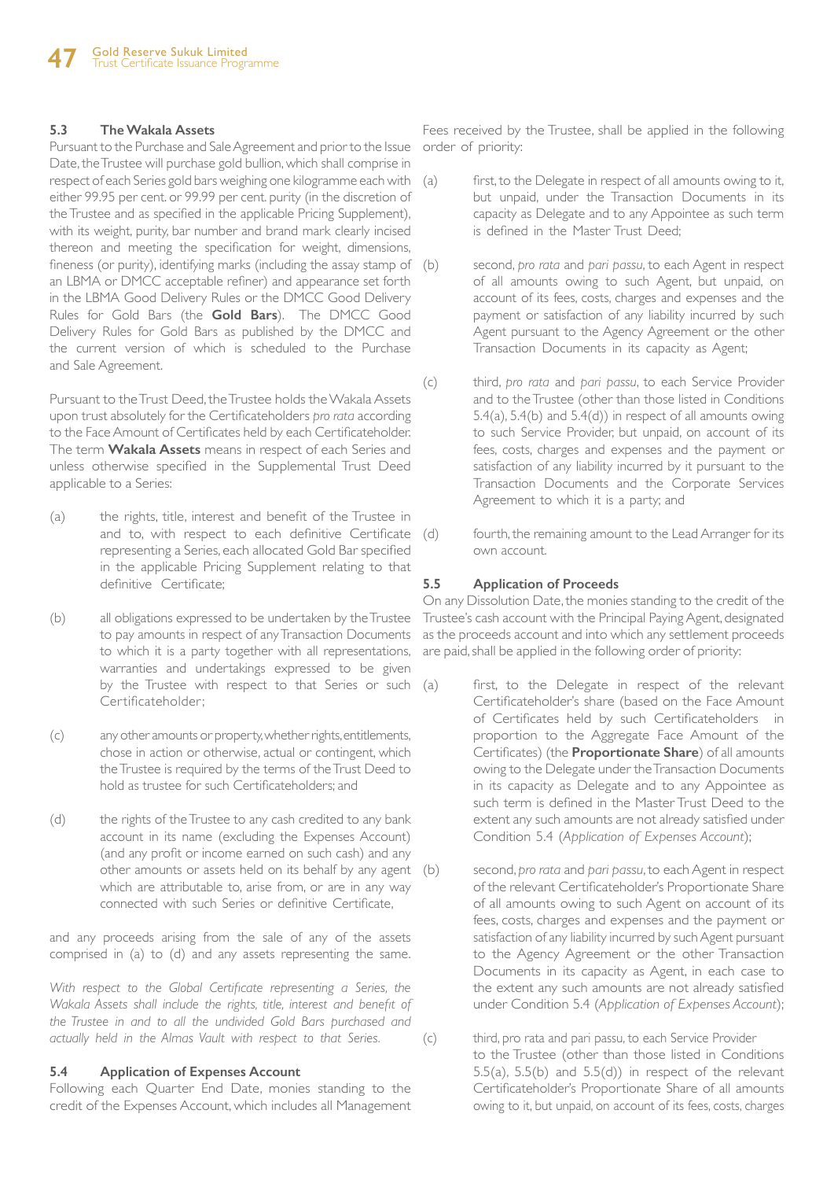### 5.3 The Wakala Assets

Pursuant to the Purchase and Sale Agreement and prior to the Issue Date, the Trustee will purchase gold bullion, which shall comprise in respect of each Series gold bars weighing one kilogramme each with either 99.95 per cent. or 99.99 per cent. purity (in the discretion of the Trustee and as specified in the applicable Pricing Supplement), with its weight, purity, bar number and brand mark clearly incised thereon and meeting the specification for weight, dimensions, fineness (or purity), identifying marks (including the assay stamp of an LBMA or DMCC acceptable refiner) and appearance set forth in the LBMA Good Delivery Rules or the DMCC Good Delivery Rules for Gold Bars (the **Gold Bars**). The DMCC Good Delivery Rules for Gold Bars as published by the DMCC and the current version of which is scheduled to the Purchase and Sale Agreement.

Pursuant to the Trust Deed, the Trustee holds the Wakala Assets upon trust absolutely for the Certificateholders *pro rata* according to the Face Amount of Certificates held by each Certificateholder. The term **Wakala Assets** means in respect of each Series and unless otherwise specified in the Supplemental Trust Deed applicable to a Series:

(a) the rights, title, interest and benefit of the Trustee in and to, with respect to each definitive Certificate representing a Series, each allocated Gold Bar specified in the applicable Pricing Supplement relating to that definitive Certificate;

(b) all obligations expressed to be undertaken by the Trustee to pay amounts in respect of any Transaction Documents to which it is a party together with all representations, warranties and undertakings expressed to be given by the Trustee with respect to that Series or such Certificateholder;

(c) any other amounts or property, whether rights, entitlements, chose in action or otherwise, actual or contingent, which the Trustee is required by the terms of the Trust Deed to hold as trustee for such Certificateholders; and

(d) the rights of the Trustee to any cash credited to any bank account in its name (excluding the Expenses Account) (and any profit or income earned on such cash) and any other amounts or assets held on its behalf by any agent which are attributable to, arise from, or are in any way connected with such Series or definitive Certificate,

and any proceeds arising from the sale of any of the assets comprised in (a) to (d) and any assets representing the same.

*With respect to the Global Certificate representing a Series, the Wakala Assets shall include the rights, title, interest and benefit of the Trustee in and to all the undivided Gold Bars purchased and actually held in the Almas Vault with respect to that Series.*

### 5.4 Application of Expenses Account

Following each Quarter End Date, monies standing to the credit of the Expenses Account, which includes all Management Fees received by the Trustee, shall be applied in the following order of priority:

(a) first, to the Delegate in respect of all amounts owing to it, but unpaid, under the Transaction Documents in its capacity as Delegate and to any Appointee as such term is defined in the Master Trust Deed;

(b) second, *pro rata* and *pari passu*, to each Agent in respect of all amounts owing to such Agent, but unpaid, on account of its fees, costs, charges and expenses and the payment or satisfaction of any liability incurred by such Agent pursuant to the Agency Agreement or the other Transaction Documents in its capacity as Agent;

(c) third, *pro rata* and *pari passu*, to each Service Provider and to the Trustee (other than those listed in Conditions 5.4(a), 5.4(b) and 5.4(d)) in respect of all amounts owing to such Service Provider, but unpaid, on account of its fees, costs, charges and expenses and the payment or satisfaction of any liability incurred by it pursuant to the Transaction Documents and the Corporate Services Agreement to which it is a party; and

(d) fourth, the remaining amount to the Lead Arranger for its own account.

### 5.5 Application of Proceeds

On any Dissolution Date, the monies standing to the credit of the Trustee's cash account with the Principal Paying Agent, designated as the proceeds account and into which any settlement proceeds are paid, shall be applied in the following order of priority:

(a) first, to the Delegate in respect of the relevant Certificateholder's share (based on the Face Amount of Certificates held by such Certificateholders in proportion to the Aggregate Face Amount of the Certificates) (the **Proportionate Share**) of all amounts owing to the Delegate under the Transaction Documents in its capacity as Delegate and to any Appointee as such term is defined in the Master Trust Deed to the extent any such amounts are not already satisfied under Condition 5.4 (*Application of Expenses Account*);

(b) second, *pro rata* and *pari passu*, to each Agent in respect of the relevant Certificateholder's Proportionate Share of all amounts owing to such Agent on account of its fees, costs, charges and expenses and the payment or satisfaction of any liability incurred by such Agent pursuant to the Agency Agreement or the other Transaction Documents in its capacity as Agent, in each case to the extent any such amounts are not already satisfied under Condition 5.4 (*Application of Expenses Account*);

(c) third, pro rata and pari passu, to each Service Provider to the Trustee (other than those listed in Conditions 5.5(a), 5.5(b) and 5.5(d)) in respect of the relevant Certificateholder's Proportionate Share of all amounts owing to it, but unpaid, on account of its fees, costs, charges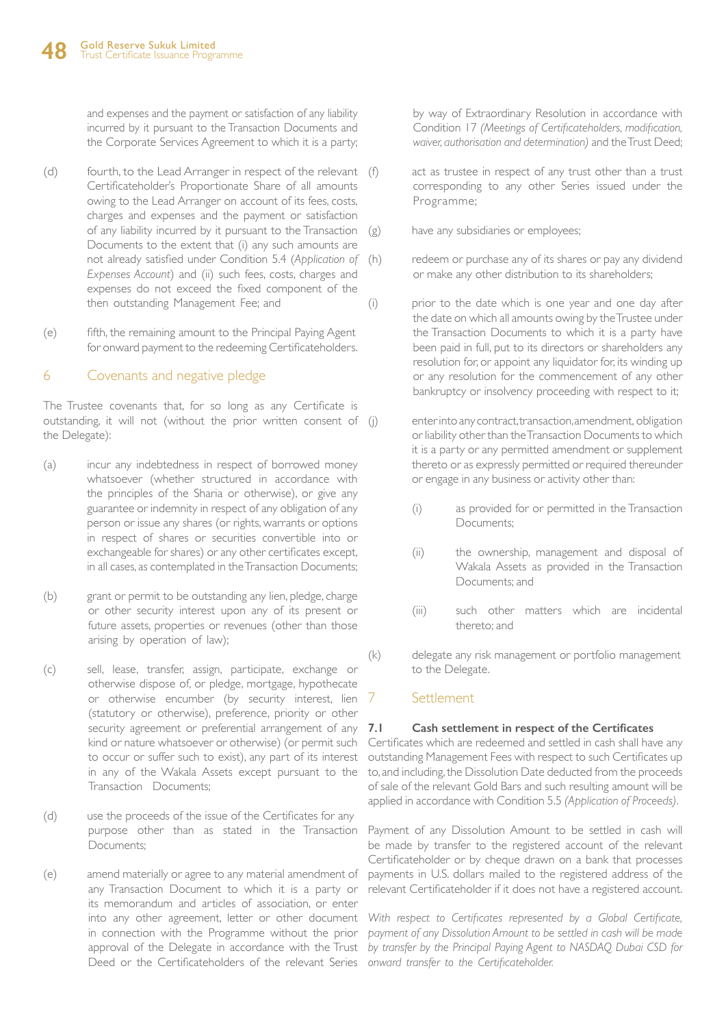and expenses and the payment or satisfaction of any liability incurred by it pursuant to the Transaction Documents and the Corporate Services Agreement to which it is a party;

(d) fourth, to the Lead Arranger in respect of the relevant Certificateholder's Proportionate Share of all amounts owing to the Lead Arranger on account of its fees, costs, charges and expenses and the payment or satisfaction of any liability incurred by it pursuant to the Transaction Documents to the extent that (i) any such amounts are not already satisfied under Condition 5.4 (*Application of Expenses Account*) and (ii) such fees, costs, charges and expenses do not exceed the fixed component of the then outstanding Management Fee; and

(e) fifth, the remaining amount to the Principal Paying Agent for onward payment to the redeeming Certificateholders.

## 6 Covenants and negative pledge

The Trustee covenants that, for so long as any Certificate is outstanding, it will not (without the prior written consent of the Delegate):

(a) incur any indebtedness in respect of borrowed money whatsoever (whether structured in accordance with the principles of the Sharia or otherwise), or give any guarantee or indemnity in respect of any obligation of any person or issue any shares (or rights, warrants or options in respect of shares or securities convertible into or exchangeable for shares) or any other certificates except, in all cases, as contemplated in the Transaction Documents;

(b) grant or permit to be outstanding any lien, pledge, charge or other security interest upon any of its present or future assets, properties or revenues (other than those arising by operation of law);

(c) sell, lease, transfer, assign, participate, exchange or otherwise dispose of, or pledge, mortgage, hypothecate or otherwise encumber (by security interest, lien (statutory or otherwise), preference, priority or other security agreement or preferential arrangement of any kind or nature whatsoever or otherwise) (or permit such to occur or suffer such to exist), any part of its interest in any of the Wakala Assets except pursuant to the Transaction Documents;

(d) use the proceeds of the issue of the Certificates for any purpose other than as stated in the Transaction Documents;

(e) amend materially or agree to any material amendment of any Transaction Document to which it is a party or its memorandum and articles of association, or enter into any other agreement, letter or other document in connection with the Programme without the prior approval of the Delegate in accordance with the Trust Deed or the Certificateholders of the relevant Series by way of Extraordinary Resolution in accordance with Condition 17 *(Meetings of Certificateholders, modification, waiver, authorisation and determination)* and the Trust Deed;

(f) act as trustee in respect of any trust other than a trust corresponding to any other Series issued under the Programme;

(g) have any subsidiaries or employees;

(h) redeem or purchase any of its shares or pay any dividend or make any other distribution to its shareholders;

(i) prior to the date which is one year and one day after the date on which all amounts owing by the Trustee under the Transaction Documents to which it is a party have been paid in full, put to its directors or shareholders any resolution for, or appoint any liquidator for, its winding up or any resolution for the commencement of any other bankruptcy or insolvency proceeding with respect to it;

(j) enter into any contract, transaction, amendment, obligation or liability other than the Transaction Documents to which it is a party or any permitted amendment or supplement thereto or as expressly permitted or required thereunder or engage in any business or activity other than:

   (i) as provided for or permitted in the Transaction Documents;

   (ii) the ownership, management and disposal of Wakala Assets as provided in the Transaction Documents; and

   (iii) such other matters which are incidental thereto; and

(k) delegate any risk management or portfolio management to the Delegate.

## 7 Settlement

### 7.1 Cash settlement in respect of the Certificates

Certificates which are redeemed and settled in cash shall have any outstanding Management Fees with respect to such Certificates up to, and including, the Dissolution Date deducted from the proceeds of sale of the relevant Gold Bars and such resulting amount will be applied in accordance with Condition 5.5 *(Application of Proceeds)*.

Payment of any Dissolution Amount to be settled in cash will be made by transfer to the registered account of the relevant Certificateholder or by cheque drawn on a bank that processes payments in U.S. dollars mailed to the registered address of the relevant Certificateholder if it does not have a registered account.

*With respect to Certificates represented by a Global Certificate, payment of any Dissolution Amount to be settled in cash will be made by transfer by the Principal Paying Agent to NASDAQ Dubai CSD for onward transfer to the Certificateholder.*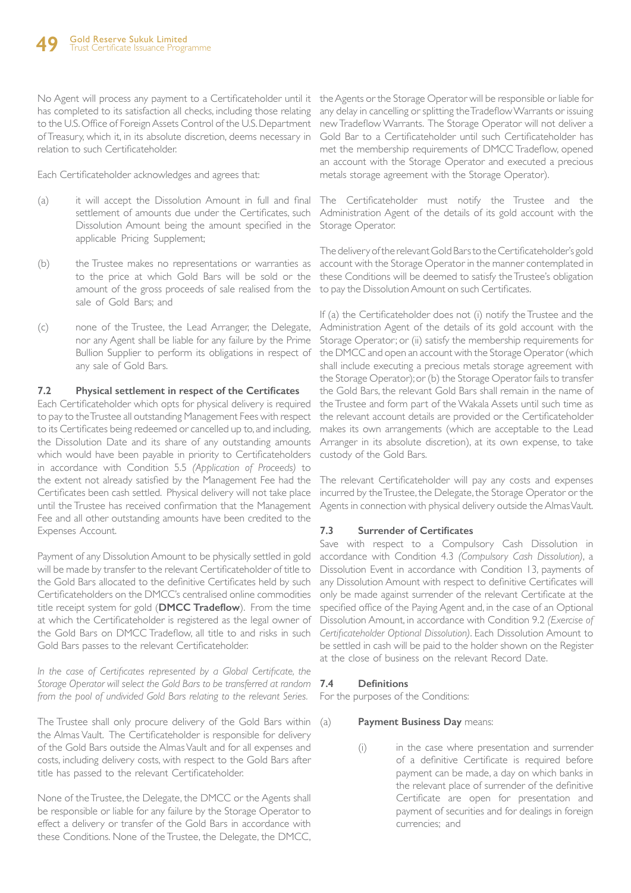No Agent will process any payment to a Certificateholder until it has completed to its satisfaction all checks, including those relating to the U.S. Office of Foreign Assets Control of the U.S. Department of Treasury, which it, in its absolute discretion, deems necessary in relation to such Certificateholder.

Each Certificateholder acknowledges and agrees that:

(a) it will accept the Dissolution Amount in full and final settlement of amounts due under the Certificates, such Dissolution Amount being the amount specified in the applicable Pricing Supplement;

(b) the Trustee makes no representations or warranties as to the price at which Gold Bars will be sold or the amount of the gross proceeds of sale realised from the sale of Gold Bars; and

(c) none of the Trustee, the Lead Arranger, the Delegate, nor any Agent shall be liable for any failure by the Prime Bullion Supplier to perform its obligations in respect of any sale of Gold Bars.

### 7.2 Physical settlement in respect of the Certificates

Each Certificateholder which opts for physical delivery is required to pay to the Trustee all outstanding Management Fees with respect to its Certificates being redeemed or cancelled up to, and including, the Dissolution Date and its share of any outstanding amounts which would have been payable in priority to Certificateholders in accordance with Condition 5.5 *(Application of Proceeds)* to the extent not already satisfied by the Management Fee had the Certificates been cash settled. Physical delivery will not take place until the Trustee has received confirmation that the Management Fee and all other outstanding amounts have been credited to the Expenses Account.

Payment of any Dissolution Amount to be physically settled in gold will be made by transfer to the relevant Certificateholder of title to the Gold Bars allocated to the definitive Certificates held by such Certificateholders on the DMCC's centralised online commodities title receipt system for gold (**DMCC Tradeflow**). From the time at which the Certificateholder is registered as the legal owner of the Gold Bars on DMCC Tradeflow, all title to and risks in such Gold Bars passes to the relevant Certificateholder.

*In the case of Certificates represented by a Global Certificate, the Storage Operator will select the Gold Bars to be transferred at random from the pool of undivided Gold Bars relating to the relevant Series.*

The Trustee shall only procure delivery of the Gold Bars within the Almas Vault. The Certificateholder is responsible for delivery of the Gold Bars outside the Almas Vault and for all expenses and costs, including delivery costs, with respect to the Gold Bars after title has passed to the relevant Certificateholder.

None of the Trustee, the Delegate, the DMCC or the Agents shall be responsible or liable for any failure by the Storage Operator to effect a delivery or transfer of the Gold Bars in accordance with these Conditions. None of the Trustee, the Delegate, the DMCC, the Agents or the Storage Operator will be responsible or liable for any delay in cancelling or splitting the Tradeflow Warrants or issuing new Tradeflow Warrants. The Storage Operator will not deliver a Gold Bar to a Certificateholder until such Certificateholder has met the membership requirements of DMCC Tradeflow, opened an account with the Storage Operator and executed a precious metals storage agreement with the Storage Operator).

The Certificateholder must notify the Trustee and the Administration Agent of the details of its gold account with the Storage Operator.

The delivery of the relevant Gold Bars to the Certificateholder's gold account with the Storage Operator in the manner contemplated in these Conditions will be deemed to satisfy the Trustee's obligation to pay the Dissolution Amount on such Certificates.

If (a) the Certificateholder does not (i) notify the Trustee and the Administration Agent of the details of its gold account with the Storage Operator; or (ii) satisfy the membership requirements for the DMCC and open an account with the Storage Operator (which shall include executing a precious metals storage agreement with the Storage Operator); or (b) the Storage Operator fails to transfer the Gold Bars, the relevant Gold Bars shall remain in the name of the Trustee and form part of the Wakala Assets until such time as the relevant account details are provided or the Certificateholder makes its own arrangements (which are acceptable to the Lead Arranger in its absolute discretion), at its own expense, to take custody of the Gold Bars.

The relevant Certificateholder will pay any costs and expenses incurred by the Trustee, the Delegate, the Storage Operator or the Agents in connection with physical delivery outside the Almas Vault.

### 7.3 Surrender of Certificates

Save with respect to a Compulsory Cash Dissolution in accordance with Condition 4.3 *(Compulsory Cash Dissolution)*, a Dissolution Event in accordance with Condition 13, payments of any Dissolution Amount with respect to definitive Certificates will only be made against surrender of the relevant Certificate at the specified office of the Paying Agent and, in the case of an Optional Dissolution Amount, in accordance with Condition 9.2 *(Exercise of Certificateholder Optional Dissolution)*. Each Dissolution Amount to be settled in cash will be paid to the holder shown on the Register at the close of business on the relevant Record Date.

### 7.4 Definitions

For the purposes of the Conditions:

(a) **Payment Business Day** means:

   (i) in the case where presentation and surrender of a definitive Certificate is required before payment can be made, a day on which banks in the relevant place of surrender of the definitive Certificate are open for presentation and payment of securities and for dealings in foreign currencies; and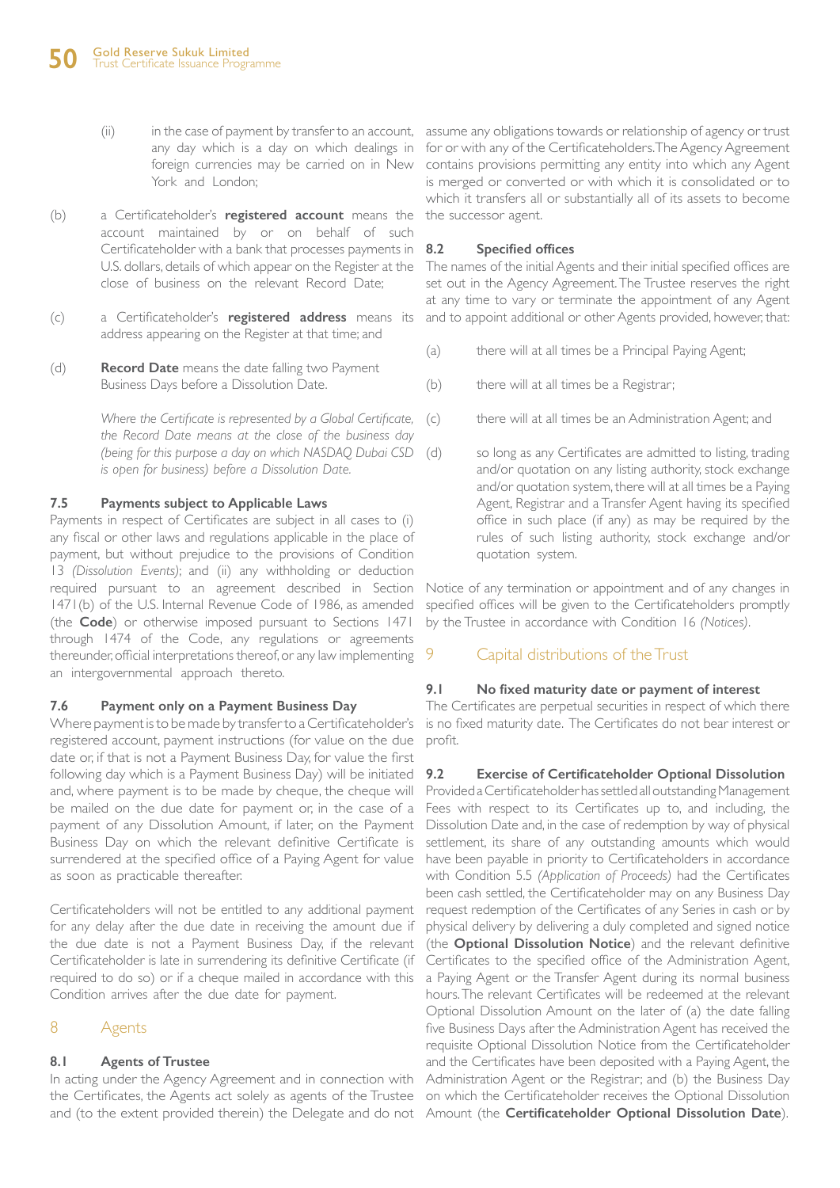(ii) in the case of payment by transfer to an account, any day which is a day on which dealings in foreign currencies may be carried on in New York and London;

(b) a Certificateholder's **registered account** means the account maintained by or on behalf of such Certificateholder with a bank that processes payments in U.S. dollars, details of which appear on the Register at the close of business on the relevant Record Date;

(c) a Certificateholder's **registered address** means its address appearing on the Register at that time; and

(d) **Record Date** means the date falling two Payment Business Days before a Dissolution Date.

*Where the Certificate is represented by a Global Certificate, the Record Date means at the close of the business day (being for this purpose a day on which NASDAQ Dubai CSD is open for business) before a Dissolution Date.*

#### 7.5 Payments subject to Applicable Laws

Payments in respect of Certificates are subject in all cases to (i) any fiscal or other laws and regulations applicable in the place of payment, but without prejudice to the provisions of Condition 13 *(Dissolution Events)*; and (ii) any withholding or deduction required pursuant to an agreement described in Section 1471(b) of the U.S. Internal Revenue Code of 1986, as amended (the **Code**) or otherwise imposed pursuant to Sections 1471 through 1474 of the Code, any regulations or agreements thereunder, official interpretations thereof, or any law implementing an intergovernmental approach thereto.

#### 7.6 Payment only on a Payment Business Day

Where payment is to be made by transfer to a Certificateholder's registered account, payment instructions (for value on the due date or, if that is not a Payment Business Day, for value the first following day which is a Payment Business Day) will be initiated and, where payment is to be made by cheque, the cheque will be mailed on the due date for payment or, in the case of a payment of any Dissolution Amount, if later, on the Payment Business Day on which the relevant definitive Certificate is surrendered at the specified office of a Paying Agent for value as soon as practicable thereafter.

Certificateholders will not be entitled to any additional payment for any delay after the due date in receiving the amount due if the due date is not a Payment Business Day, if the relevant Certificateholder is late in surrendering its definitive Certificate (if required to do so) or if a cheque mailed in accordance with this Condition arrives after the due date for payment.

## 8 Agents

#### 8.1 Agents of Trustee

In acting under the Agency Agreement and in connection with the Certificates, the Agents act solely as agents of the Trustee and (to the extent provided therein) the Delegate and do not assume any obligations towards or relationship of agency or trust for or with any of the Certificateholders. The Agency Agreement contains provisions permitting any entity into which any Agent is merged or converted or with which it is consolidated or to which it transfers all or substantially all of its assets to become the successor agent.

#### 8.2 Specified offices

The names of the initial Agents and their initial specified offices are set out in the Agency Agreement. The Trustee reserves the right at any time to vary or terminate the appointment of any Agent and to appoint additional or other Agents provided, however, that:

(a) there will at all times be a Principal Paying Agent;

(b) there will at all times be a Registrar;

(c) there will at all times be an Administration Agent; and

(d) so long as any Certificates are admitted to listing, trading and/or quotation on any listing authority, stock exchange and/or quotation system, there will at all times be a Paying Agent, Registrar and a Transfer Agent having its specified office in such place (if any) as may be required by the rules of such listing authority, stock exchange and/or quotation system.

Notice of any termination or appointment and of any changes in specified offices will be given to the Certificateholders promptly by the Trustee in accordance with Condition 16 *(Notices)*.

## 9 Capital distributions of the Trust

#### 9.1 No fixed maturity date or payment of interest

The Certificates are perpetual securities in respect of which there is no fixed maturity date. The Certificates do not bear interest or profit.

#### 9.2 Exercise of Certificateholder Optional Dissolution

Provided a Certificateholder has settled all outstanding Management Fees with respect to its Certificates up to, and including, the Dissolution Date and, in the case of redemption by way of physical settlement, its share of any outstanding amounts which would have been payable in priority to Certificateholders in accordance with Condition 5.5 *(Application of Proceeds)* had the Certificates been cash settled, the Certificateholder may on any Business Day request redemption of the Certificates of any Series in cash or by physical delivery by delivering a duly completed and signed notice (the **Optional Dissolution Notice**) and the relevant definitive Certificates to the specified office of the Administration Agent, a Paying Agent or the Transfer Agent during its normal business hours. The relevant Certificates will be redeemed at the relevant Optional Dissolution Amount on the later of (a) the date falling five Business Days after the Administration Agent has received the requisite Optional Dissolution Notice from the Certificateholder and the Certificates have been deposited with a Paying Agent, the Administration Agent or the Registrar; and (b) the Business Day on which the Certificateholder receives the Optional Dissolution Amount (the **Certificateholder Optional Dissolution Date**).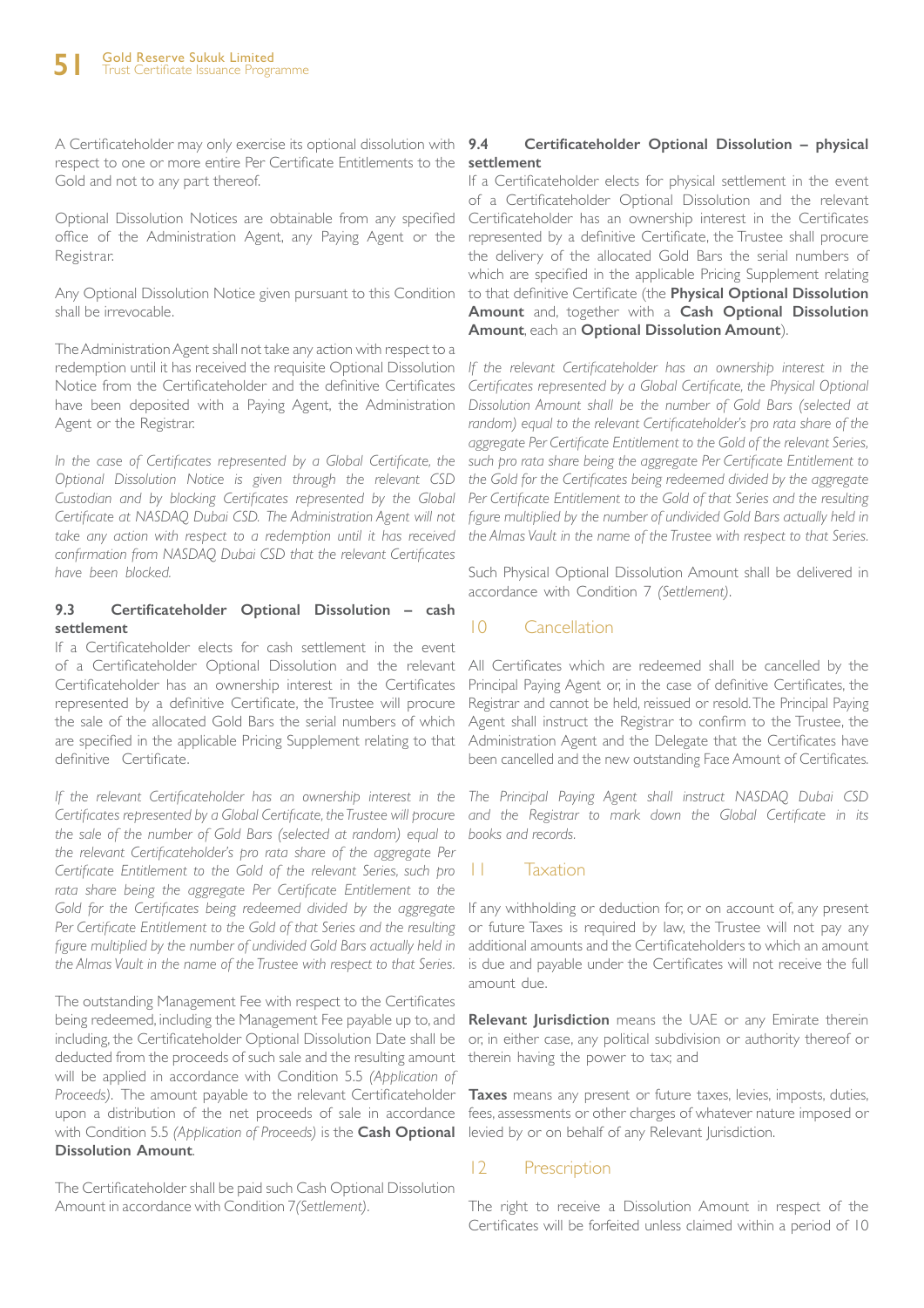A Certificateholder may only exercise its optional dissolution with respect to one or more entire Per Certificate Entitlements to the Gold and not to any part thereof.

Optional Dissolution Notices are obtainable from any specified office of the Administration Agent, any Paying Agent or the Registrar.

Any Optional Dissolution Notice given pursuant to this Condition shall be irrevocable.

The Administration Agent shall not take any action with respect to a redemption until it has received the requisite Optional Dissolution Notice from the Certificateholder and the definitive Certificates have been deposited with a Paying Agent, the Administration Agent or the Registrar.

*In the case of Certificates represented by a Global Certificate, the Optional Dissolution Notice is given through the relevant CSD Custodian and by blocking Certificates represented by the Global Certificate at NASDAQ Dubai CSD. The Administration Agent will not take any action with respect to a redemption until it has received confirmation from NASDAQ Dubai CSD that the relevant Certificates have been blocked.*

### 9.3 Certificateholder Optional Dissolution – cash settlement

If a Certificateholder elects for cash settlement in the event of a Certificateholder Optional Dissolution and the relevant Certificateholder has an ownership interest in the Certificates represented by a definitive Certificate, the Trustee will procure the sale of the allocated Gold Bars the serial numbers of which are specified in the applicable Pricing Supplement relating to that definitive Certificate.

*If the relevant Certificateholder has an ownership interest in the Certificates represented by a Global Certificate, the Trustee will procure the sale of the number of Gold Bars (selected at random) equal to the relevant Certificateholder's pro rata share of the aggregate Per Certificate Entitlement to the Gold of the relevant Series, such pro rata share being the aggregate Per Certificate Entitlement to the Gold for the Certificates being redeemed divided by the aggregate Per Certificate Entitlement to the Gold of that Series and the resulting figure multiplied by the number of undivided Gold Bars actually held in the Almas Vault in the name of the Trustee with respect to that Series.*

The outstanding Management Fee with respect to the Certificates being redeemed, including the Management Fee payable up to, and including, the Certificateholder Optional Dissolution Date shall be deducted from the proceeds of such sale and the resulting amount will be applied in accordance with Condition 5.5 *(Application of Proceeds)*. The amount payable to the relevant Certificateholder upon a distribution of the net proceeds of sale in accordance with Condition 5.5 *(Application of Proceeds)* is the **Cash Optional Dissolution Amount**.

The Certificateholder shall be paid such Cash Optional Dissolution Amount in accordance with Condition 7*(Settlement)*.

### 9.4 Certificateholder Optional Dissolution – physical settlement

If a Certificateholder elects for physical settlement in the event of a Certificateholder Optional Dissolution and the relevant Certificateholder has an ownership interest in the Certificates represented by a definitive Certificate, the Trustee shall procure the delivery of the allocated Gold Bars the serial numbers of which are specified in the applicable Pricing Supplement relating to that definitive Certificate (the **Physical Optional Dissolution Amount** and, together with a **Cash Optional Dissolution Amount**, each an **Optional Dissolution Amount**).

*If the relevant Certificateholder has an ownership interest in the Certificates represented by a Global Certificate, the Physical Optional Dissolution Amount shall be the number of Gold Bars (selected at random) equal to the relevant Certificateholder's pro rata share of the aggregate Per Certificate Entitlement to the Gold of the relevant Series, such pro rata share being the aggregate Per Certificate Entitlement to the Gold for the Certificates being redeemed divided by the aggregate Per Certificate Entitlement to the Gold of that Series and the resulting figure multiplied by the number of undivided Gold Bars actually held in the Almas Vault in the name of the Trustee with respect to that Series.*

Such Physical Optional Dissolution Amount shall be delivered in accordance with Condition 7 *(Settlement)*.

## 10 Cancellation

All Certificates which are redeemed shall be cancelled by the Principal Paying Agent or, in the case of definitive Certificates, the Registrar and cannot be held, reissued or resold. The Principal Paying Agent shall instruct the Registrar to confirm to the Trustee, the Administration Agent and the Delegate that the Certificates have been cancelled and the new outstanding Face Amount of Certificates.

*The Principal Paying Agent shall instruct NASDAQ Dubai CSD and the Registrar to mark down the Global Certificate in its books and records.*

## 11 Taxation

If any withholding or deduction for, or on account of, any present or future Taxes is required by law, the Trustee will not pay any additional amounts and the Certificateholders to which an amount is due and payable under the Certificates will not receive the full amount due.

**Relevant Jurisdiction** means the UAE or any Emirate therein or, in either case, any political subdivision or authority thereof or therein having the power to tax; and

**Taxes** means any present or future taxes, levies, imposts, duties, fees, assessments or other charges of whatever nature imposed or levied by or on behalf of any Relevant Jurisdiction.

## 12 Prescription

The right to receive a Dissolution Amount in respect of the Certificates will be forfeited unless claimed within a period of 10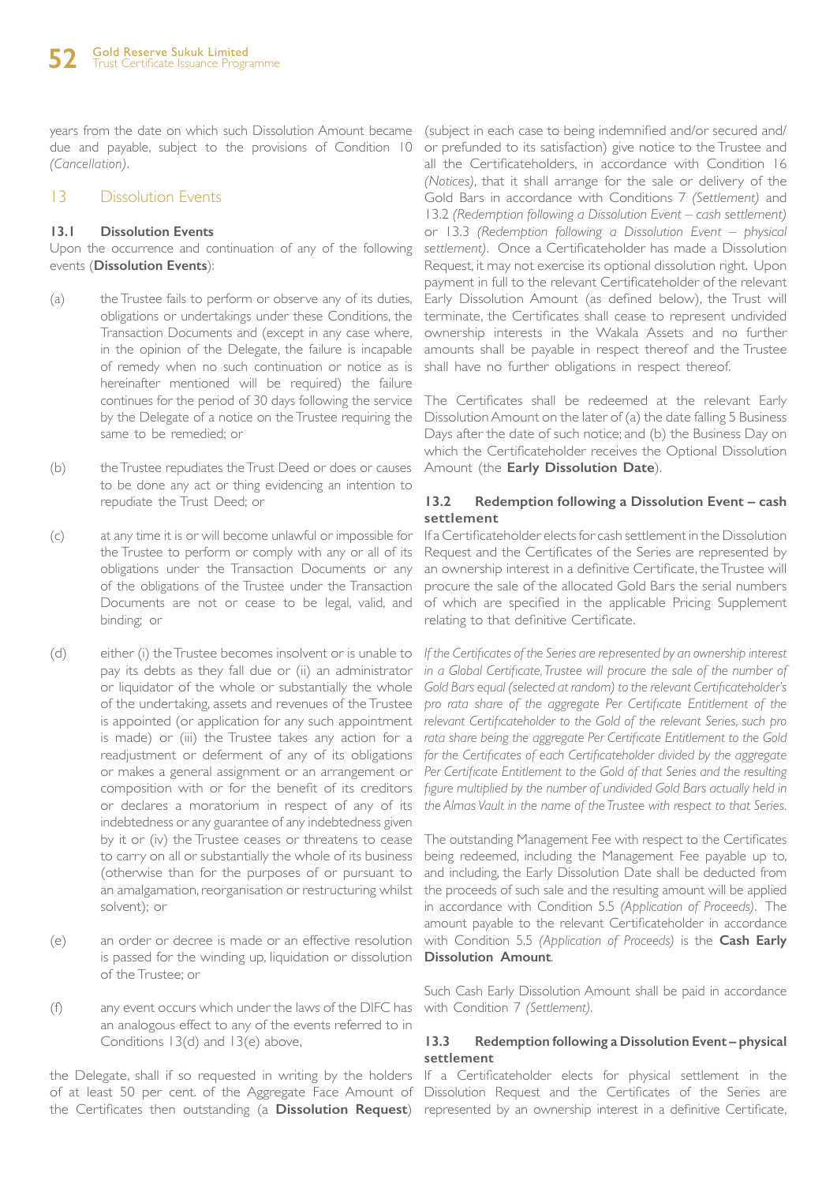years from the date on which such Dissolution Amount became due and payable, subject to the provisions of Condition 10 *(Cancellation)*.

## 13 Dissolution Events

### 13.1 Dissolution Events

Upon the occurrence and continuation of any of the following events (**Dissolution Events**):

(a) the Trustee fails to perform or observe any of its duties, obligations or undertakings under these Conditions, the Transaction Documents and (except in any case where, in the opinion of the Delegate, the failure is incapable of remedy when no such continuation or notice as is hereinafter mentioned will be required) the failure continues for the period of 30 days following the service by the Delegate of a notice on the Trustee requiring the same to be remedied; or

(b) the Trustee repudiates the Trust Deed or does or causes to be done any act or thing evidencing an intention to repudiate the Trust Deed; or

(c) at any time it is or will become unlawful or impossible for the Trustee to perform or comply with any or all of its obligations under the Transaction Documents or any of the obligations of the Trustee under the Transaction Documents are not or cease to be legal, valid, and binding; or

(d) either (i) the Trustee becomes insolvent or is unable to pay its debts as they fall due or (ii) an administrator or liquidator of the whole or substantially the whole of the undertaking, assets and revenues of the Trustee is appointed (or application for any such appointment is made) or (iii) the Trustee takes any action for a readjustment or deferment of any of its obligations or makes a general assignment or an arrangement or composition with or for the benefit of its creditors or declares a moratorium in respect of any of its indebtedness or any guarantee of any indebtedness given by it or (iv) the Trustee ceases or threatens to cease to carry on all or substantially the whole of its business (otherwise than for the purposes of or pursuant to an amalgamation, reorganisation or restructuring whilst solvent); or

(e) an order or decree is made or an effective resolution is passed for the winding up, liquidation or dissolution of the Trustee; or

(f) any event occurs which under the laws of the DIFC has an analogous effect to any of the events referred to in Conditions 13(d) and 13(e) above,

the Delegate, shall if so requested in writing by the holders of at least 50 per cent. of the Aggregate Face Amount of the Certificates then outstanding (a **Dissolution Request**) (subject in each case to being indemnified and/or secured and/or prefunded to its satisfaction) give notice to the Trustee and all the Certificateholders, in accordance with Condition 16 *(Notices)*, that it shall arrange for the sale or delivery of the Gold Bars in accordance with Conditions 7 *(Settlement)* and 13.2 *(Redemption following a Dissolution Event – cash settlement)* or 13.3 *(Redemption following a Dissolution Event – physical settlement)*. Once a Certificateholder has made a Dissolution Request, it may not exercise its optional dissolution right. Upon payment in full to the relevant Certificateholder of the relevant Early Dissolution Amount (as defined below), the Trust will terminate, the Certificates shall cease to represent undivided ownership interests in the Wakala Assets and no further amounts shall be payable in respect thereof and the Trustee shall have no further obligations in respect thereof.

The Certificates shall be redeemed at the relevant Early Dissolution Amount on the later of (a) the date falling 5 Business Days after the date of such notice; and (b) the Business Day on which the Certificateholder receives the Optional Dissolution Amount (the **Early Dissolution Date**).

### 13.2 Redemption following a Dissolution Event – cash settlement

If a Certificateholder elects for cash settlement in the Dissolution Request and the Certificates of the Series are represented by an ownership interest in a definitive Certificate, the Trustee will procure the sale of the allocated Gold Bars the serial numbers of which are specified in the applicable Pricing Supplement relating to that definitive Certificate.

*If the Certificates of the Series are represented by an ownership interest in a Global Certificate, Trustee will procure the sale of the number of Gold Bars equal (selected at random) to the relevant Certificateholder's pro rata share of the aggregate Per Certificate Entitlement of the relevant Certificateholder to the Gold of the relevant Series, such pro rata share being the aggregate Per Certificate Entitlement to the Gold for the Certificates of each Certificateholder divided by the aggregate Per Certificate Entitlement to the Gold of that Series and the resulting figure multiplied by the number of undivided Gold Bars actually held in the Almas Vault in the name of the Trustee with respect to that Series.*

The outstanding Management Fee with respect to the Certificates being redeemed, including the Management Fee payable up to, and including, the Early Dissolution Date shall be deducted from the proceeds of such sale and the resulting amount will be applied in accordance with Condition 5.5 *(Application of Proceeds)*. The amount payable to the relevant Certificateholder in accordance with Condition 5.5 *(Application of Proceeds)* is the **Cash Early Dissolution Amount**.

Such Cash Early Dissolution Amount shall be paid in accordance with Condition 7 *(Settlement)*.

### 13.3 Redemption following a Dissolution Event – physical settlement

If a Certificateholder elects for physical settlement in the Dissolution Request and the Certificates of the Series are represented by an ownership interest in a definitive Certificate,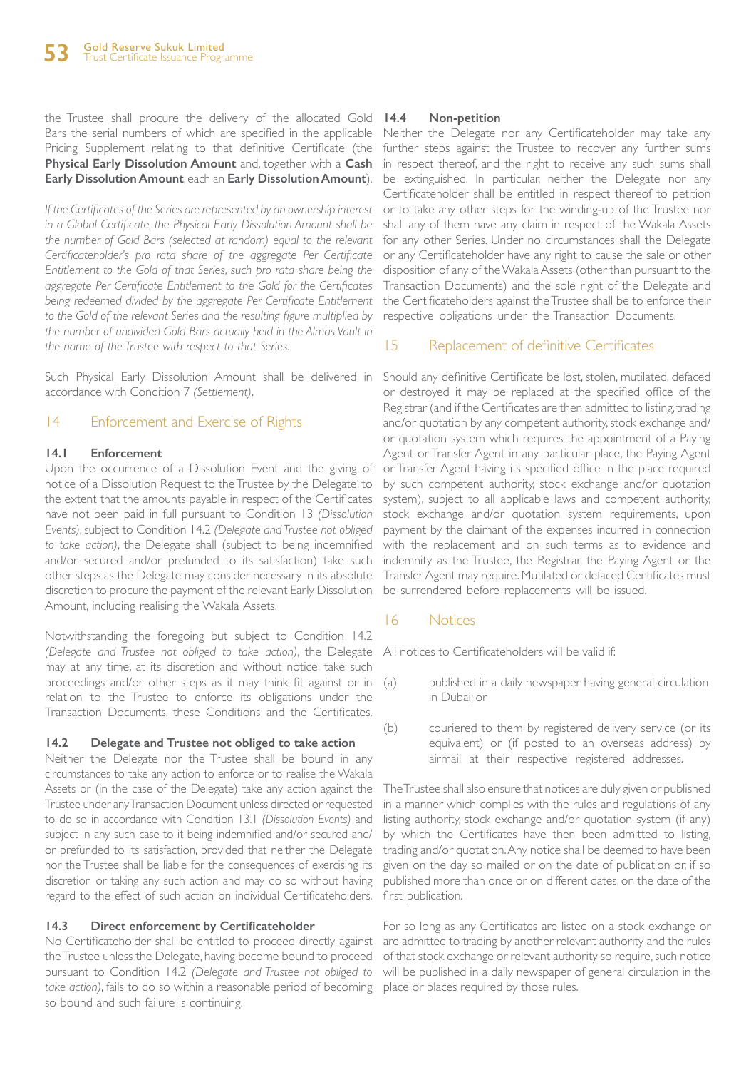the Trustee shall procure the delivery of the allocated Gold Bars the serial numbers of which are specified in the applicable Pricing Supplement relating to that definitive Certificate (the **Physical Early Dissolution Amount** and, together with a **Cash Early Dissolution Amount**, each an **Early Dissolution Amount**).

*If the Certificates of the Series are represented by an ownership interest in a Global Certificate, the Physical Early Dissolution Amount shall be the number of Gold Bars (selected at random) equal to the relevant Certificateholder's pro rata share of the aggregate Per Certificate Entitlement to the Gold of that Series, such pro rata share being the aggregate Per Certificate Entitlement to the Gold for the Certificates being redeemed divided by the aggregate Per Certificate Entitlement to the Gold of the relevant Series and the resulting figure multiplied by the number of undivided Gold Bars actually held in the Almas Vault in the name of the Trustee with respect to that Series.*

Such Physical Early Dissolution Amount shall be delivered in accordance with Condition 7 *(Settlement)*.

## 14 Enforcement and Exercise of Rights

### 14.1 Enforcement

Upon the occurrence of a Dissolution Event and the giving of notice of a Dissolution Request to the Trustee by the Delegate, to the extent that the amounts payable in respect of the Certificates have not been paid in full pursuant to Condition 13 *(Dissolution Events)*, subject to Condition 14.2 *(Delegate and Trustee not obliged to take action)*, the Delegate shall (subject to being indemnified and/or secured and/or prefunded to its satisfaction) take such other steps as the Delegate may consider necessary in its absolute discretion to procure the payment of the relevant Early Dissolution Amount, including realising the Wakala Assets.

Notwithstanding the foregoing but subject to Condition 14.2 *(Delegate and Trustee not obliged to take action)*, the Delegate may at any time, at its discretion and without notice, take such proceedings and/or other steps as it may think fit against or in relation to the Trustee to enforce its obligations under the Transaction Documents, these Conditions and the Certificates.

### 14.2 Delegate and Trustee not obliged to take action

Neither the Delegate nor the Trustee shall be bound in any circumstances to take any action to enforce or to realise the Wakala Assets or (in the case of the Delegate) take any action against the Trustee under any Transaction Document unless directed or requested to do so in accordance with Condition 13.1 *(Dissolution Events)* and subject in any such case to it being indemnified and/or secured and/or prefunded to its satisfaction, provided that neither the Delegate nor the Trustee shall be liable for the consequences of exercising its discretion or taking any such action and may do so without having regard to the effect of such action on individual Certificateholders.

### 14.3 Direct enforcement by Certificateholder

No Certificateholder shall be entitled to proceed directly against the Trustee unless the Delegate, having become bound to proceed pursuant to Condition 14.2 *(Delegate and Trustee not obliged to take action)*, fails to do so within a reasonable period of becoming so bound and such failure is continuing.

### 14.4 Non-petition

Neither the Delegate nor any Certificateholder may take any further steps against the Trustee to recover any further sums in respect thereof, and the right to receive any such sums shall be extinguished. In particular, neither the Delegate nor any Certificateholder shall be entitled in respect thereof to petition or to take any other steps for the winding-up of the Trustee nor shall any of them have any claim in respect of the Wakala Assets for any other Series. Under no circumstances shall the Delegate or any Certificateholder have any right to cause the sale or other disposition of any of the Wakala Assets (other than pursuant to the Transaction Documents) and the sole right of the Delegate and the Certificateholders against the Trustee shall be to enforce their respective obligations under the Transaction Documents.

## 15 Replacement of definitive Certificates

Should any definitive Certificate be lost, stolen, mutilated, defaced or destroyed it may be replaced at the specified office of the Registrar (and if the Certificates are then admitted to listing, trading and/or quotation by any competent authority, stock exchange and/or quotation system which requires the appointment of a Paying Agent or Transfer Agent in any particular place, the Paying Agent or Transfer Agent having its specified office in the place required by such competent authority, stock exchange and/or quotation system), subject to all applicable laws and competent authority, stock exchange and/or quotation system requirements, upon payment by the claimant of the expenses incurred in connection with the replacement and on such terms as to evidence and indemnity as the Trustee, the Registrar, the Paying Agent or the Transfer Agent may require. Mutilated or defaced Certificates must be surrendered before replacements will be issued.

## 16 Notices

All notices to Certificateholders will be valid if:

(a) published in a daily newspaper having general circulation in Dubai; or

(b) couriered to them by registered delivery service (or its equivalent) or (if posted to an overseas address) by airmail at their respective registered addresses.

The Trustee shall also ensure that notices are duly given or published in a manner which complies with the rules and regulations of any listing authority, stock exchange and/or quotation system (if any) by which the Certificates have then been admitted to listing, trading and/or quotation. Any notice shall be deemed to have been given on the day so mailed or on the date of publication or, if so published more than once or on different dates, on the date of the first publication.

For so long as any Certificates are listed on a stock exchange or are admitted to trading by another relevant authority and the rules of that stock exchange or relevant authority so require, such notice will be published in a daily newspaper of general circulation in the place or places required by those rules.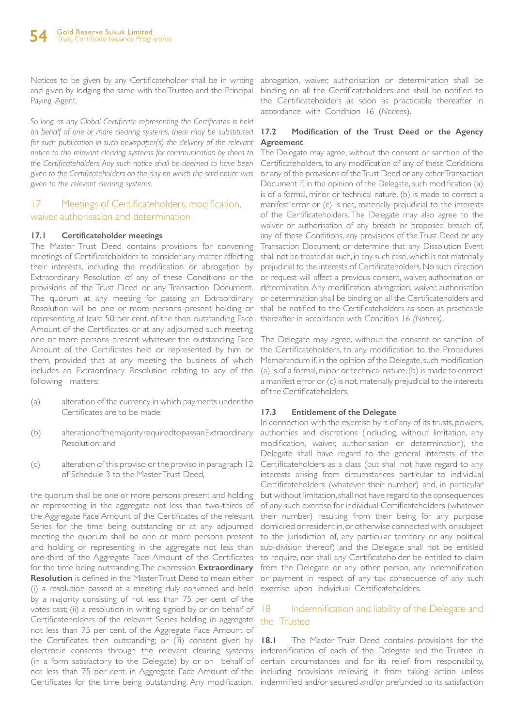Notices to be given by any Certificateholder shall be in writing and given by lodging the same with the Trustee and the Principal Paying Agent.

*So long as any Global Certificate representing the Certificates is held on behalf of one or more clearing systems, there may be substituted for such publication in such newspaper(s) the delivery of the relevant notice to the relevant clearing systems for communication by them to the Certificateholders. Any such notice shall be deemed to have been given to the Certificateholders on the day on which the said notice was given to the relevant clearing systems.*

## 17 Meetings of Certificateholders, modification, waiver, authorisation and determination

### 17.1 Certificateholder meetings

The Master Trust Deed contains provisions for convening meetings of Certificateholders to consider any matter affecting their interests, including the modification or abrogation by Extraordinary Resolution of any of these Conditions or the provisions of the Trust Deed or any Transaction Document. The quorum at any meeting for passing an Extraordinary Resolution will be one or more persons present holding or representing at least 50 per cent. of the then outstanding Face Amount of the Certificates, or at any adjourned such meeting one or more persons present whatever the outstanding Face Amount of the Certificates held or represented by him or them, provided that at any meeting the business of which includes an Extraordinary Resolution relating to any of the following matters:

(a) alteration of the currency in which payments under the Certificates are to be made;

(b) alteration of the majority required to pass an Extraordinary Resolution; and

(c) alteration of this proviso or the proviso in paragraph 12 of Schedule 3 to the Master Trust Deed,

the quorum shall be one or more persons present and holding or representing in the aggregate not less than two-thirds of the Aggregate Face Amount of the Certificates of the relevant Series for the time being outstanding or at any adjourned meeting the quorum shall be one or more persons present and holding or representing in the aggregate not less than one-third of the Aggregate Face Amount of the Certificates for the time being outstanding. The expression **Extraordinary Resolution** is defined in the Master Trust Deed to mean either (i) a resolution passed at a meeting duly convened and held by a majority consisting of not less than 75 per cent. of the votes cast; (ii) a resolution in writing signed by or on behalf of Certificateholders of the relevant Series holding in aggregate not less than 75 per cent. of the Aggregate Face Amount of the Certificates then outstanding; or (iii) consent given by electronic consents through the relevant clearing systems (in a form satisfactory to the Delegate) by or on behalf of not less than 75 per cent. in Aggregate Face Amount of the Certificates for the time being outstanding. Any modification, abrogation, waiver, authorisation or determination shall be binding on all the Certificateholders and shall be notified to the Certificateholders as soon as practicable thereafter in accordance with Condition 16 (*Notices*).

### 17.2 Modification of the Trust Deed or the Agency Agreement

The Delegate may agree, without the consent or sanction of the Certificateholders, to any modification of any of these Conditions or any of the provisions of the Trust Deed or any other Transaction Document if, in the opinion of the Delegate, such modification (a) is of a formal, minor or technical nature, (b) is made to correct a manifest error or (c) is not, materially prejudicial to the interests of the Certificateholders. The Delegate may also agree to the waiver or authorisation of any breach or proposed breach of, any of these Conditions, any provisions of the Trust Deed or any Transaction Document, or determine that any Dissolution Event shall not be treated as such, in any such case, which is not materially prejudicial to the interests of Certificateholders. No such direction or request will affect a previous consent, waiver, authorisation or determination. Any modification, abrogation, waiver, authorisation or determination shall be binding on all the Certificateholders and shall be notified to the Certificateholders as soon as practicable thereafter in accordance with Condition 16 *(Notices)*.

The Delegate may agree, without the consent or sanction of the Certificateholders, to any modification to the Procedures Memorandum if, in the opinion of the Delegate, such modification (a) is of a formal, minor or technical nature, (b) is made to correct a manifest error or (c) is not, materially prejudicial to the interests of the Certificateholders.

### 17.3 Entitlement of the Delegate

In connection with the exercise by it of any of its trusts, powers, authorities and discretions (including, without limitation, any modification, waiver, authorisation or determination), the Delegate shall have regard to the general interests of the Certificateholders as a class (but shall not have regard to any interests arising from circumstances particular to individual Certificateholders (whatever their number) and, in particular but without limitation, shall not have regard to the consequences of any such exercise for individual Certificateholders (whatever their number) resulting from their being for any purpose domiciled or resident in, or otherwise connected with, or subject to the jurisdiction of, any particular territory or any political sub-division thereof) and the Delegate shall not be entitled to require, nor shall any Certificateholder be entitled to claim from the Delegate or any other person, any indemnification or payment in respect of any tax consequence of any such exercise upon individual Certificateholders.

## 18 Indemnification and liability of the Delegate and the Trustee

**18.1** The Master Trust Deed contains provisions for the indemnification of each of the Delegate and the Trustee in certain circumstances and for its relief from responsibility, including provisions relieving it from taking action unless indemnified and/or secured and/or prefunded to its satisfaction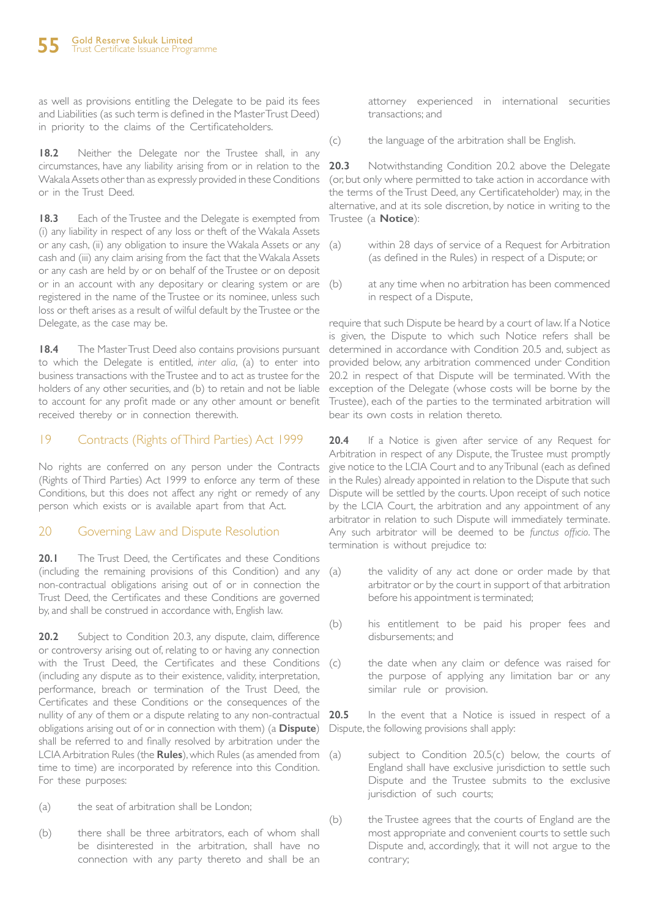as well as provisions entitling the Delegate to be paid its fees and Liabilities (as such term is defined in the Master Trust Deed) in priority to the claims of the Certificateholders.

**18.2** Neither the Delegate nor the Trustee shall, in any circumstances, have any liability arising from or in relation to the Wakala Assets other than as expressly provided in these Conditions or in the Trust Deed.

**18.3** Each of the Trustee and the Delegate is exempted from (i) any liability in respect of any loss or theft of the Wakala Assets or any cash, (ii) any obligation to insure the Wakala Assets or any cash and (iii) any claim arising from the fact that the Wakala Assets or any cash are held by or on behalf of the Trustee or on deposit or in an account with any depositary or clearing system or are registered in the name of the Trustee or its nominee, unless such loss or theft arises as a result of wilful default by the Trustee or the Delegate, as the case may be.

**18.4** The Master Trust Deed also contains provisions pursuant to which the Delegate is entitled, *inter alia*, (a) to enter into business transactions with the Trustee and to act as trustee for the holders of any other securities, and (b) to retain and not be liable to account for any profit made or any other amount or benefit received thereby or in connection therewith.

## 19 Contracts (Rights of Third Parties) Act 1999

No rights are conferred on any person under the Contracts (Rights of Third Parties) Act 1999 to enforce any term of these Conditions, but this does not affect any right or remedy of any person which exists or is available apart from that Act.

## 20 Governing Law and Dispute Resolution

**20.1** The Trust Deed, the Certificates and these Conditions (including the remaining provisions of this Condition) and any non-contractual obligations arising out of or in connection the Trust Deed, the Certificates and these Conditions are governed by, and shall be construed in accordance with, English law.

**20.2** Subject to Condition 20.3, any dispute, claim, difference or controversy arising out of, relating to or having any connection with the Trust Deed, the Certificates and these Conditions (including any dispute as to their existence, validity, interpretation, performance, breach or termination of the Trust Deed, the Certificates and these Conditions or the consequences of the nullity of any of them or a dispute relating to any non-contractual obligations arising out of or in connection with them) (a **Dispute**) shall be referred to and finally resolved by arbitration under the LCIA Arbitration Rules (the **Rules**), which Rules (as amended from time to time) are incorporated by reference into this Condition. For these purposes:

(a) the seat of arbitration shall be London;

(b) there shall be three arbitrators, each of whom shall be disinterested in the arbitration, shall have no connection with any party thereto and shall be an attorney experienced in international securities transactions; and

(c) the language of the arbitration shall be English.

**20.3** Notwithstanding Condition 20.2 above the Delegate (or, but only where permitted to take action in accordance with the terms of the Trust Deed, any Certificateholder) may, in the alternative, and at its sole discretion, by notice in writing to the Trustee (a **Notice**):

(a) within 28 days of service of a Request for Arbitration (as defined in the Rules) in respect of a Dispute; or

(b) at any time when no arbitration has been commenced in respect of a Dispute,

require that such Dispute be heard by a court of law. If a Notice is given, the Dispute to which such Notice refers shall be determined in accordance with Condition 20.5 and, subject as provided below, any arbitration commenced under Condition 20.2 in respect of that Dispute will be terminated. With the exception of the Delegate (whose costs will be borne by the Trustee), each of the parties to the terminated arbitration will bear its own costs in relation thereto.

**20.4** If a Notice is given after service of any Request for Arbitration in respect of any Dispute, the Trustee must promptly give notice to the LCIA Court and to any Tribunal (each as defined in the Rules) already appointed in relation to the Dispute that such Dispute will be settled by the courts. Upon receipt of such notice by the LCIA Court, the arbitration and any appointment of any arbitrator in relation to such Dispute will immediately terminate. Any such arbitrator will be deemed to be *functus officio*. The termination is without prejudice to:

(a) the validity of any act done or order made by that arbitrator or by the court in support of that arbitration before his appointment is terminated;

(b) his entitlement to be paid his proper fees and disbursements; and

(c) the date when any claim or defence was raised for the purpose of applying any limitation bar or any similar rule or provision.

**20.5** In the event that a Notice is issued in respect of a Dispute, the following provisions shall apply:

(a) subject to Condition 20.5(c) below, the courts of England shall have exclusive jurisdiction to settle such Dispute and the Trustee submits to the exclusive jurisdiction of such courts;

(b) the Trustee agrees that the courts of England are the most appropriate and convenient courts to settle such Dispute and, accordingly, that it will not argue to the contrary;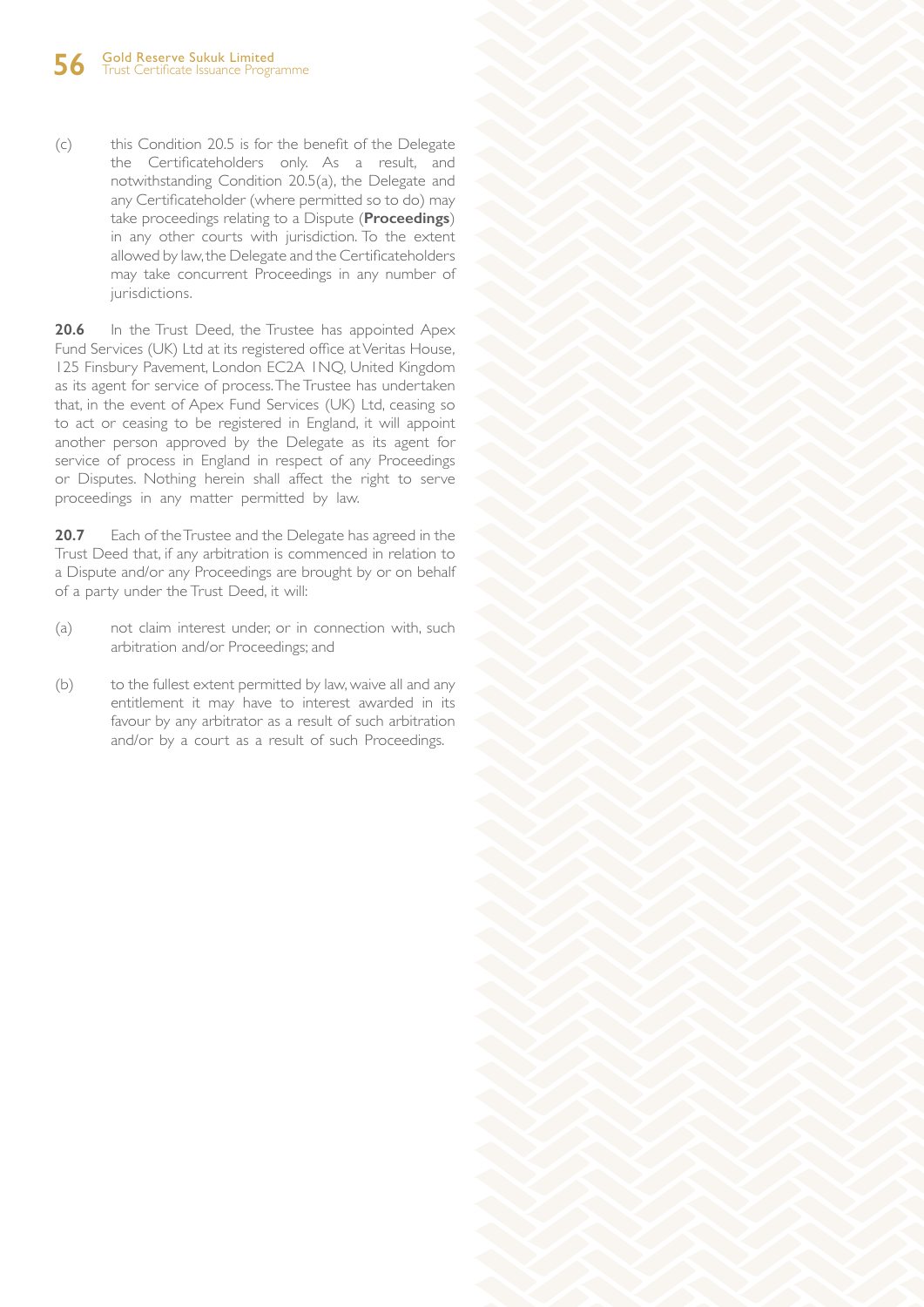(c) this Condition 20.5 is for the benefit of the Delegate the Certificateholders only. As a result, and notwithstanding Condition 20.5(a), the Delegate and any Certificateholder (where permitted so to do) may take proceedings relating to a Dispute (**Proceedings**) in any other courts with jurisdiction. To the extent allowed by law, the Delegate and the Certificateholders may take concurrent Proceedings in any number of jurisdictions.

**20.6** In the Trust Deed, the Trustee has appointed Apex Fund Services (UK) Ltd at its registered office at Veritas House, 125 Finsbury Pavement, London EC2A 1NQ, United Kingdom as its agent for service of process. The Trustee has undertaken that, in the event of Apex Fund Services (UK) Ltd, ceasing so to act or ceasing to be registered in England, it will appoint another person approved by the Delegate as its agent for service of process in England in respect of any Proceedings or Disputes. Nothing herein shall affect the right to serve proceedings in any matter permitted by law.

**20.7** Each of the Trustee and the Delegate has agreed in the Trust Deed that, if any arbitration is commenced in relation to a Dispute and/or any Proceedings are brought by or on behalf of a party under the Trust Deed, it will:

(a) not claim interest under, or in connection with, such arbitration and/or Proceedings; and

(b) to the fullest extent permitted by law, waive all and any entitlement it may have to interest awarded in its favour by any arbitrator as a result of such arbitration and/or by a court as a result of such Proceedings.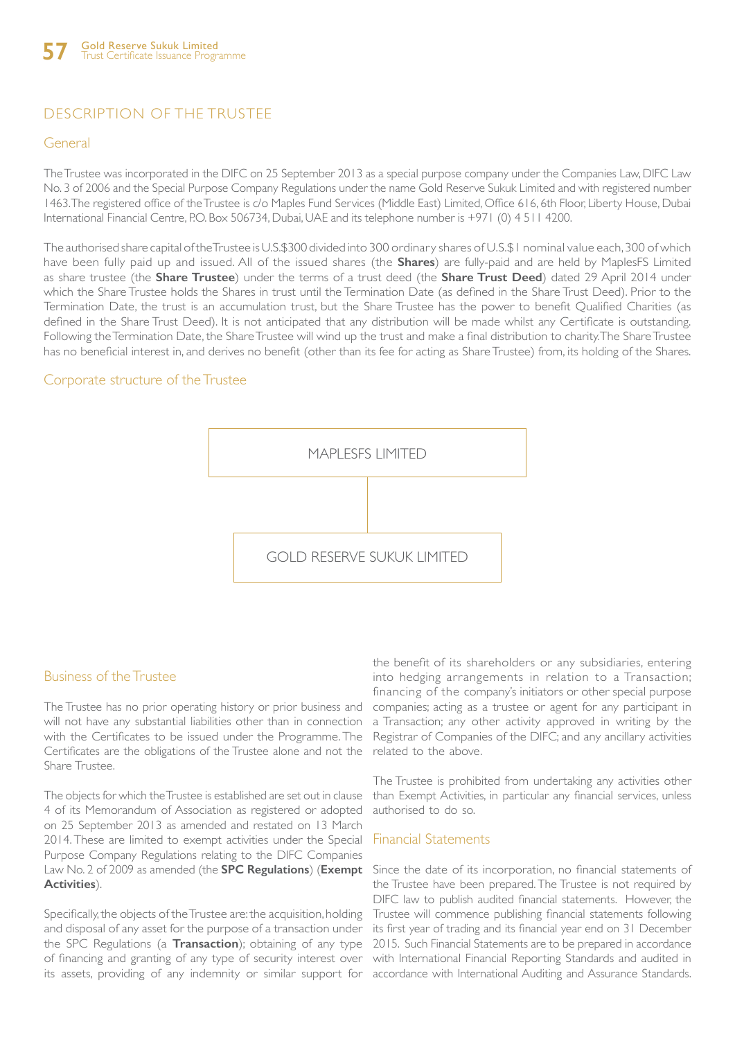## DESCRIPTION OF THE TRUSTEE

### General

The Trustee was incorporated in the DIFC on 25 September 2013 as a special purpose company under the Companies Law, DIFC Law No. 3 of 2006 and the Special Purpose Company Regulations under the name Gold Reserve Sukuk Limited and with registered number 1463. The registered office of the Trustee is c/o Maples Fund Services (Middle East) Limited, Office 616, 6th Floor, Liberty House, Dubai International Financial Centre, P.O. Box 506734, Dubai, UAE and its telephone number is +971 (0) 4 511 4200.

The authorised share capital of the Trustee is U.S.$300 divided into 300 ordinary shares of U.S.$1 nominal value each, 300 of which have been fully paid up and issued. All of the issued shares (the **Shares**) are fully-paid and are held by MaplesFS Limited as share trustee (the **Share Trustee**) under the terms of a trust deed (the **Share Trust Deed**) dated 29 April 2014 under which the Share Trustee holds the Shares in trust until the Termination Date (as defined in the Share Trust Deed). Prior to the Termination Date, the trust is an accumulation trust, but the Share Trustee has the power to benefit Qualified Charities (as defined in the Share Trust Deed). It is not anticipated that any distribution will be made whilst any Certificate is outstanding. Following the Termination Date, the Share Trustee will wind up the trust and make a final distribution to charity. The Share Trustee has no beneficial interest in, and derives no benefit (other than its fee for acting as Share Trustee) from, its holding of the Shares.

### Corporate structure of the Trustee

MAPLESFS LIMITED

↓

GOLD RESERVE SUKUK LIMITED

### Business of the Trustee

The Trustee has no prior operating history or prior business and will not have any substantial liabilities other than in connection with the Certificates to be issued under the Programme. The Certificates are the obligations of the Trustee alone and not the Share Trustee.

The objects for which the Trustee is established are set out in clause 4 of its Memorandum of Association as registered or adopted on 25 September 2013 as amended and restated on 13 March 2014. These are limited to exempt activities under the Special Purpose Company Regulations relating to the DIFC Companies Law No. 2 of 2009 as amended (the **SPC Regulations**) (**Exempt Activities**).

Specifically, the objects of the Trustee are: the acquisition, holding and disposal of any asset for the purpose of a transaction under the SPC Regulations (a **Transaction**); obtaining of any type of financing and granting of any type of security interest over its assets, providing of any indemnity or similar support for the benefit of its shareholders or any subsidiaries, entering into hedging arrangements in relation to a Transaction; financing of the company's initiators or other special purpose companies; acting as a trustee or agent for any participant in a Transaction; any other activity approved in writing by the Registrar of Companies of the DIFC; and any ancillary activities related to the above.

The Trustee is prohibited from undertaking any activities other than Exempt Activities, in particular any financial services, unless authorised to do so.

### Financial Statements

Since the date of its incorporation, no financial statements of the Trustee have been prepared. The Trustee is not required by DIFC law to publish audited financial statements. However, the Trustee will commence publishing financial statements following its first year of trading and its financial year end on 31 December 2015. Such Financial Statements are to be prepared in accordance with International Financial Reporting Standards and audited in accordance with International Auditing and Assurance Standards.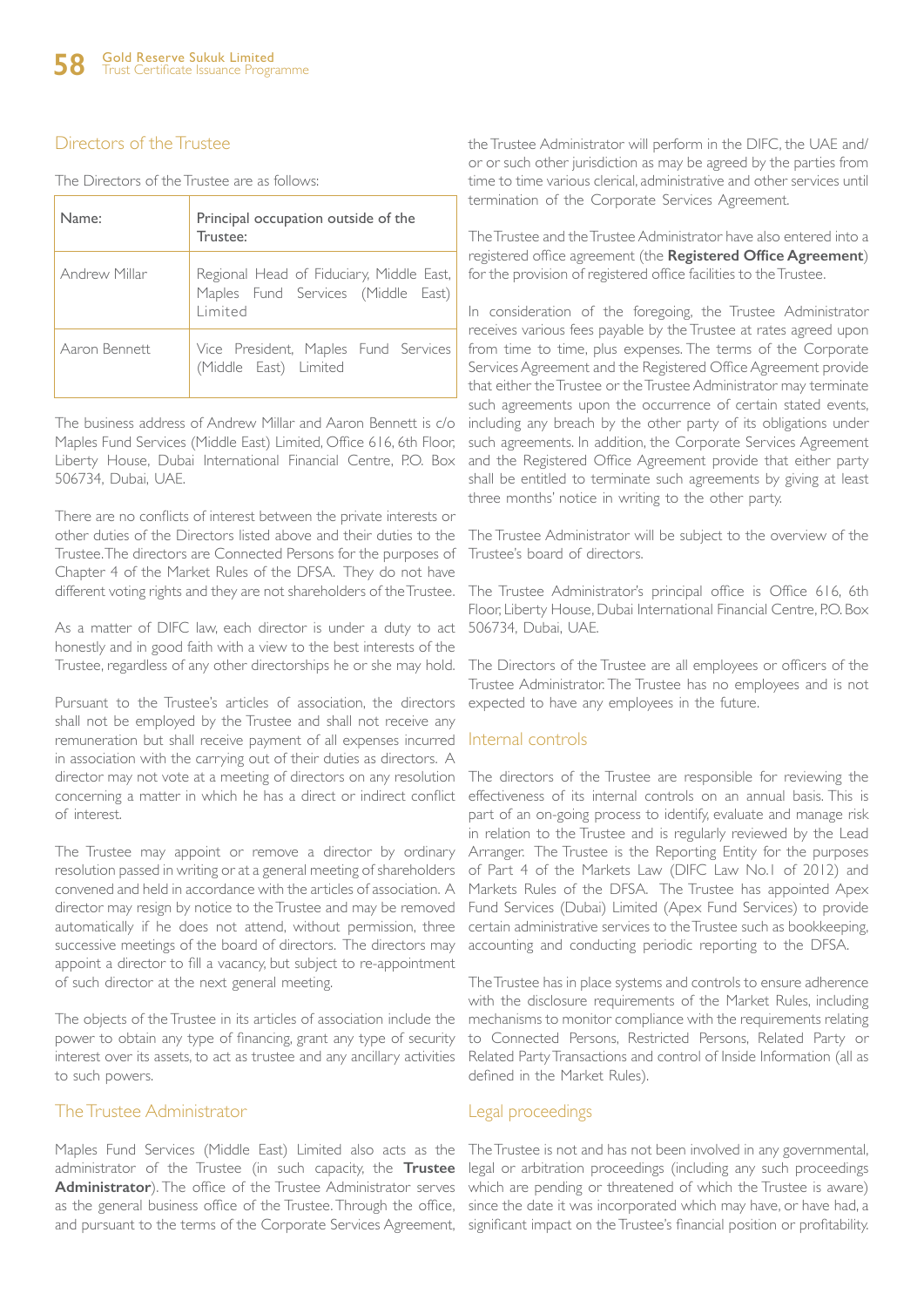## Directors of the Trustee

The Directors of the Trustee are as follows:

| Name: | Principal occupation outside of the Trustee: |
|---|---|
| Andrew Millar | Regional Head of Fiduciary, Middle East, Maples Fund Services (Middle East) Limited |
| Aaron Bennett | Vice President, Maples Fund Services (Middle East) Limited |

The business address of Andrew Millar and Aaron Bennett is c/o Maples Fund Services (Middle East) Limited, Office 616, 6th Floor, Liberty House, Dubai International Financial Centre, P.O. Box 506734, Dubai, UAE.

There are no conflicts of interest between the private interests or other duties of the Directors listed above and their duties to the Trustee. The directors are Connected Persons for the purposes of Chapter 4 of the Market Rules of the DFSA. They do not have different voting rights and they are not shareholders of the Trustee.

As a matter of DIFC law, each director is under a duty to act honestly and in good faith with a view to the best interests of the Trustee, regardless of any other directorships he or she may hold.

Pursuant to the Trustee's articles of association, the directors shall not be employed by the Trustee and shall not receive any remuneration but shall receive payment of all expenses incurred in association with the carrying out of their duties as directors. A director may not vote at a meeting of directors on any resolution concerning a matter in which he has a direct or indirect conflict of interest.

The Trustee may appoint or remove a director by ordinary resolution passed in writing or at a general meeting of shareholders convened and held in accordance with the articles of association. A director may resign by notice to the Trustee and may be removed automatically if he does not attend, without permission, three successive meetings of the board of directors. The directors may appoint a director to fill a vacancy, but subject to re-appointment of such director at the next general meeting.

The objects of the Trustee in its articles of association include the power to obtain any type of financing, grant any type of security interest over its assets, to act as trustee and any ancillary activities to such powers.

## The Trustee Administrator

Maples Fund Services (Middle East) Limited also acts as the administrator of the Trustee (in such capacity, the **Trustee Administrator**). The office of the Trustee Administrator serves as the general business office of the Trustee. Through the office, and pursuant to the terms of the Corporate Services Agreement, the Trustee Administrator will perform in the DIFC, the UAE and/or or such other jurisdiction as may be agreed by the parties from time to time various clerical, administrative and other services until termination of the Corporate Services Agreement.

The Trustee and the Trustee Administrator have also entered into a registered office agreement (the **Registered Office Agreement**) for the provision of registered office facilities to the Trustee.

In consideration of the foregoing, the Trustee Administrator receives various fees payable by the Trustee at rates agreed upon from time to time, plus expenses. The terms of the Corporate Services Agreement and the Registered Office Agreement provide that either the Trustee or the Trustee Administrator may terminate such agreements upon the occurrence of certain stated events, including any breach by the other party of its obligations under such agreements. In addition, the Corporate Services Agreement and the Registered Office Agreement provide that either party shall be entitled to terminate such agreements by giving at least three months' notice in writing to the other party.

The Trustee Administrator will be subject to the overview of the Trustee's board of directors.

The Trustee Administrator's principal office is Office 616, 6th Floor, Liberty House, Dubai International Financial Centre, P.O. Box 506734, Dubai, UAE.

The Directors of the Trustee are all employees or officers of the Trustee Administrator. The Trustee has no employees and is not expected to have any employees in the future.

## Internal controls

The directors of the Trustee are responsible for reviewing the effectiveness of its internal controls on an annual basis. This is part of an on-going process to identify, evaluate and manage risk in relation to the Trustee and is regularly reviewed by the Lead Arranger. The Trustee is the Reporting Entity for the purposes of Part 4 of the Markets Law (DIFC Law No.1 of 2012) and Markets Rules of the DFSA. The Trustee has appointed Apex Fund Services (Dubai) Limited (Apex Fund Services) to provide certain administrative services to the Trustee such as bookkeeping, accounting and conducting periodic reporting to the DFSA.

The Trustee has in place systems and controls to ensure adherence with the disclosure requirements of the Market Rules, including mechanisms to monitor compliance with the requirements relating to Connected Persons, Restricted Persons, Related Party or Related Party Transactions and control of Inside Information (all as defined in the Market Rules).

## Legal proceedings

The Trustee is not and has not been involved in any governmental, legal or arbitration proceedings (including any such proceedings which are pending or threatened of which the Trustee is aware) since the date it was incorporated which may have, or have had, a significant impact on the Trustee's financial position or profitability.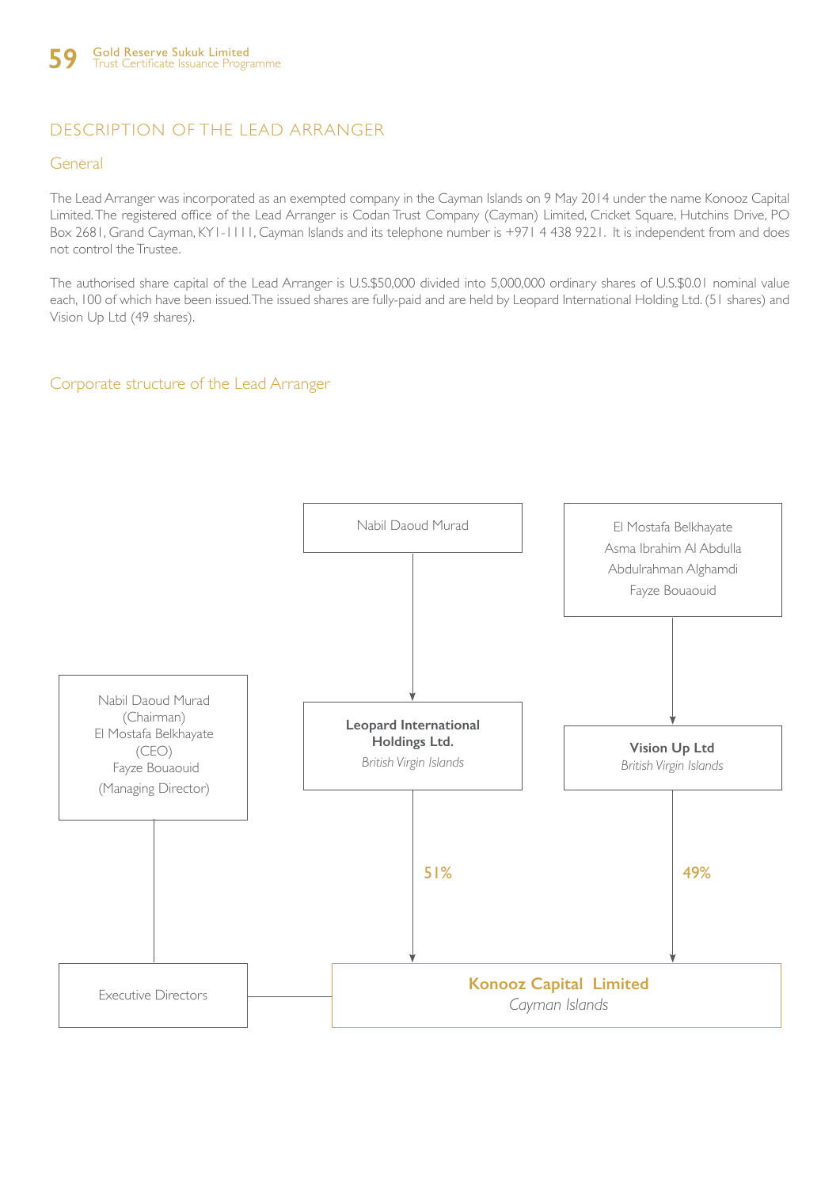# DESCRIPTION OF THE LEAD ARRANGER

## General

The Lead Arranger was incorporated as an exempted company in the Cayman Islands on 9 May 2014 under the name Konooz Capital Limited. The registered office of the Lead Arranger is Codan Trust Company (Cayman) Limited, Cricket Square, Hutchins Drive, PO Box 2681, Grand Cayman, KY1-1111, Cayman Islands and its telephone number is +971 4 438 9221. It is independent from and does not control the Trustee.

The authorised share capital of the Lead Arranger is U.S.$50,000 divided into 5,000,000 ordinary shares of U.S.$0.01 nominal value each, 100 of which have been issued. The issued shares are fully-paid and are held by Leopard International Holding Ltd. (51 shares) and Vision Up Ltd (49 shares).

## Corporate structure of the Lead Arranger

Nabil Daoud Murad

El Mostafa Belkhayate
Asma Ibrahim Al Abdulla
Abdulrahman Alghamdi
Fayze Bouaouid

Nabil Daoud Murad (Chairman)
El Mostafa Belkhayate (CEO)
Fayze Bouaouid (Managing Director)

**Leopard International Holdings Ltd.**
*British Virgin Islands*

**Vision Up Ltd**
*British Virgin Islands*

51%

49%

Executive Directors

**Konooz Capital Limited**
*Cayman Islands*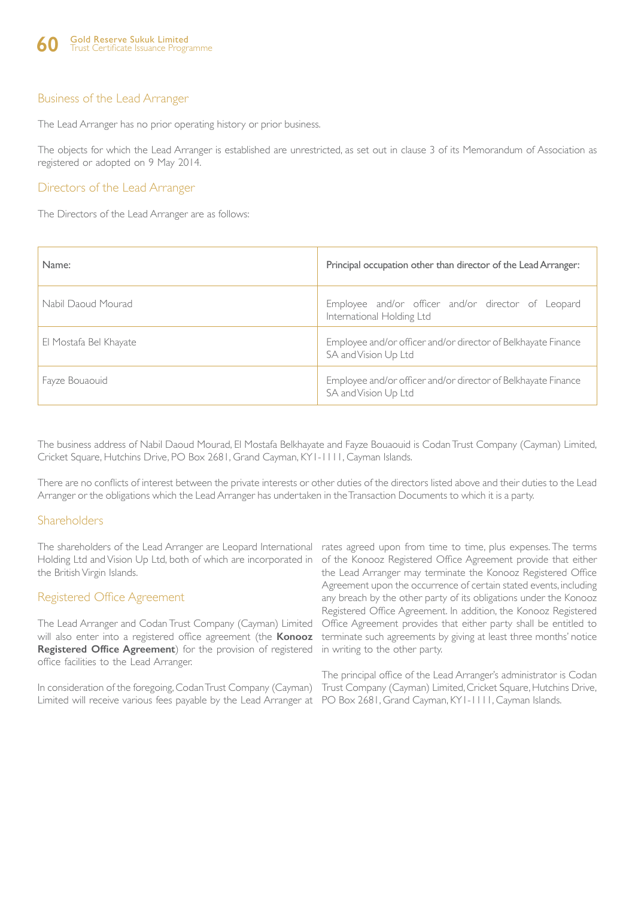## Business of the Lead Arranger

The Lead Arranger has no prior operating history or prior business.

The objects for which the Lead Arranger is established are unrestricted, as set out in clause 3 of its Memorandum of Association as registered or adopted on 9 May 2014.

## Directors of the Lead Arranger

The Directors of the Lead Arranger are as follows:

| Name: | Principal occupation other than director of the Lead Arranger: |
|---|---|
| Nabil Daoud Mourad | Employee and/or officer and/or director of Leopard International Holding Ltd |
| El Mostafa Bel Khayate | Employee and/or officer and/or director of Belkhayate Finance SA and Vision Up Ltd |
| Fayze Bouaouid | Employee and/or officer and/or director of Belkhayate Finance SA and Vision Up Ltd |

The business address of Nabil Daoud Mourad, El Mostafa Belkhayate and Fayze Bouaouid is Codan Trust Company (Cayman) Limited, Cricket Square, Hutchins Drive, PO Box 2681, Grand Cayman, KY1-1111, Cayman Islands.

There are no conflicts of interest between the private interests or other duties of the directors listed above and their duties to the Lead Arranger or the obligations which the Lead Arranger has undertaken in the Transaction Documents to which it is a party.

## Shareholders

The shareholders of the Lead Arranger are Leopard International Holding Ltd and Vision Up Ltd, both of which are incorporated in the British Virgin Islands.

## Registered Office Agreement

The Lead Arranger and Codan Trust Company (Cayman) Limited will also enter into a registered office agreement (the **Konooz Registered Office Agreement**) for the provision of registered office facilities to the Lead Arranger.

In consideration of the foregoing, Codan Trust Company (Cayman) Limited will receive various fees payable by the Lead Arranger at rates agreed upon from time to time, plus expenses. The terms of the Konooz Registered Office Agreement provide that either the Lead Arranger may terminate the Konooz Registered Office Agreement upon the occurrence of certain stated events, including any breach by the other party of its obligations under the Konooz Registered Office Agreement. In addition, the Konooz Registered Office Agreement provides that either party shall be entitled to terminate such agreements by giving at least three months' notice in writing to the other party.

The principal office of the Lead Arranger's administrator is Codan Trust Company (Cayman) Limited, Cricket Square, Hutchins Drive, PO Box 2681, Grand Cayman, KY1-1111, Cayman Islands.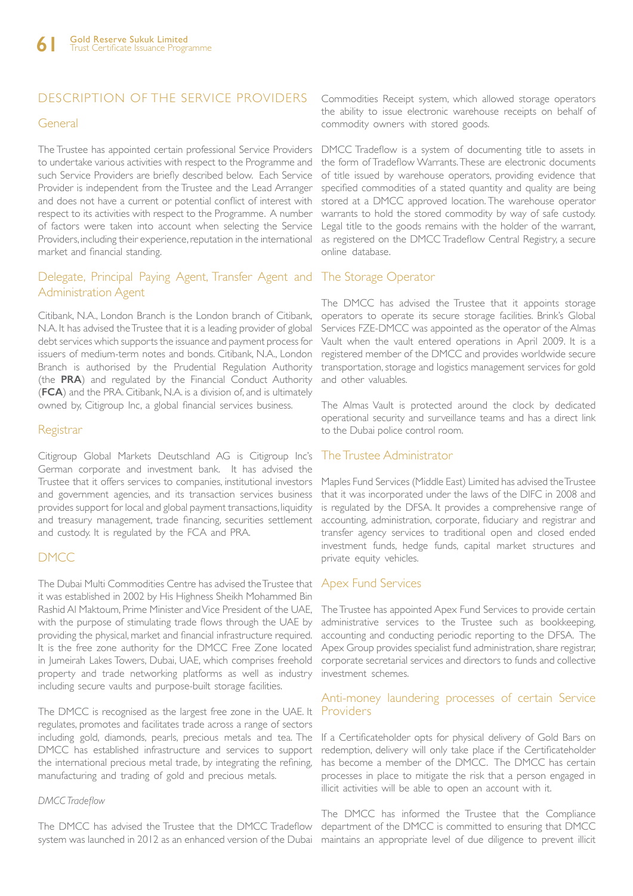## DESCRIPTION OF THE SERVICE PROVIDERS

### General

The Trustee has appointed certain professional Service Providers to undertake various activities with respect to the Programme and such Service Providers are briefly described below. Each Service Provider is independent from the Trustee and the Lead Arranger and does not have a current or potential conflict of interest with respect to its activities with respect to the Programme. A number of factors were taken into account when selecting the Service Providers, including their experience, reputation in the international market and financial standing.

### Delegate, Principal Paying Agent, Transfer Agent and Administration Agent

Citibank, N.A., London Branch is the London branch of Citibank, N.A. It has advised the Trustee that it is a leading provider of global debt services which supports the issuance and payment process for issuers of medium-term notes and bonds. Citibank, N.A., London Branch is authorised by the Prudential Regulation Authority (the **PRA**) and regulated by the Financial Conduct Authority (**FCA**) and the PRA. Citibank, N.A. is a division of, and is ultimately owned by, Citigroup Inc, a global financial services business.

### Registrar

Citigroup Global Markets Deutschland AG is Citigroup Inc's German corporate and investment bank. It has advised the Trustee that it offers services to companies, institutional investors and government agencies, and its transaction services business provides support for local and global payment transactions, liquidity and treasury management, trade financing, securities settlement and custody. It is regulated by the FCA and PRA.

### DMCC

The Dubai Multi Commodities Centre has advised the Trustee that it was established in 2002 by His Highness Sheikh Mohammed Bin Rashid Al Maktoum, Prime Minister and Vice President of the UAE, with the purpose of stimulating trade flows through the UAE by providing the physical, market and financial infrastructure required. It is the free zone authority for the DMCC Free Zone located in Jumeirah Lakes Towers, Dubai, UAE, which comprises freehold property and trade networking platforms as well as industry including secure vaults and purpose-built storage facilities.

The DMCC is recognised as the largest free zone in the UAE. It regulates, promotes and facilitates trade across a range of sectors including gold, diamonds, pearls, precious metals and tea. The DMCC has established infrastructure and services to support the international precious metal trade, by integrating the refining, manufacturing and trading of gold and precious metals.

*DMCC Tradeflow*

The DMCC has advised the Trustee that the DMCC Tradeflow system was launched in 2012 as an enhanced version of the Dubai Commodities Receipt system, which allowed storage operators the ability to issue electronic warehouse receipts on behalf of commodity owners with stored goods.

DMCC Tradeflow is a system of documenting title to assets in the form of Tradeflow Warrants. These are electronic documents of title issued by warehouse operators, providing evidence that specified commodities of a stated quantity and quality are being stored at a DMCC approved location. The warehouse operator warrants to hold the stored commodity by way of safe custody. Legal title to the goods remains with the holder of the warrant, as registered on the DMCC Tradeflow Central Registry, a secure online database.

### The Storage Operator

The DMCC has advised the Trustee that it appoints storage operators to operate its secure storage facilities. Brink's Global Services FZE-DMCC was appointed as the operator of the Almas Vault when the vault entered operations in April 2009. It is a registered member of the DMCC and provides worldwide secure transportation, storage and logistics management services for gold and other valuables.

The Almas Vault is protected around the clock by dedicated operational security and surveillance teams and has a direct link to the Dubai police control room.

### The Trustee Administrator

Maples Fund Services (Middle East) Limited has advised the Trustee that it was incorporated under the laws of the DIFC in 2008 and is regulated by the DFSA. It provides a comprehensive range of accounting, administration, corporate, fiduciary and registrar and transfer agency services to traditional open and closed ended investment funds, hedge funds, capital market structures and private equity vehicles.

### Apex Fund Services

The Trustee has appointed Apex Fund Services to provide certain administrative services to the Trustee such as bookkeeping, accounting and conducting periodic reporting to the DFSA. The Apex Group provides specialist fund administration, share registrar, corporate secretarial services and directors to funds and collective investment schemes.

### Anti-money laundering processes of certain Service Providers

If a Certificateholder opts for physical delivery of Gold Bars on redemption, delivery will only take place if the Certificateholder has become a member of the DMCC. The DMCC has certain processes in place to mitigate the risk that a person engaged in illicit activities will be able to open an account with it.

The DMCC has informed the Trustee that the Compliance department of the DMCC is committed to ensuring that DMCC maintains an appropriate level of due diligence to prevent illicit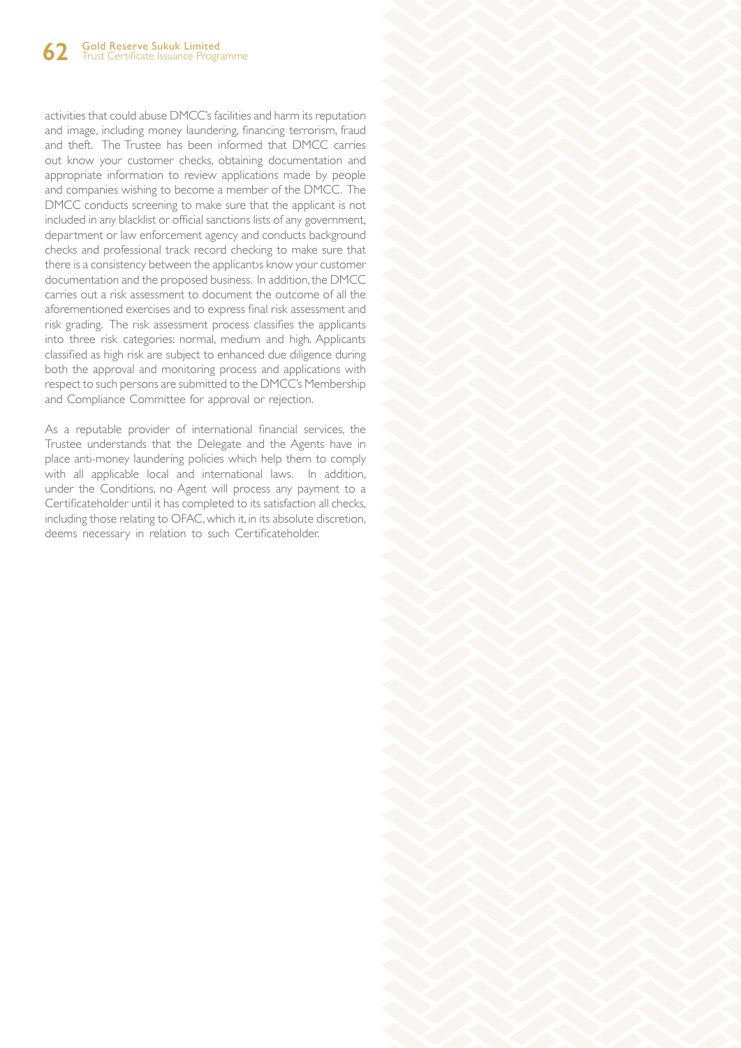activities that could abuse DMCC's facilities and harm its reputation and image, including money laundering, financing terrorism, fraud and theft. The Trustee has been informed that DMCC carries out know your customer checks, obtaining documentation and appropriate information to review applications made by people and companies wishing to become a member of the DMCC. The DMCC conducts screening to make sure that the applicant is not included in any blacklist or official sanctions lists of any government, department or law enforcement agency and conducts background checks and professional track record checking to make sure that there is a consistency between the applicant›s know your customer documentation and the proposed business. In addition, the DMCC carries out a risk assessment to document the outcome of all the aforementioned exercises and to express final risk assessment and risk grading. The risk assessment process classifies the applicants into three risk categories: normal, medium and high. Applicants classified as high risk are subject to enhanced due diligence during both the approval and monitoring process and applications with respect to such persons are submitted to the DMCC's Membership and Compliance Committee for approval or rejection.

As a reputable provider of international financial services, the Trustee understands that the Delegate and the Agents have in place anti-money laundering policies which help them to comply with all applicable local and international laws. In addition, under the Conditions, no Agent will process any payment to a Certificateholder until it has completed to its satisfaction all checks, including those relating to OFAC, which it, in its absolute discretion, deems necessary in relation to such Certificateholder.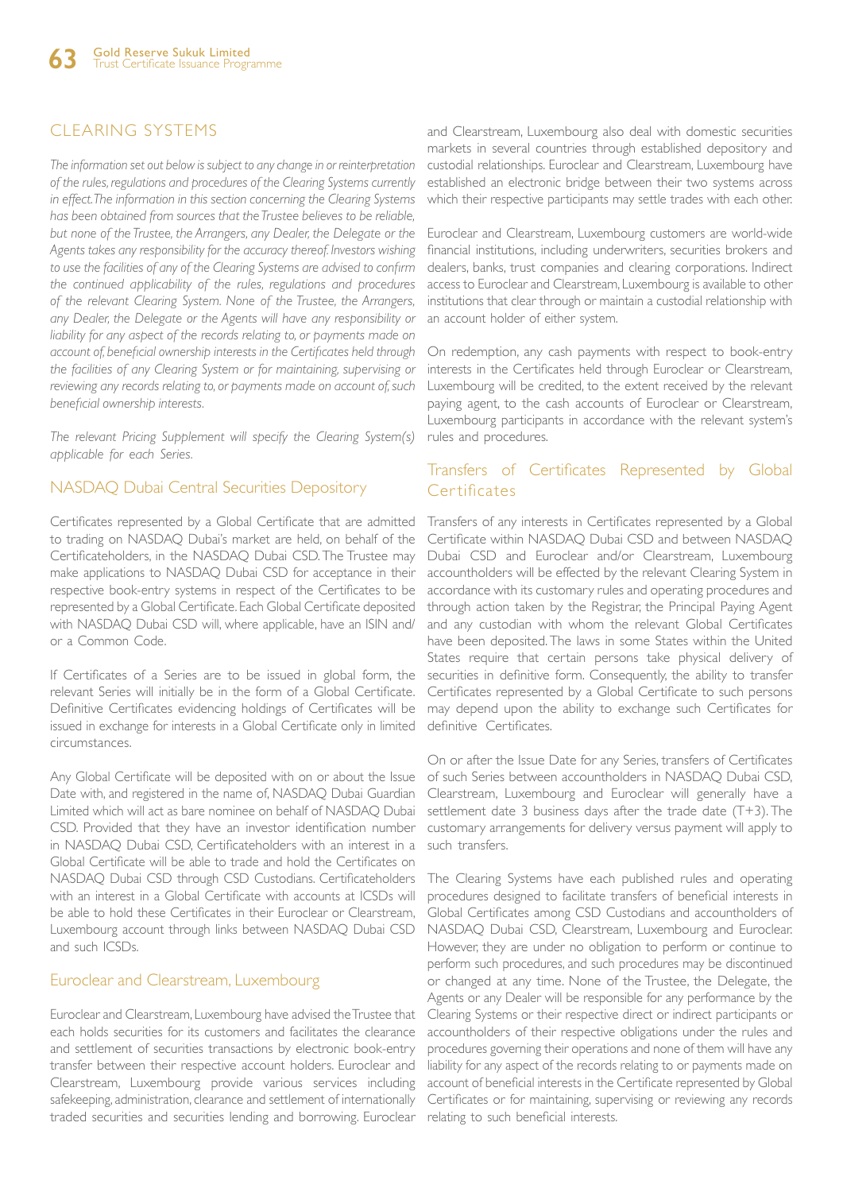# CLEARING SYSTEMS

*The information set out below is subject to any change in or reinterpretation of the rules, regulations and procedures of the Clearing Systems currently in effect. The information in this section concerning the Clearing Systems has been obtained from sources that the Trustee believes to be reliable, but none of the Trustee, the Arrangers, any Dealer, the Delegate or the Agents takes any responsibility for the accuracy thereof. Investors wishing to use the facilities of any of the Clearing Systems are advised to confirm the continued applicability of the rules, regulations and procedures of the relevant Clearing System. None of the Trustee, the Arrangers, any Dealer, the Delegate or the Agents will have any responsibility or liability for any aspect of the records relating to, or payments made on account of, beneficial ownership interests in the Certificates held through the facilities of any Clearing System or for maintaining, supervising or reviewing any records relating to, or payments made on account of, such beneficial ownership interests.*

*The relevant Pricing Supplement will specify the Clearing System(s) applicable for each Series.*

## NASDAQ Dubai Central Securities Depository

Certificates represented by a Global Certificate that are admitted to trading on NASDAQ Dubai's market are held, on behalf of the Certificateholders, in the NASDAQ Dubai CSD. The Trustee may make applications to NASDAQ Dubai CSD for acceptance in their respective book-entry systems in respect of the Certificates to be represented by a Global Certificate. Each Global Certificate deposited with NASDAQ Dubai CSD will, where applicable, have an ISIN and/or a Common Code.

If Certificates of a Series are to be issued in global form, the relevant Series will initially be in the form of a Global Certificate. Definitive Certificates evidencing holdings of Certificates will be issued in exchange for interests in a Global Certificate only in limited circumstances.

Any Global Certificate will be deposited with on or about the Issue Date with, and registered in the name of, NASDAQ Dubai Guardian Limited which will act as bare nominee on behalf of NASDAQ Dubai CSD. Provided that they have an investor identification number in NASDAQ Dubai CSD, Certificateholders with an interest in a Global Certificate will be able to trade and hold the Certificates on NASDAQ Dubai CSD through CSD Custodians. Certificateholders with an interest in a Global Certificate with accounts at ICSDs will be able to hold these Certificates in their Euroclear or Clearstream, Luxembourg account through links between NASDAQ Dubai CSD and such ICSDs.

## Euroclear and Clearstream, Luxembourg

Euroclear and Clearstream, Luxembourg have advised the Trustee that each holds securities for its customers and facilitates the clearance and settlement of securities transactions by electronic book-entry transfer between their respective account holders. Euroclear and Clearstream, Luxembourg provide various services including safekeeping, administration, clearance and settlement of internationally traded securities and securities lending and borrowing. Euroclear and Clearstream, Luxembourg also deal with domestic securities markets in several countries through established depository and custodial relationships. Euroclear and Clearstream, Luxembourg have established an electronic bridge between their two systems across which their respective participants may settle trades with each other.

Euroclear and Clearstream, Luxembourg customers are world-wide financial institutions, including underwriters, securities brokers and dealers, banks, trust companies and clearing corporations. Indirect access to Euroclear and Clearstream, Luxembourg is available to other institutions that clear through or maintain a custodial relationship with an account holder of either system.

On redemption, any cash payments with respect to book-entry interests in the Certificates held through Euroclear or Clearstream, Luxembourg will be credited, to the extent received by the relevant paying agent, to the cash accounts of Euroclear or Clearstream, Luxembourg participants in accordance with the relevant system's rules and procedures.

## Transfers of Certificates Represented by Global Certificates

Transfers of any interests in Certificates represented by a Global Certificate within NASDAQ Dubai CSD and between NASDAQ Dubai CSD and Euroclear and/or Clearstream, Luxembourg accountholders will be effected by the relevant Clearing System in accordance with its customary rules and operating procedures and through action taken by the Registrar, the Principal Paying Agent and any custodian with whom the relevant Global Certificates have been deposited. The laws in some States within the United States require that certain persons take physical delivery of securities in definitive form. Consequently, the ability to transfer Certificates represented by a Global Certificate to such persons may depend upon the ability to exchange such Certificates for definitive Certificates.

On or after the Issue Date for any Series, transfers of Certificates of such Series between accountholders in NASDAQ Dubai CSD, Clearstream, Luxembourg and Euroclear will generally have a settlement date 3 business days after the trade date (T+3). The customary arrangements for delivery versus payment will apply to such transfers.

The Clearing Systems have each published rules and operating procedures designed to facilitate transfers of beneficial interests in Global Certificates among CSD Custodians and accountholders of NASDAQ Dubai CSD, Clearstream, Luxembourg and Euroclear. However, they are under no obligation to perform or continue to perform such procedures, and such procedures may be discontinued or changed at any time. None of the Trustee, the Delegate, the Agents or any Dealer will be responsible for any performance by the Clearing Systems or their respective direct or indirect participants or accountholders of their respective obligations under the rules and procedures governing their operations and none of them will have any liability for any aspect of the records relating to or payments made on account of beneficial interests in the Certificate represented by Global Certificates or for maintaining, supervising or reviewing any records relating to such beneficial interests.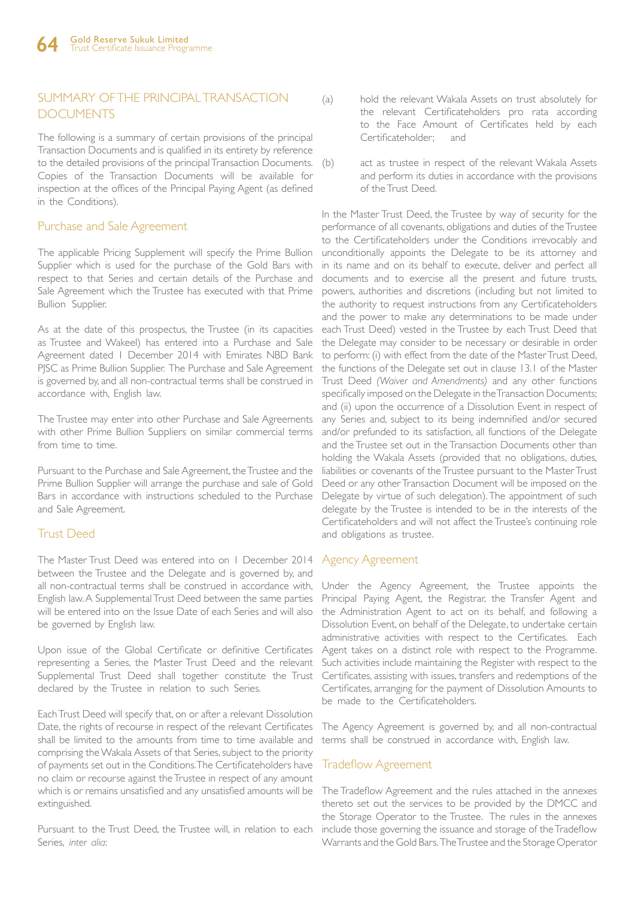## SUMMARY OF THE PRINCIPAL TRANSACTION DOCUMENTS

The following is a summary of certain provisions of the principal Transaction Documents and is qualified in its entirety by reference to the detailed provisions of the principal Transaction Documents. Copies of the Transaction Documents will be available for inspection at the offices of the Principal Paying Agent (as defined in the Conditions).

### Purchase and Sale Agreement

The applicable Pricing Supplement will specify the Prime Bullion Supplier which is used for the purchase of the Gold Bars with respect to that Series and certain details of the Purchase and Sale Agreement which the Trustee has executed with that Prime Bullion Supplier.

As at the date of this prospectus, the Trustee (in its capacities as Trustee and Wakeel) has entered into a Purchase and Sale Agreement dated 1 December 2014 with Emirates NBD Bank PJSC as Prime Bullion Supplier. The Purchase and Sale Agreement is governed by, and all non-contractual terms shall be construed in accordance with, English law.

The Trustee may enter into other Purchase and Sale Agreements with other Prime Bullion Suppliers on similar commercial terms from time to time.

Pursuant to the Purchase and Sale Agreement, the Trustee and the Prime Bullion Supplier will arrange the purchase and sale of Gold Bars in accordance with instructions scheduled to the Purchase and Sale Agreement.

### Trust Deed

The Master Trust Deed was entered into on 1 December 2014 between the Trustee and the Delegate and is governed by, and all non-contractual terms shall be construed in accordance with, English law. A Supplemental Trust Deed between the same parties will be entered into on the Issue Date of each Series and will also be governed by English law.

Upon issue of the Global Certificate or definitive Certificates representing a Series, the Master Trust Deed and the relevant Supplemental Trust Deed shall together constitute the Trust declared by the Trustee in relation to such Series.

Each Trust Deed will specify that, on or after a relevant Dissolution Date, the rights of recourse in respect of the relevant Certificates shall be limited to the amounts from time to time available and comprising the Wakala Assets of that Series, subject to the priority of payments set out in the Conditions. The Certificateholders have no claim or recourse against the Trustee in respect of any amount which is or remains unsatisfied and any unsatisfied amounts will be extinguished.

Pursuant to the Trust Deed, the Trustee will, in relation to each Series, *inter alia*:

(a) hold the relevant Wakala Assets on trust absolutely for the relevant Certificateholders pro rata according to the Face Amount of Certificates held by each Certificateholder; and

(b) act as trustee in respect of the relevant Wakala Assets and perform its duties in accordance with the provisions of the Trust Deed.

In the Master Trust Deed, the Trustee by way of security for the performance of all covenants, obligations and duties of the Trustee to the Certificateholders under the Conditions irrevocably and unconditionally appoints the Delegate to be its attorney and in its name and on its behalf to execute, deliver and perfect all documents and to exercise all the present and future trusts, powers, authorities and discretions (including but not limited to the authority to request instructions from any Certificateholders and the power to make any determinations to be made under each Trust Deed) vested in the Trustee by each Trust Deed that the Delegate may consider to be necessary or desirable in order to perform: (i) with effect from the date of the Master Trust Deed, the functions of the Delegate set out in clause 13.1 of the Master Trust Deed *(Waiver and Amendments)* and any other functions specifically imposed on the Delegate in the Transaction Documents; and (ii) upon the occurrence of a Dissolution Event in respect of any Series and, subject to its being indemnified and/or secured and/or prefunded to its satisfaction, all functions of the Delegate and the Trustee set out in the Transaction Documents other than holding the Wakala Assets (provided that no obligations, duties, liabilities or covenants of the Trustee pursuant to the Master Trust Deed or any other Transaction Document will be imposed on the Delegate by virtue of such delegation). The appointment of such delegate by the Trustee is intended to be in the interests of the Certificateholders and will not affect the Trustee's continuing role and obligations as trustee.

### Agency Agreement

Under the Agency Agreement, the Trustee appoints the Principal Paying Agent, the Registrar, the Transfer Agent and the Administration Agent to act on its behalf, and following a Dissolution Event, on behalf of the Delegate, to undertake certain administrative activities with respect to the Certificates. Each Agent takes on a distinct role with respect to the Programme. Such activities include maintaining the Register with respect to the Certificates, assisting with issues, transfers and redemptions of the Certificates, arranging for the payment of Dissolution Amounts to be made to the Certificateholders.

The Agency Agreement is governed by, and all non-contractual terms shall be construed in accordance with, English law.

### Tradeflow Agreement

The Tradeflow Agreement and the rules attached in the annexes thereto set out the services to be provided by the DMCC and the Storage Operator to the Trustee. The rules in the annexes include those governing the issuance and storage of the Tradeflow Warrants and the Gold Bars. The Trustee and the Storage Operator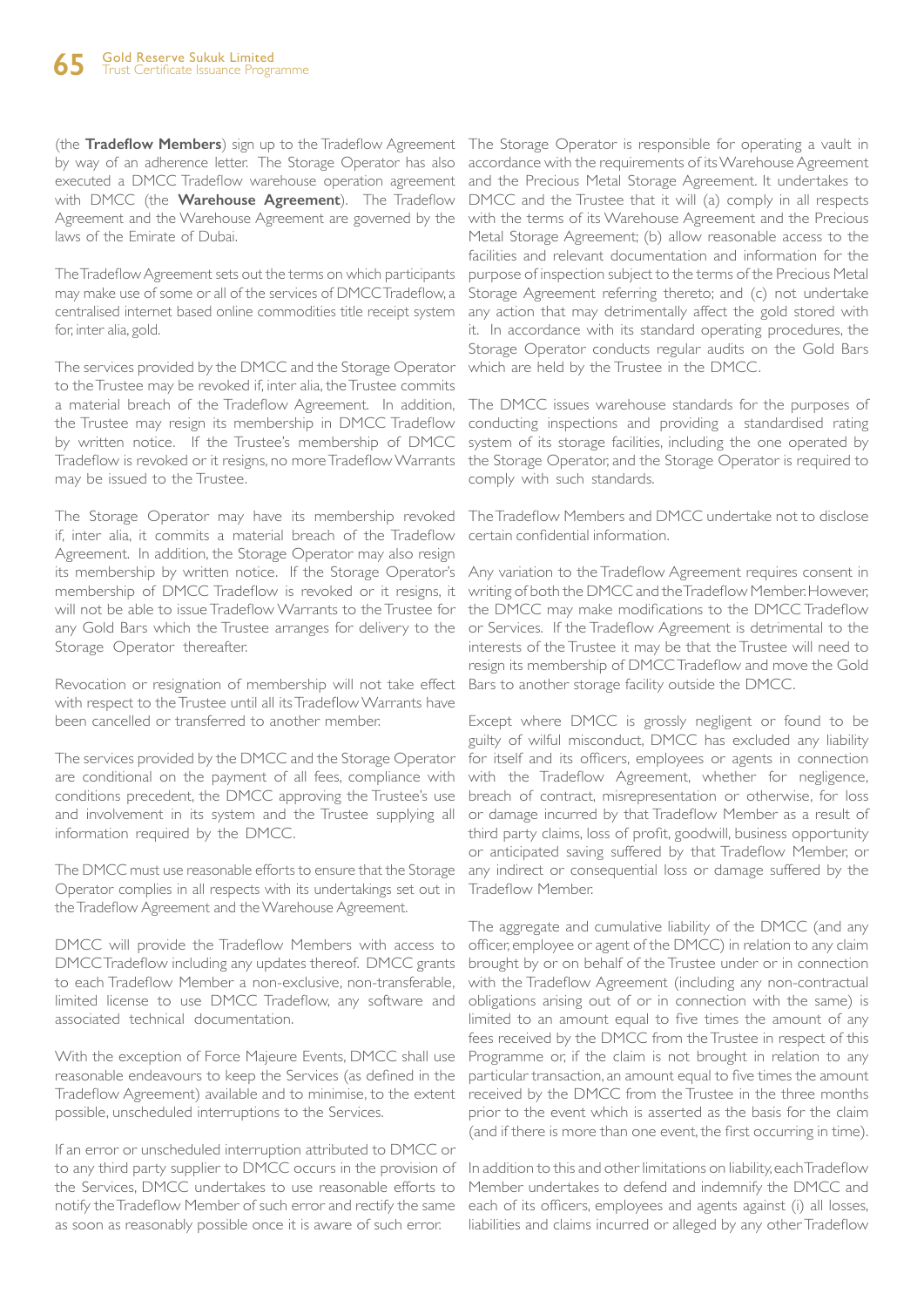(the **Tradeflow Members**) sign up to the Tradeflow Agreement by way of an adherence letter. The Storage Operator has also executed a DMCC Tradeflow warehouse operation agreement with DMCC (the **Warehouse Agreement**). The Tradeflow Agreement and the Warehouse Agreement are governed by the laws of the Emirate of Dubai.

The Tradeflow Agreement sets out the terms on which participants may make use of some or all of the services of DMCC Tradeflow, a centralised internet based online commodities title receipt system for, inter alia, gold.

The services provided by the DMCC and the Storage Operator to the Trustee may be revoked if, inter alia, the Trustee commits a material breach of the Tradeflow Agreement. In addition, the Trustee may resign its membership in DMCC Tradeflow by written notice. If the Trustee's membership of DMCC Tradeflow is revoked or it resigns, no more Tradeflow Warrants may be issued to the Trustee.

The Storage Operator may have its membership revoked if, inter alia, it commits a material breach of the Tradeflow Agreement. In addition, the Storage Operator may also resign its membership by written notice. If the Storage Operator's membership of DMCC Tradeflow is revoked or it resigns, it will not be able to issue Tradeflow Warrants to the Trustee for any Gold Bars which the Trustee arranges for delivery to the Storage Operator thereafter.

Revocation or resignation of membership will not take effect with respect to the Trustee until all its Tradeflow Warrants have been cancelled or transferred to another member.

The services provided by the DMCC and the Storage Operator are conditional on the payment of all fees, compliance with conditions precedent, the DMCC approving the Trustee's use and involvement in its system and the Trustee supplying all information required by the DMCC.

The DMCC must use reasonable efforts to ensure that the Storage Operator complies in all respects with its undertakings set out in the Tradeflow Agreement and the Warehouse Agreement.

DMCC will provide the Tradeflow Members with access to DMCC Tradeflow including any updates thereof. DMCC grants to each Tradeflow Member a non-exclusive, non-transferable, limited license to use DMCC Tradeflow, any software and associated technical documentation.

With the exception of Force Majeure Events, DMCC shall use reasonable endeavours to keep the Services (as defined in the Tradeflow Agreement) available and to minimise, to the extent possible, unscheduled interruptions to the Services.

If an error or unscheduled interruption attributed to DMCC or to any third party supplier to DMCC occurs in the provision of the Services, DMCC undertakes to use reasonable efforts to notify the Tradeflow Member of such error and rectify the same as soon as reasonably possible once it is aware of such error.

The Storage Operator is responsible for operating a vault in accordance with the requirements of its Warehouse Agreement and the Precious Metal Storage Agreement. It undertakes to DMCC and the Trustee that it will (a) comply in all respects with the terms of its Warehouse Agreement and the Precious Metal Storage Agreement; (b) allow reasonable access to the facilities and relevant documentation and information for the purpose of inspection subject to the terms of the Precious Metal Storage Agreement referring thereto; and (c) not undertake any action that may detrimentally affect the gold stored with it. In accordance with its standard operating procedures, the Storage Operator conducts regular audits on the Gold Bars which are held by the Trustee in the DMCC.

The DMCC issues warehouse standards for the purposes of conducting inspections and providing a standardised rating system of its storage facilities, including the one operated by the Storage Operator, and the Storage Operator is required to comply with such standards.

The Tradeflow Members and DMCC undertake not to disclose certain confidential information.

Any variation to the Tradeflow Agreement requires consent in writing of both the DMCC and the Tradeflow Member. However, the DMCC may make modifications to the DMCC Tradeflow or Services. If the Tradeflow Agreement is detrimental to the interests of the Trustee it may be that the Trustee will need to resign its membership of DMCC Tradeflow and move the Gold Bars to another storage facility outside the DMCC.

Except where DMCC is grossly negligent or found to be guilty of wilful misconduct, DMCC has excluded any liability for itself and its officers, employees or agents in connection with the Tradeflow Agreement, whether for negligence, breach of contract, misrepresentation or otherwise, for loss or damage incurred by that Tradeflow Member as a result of third party claims, loss of profit, goodwill, business opportunity or anticipated saving suffered by that Tradeflow Member, or any indirect or consequential loss or damage suffered by the Tradeflow Member.

The aggregate and cumulative liability of the DMCC (and any officer, employee or agent of the DMCC) in relation to any claim brought by or on behalf of the Trustee under or in connection with the Tradeflow Agreement (including any non-contractual obligations arising out of or in connection with the same) is limited to an amount equal to five times the amount of any fees received by the DMCC from the Trustee in respect of this Programme or, if the claim is not brought in relation to any particular transaction, an amount equal to five times the amount received by the DMCC from the Trustee in the three months prior to the event which is asserted as the basis for the claim (and if there is more than one event, the first occurring in time).

In addition to this and other limitations on liability, each Tradeflow Member undertakes to defend and indemnify the DMCC and each of its officers, employees and agents against (i) all losses, liabilities and claims incurred or alleged by any other Tradeflow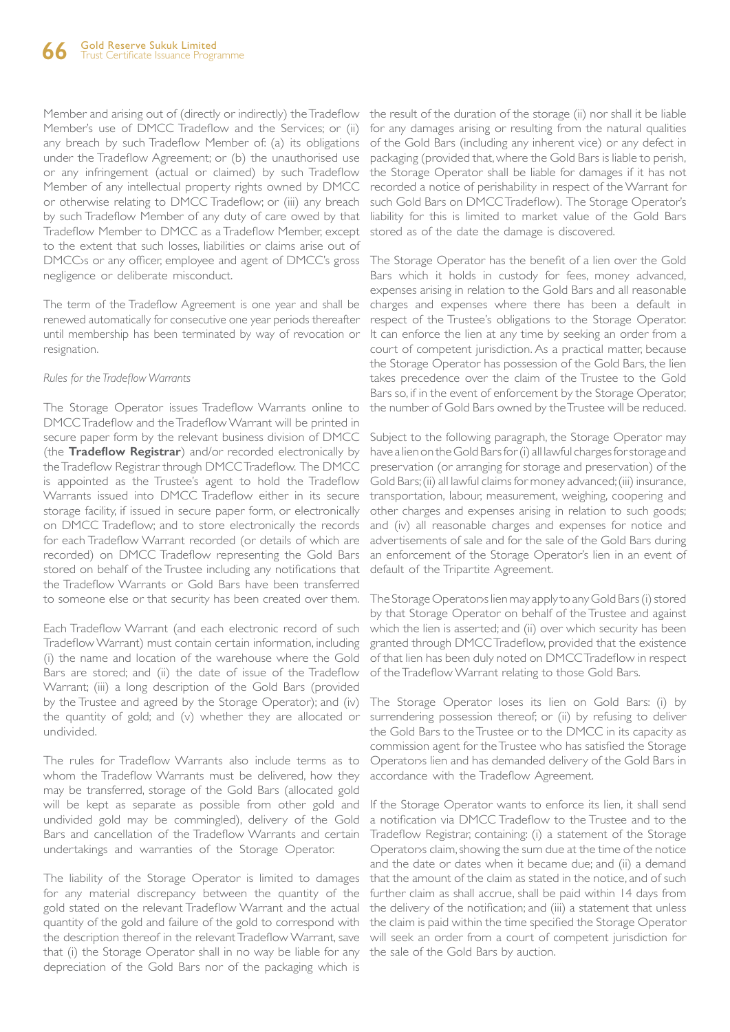Member and arising out of (directly or indirectly) the Tradeflow Member's use of DMCC Tradeflow and the Services; or (ii) any breach by such Tradeflow Member of: (a) its obligations under the Tradeflow Agreement; or (b) the unauthorised use or any infringement (actual or claimed) by such Tradeflow Member of any intellectual property rights owned by DMCC or otherwise relating to DMCC Tradeflow; or (iii) any breach by such Tradeflow Member of any duty of care owed by that Tradeflow Member to DMCC as a Tradeflow Member, except to the extent that such losses, liabilities or claims arise out of DMCC›s or any officer, employee and agent of DMCC's gross negligence or deliberate misconduct.

The term of the Tradeflow Agreement is one year and shall be renewed automatically for consecutive one year periods thereafter until membership has been terminated by way of revocation or resignation.

*Rules for the Tradeflow Warrants*

The Storage Operator issues Tradeflow Warrants online to DMCC Tradeflow and the Tradeflow Warrant will be printed in secure paper form by the relevant business division of DMCC (the **Tradeflow Registrar**) and/or recorded electronically by the Tradeflow Registrar through DMCC Tradeflow. The DMCC is appointed as the Trustee's agent to hold the Tradeflow Warrants issued into DMCC Tradeflow either in its secure storage facility, if issued in secure paper form, or electronically on DMCC Tradeflow; and to store electronically the records for each Tradeflow Warrant recorded (or details of which are recorded) on DMCC Tradeflow representing the Gold Bars stored on behalf of the Trustee including any notifications that the Tradeflow Warrants or Gold Bars have been transferred to someone else or that security has been created over them.

Each Tradeflow Warrant (and each electronic record of such Tradeflow Warrant) must contain certain information, including (i) the name and location of the warehouse where the Gold Bars are stored; and (ii) the date of issue of the Tradeflow Warrant; (iii) a long description of the Gold Bars (provided by the Trustee and agreed by the Storage Operator); and (iv) the quantity of gold; and (v) whether they are allocated or undivided.

The rules for Tradeflow Warrants also include terms as to whom the Tradeflow Warrants must be delivered, how they may be transferred, storage of the Gold Bars (allocated gold will be kept as separate as possible from other gold and undivided gold may be commingled), delivery of the Gold Bars and cancellation of the Tradeflow Warrants and certain undertakings and warranties of the Storage Operator.

The liability of the Storage Operator is limited to damages for any material discrepancy between the quantity of the gold stated on the relevant Tradeflow Warrant and the actual quantity of the gold and failure of the gold to correspond with the description thereof in the relevant Tradeflow Warrant, save that (i) the Storage Operator shall in no way be liable for any depreciation of the Gold Bars nor of the packaging which is the result of the duration of the storage (ii) nor shall it be liable for any damages arising or resulting from the natural qualities of the Gold Bars (including any inherent vice) or any defect in packaging (provided that, where the Gold Bars is liable to perish, the Storage Operator shall be liable for damages if it has not recorded a notice of perishability in respect of the Warrant for such Gold Bars on DMCC Tradeflow). The Storage Operator's liability for this is limited to market value of the Gold Bars stored as of the date the damage is discovered.

The Storage Operator has the benefit of a lien over the Gold Bars which it holds in custody for fees, money advanced, expenses arising in relation to the Gold Bars and all reasonable charges and expenses where there has been a default in respect of the Trustee's obligations to the Storage Operator. It can enforce the lien at any time by seeking an order from a court of competent jurisdiction. As a practical matter, because the Storage Operator has possession of the Gold Bars, the lien takes precedence over the claim of the Trustee to the Gold Bars so, if in the event of enforcement by the Storage Operator, the number of Gold Bars owned by the Trustee will be reduced.

Subject to the following paragraph, the Storage Operator may have a lien on the Gold Bars for (i) all lawful charges for storage and preservation (or arranging for storage and preservation) of the Gold Bars; (ii) all lawful claims for money advanced; (iii) insurance, transportation, labour, measurement, weighing, coopering and other charges and expenses arising in relation to such goods; and (iv) all reasonable charges and expenses for notice and advertisements of sale and for the sale of the Gold Bars during an enforcement of the Storage Operator's lien in an event of default of the Tripartite Agreement.

The Storage Operator›s lien may apply to any Gold Bars (i) stored by that Storage Operator on behalf of the Trustee and against which the lien is asserted; and (ii) over which security has been granted through DMCC Tradeflow, provided that the existence of that lien has been duly noted on DMCC Tradeflow in respect of the Tradeflow Warrant relating to those Gold Bars.

The Storage Operator loses its lien on Gold Bars: (i) by surrendering possession thereof; or (ii) by refusing to deliver the Gold Bars to the Trustee or to the DMCC in its capacity as commission agent for the Trustee who has satisfied the Storage Operator›s lien and has demanded delivery of the Gold Bars in accordance with the Tradeflow Agreement.

If the Storage Operator wants to enforce its lien, it shall send a notification via DMCC Tradeflow to the Trustee and to the Tradeflow Registrar, containing: (i) a statement of the Storage Operator›s claim, showing the sum due at the time of the notice and the date or dates when it became due; and (ii) a demand that the amount of the claim as stated in the notice, and of such further claim as shall accrue, shall be paid within 14 days from the delivery of the notification; and (iii) a statement that unless the claim is paid within the time specified the Storage Operator will seek an order from a court of competent jurisdiction for the sale of the Gold Bars by auction.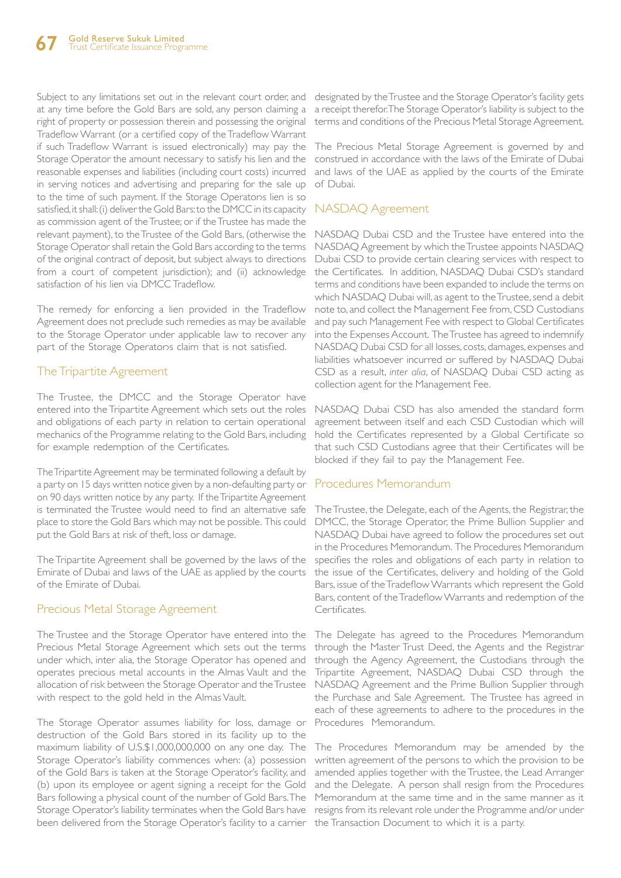Subject to any limitations set out in the relevant court order, and at any time before the Gold Bars are sold, any person claiming a right of property or possession therein and possessing the original Tradeflow Warrant (or a certified copy of the Tradeflow Warrant if such Tradeflow Warrant is issued electronically) may pay the Storage Operator the amount necessary to satisfy his lien and the reasonable expenses and liabilities (including court costs) incurred in serving notices and advertising and preparing for the sale up to the time of such payment. If the Storage Operator›s lien is so satisfied, it shall: (i) deliver the Gold Bars: to the DMCC in its capacity as commission agent of the Trustee; or if the Trustee has made the relevant payment), to the Trustee of the Gold Bars, (otherwise the Storage Operator shall retain the Gold Bars according to the terms of the original contract of deposit, but subject always to directions from a court of competent jurisdiction); and (ii) acknowledge satisfaction of his lien via DMCC Tradeflow.

The remedy for enforcing a lien provided in the Tradeflow Agreement does not preclude such remedies as may be available to the Storage Operator under applicable law to recover any part of the Storage Operator›s claim that is not satisfied.

## The Tripartite Agreement

The Trustee, the DMCC and the Storage Operator have entered into the Tripartite Agreement which sets out the roles and obligations of each party in relation to certain operational mechanics of the Programme relating to the Gold Bars, including for example redemption of the Certificates.

The Tripartite Agreement may be terminated following a default by a party on 15 days written notice given by a non-defaulting party or on 90 days written notice by any party. If the Tripartite Agreement is terminated the Trustee would need to find an alternative safe place to store the Gold Bars which may not be possible. This could put the Gold Bars at risk of theft, loss or damage.

The Tripartite Agreement shall be governed by the laws of the Emirate of Dubai and laws of the UAE as applied by the courts of the Emirate of Dubai.

## Precious Metal Storage Agreement

The Trustee and the Storage Operator have entered into the Precious Metal Storage Agreement which sets out the terms under which, inter alia, the Storage Operator has opened and operates precious metal accounts in the Almas Vault and the allocation of risk between the Storage Operator and the Trustee with respect to the gold held in the Almas Vault.

The Storage Operator assumes liability for loss, damage or destruction of the Gold Bars stored in its facility up to the maximum liability of U.S.$1,000,000,000 on any one day. The Storage Operator's liability commences when: (a) possession of the Gold Bars is taken at the Storage Operator's facility, and (b) upon its employee or agent signing a receipt for the Gold Bars following a physical count of the number of Gold Bars. The Storage Operator's liability terminates when the Gold Bars have been delivered from the Storage Operator's facility to a carrier designated by the Trustee and the Storage Operator's facility gets a receipt therefor. The Storage Operator's liability is subject to the terms and conditions of the Precious Metal Storage Agreement.

The Precious Metal Storage Agreement is governed by and construed in accordance with the laws of the Emirate of Dubai and laws of the UAE as applied by the courts of the Emirate of Dubai.

## NASDAQ Agreement

NASDAQ Dubai CSD and the Trustee have entered into the NASDAQ Agreement by which the Trustee appoints NASDAQ Dubai CSD to provide certain clearing services with respect to the Certificates. In addition, NASDAQ Dubai CSD's standard terms and conditions have been expanded to include the terms on which NASDAQ Dubai will, as agent to the Trustee, send a debit note to, and collect the Management Fee from, CSD Custodians and pay such Management Fee with respect to Global Certificates into the Expenses Account. The Trustee has agreed to indemnify NASDAQ Dubai CSD for all losses, costs, damages, expenses and liabilities whatsoever incurred or suffered by NASDAQ Dubai CSD as a result, *inter alia*, of NASDAQ Dubai CSD acting as collection agent for the Management Fee.

NASDAQ Dubai CSD has also amended the standard form agreement between itself and each CSD Custodian which will hold the Certificates represented by a Global Certificate so that such CSD Custodians agree that their Certificates will be blocked if they fail to pay the Management Fee.

## Procedures Memorandum

The Trustee, the Delegate, each of the Agents, the Registrar, the DMCC, the Storage Operator, the Prime Bullion Supplier and NASDAQ Dubai have agreed to follow the procedures set out in the Procedures Memorandum. The Procedures Memorandum specifies the roles and obligations of each party in relation to the issue of the Certificates, delivery and holding of the Gold Bars, issue of the Tradeflow Warrants which represent the Gold Bars, content of the Tradeflow Warrants and redemption of the Certificates.

The Delegate has agreed to the Procedures Memorandum through the Master Trust Deed, the Agents and the Registrar through the Agency Agreement, the Custodians through the Tripartite Agreement, NASDAQ Dubai CSD through the NASDAQ Agreement and the Prime Bullion Supplier through the Purchase and Sale Agreement. The Trustee has agreed in each of these agreements to adhere to the procedures in the Procedures Memorandum.

The Procedures Memorandum may be amended by the written agreement of the persons to which the provision to be amended applies together with the Trustee, the Lead Arranger and the Delegate. A person shall resign from the Procedures Memorandum at the same time and in the same manner as it resigns from its relevant role under the Programme and/or under the Transaction Document to which it is a party.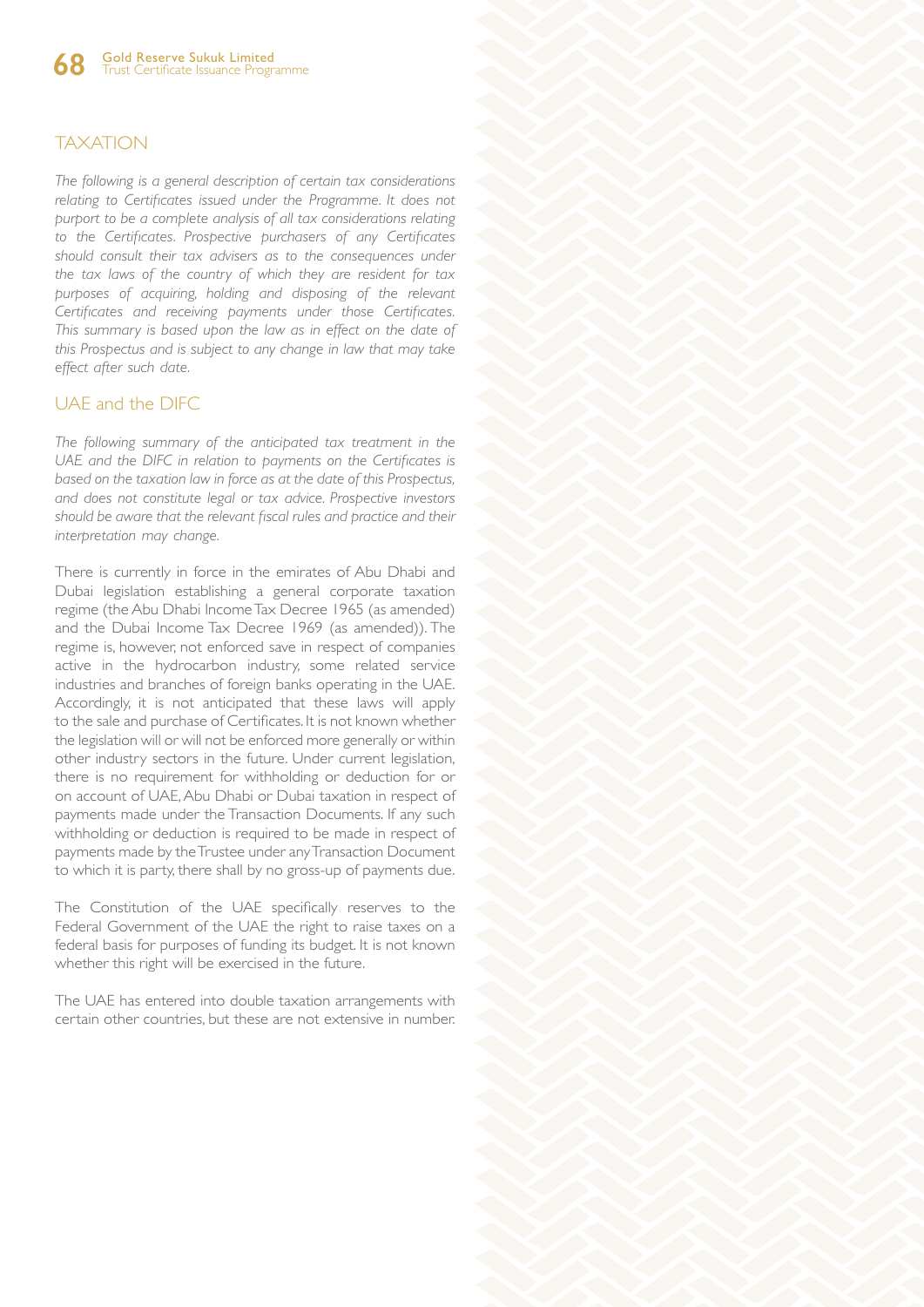## TAXATION

*The following is a general description of certain tax considerations relating to Certificates issued under the Programme. It does not purport to be a complete analysis of all tax considerations relating to the Certificates. Prospective purchasers of any Certificates should consult their tax advisers as to the consequences under the tax laws of the country of which they are resident for tax purposes of acquiring, holding and disposing of the relevant Certificates and receiving payments under those Certificates. This summary is based upon the law as in effect on the date of this Prospectus and is subject to any change in law that may take effect after such date.*

### UAE and the DIFC

*The following summary of the anticipated tax treatment in the UAE and the DIFC in relation to payments on the Certificates is based on the taxation law in force as at the date of this Prospectus, and does not constitute legal or tax advice. Prospective investors should be aware that the relevant fiscal rules and practice and their interpretation may change.*

There is currently in force in the emirates of Abu Dhabi and Dubai legislation establishing a general corporate taxation regime (the Abu Dhabi Income Tax Decree 1965 (as amended) and the Dubai Income Tax Decree 1969 (as amended)). The regime is, however, not enforced save in respect of companies active in the hydrocarbon industry, some related service industries and branches of foreign banks operating in the UAE. Accordingly, it is not anticipated that these laws will apply to the sale and purchase of Certificates. It is not known whether the legislation will or will not be enforced more generally or within other industry sectors in the future. Under current legislation, there is no requirement for withholding or deduction for or on account of UAE, Abu Dhabi or Dubai taxation in respect of payments made under the Transaction Documents. If any such withholding or deduction is required to be made in respect of payments made by the Trustee under any Transaction Document to which it is party, there shall by no gross-up of payments due.

The Constitution of the UAE specifically reserves to the Federal Government of the UAE the right to raise taxes on a federal basis for purposes of funding its budget. It is not known whether this right will be exercised in the future.

The UAE has entered into double taxation arrangements with certain other countries, but these are not extensive in number.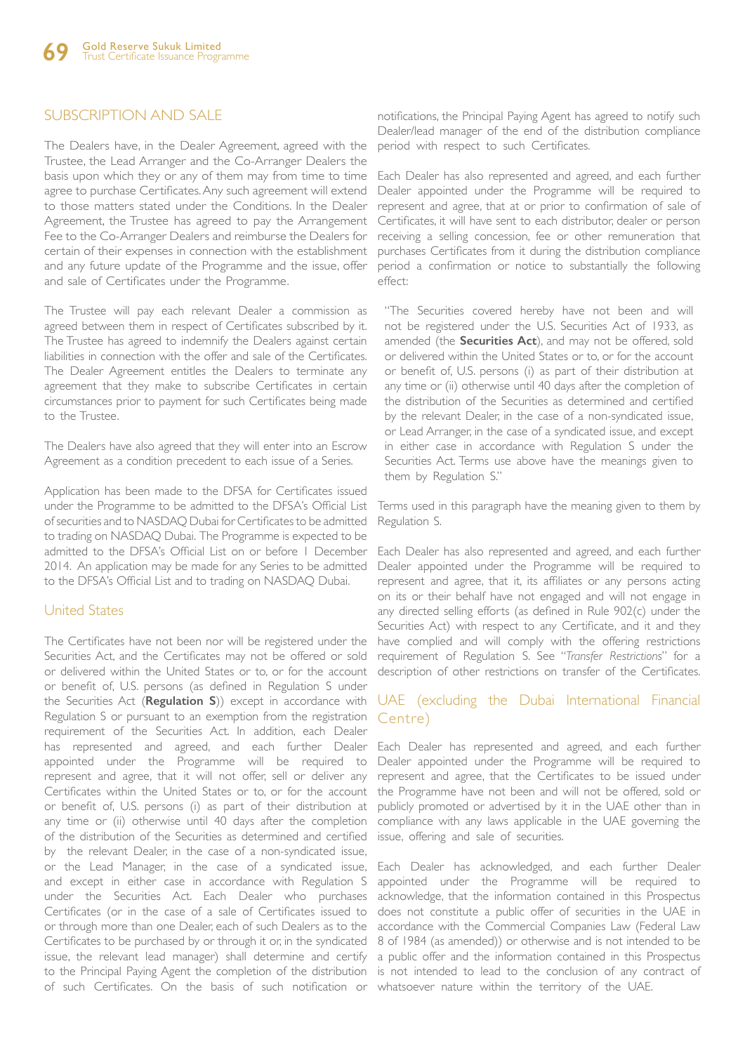## SUBSCRIPTION AND SALE

The Dealers have, in the Dealer Agreement, agreed with the Trustee, the Lead Arranger and the Co-Arranger Dealers the basis upon which they or any of them may from time to time agree to purchase Certificates. Any such agreement will extend to those matters stated under the Conditions. In the Dealer Agreement, the Trustee has agreed to pay the Arrangement Fee to the Co-Arranger Dealers and reimburse the Dealers for certain of their expenses in connection with the establishment and any future update of the Programme and the issue, offer and sale of Certificates under the Programme.

The Trustee will pay each relevant Dealer a commission as agreed between them in respect of Certificates subscribed by it. The Trustee has agreed to indemnify the Dealers against certain liabilities in connection with the offer and sale of the Certificates. The Dealer Agreement entitles the Dealers to terminate any agreement that they make to subscribe Certificates in certain circumstances prior to payment for such Certificates being made to the Trustee.

The Dealers have also agreed that they will enter into an Escrow Agreement as a condition precedent to each issue of a Series.

Application has been made to the DFSA for Certificates issued under the Programme to be admitted to the DFSA's Official List of securities and to NASDAQ Dubai for Certificates to be admitted to trading on NASDAQ Dubai. The Programme is expected to be admitted to the DFSA's Official List on or before 1 December 2014. An application may be made for any Series to be admitted to the DFSA's Official List and to trading on NASDAQ Dubai.

### United States

The Certificates have not been nor will be registered under the Securities Act, and the Certificates may not be offered or sold or delivered within the United States or to, or for the account or benefit of, U.S. persons (as defined in Regulation S under the Securities Act (**Regulation S**)) except in accordance with Regulation S or pursuant to an exemption from the registration requirement of the Securities Act. In addition, each Dealer has represented and agreed, and each further Dealer appointed under the Programme will be required to represent and agree, that it will not offer, sell or deliver any Certificates within the United States or to, or for the account or benefit of, U.S. persons (i) as part of their distribution at any time or (ii) otherwise until 40 days after the completion of the distribution of the Securities as determined and certified by the relevant Dealer, in the case of a non-syndicated issue, or the Lead Manager, in the case of a syndicated issue, and except in either case in accordance with Regulation S under the Securities Act. Each Dealer who purchases Certificates (or in the case of a sale of Certificates issued to or through more than one Dealer, each of such Dealers as to the Certificates to be purchased by or through it or, in the syndicated issue, the relevant lead manager) shall determine and certify to the Principal Paying Agent the completion of the distribution of such Certificates. On the basis of such notification or notifications, the Principal Paying Agent has agreed to notify such Dealer/lead manager of the end of the distribution compliance period with respect to such Certificates.

Each Dealer has also represented and agreed, and each further Dealer appointed under the Programme will be required to represent and agree, that at or prior to confirmation of sale of Certificates, it will have sent to each distributor, dealer or person receiving a selling concession, fee or other remuneration that purchases Certificates from it during the distribution compliance period a confirmation or notice to substantially the following effect:

> "The Securities covered hereby have not been and will not be registered under the U.S. Securities Act of 1933, as amended (the **Securities Act**), and may not be offered, sold or delivered within the United States or to, or for the account or benefit of, U.S. persons (i) as part of their distribution at any time or (ii) otherwise until 40 days after the completion of the distribution of the Securities as determined and certified by the relevant Dealer, in the case of a non-syndicated issue, or Lead Arranger, in the case of a syndicated issue, and except in either case in accordance with Regulation S under the Securities Act. Terms use above have the meanings given to them by Regulation S."

Terms used in this paragraph have the meaning given to them by Regulation S.

Each Dealer has also represented and agreed, and each further Dealer appointed under the Programme will be required to represent and agree, that it, its affiliates or any persons acting on its or their behalf have not engaged and will not engage in any directed selling efforts (as defined in Rule 902(c) under the Securities Act) with respect to any Certificate, and it and they have complied and will comply with the offering restrictions requirement of Regulation S. See "*Transfer Restrictions*" for a description of other restrictions on transfer of the Certificates.

### UAE (excluding the Dubai International Financial Centre)

Each Dealer has represented and agreed, and each further Dealer appointed under the Programme will be required to represent and agree, that the Certificates to be issued under the Programme have not been and will not be offered, sold or publicly promoted or advertised by it in the UAE other than in compliance with any laws applicable in the UAE governing the issue, offering and sale of securities.

Each Dealer has acknowledged, and each further Dealer appointed under the Programme will be required to acknowledge, that the information contained in this Prospectus does not constitute a public offer of securities in the UAE in accordance with the Commercial Companies Law (Federal Law 8 of 1984 (as amended)) or otherwise and is not intended to be a public offer and the information contained in this Prospectus is not intended to lead to the conclusion of any contract of whatsoever nature within the territory of the UAE.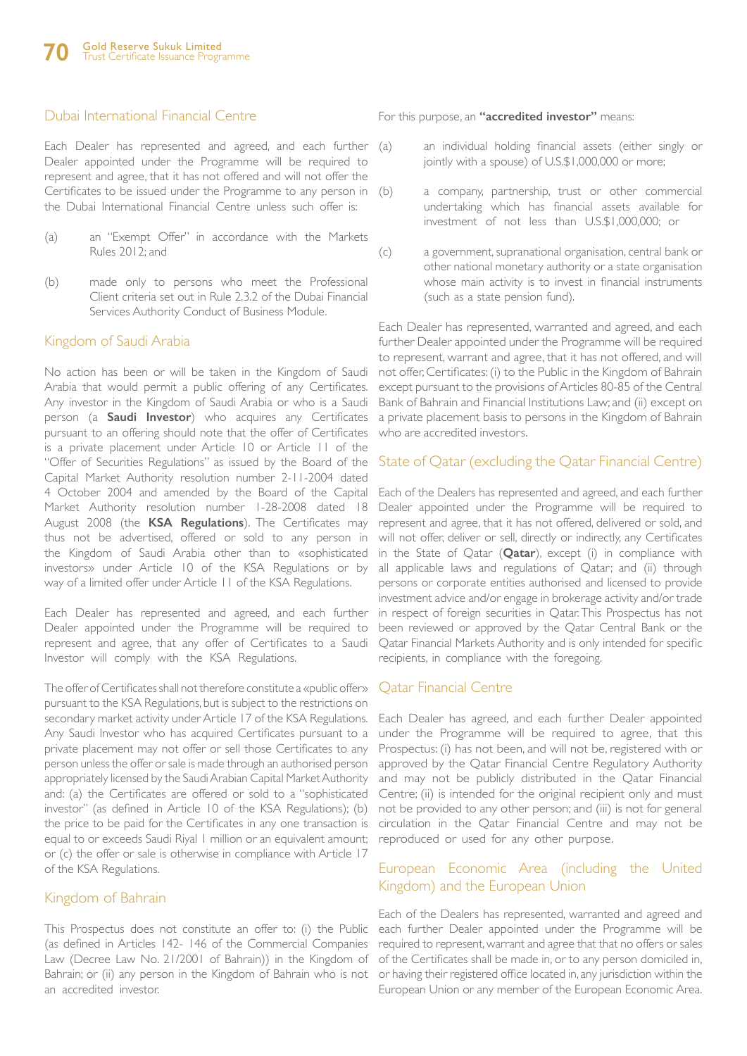## Dubai International Financial Centre

Each Dealer has represented and agreed, and each further Dealer appointed under the Programme will be required to represent and agree, that it has not offered and will not offer the Certificates to be issued under the Programme to any person in the Dubai International Financial Centre unless such offer is:

(a) an "Exempt Offer" in accordance with the Markets Rules 2012; and

(b) made only to persons who meet the Professional Client criteria set out in Rule 2.3.2 of the Dubai Financial Services Authority Conduct of Business Module.

## Kingdom of Saudi Arabia

No action has been or will be taken in the Kingdom of Saudi Arabia that would permit a public offering of any Certificates. Any investor in the Kingdom of Saudi Arabia or who is a Saudi person (a **Saudi Investor**) who acquires any Certificates pursuant to an offering should note that the offer of Certificates is a private placement under Article 10 or Article 11 of the "Offer of Securities Regulations" as issued by the Board of the Capital Market Authority resolution number 2-11-2004 dated 4 October 2004 and amended by the Board of the Capital Market Authority resolution number 1-28-2008 dated 18 August 2008 (the **KSA Regulations**). The Certificates may thus not be advertised, offered or sold to any person in the Kingdom of Saudi Arabia other than to «sophisticated investors» under Article 10 of the KSA Regulations or by way of a limited offer under Article 11 of the KSA Regulations.

Each Dealer has represented and agreed, and each further Dealer appointed under the Programme will be required to represent and agree, that any offer of Certificates to a Saudi Investor will comply with the KSA Regulations.

The offer of Certificates shall not therefore constitute a «public offer» pursuant to the KSA Regulations, but is subject to the restrictions on secondary market activity under Article 17 of the KSA Regulations. Any Saudi Investor who has acquired Certificates pursuant to a private placement may not offer or sell those Certificates to any person unless the offer or sale is made through an authorised person appropriately licensed by the Saudi Arabian Capital Market Authority and: (a) the Certificates are offered or sold to a "sophisticated investor" (as defined in Article 10 of the KSA Regulations); (b) the price to be paid for the Certificates in any one transaction is equal to or exceeds Saudi Riyal 1 million or an equivalent amount; or (c) the offer or sale is otherwise in compliance with Article 17 of the KSA Regulations.

## Kingdom of Bahrain

This Prospectus does not constitute an offer to: (i) the Public (as defined in Articles 142- 146 of the Commercial Companies Law (Decree Law No. 21/2001 of Bahrain)) in the Kingdom of Bahrain; or (ii) any person in the Kingdom of Bahrain who is not an accredited investor.

For this purpose, an **"accredited investor"** means:

(a) an individual holding financial assets (either singly or jointly with a spouse) of U.S.$1,000,000 or more;

(b) a company, partnership, trust or other commercial undertaking which has financial assets available for investment of not less than U.S.$1,000,000; or

(c) a government, supranational organisation, central bank or other national monetary authority or a state organisation whose main activity is to invest in financial instruments (such as a state pension fund).

Each Dealer has represented, warranted and agreed, and each further Dealer appointed under the Programme will be required to represent, warrant and agree, that it has not offered, and will not offer, Certificates: (i) to the Public in the Kingdom of Bahrain except pursuant to the provisions of Articles 80-85 of the Central Bank of Bahrain and Financial Institutions Law; and (ii) except on a private placement basis to persons in the Kingdom of Bahrain who are accredited investors.

## State of Qatar (excluding the Qatar Financial Centre)

Each of the Dealers has represented and agreed, and each further Dealer appointed under the Programme will be required to represent and agree, that it has not offered, delivered or sold, and will not offer, deliver or sell, directly or indirectly, any Certificates in the State of Qatar (**Qatar**), except (i) in compliance with all applicable laws and regulations of Qatar; and (ii) through persons or corporate entities authorised and licensed to provide investment advice and/or engage in brokerage activity and/or trade in respect of foreign securities in Qatar. This Prospectus has not been reviewed or approved by the Qatar Central Bank or the Qatar Financial Markets Authority and is only intended for specific recipients, in compliance with the foregoing.

## Qatar Financial Centre

Each Dealer has agreed, and each further Dealer appointed under the Programme will be required to agree, that this Prospectus: (i) has not been, and will not be, registered with or approved by the Qatar Financial Centre Regulatory Authority and may not be publicly distributed in the Qatar Financial Centre; (ii) is intended for the original recipient only and must not be provided to any other person; and (iii) is not for general circulation in the Qatar Financial Centre and may not be reproduced or used for any other purpose.

## European Economic Area (including the United Kingdom) and the European Union

Each of the Dealers has represented, warranted and agreed and each further Dealer appointed under the Programme will be required to represent, warrant and agree that that no offers or sales of the Certificates shall be made in, or to any person domiciled in, or having their registered office located in, any jurisdiction within the European Union or any member of the European Economic Area.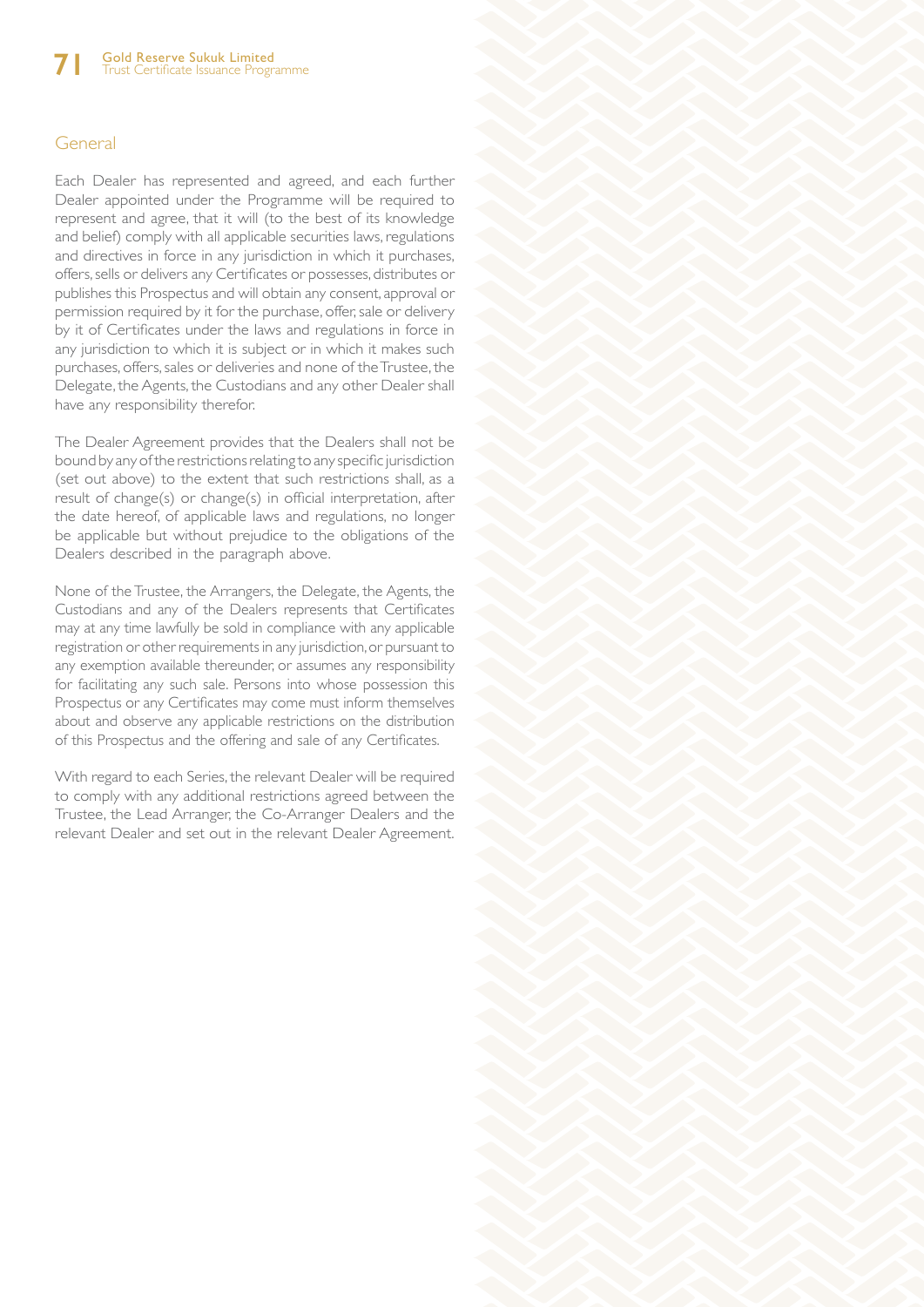## General

Each Dealer has represented and agreed, and each further Dealer appointed under the Programme will be required to represent and agree, that it will (to the best of its knowledge and belief) comply with all applicable securities laws, regulations and directives in force in any jurisdiction in which it purchases, offers, sells or delivers any Certificates or possesses, distributes or publishes this Prospectus and will obtain any consent, approval or permission required by it for the purchase, offer, sale or delivery by it of Certificates under the laws and regulations in force in any jurisdiction to which it is subject or in which it makes such purchases, offers, sales or deliveries and none of the Trustee, the Delegate, the Agents, the Custodians and any other Dealer shall have any responsibility therefor.

The Dealer Agreement provides that the Dealers shall not be bound by any of the restrictions relating to any specific jurisdiction (set out above) to the extent that such restrictions shall, as a result of change(s) or change(s) in official interpretation, after the date hereof, of applicable laws and regulations, no longer be applicable but without prejudice to the obligations of the Dealers described in the paragraph above.

None of the Trustee, the Arrangers, the Delegate, the Agents, the Custodians and any of the Dealers represents that Certificates may at any time lawfully be sold in compliance with any applicable registration or other requirements in any jurisdiction, or pursuant to any exemption available thereunder, or assumes any responsibility for facilitating any such sale. Persons into whose possession this Prospectus or any Certificates may come must inform themselves about and observe any applicable restrictions on the distribution of this Prospectus and the offering and sale of any Certificates.

With regard to each Series, the relevant Dealer will be required to comply with any additional restrictions agreed between the Trustee, the Lead Arranger, the Co-Arranger Dealers and the relevant Dealer and set out in the relevant Dealer Agreement.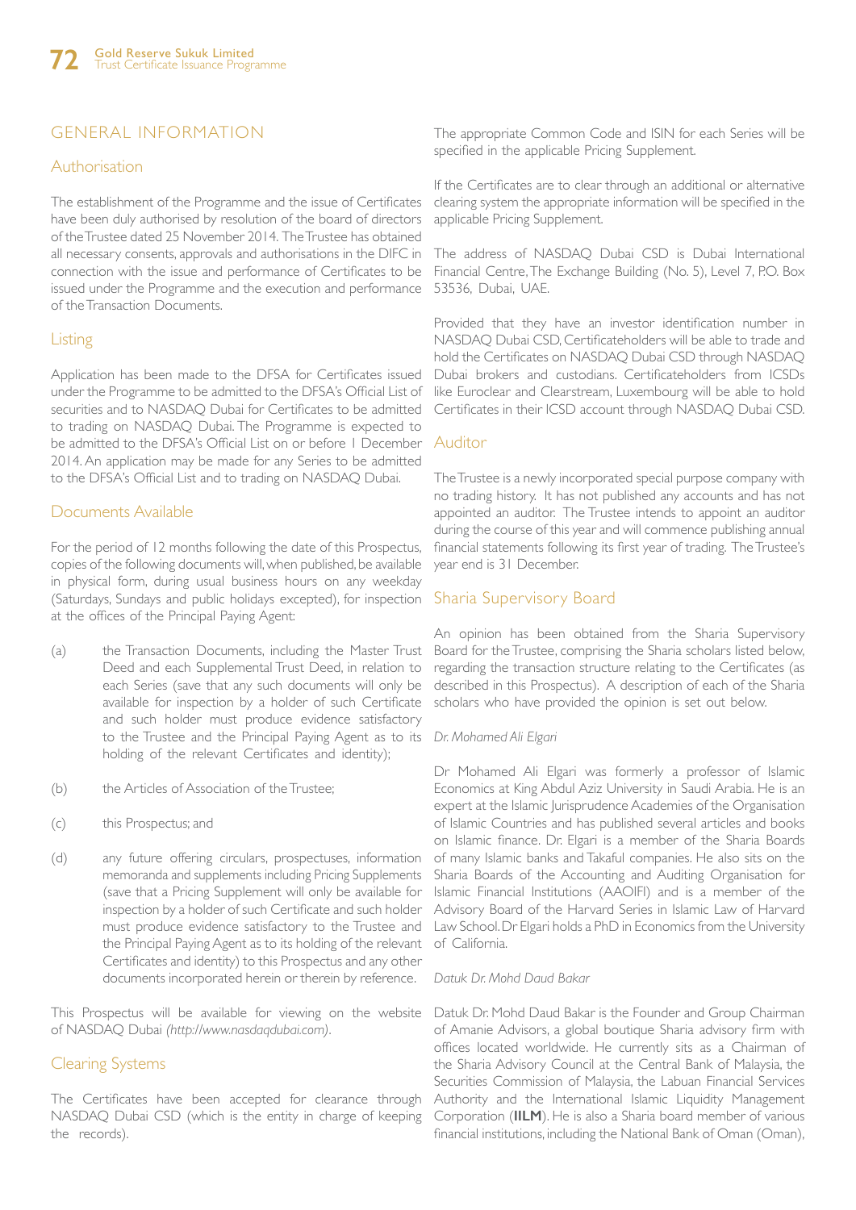# GENERAL INFORMATION

## Authorisation

The establishment of the Programme and the issue of Certificates have been duly authorised by resolution of the board of directors of the Trustee dated 25 November 2014. The Trustee has obtained all necessary consents, approvals and authorisations in the DIFC in connection with the issue and performance of Certificates to be issued under the Programme and the execution and performance of the Transaction Documents.

## Listing

Application has been made to the DFSA for Certificates issued under the Programme to be admitted to the DFSA's Official List of securities and to NASDAQ Dubai for Certificates to be admitted to trading on NASDAQ Dubai. The Programme is expected to be admitted to the DFSA's Official List on or before 1 December 2014. An application may be made for any Series to be admitted to the DFSA's Official List and to trading on NASDAQ Dubai.

## Documents Available

For the period of 12 months following the date of this Prospectus, copies of the following documents will, when published, be available in physical form, during usual business hours on any weekday (Saturdays, Sundays and public holidays excepted), for inspection at the offices of the Principal Paying Agent:

(a) the Transaction Documents, including the Master Trust Deed and each Supplemental Trust Deed, in relation to each Series (save that any such documents will only be available for inspection by a holder of such Certificate and such holder must produce evidence satisfactory to the Trustee and the Principal Paying Agent as to its holding of the relevant Certificates and identity);

(b) the Articles of Association of the Trustee;

(c) this Prospectus; and

(d) any future offering circulars, prospectuses, information memoranda and supplements including Pricing Supplements (save that a Pricing Supplement will only be available for inspection by a holder of such Certificate and such holder must produce evidence satisfactory to the Trustee and the Principal Paying Agent as to its holding of the relevant Certificates and identity) to this Prospectus and any other documents incorporated herein or therein by reference.

This Prospectus will be available for viewing on the website of NASDAQ Dubai *(http://www.nasdaqdubai.com)*.

## Clearing Systems

The Certificates have been accepted for clearance through NASDAQ Dubai CSD (which is the entity in charge of keeping the records).

The appropriate Common Code and ISIN for each Series will be specified in the applicable Pricing Supplement.

If the Certificates are to clear through an additional or alternative clearing system the appropriate information will be specified in the applicable Pricing Supplement.

The address of NASDAQ Dubai CSD is Dubai International Financial Centre, The Exchange Building (No. 5), Level 7, P.O. Box 53536, Dubai, UAE.

Provided that they have an investor identification number in NASDAQ Dubai CSD, Certificateholders will be able to trade and hold the Certificates on NASDAQ Dubai CSD through NASDAQ Dubai brokers and custodians. Certificateholders from ICSDs like Euroclear and Clearstream, Luxembourg will be able to hold Certificates in their ICSD account through NASDAQ Dubai CSD.

## Auditor

The Trustee is a newly incorporated special purpose company with no trading history. It has not published any accounts and has not appointed an auditor. The Trustee intends to appoint an auditor during the course of this year and will commence publishing annual financial statements following its first year of trading. The Trustee's year end is 31 December.

## Sharia Supervisory Board

An opinion has been obtained from the Sharia Supervisory Board for the Trustee, comprising the Sharia scholars listed below, regarding the transaction structure relating to the Certificates (as described in this Prospectus). A description of each of the Sharia scholars who have provided the opinion is set out below.

*Dr. Mohamed Ali Elgari*

Dr Mohamed Ali Elgari was formerly a professor of Islamic Economics at King Abdul Aziz University in Saudi Arabia. He is an expert at the Islamic Jurisprudence Academies of the Organisation of Islamic Countries and has published several articles and books on Islamic finance. Dr. Elgari is a member of the Sharia Boards of many Islamic banks and Takaful companies. He also sits on the Sharia Boards of the Accounting and Auditing Organisation for Islamic Financial Institutions (AAOIFI) and is a member of the Advisory Board of the Harvard Series in Islamic Law of Harvard Law School. Dr Elgari holds a PhD in Economics from the University of California.

*Datuk Dr. Mohd Daud Bakar*

Datuk Dr. Mohd Daud Bakar is the Founder and Group Chairman of Amanie Advisors, a global boutique Sharia advisory firm with offices located worldwide. He currently sits as a Chairman of the Sharia Advisory Council at the Central Bank of Malaysia, the Securities Commission of Malaysia, the Labuan Financial Services Authority and the International Islamic Liquidity Management Corporation (**IILM**). He is also a Sharia board member of various financial institutions, including the National Bank of Oman (Oman),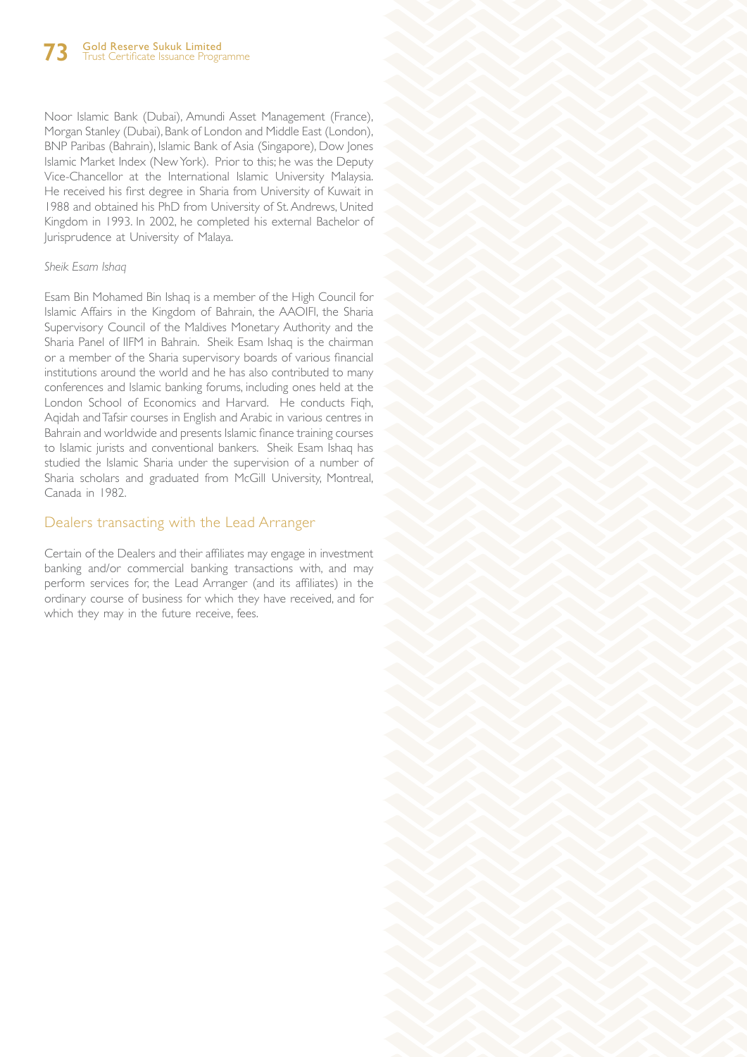Noor Islamic Bank (Dubai), Amundi Asset Management (France), Morgan Stanley (Dubai), Bank of London and Middle East (London), BNP Paribas (Bahrain), Islamic Bank of Asia (Singapore), Dow Jones Islamic Market Index (New York). Prior to this; he was the Deputy Vice-Chancellor at the International Islamic University Malaysia. He received his first degree in Sharia from University of Kuwait in 1988 and obtained his PhD from University of St. Andrews, United Kingdom in 1993. In 2002, he completed his external Bachelor of Jurisprudence at University of Malaya.

*Sheik Esam Ishaq*

Esam Bin Mohamed Bin Ishaq is a member of the High Council for Islamic Affairs in the Kingdom of Bahrain, the AAOIFI, the Sharia Supervisory Council of the Maldives Monetary Authority and the Sharia Panel of IIFM in Bahrain. Sheik Esam Ishaq is the chairman or a member of the Sharia supervisory boards of various financial institutions around the world and he has also contributed to many conferences and Islamic banking forums, including ones held at the London School of Economics and Harvard. He conducts Fiqh, Aqidah and Tafsir courses in English and Arabic in various centres in Bahrain and worldwide and presents Islamic finance training courses to Islamic jurists and conventional bankers. Sheik Esam Ishaq has studied the Islamic Sharia under the supervision of a number of Sharia scholars and graduated from McGill University, Montreal, Canada in 1982.

## Dealers transacting with the Lead Arranger

Certain of the Dealers and their affiliates may engage in investment banking and/or commercial banking transactions with, and may perform services for, the Lead Arranger (and its affiliates) in the ordinary course of business for which they have received, and for which they may in the future receive, fees.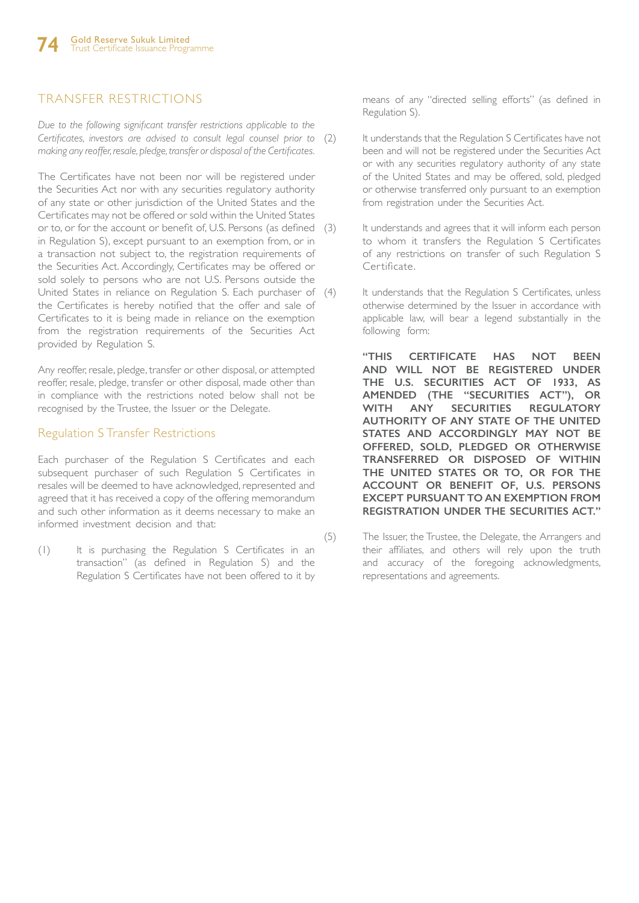# TRANSFER RESTRICTIONS

*Due to the following significant transfer restrictions applicable to the Certificates, investors are advised to consult legal counsel prior to making any reoffer, resale, pledge, transfer or disposal of the Certificates.*

The Certificates have not been nor will be registered under the Securities Act nor with any securities regulatory authority of any state or other jurisdiction of the United States and the Certificates may not be offered or sold within the United States or to, or for the account or benefit of, U.S. Persons (as defined in Regulation S), except pursuant to an exemption from, or in a transaction not subject to, the registration requirements of the Securities Act. Accordingly, Certificates may be offered or sold solely to persons who are not U.S. Persons outside the United States in reliance on Regulation S. Each purchaser of the Certificates is hereby notified that the offer and sale of Certificates to it is being made in reliance on the exemption from the registration requirements of the Securities Act provided by Regulation S.

Any reoffer, resale, pledge, transfer or other disposal, or attempted reoffer, resale, pledge, transfer or other disposal, made other than in compliance with the restrictions noted below shall not be recognised by the Trustee, the Issuer or the Delegate.

## Regulation S Transfer Restrictions

Each purchaser of the Regulation S Certificates and each subsequent purchaser of such Regulation S Certificates in resales will be deemed to have acknowledged, represented and agreed that it has received a copy of the offering memorandum and such other information as it deems necessary to make an informed investment decision and that:

(1) It is purchasing the Regulation S Certificates in an transaction" (as defined in Regulation S) and the Regulation S Certificates have not been offered to it by means of any "directed selling efforts" (as defined in Regulation S).

(2) It understands that the Regulation S Certificates have not been and will not be registered under the Securities Act or with any securities regulatory authority of any state of the United States and may be offered, sold, pledged or otherwise transferred only pursuant to an exemption from registration under the Securities Act.

(3) It understands and agrees that it will inform each person to whom it transfers the Regulation S Certificates of any restrictions on transfer of such Regulation S Certificate.

(4) It understands that the Regulation S Certificates, unless otherwise determined by the Issuer in accordance with applicable law, will bear a legend substantially in the following form:

**"THIS CERTIFICATE HAS NOT BEEN AND WILL NOT BE REGISTERED UNDER THE U.S. SECURITIES ACT OF 1933, AS AMENDED (THE "SECURITIES ACT"), OR WITH ANY SECURITIES REGULATORY AUTHORITY OF ANY STATE OF THE UNITED STATES AND ACCORDINGLY MAY NOT BE OFFERED, SOLD, PLEDGED OR OTHERWISE TRANSFERRED OR DISPOSED OF WITHIN THE UNITED STATES OR TO, OR FOR THE ACCOUNT OR BENEFIT OF, U.S. PERSONS EXCEPT PURSUANT TO AN EXEMPTION FROM REGISTRATION UNDER THE SECURITIES ACT."**

(5) The Issuer, the Trustee, the Delegate, the Arrangers and their affiliates, and others will rely upon the truth and accuracy of the foregoing acknowledgments, representations and agreements.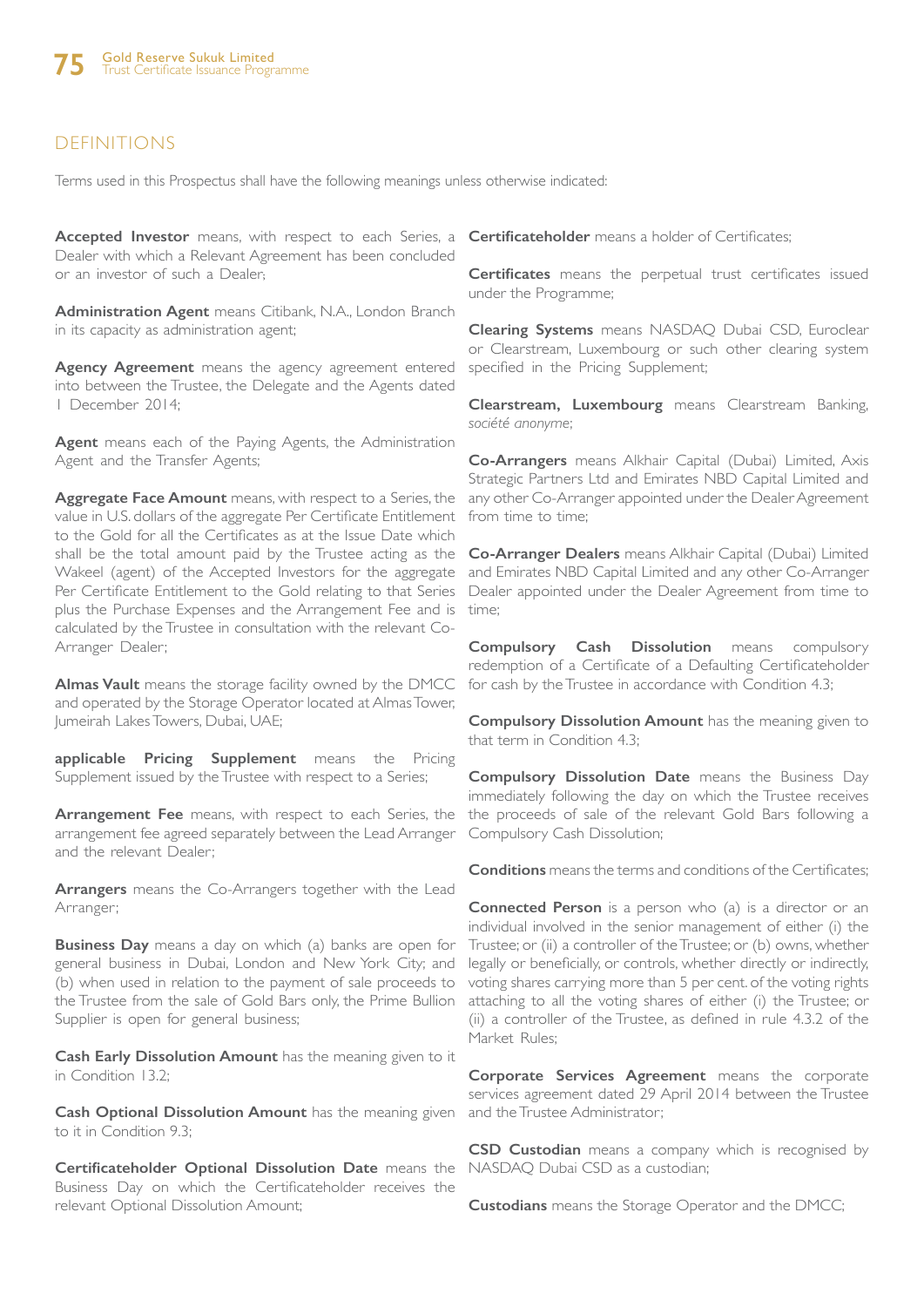## DEFINITIONS

Terms used in this Prospectus shall have the following meanings unless otherwise indicated:

**Accepted Investor** means, with respect to each Series, a Dealer with which a Relevant Agreement has been concluded or an investor of such a Dealer;

**Administration Agent** means Citibank, N.A., London Branch in its capacity as administration agent;

**Agency Agreement** means the agency agreement entered into between the Trustee, the Delegate and the Agents dated 1 December 2014;

**Agent** means each of the Paying Agents, the Administration Agent and the Transfer Agents;

**Aggregate Face Amount** means, with respect to a Series, the value in U.S. dollars of the aggregate Per Certificate Entitlement to the Gold for all the Certificates as at the Issue Date which shall be the total amount paid by the Trustee acting as the Wakeel (agent) of the Accepted Investors for the aggregate Per Certificate Entitlement to the Gold relating to that Series plus the Purchase Expenses and the Arrangement Fee and is calculated by the Trustee in consultation with the relevant Co-Arranger Dealer;

**Almas Vault** means the storage facility owned by the DMCC and operated by the Storage Operator located at Almas Tower, Jumeirah Lakes Towers, Dubai, UAE;

**applicable Pricing Supplement** means the Pricing Supplement issued by the Trustee with respect to a Series;

**Arrangement Fee** means, with respect to each Series, the arrangement fee agreed separately between the Lead Arranger and the relevant Dealer;

**Arrangers** means the Co-Arrangers together with the Lead Arranger;

**Business Day** means a day on which (a) banks are open for general business in Dubai, London and New York City; and (b) when used in relation to the payment of sale proceeds to the Trustee from the sale of Gold Bars only, the Prime Bullion Supplier is open for general business;

**Cash Early Dissolution Amount** has the meaning given to it in Condition 13.2;

**Cash Optional Dissolution Amount** has the meaning given to it in Condition 9.3;

**Certificateholder Optional Dissolution Date** means the Business Day on which the Certificateholder receives the relevant Optional Dissolution Amount;

**Certificateholder** means a holder of Certificates;

**Certificates** means the perpetual trust certificates issued under the Programme;

**Clearing Systems** means NASDAQ Dubai CSD, Euroclear or Clearstream, Luxembourg or such other clearing system specified in the Pricing Supplement;

**Clearstream, Luxembourg** means Clearstream Banking, *société anonyme*;

**Co-Arrangers** means Alkhair Capital (Dubai) Limited, Axis Strategic Partners Ltd and Emirates NBD Capital Limited and any other Co-Arranger appointed under the Dealer Agreement from time to time;

**Co-Arranger Dealers** means Alkhair Capital (Dubai) Limited and Emirates NBD Capital Limited and any other Co-Arranger Dealer appointed under the Dealer Agreement from time to time;

**Compulsory Cash Dissolution** means compulsory redemption of a Certificate of a Defaulting Certificateholder for cash by the Trustee in accordance with Condition 4.3;

**Compulsory Dissolution Amount** has the meaning given to that term in Condition 4.3;

**Compulsory Dissolution Date** means the Business Day immediately following the day on which the Trustee receives the proceeds of sale of the relevant Gold Bars following a Compulsory Cash Dissolution;

**Conditions** means the terms and conditions of the Certificates;

**Connected Person** is a person who (a) is a director or an individual involved in the senior management of either (i) the Trustee; or (ii) a controller of the Trustee; or (b) owns, whether legally or beneficially, or controls, whether directly or indirectly, voting shares carrying more than 5 per cent. of the voting rights attaching to all the voting shares of either (i) the Trustee; or (ii) a controller of the Trustee, as defined in rule 4.3.2 of the Market Rules;

**Corporate Services Agreement** means the corporate services agreement dated 29 April 2014 between the Trustee and the Trustee Administrator;

**CSD Custodian** means a company which is recognised by NASDAQ Dubai CSD as a custodian;

**Custodians** means the Storage Operator and the DMCC;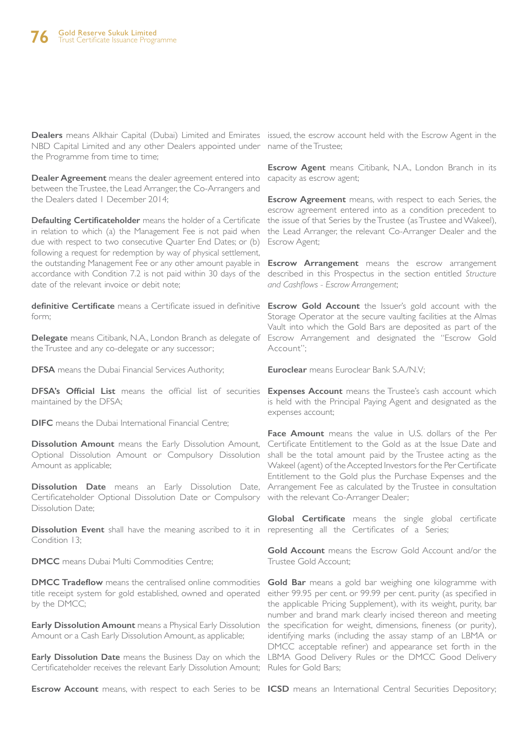**Dealers** means Alkhair Capital (Dubai) Limited and Emirates NBD Capital Limited and any other Dealers appointed under the Programme from time to time;

**Dealer Agreement** means the dealer agreement entered into between the Trustee, the Lead Arranger, the Co-Arrangers and the Dealers dated 1 December 2014;

**Defaulting Certificateholder** means the holder of a Certificate in relation to which (a) the Management Fee is not paid when due with respect to two consecutive Quarter End Dates; or (b) following a request for redemption by way of physical settlement, the outstanding Management Fee or any other amount payable in accordance with Condition 7.2 is not paid within 30 days of the date of the relevant invoice or debit note;

**definitive Certificate** means a Certificate issued in definitive form;

**Delegate** means Citibank, N.A., London Branch as delegate of the Trustee and any co-delegate or any successor;

**DFSA** means the Dubai Financial Services Authority;

**DFSA's Official List** means the official list of securities maintained by the DFSA;

**DIFC** means the Dubai International Financial Centre;

**Dissolution Amount** means the Early Dissolution Amount, Optional Dissolution Amount or Compulsory Dissolution Amount as applicable;

**Dissolution Date** means an Early Dissolution Date, Certificateholder Optional Dissolution Date or Compulsory Dissolution Date;

**Dissolution Event** shall have the meaning ascribed to it in Condition 13;

**DMCC** means Dubai Multi Commodities Centre;

**DMCC Tradeflow** means the centralised online commodities title receipt system for gold established, owned and operated by the DMCC;

**Early Dissolution Amount** means a Physical Early Dissolution Amount or a Cash Early Dissolution Amount, as applicable;

**Early Dissolution Date** means the Business Day on which the Certificateholder receives the relevant Early Dissolution Amount;

**Escrow Account** means, with respect to each Series to be issued, the escrow account held with the Escrow Agent in the name of the Trustee;

**Escrow Agent** means Citibank, N.A., London Branch in its capacity as escrow agent;

**Escrow Agreement** means, with respect to each Series, the escrow agreement entered into as a condition precedent to the issue of that Series by the Trustee (as Trustee and Wakeel), the Lead Arranger, the relevant Co-Arranger Dealer and the Escrow Agent;

**Escrow Arrangement** means the escrow arrangement described in this Prospectus in the section entitled *Structure and Cashflows - Escrow Arrangement*;

**Escrow Gold Account** the Issuer's gold account with the Storage Operator at the secure vaulting facilities at the Almas Vault into which the Gold Bars are deposited as part of the Escrow Arrangement and designated the "Escrow Gold Account";

**Euroclear** means Euroclear Bank S.A./N.V;

**Expenses Account** means the Trustee's cash account which is held with the Principal Paying Agent and designated as the expenses account;

**Face Amount** means the value in U.S. dollars of the Per Certificate Entitlement to the Gold as at the Issue Date and shall be the total amount paid by the Trustee acting as the Wakeel (agent) of the Accepted Investors for the Per Certificate Entitlement to the Gold plus the Purchase Expenses and the Arrangement Fee as calculated by the Trustee in consultation with the relevant Co-Arranger Dealer;

**Global Certificate** means the single global certificate representing all the Certificates of a Series;

**Gold Account** means the Escrow Gold Account and/or the Trustee Gold Account;

**Gold Bar** means a gold bar weighing one kilogramme with either 99.95 per cent. or 99.99 per cent. purity (as specified in the applicable Pricing Supplement), with its weight, purity, bar number and brand mark clearly incised thereon and meeting the specification for weight, dimensions, fineness (or purity), identifying marks (including the assay stamp of an LBMA or DMCC acceptable refiner) and appearance set forth in the LBMA Good Delivery Rules or the DMCC Good Delivery Rules for Gold Bars;

**ICSD** means an International Central Securities Depository;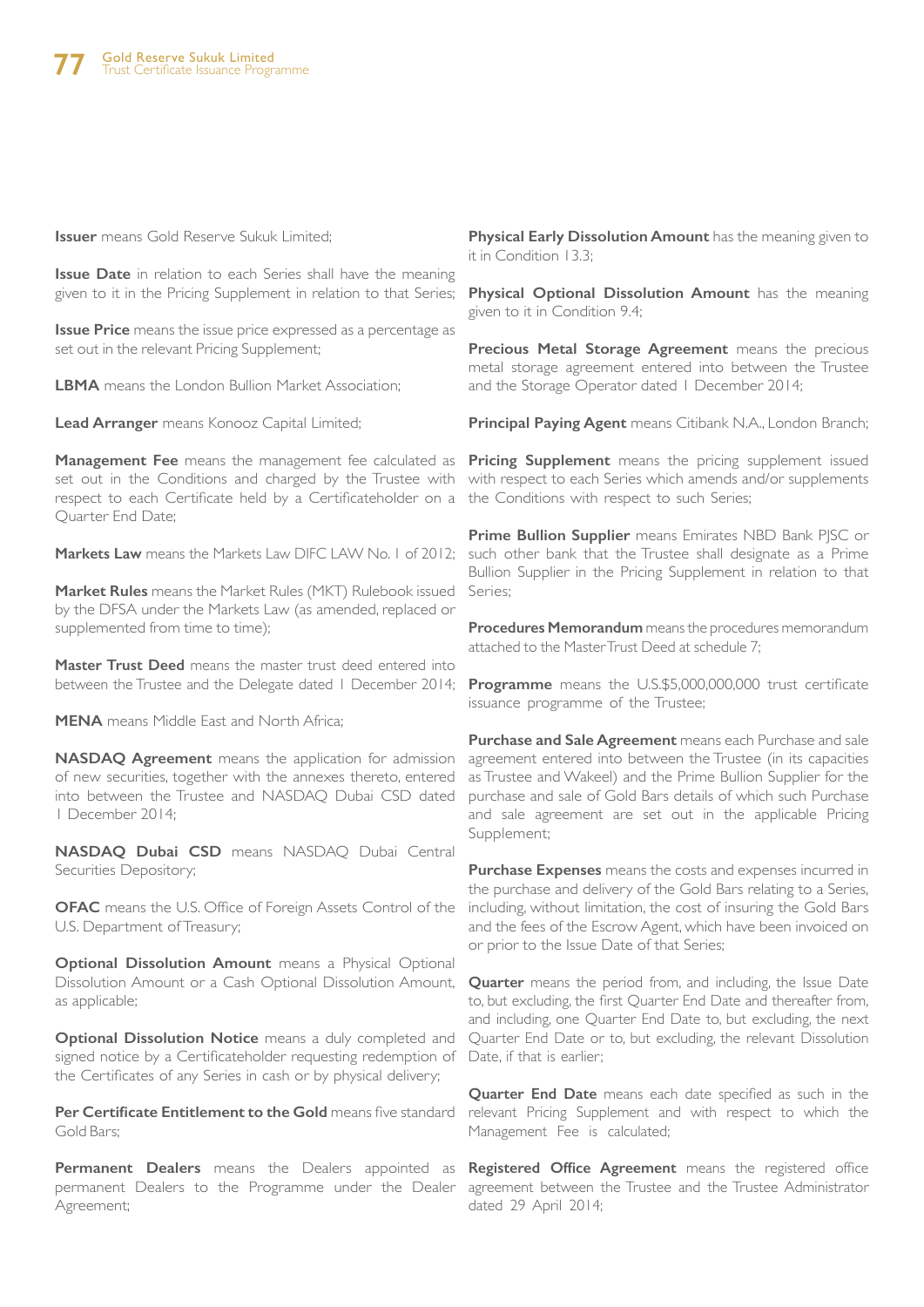**Issuer** means Gold Reserve Sukuk Limited;

**Issue Date** in relation to each Series shall have the meaning given to it in the Pricing Supplement in relation to that Series;

**Issue Price** means the issue price expressed as a percentage as set out in the relevant Pricing Supplement;

**LBMA** means the London Bullion Market Association;

**Lead Arranger** means Konooz Capital Limited;

**Management Fee** means the management fee calculated as set out in the Conditions and charged by the Trustee with respect to each Certificate held by a Certificateholder on a Quarter End Date;

**Markets Law** means the Markets Law DIFC LAW No. 1 of 2012;

**Market Rules** means the Market Rules (MKT) Rulebook issued by the DFSA under the Markets Law (as amended, replaced or supplemented from time to time);

**Master Trust Deed** means the master trust deed entered into between the Trustee and the Delegate dated 1 December 2014;

**MENA** means Middle East and North Africa;

**NASDAQ Agreement** means the application for admission of new securities, together with the annexes thereto, entered into between the Trustee and NASDAQ Dubai CSD dated 1 December 2014;

**NASDAQ Dubai CSD** means NASDAQ Dubai Central Securities Depository;

**OFAC** means the U.S. Office of Foreign Assets Control of the U.S. Department of Treasury;

**Optional Dissolution Amount** means a Physical Optional Dissolution Amount or a Cash Optional Dissolution Amount, as applicable;

**Optional Dissolution Notice** means a duly completed and signed notice by a Certificateholder requesting redemption of the Certificates of any Series in cash or by physical delivery;

**Per Certificate Entitlement to the Gold** means five standard Gold Bars;

**Permanent Dealers** means the Dealers appointed as permanent Dealers to the Programme under the Dealer Agreement;

**Physical Early Dissolution Amount** has the meaning given to it in Condition 13.3;

**Physical Optional Dissolution Amount** has the meaning given to it in Condition 9.4;

**Precious Metal Storage Agreement** means the precious metal storage agreement entered into between the Trustee and the Storage Operator dated 1 December 2014;

**Principal Paying Agent** means Citibank N.A., London Branch;

**Pricing Supplement** means the pricing supplement issued with respect to each Series which amends and/or supplements the Conditions with respect to such Series;

**Prime Bullion Supplier** means Emirates NBD Bank PJSC or such other bank that the Trustee shall designate as a Prime Bullion Supplier in the Pricing Supplement in relation to that Series;

**Procedures Memorandum** means the procedures memorandum attached to the Master Trust Deed at schedule 7;

**Programme** means the U.S.$5,000,000,000 trust certificate issuance programme of the Trustee;

**Purchase and Sale Agreement** means each Purchase and sale agreement entered into between the Trustee (in its capacities as Trustee and Wakeel) and the Prime Bullion Supplier for the purchase and sale of Gold Bars details of which such Purchase and sale agreement are set out in the applicable Pricing Supplement;

**Purchase Expenses** means the costs and expenses incurred in the purchase and delivery of the Gold Bars relating to a Series, including, without limitation, the cost of insuring the Gold Bars and the fees of the Escrow Agent, which have been invoiced on or prior to the Issue Date of that Series;

**Quarter** means the period from, and including, the Issue Date to, but excluding, the first Quarter End Date and thereafter from, and including, one Quarter End Date to, but excluding, the next Quarter End Date or to, but excluding, the relevant Dissolution Date, if that is earlier;

**Quarter End Date** means each date specified as such in the relevant Pricing Supplement and with respect to which the Management Fee is calculated;

**Registered Office Agreement** means the registered office agreement between the Trustee and the Trustee Administrator dated 29 April 2014;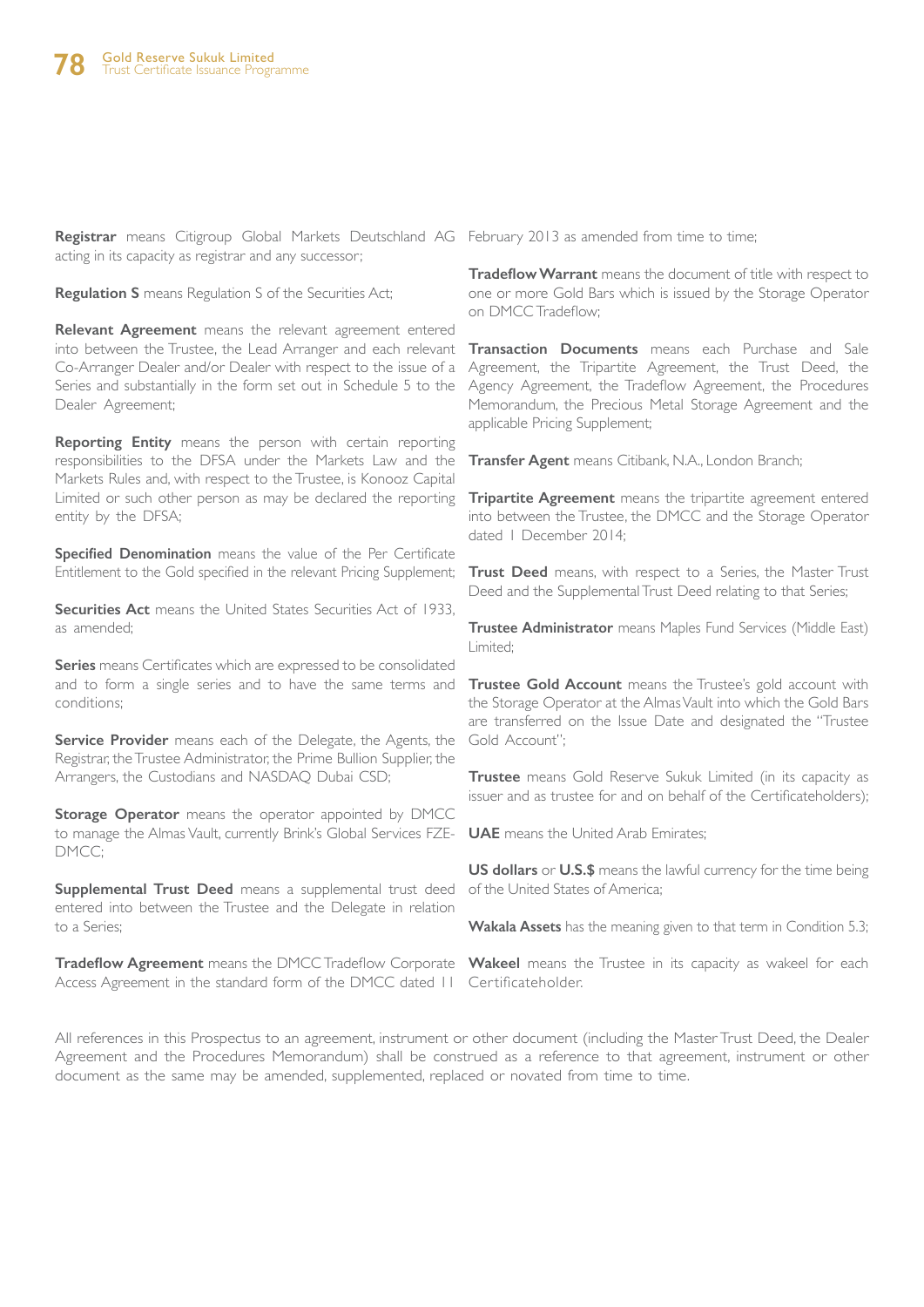**Registrar** means Citigroup Global Markets Deutschland AG acting in its capacity as registrar and any successor;

**Regulation S** means Regulation S of the Securities Act;

**Relevant Agreement** means the relevant agreement entered into between the Trustee, the Lead Arranger and each relevant Co-Arranger Dealer and/or Dealer with respect to the issue of a Series and substantially in the form set out in Schedule 5 to the Dealer Agreement;

**Reporting Entity** means the person with certain reporting responsibilities to the DFSA under the Markets Law and the Markets Rules and, with respect to the Trustee, is Konooz Capital Limited or such other person as may be declared the reporting entity by the DFSA;

**Specified Denomination** means the value of the Per Certificate Entitlement to the Gold specified in the relevant Pricing Supplement;

**Securities Act** means the United States Securities Act of 1933, as amended;

**Series** means Certificates which are expressed to be consolidated and to form a single series and to have the same terms and conditions;

**Service Provider** means each of the Delegate, the Agents, the Registrar, the Trustee Administrator, the Prime Bullion Supplier, the Arrangers, the Custodians and NASDAQ Dubai CSD;

**Storage Operator** means the operator appointed by DMCC to manage the Almas Vault, currently Brink's Global Services FZE-DMCC;

**Supplemental Trust Deed** means a supplemental trust deed entered into between the Trustee and the Delegate in relation to a Series;

**Tradeflow Agreement** means the DMCC Tradeflow Corporate Access Agreement in the standard form of the DMCC dated 11 February 2013 as amended from time to time;

**Tradeflow Warrant** means the document of title with respect to one or more Gold Bars which is issued by the Storage Operator on DMCC Tradeflow;

**Transaction Documents** means each Purchase and Sale Agreement, the Tripartite Agreement, the Trust Deed, the Agency Agreement, the Tradeflow Agreement, the Procedures Memorandum, the Precious Metal Storage Agreement and the applicable Pricing Supplement;

**Transfer Agent** means Citibank, N.A., London Branch;

**Tripartite Agreement** means the tripartite agreement entered into between the Trustee, the DMCC and the Storage Operator dated 1 December 2014;

**Trust Deed** means, with respect to a Series, the Master Trust Deed and the Supplemental Trust Deed relating to that Series;

**Trustee Administrator** means Maples Fund Services (Middle East) Limited;

**Trustee Gold Account** means the Trustee's gold account with the Storage Operator at the Almas Vault into which the Gold Bars are transferred on the Issue Date and designated the "Trustee Gold Account";

**Trustee** means Gold Reserve Sukuk Limited (in its capacity as issuer and as trustee for and on behalf of the Certificateholders);

**UAE** means the United Arab Emirates;

**US dollars** or **U.S.$** means the lawful currency for the time being of the United States of America;

**Wakala Assets** has the meaning given to that term in Condition 5.3;

**Wakeel** means the Trustee in its capacity as wakeel for each Certificateholder.

All references in this Prospectus to an agreement, instrument or other document (including the Master Trust Deed, the Dealer Agreement and the Procedures Memorandum) shall be construed as a reference to that agreement, instrument or other document as the same may be amended, supplemented, replaced or novated from time to time.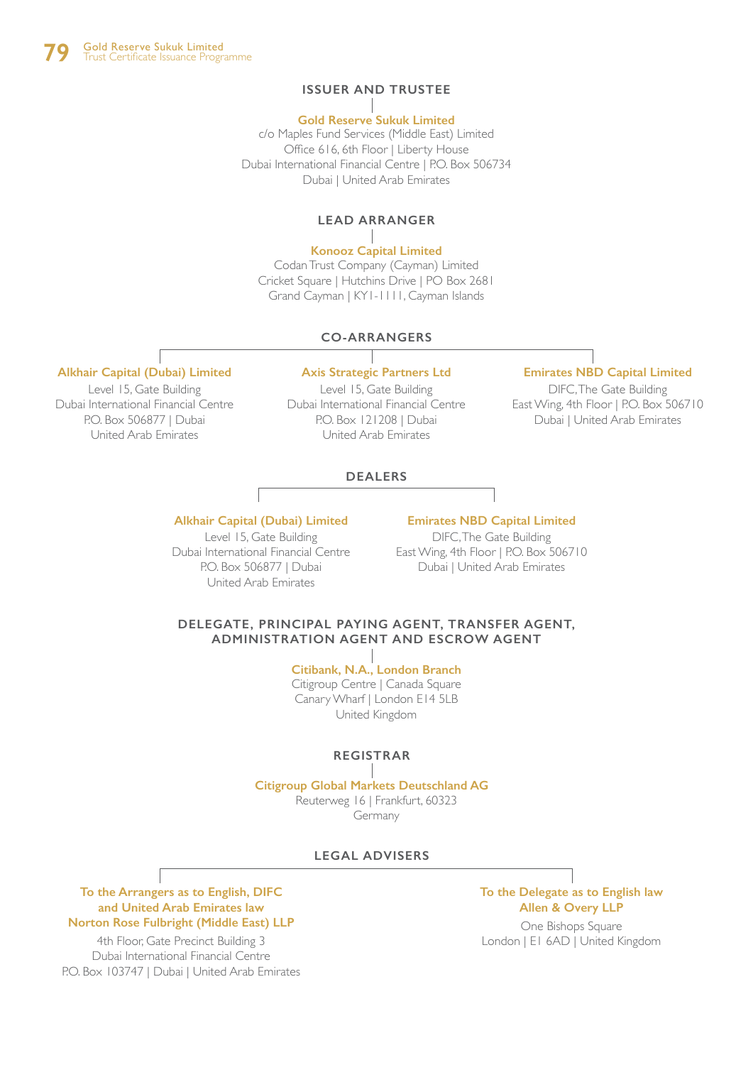## ISSUER AND TRUSTEE

**Gold Reserve Sukuk Limited**
c/o Maples Fund Services (Middle East) Limited
Office 616, 6th Floor | Liberty House
Dubai International Financial Centre | P.O. Box 506734
Dubai | United Arab Emirates

## LEAD ARRANGER

**Konooz Capital Limited**
Codan Trust Company (Cayman) Limited
Cricket Square | Hutchins Drive | PO Box 2681
Grand Cayman | KY1-1111, Cayman Islands

## CO-ARRANGERS

**Alkhair Capital (Dubai) Limited**
Level 15, Gate Building
Dubai International Financial Centre
P.O. Box 506877 | Dubai
United Arab Emirates

**Axis Strategic Partners Ltd**
Level 15, Gate Building
Dubai International Financial Centre
P.O. Box 121208 | Dubai
United Arab Emirates

**Emirates NBD Capital Limited**
DIFC, The Gate Building
East Wing, 4th Floor | P.O. Box 506710
Dubai | United Arab Emirates

## DEALERS

**Alkhair Capital (Dubai) Limited**
Level 15, Gate Building
Dubai International Financial Centre
P.O. Box 506877 | Dubai
United Arab Emirates

**Emirates NBD Capital Limited**
DIFC, The Gate Building
East Wing, 4th Floor | P.O. Box 506710
Dubai | United Arab Emirates

## DELEGATE, PRINCIPAL PAYING AGENT, TRANSFER AGENT, ADMINISTRATION AGENT AND ESCROW AGENT

**Citibank, N.A., London Branch**
Citigroup Centre | Canada Square
Canary Wharf | London E14 5LB
United Kingdom

## REGISTRAR

**Citigroup Global Markets Deutschland AG**
Reuterweg 16 | Frankfurt, 60323
Germany

## LEGAL ADVISERS

**To the Arrangers as to English, DIFC and United Arab Emirates law**
**Norton Rose Fulbright (Middle East) LLP**
4th Floor, Gate Precinct Building 3
Dubai International Financial Centre
P.O. Box 103747 | Dubai | United Arab Emirates

**To the Delegate as to English law**
**Allen & Overy LLP**
One Bishops Square
London | E1 6AD | United Kingdom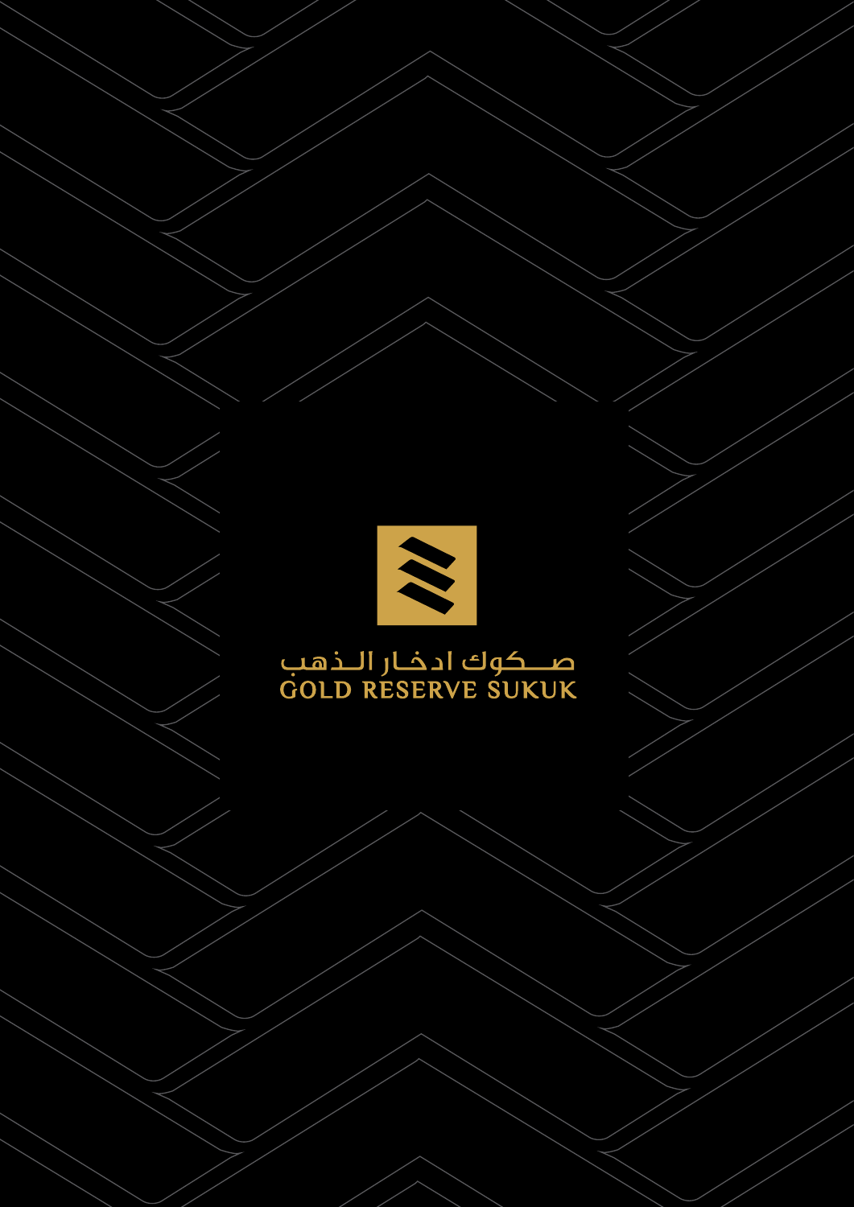صـــكوك ادخـار الـذهب

GOLD RESERVE SUKUK